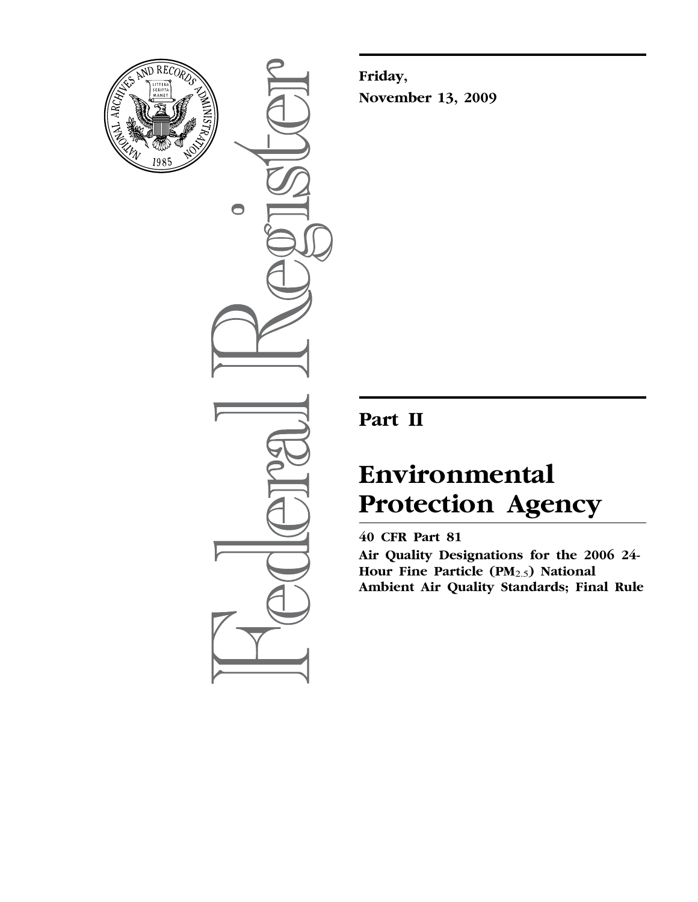**Friday,**

**November 13, 2009**

## Part II

# Environmental Protection Agency

**40 CFR Part 81**

**Air Quality Designations for the 2006 24-Hour Fine Particle ($PM_{2.5}$) National Ambient Air Quality Standards; Final Rule**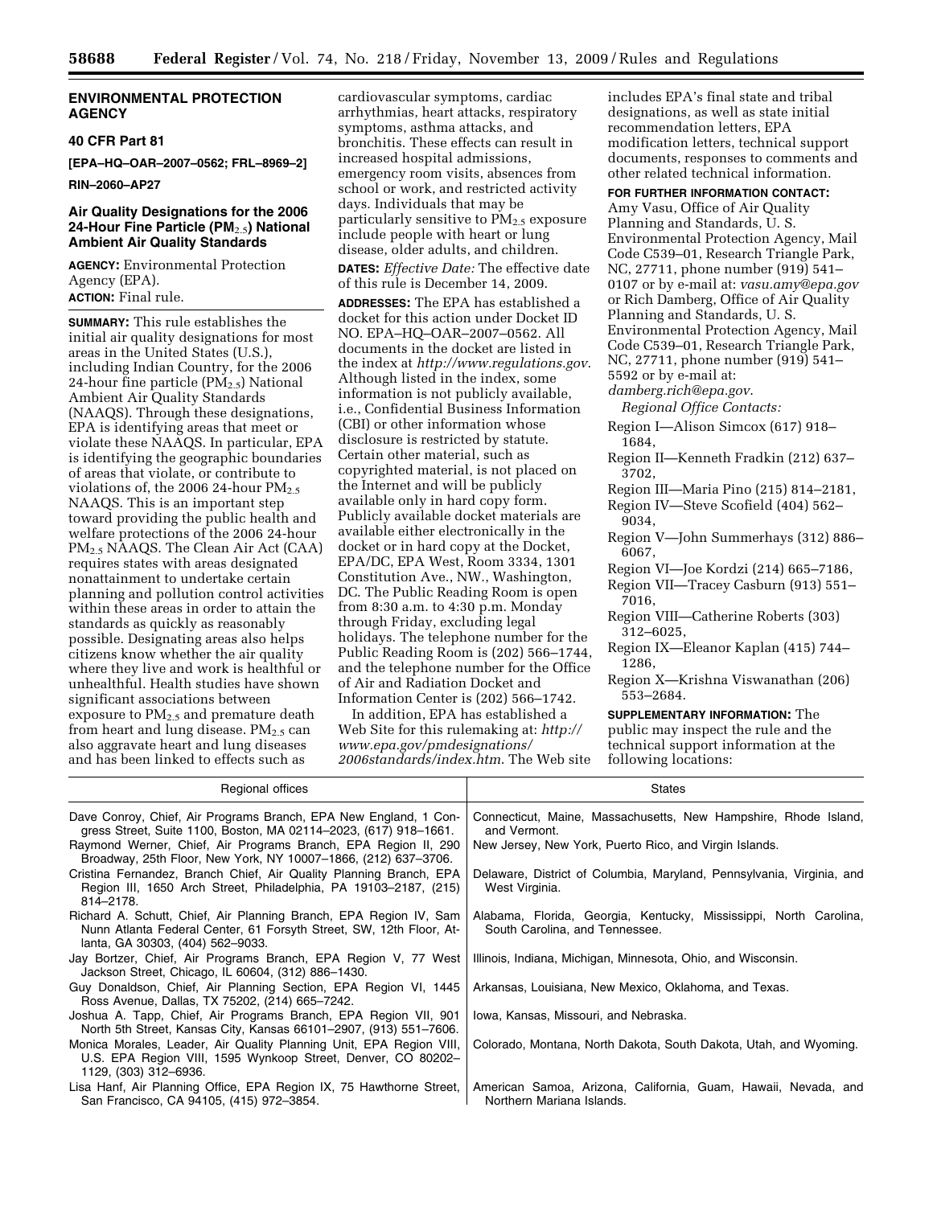## ENVIRONMENTAL PROTECTION AGENCY

### 40 CFR Part 81

**[EPA–HQ–OAR–2007–0562; FRL–8969–2]**

**RIN–2060–AP27**

### Air Quality Designations for the 2006 24-Hour Fine Particle ($PM_{2.5}$) National Ambient Air Quality Standards

**AGENCY:** Environmental Protection Agency (EPA).

**ACTION:** Final rule.

**SUMMARY:** This rule establishes the initial air quality designations for most areas in the United States (U.S.), including Indian Country, for the 2006 24-hour fine particle ($PM_{2.5}$) National Ambient Air Quality Standards (NAAQS). Through these designations, EPA is identifying areas that meet or violate these NAAQS. In particular, EPA is identifying the geographic boundaries of areas that violate, or contribute to violations of, the 2006 24-hour $PM_{2.5}$ NAAQS. This is an important step toward providing the public health and welfare protections of the 2006 24-hour $PM_{2.5}$ NAAQS. The Clean Air Act (CAA) requires states with areas designated nonattainment to undertake certain planning and pollution control activities within these areas in order to attain the standards as quickly as reasonably possible. Designating areas also helps citizens know whether the air quality where they live and work is healthful or unhealthful. Health studies have shown significant associations between exposure to $PM_{2.5}$ and premature death from heart and lung disease. $PM_{2.5}$ can also aggravate heart and lung diseases and has been linked to effects such as cardiovascular symptoms, cardiac arrhythmias, heart attacks, respiratory symptoms, asthma attacks, and bronchitis. These effects can result in increased hospital admissions, emergency room visits, absences from school or work, and restricted activity days. Individuals that may be particularly sensitive to $PM_{2.5}$ exposure include people with heart or lung disease, older adults, and children.

**DATES:** *Effective Date:* The effective date of this rule is December 14, 2009.

**ADDRESSES:** The EPA has established a docket for this action under Docket ID NO. EPA–HQ–OAR–2007–0562. All documents in the docket are listed in the index at *http://www.regulations.gov*. Although listed in the index, some information is not publicly available, i.e., Confidential Business Information (CBI) or other information whose disclosure is restricted by statute. Certain other material, such as copyrighted material, is not placed on the Internet and will be publicly available only in hard copy form. Publicly available docket materials are available either electronically in the docket or in hard copy at the Docket, EPA/DC, EPA West, Room 3334, 1301 Constitution Ave., NW., Washington, DC. The Public Reading Room is open from 8:30 a.m. to 4:30 p.m. Monday through Friday, excluding legal holidays. The telephone number for the Public Reading Room is (202) 566–1744, and the telephone number for the Office of Air and Radiation Docket and Information Center is (202) 566–1742.

In addition, EPA has established a Web Site for this rulemaking at: *http://www.epa.gov/pmdesignations/2006standards/index.htm*. The Web site includes EPA's final state and tribal designations, as well as state initial recommendation letters, EPA modification letters, technical support documents, responses to comments and other related technical information.

**FOR FURTHER INFORMATION CONTACT:** Amy Vasu, Office of Air Quality Planning and Standards, U. S. Environmental Protection Agency, Mail Code C539–01, Research Triangle Park, NC, 27711, phone number (919) 541–0107 or by e-mail at: *vasu.amy@epa.gov* or Rich Damberg, Office of Air Quality Planning and Standards, U. S. Environmental Protection Agency, Mail Code C539–01, Research Triangle Park, NC, 27711, phone number (919) 541–5592 or by e-mail at: *damberg.rich@epa.gov*.

*Regional Office Contacts:*

Region I—Alison Simcox (617) 918–1684,
Region II—Kenneth Fradkin (212) 637–3702,
Region III—Maria Pino (215) 814–2181,
Region IV—Steve Scofield (404) 562–9034,
Region V—John Summerhays (312) 886–6067,
Region VI—Joe Kordzi (214) 665–7186,
Region VII—Tracey Casburn (913) 551–7016,
Region VIII—Catherine Roberts (303) 312–6025,
Region IX—Eleanor Kaplan (415) 744–1286,
Region X—Krishna Viswanathan (206) 553–2684.

**SUPPLEMENTARY INFORMATION:** The public may inspect the rule and the technical support information at the following locations:

| Regional offices | States |
|---|---|
| Dave Conroy, Chief, Air Programs Branch, EPA New England, 1 Congress Street, Suite 1100, Boston, MA 02114–2023, (617) 918–1661. | Connecticut, Maine, Massachusetts, New Hampshire, Rhode Island, and Vermont. |
| Raymond Werner, Chief, Air Programs Branch, EPA Region II, 290 Broadway, 25th Floor, New York, NY 10007–1866, (212) 637–3706. | New Jersey, New York, Puerto Rico, and Virgin Islands. |
| Cristina Fernandez, Branch Chief, Air Quality Planning Branch, EPA Region III, 1650 Arch Street, Philadelphia, PA 19103–2187, (215) 814–2178. | Delaware, District of Columbia, Maryland, Pennsylvania, Virginia, and West Virginia. |
| Richard A. Schutt, Chief, Air Planning Branch, EPA Region IV, Sam Nunn Atlanta Federal Center, 61 Forsyth Street, SW, 12th Floor, Atlanta, GA 30303, (404) 562–9033. | Alabama, Florida, Georgia, Kentucky, Mississippi, North Carolina, South Carolina, and Tennessee. |
| Jay Bortzer, Chief, Air Programs Branch, EPA Region V, 77 West Jackson Street, Chicago, IL 60604, (312) 886–1430. | Illinois, Indiana, Michigan, Minnesota, Ohio, and Wisconsin. |
| Guy Donaldson, Chief, Air Planning Section, EPA Region VI, 1445 Ross Avenue, Dallas, TX 75202, (214) 665–7242. | Arkansas, Louisiana, New Mexico, Oklahoma, and Texas. |
| Joshua A. Tapp, Chief, Air Programs Branch, EPA Region VII, 901 North 5th Street, Kansas City, Kansas 66101–2907, (913) 551–7606. | Iowa, Kansas, Missouri, and Nebraska. |
| Monica Morales, Leader, Air Quality Planning Unit, EPA Region VIII, U.S. EPA Region VIII, 1595 Wynkoop Street, Denver, CO 80202–1129, (303) 312–6936. | Colorado, Montana, North Dakota, South Dakota, Utah, and Wyoming. |
| Lisa Hanf, Air Planning Office, EPA Region IX, 75 Hawthorne Street, San Francisco, CA 94105, (415) 972–3854. | American Samoa, Arizona, California, Guam, Hawaii, Nevada, and Northern Mariana Islands. |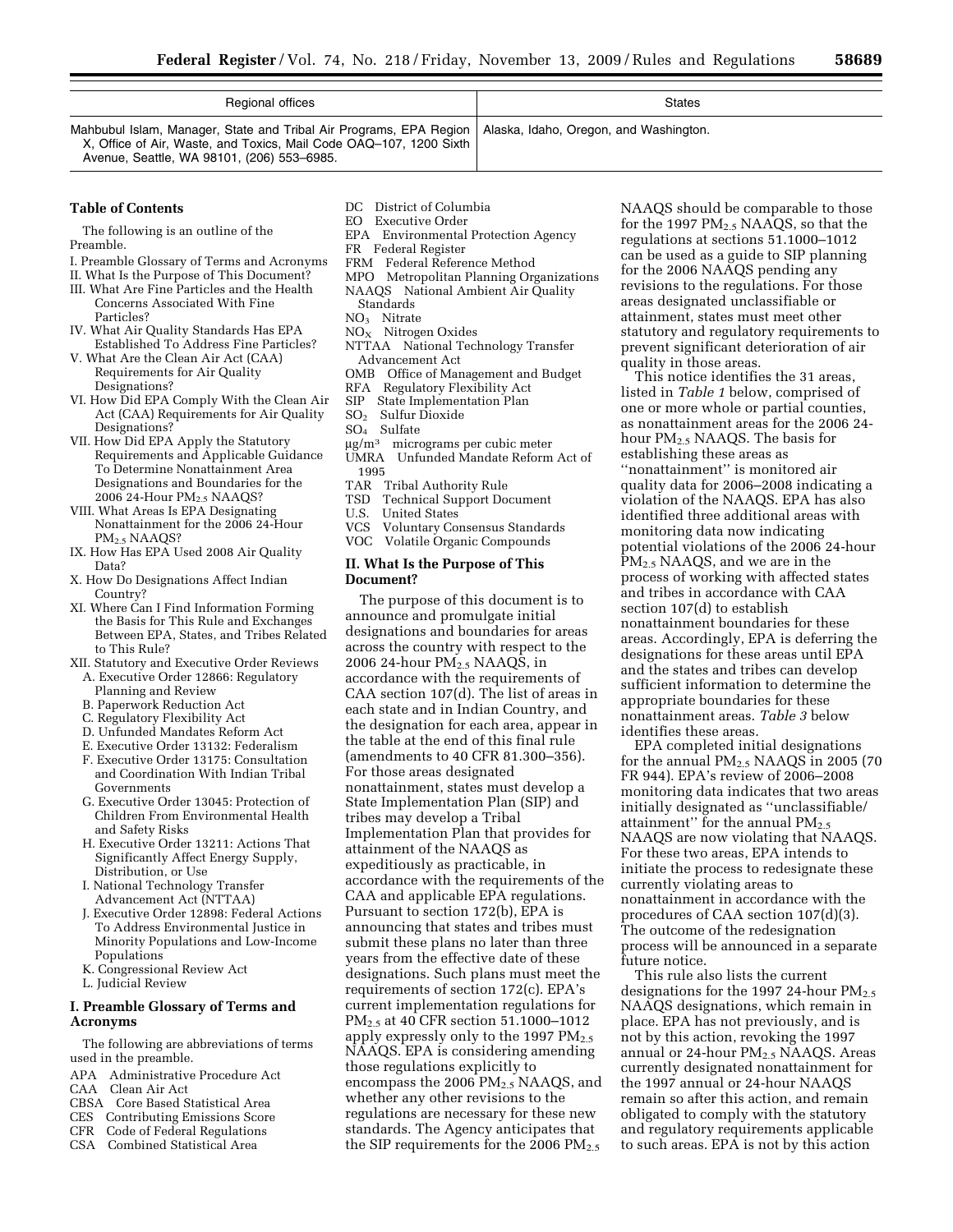| Regional offices | States |
| --- | --- |
| Mahbubul Islam, Manager, State and Tribal Air Programs, EPA Region X, Office of Air, Waste, and Toxics, Mail Code OAQ–107, 1200 Sixth Avenue, Seattle, WA 98101, (206) 553–6985. | Alaska, Idaho, Oregon, and Washington. |

**Table of Contents**

The following is an outline of the Preamble.

I. Preamble Glossary of Terms and Acronyms
II. What Is the Purpose of This Document?
III. What Are Fine Particles and the Health Concerns Associated With Fine Particles?
IV. What Air Quality Standards Has EPA Established To Address Fine Particles?
V. What Are the Clean Air Act (CAA) Requirements for Air Quality Designations?
VI. How Did EPA Comply With the Clean Air Act (CAA) Requirements for Air Quality Designations?
VII. How Did EPA Apply the Statutory Requirements and Applicable Guidance To Determine Nonattainment Area Designations and Boundaries for the 2006 24-Hour $PM_{2.5}$ NAAQS?
VIII. What Areas Is EPA Designating Nonattainment for the 2006 24-Hour $PM_{2.5}$ NAAQS?
IX. How Has EPA Used 2008 Air Quality Data?
X. How Do Designations Affect Indian Country?
XI. Where Can I Find Information Forming the Basis for This Rule and Exchanges Between EPA, States, and Tribes Related to This Rule?
XII. Statutory and Executive Order Reviews
A. Executive Order 12866: Regulatory Planning and Review
B. Paperwork Reduction Act
C. Regulatory Flexibility Act
D. Unfunded Mandates Reform Act
E. Executive Order 13132: Federalism
F. Executive Order 13175: Consultation and Coordination With Indian Tribal Governments
G. Executive Order 13045: Protection of Children From Environmental Health and Safety Risks
H. Executive Order 13211: Actions That Significantly Affect Energy Supply, Distribution, or Use
I. National Technology Transfer Advancement Act (NTTAA)
J. Executive Order 12898: Federal Actions To Address Environmental Justice in Minority Populations and Low-Income Populations
K. Congressional Review Act
L. Judicial Review

**I. Preamble Glossary of Terms and Acronyms**

The following are abbreviations of terms used in the preamble.

APA Administrative Procedure Act
CAA Clean Air Act
CBSA Core Based Statistical Area
CES Contributing Emissions Score
CFR Code of Federal Regulations
CSA Combined Statistical Area
DC District of Columbia
EO Executive Order
EPA Environmental Protection Agency
FR Federal Register
FRM Federal Reference Method
MPO Metropolitan Planning Organizations
NAAQS National Ambient Air Quality Standards
$NO_3$ Nitrate
$NO_X$ Nitrogen Oxides
NTTAA National Technology Transfer Advancement Act
OMB Office of Management and Budget
RFA Regulatory Flexibility Act
SIP State Implementation Plan
$SO_2$ Sulfur Dioxide
$SO_4$ Sulfate
$\mu g/m^3$ micrograms per cubic meter
UMRA Unfunded Mandate Reform Act of 1995
TAR Tribal Authority Rule
TSD Technical Support Document
U.S. United States
VCS Voluntary Consensus Standards
VOC Volatile Organic Compounds

**II. What Is the Purpose of This Document?**

The purpose of this document is to announce and promulgate initial designations and boundaries for areas across the country with respect to the 2006 24-hour $PM_{2.5}$ NAAQS, in accordance with the requirements of CAA section 107(d). The list of areas in each state and in Indian Country, and the designation for each area, appear in the table at the end of this final rule (amendments to 40 CFR 81.300–356). For those areas designated nonattainment, states must develop a State Implementation Plan (SIP) and tribes may develop a Tribal Implementation Plan that provides for attainment of the NAAQS as expeditiously as practicable, in accordance with the requirements of the CAA and applicable EPA regulations. Pursuant to section 172(b), EPA is announcing that states and tribes must submit these plans no later than three years from the effective date of these designations. Such plans must meet the requirements of section 172(c). EPA's current implementation regulations for $PM_{2.5}$ at 40 CFR section 51.1000–1012 apply expressly only to the 1997 $PM_{2.5}$ NAAQS. EPA is considering amending those regulations explicitly to encompass the 2006 $PM_{2.5}$ NAAQS, and whether any other revisions to the regulations are necessary for these new standards. The Agency anticipates that the SIP requirements for the 2006 $PM_{2.5}$ NAAQS should be comparable to those for the 1997 $PM_{2.5}$ NAAQS, so that the regulations at sections 51.1000–1012 can be used as a guide to SIP planning for the 2006 NAAQS pending any revisions to the regulations. For those areas designated unclassifiable or attainment, states must meet other statutory and regulatory requirements to prevent significant deterioration of air quality in those areas.

This notice identifies the 31 areas, listed in *Table 1* below, comprised of one or more whole or partial counties, as nonattainment areas for the 2006 24-hour $PM_{2.5}$ NAAQS. The basis for establishing these areas as "nonattainment" is monitored air quality data for 2006–2008 indicating a violation of the NAAQS. EPA has also identified three additional areas with monitoring data now indicating potential violations of the 2006 24-hour $PM_{2.5}$ NAAQS, and we are in the process of working with affected states and tribes in accordance with CAA section 107(d) to establish nonattainment boundaries for these areas. Accordingly, EPA is deferring the designations for these areas until EPA and the states and tribes can develop sufficient information to determine the appropriate boundaries for these nonattainment areas. *Table 3* below identifies these areas.

EPA completed initial designations for the annual $PM_{2.5}$ NAAQS in 2005 (70 FR 944). EPA's review of 2006–2008 monitoring data indicates that two areas initially designated as "unclassifiable/attainment" for the annual $PM_{2.5}$ NAAQS are now violating that NAAQS. For these two areas, EPA intends to initiate the process to redesignate these currently violating areas to nonattainment in accordance with the procedures of CAA section 107(d)(3). The outcome of the redesignation process will be announced in a separate future notice.

This rule also lists the current designations for the 1997 24-hour $PM_{2.5}$ NAAQS designations, which remain in place. EPA has not previously, and is not by this action, revoking the 1997 annual or 24-hour $PM_{2.5}$ NAAQS. Areas currently designated nonattainment for the 1997 annual or 24-hour NAAQS remain so after this action, and remain obligated to comply with the statutory and regulatory requirements applicable to such areas. EPA is not by this action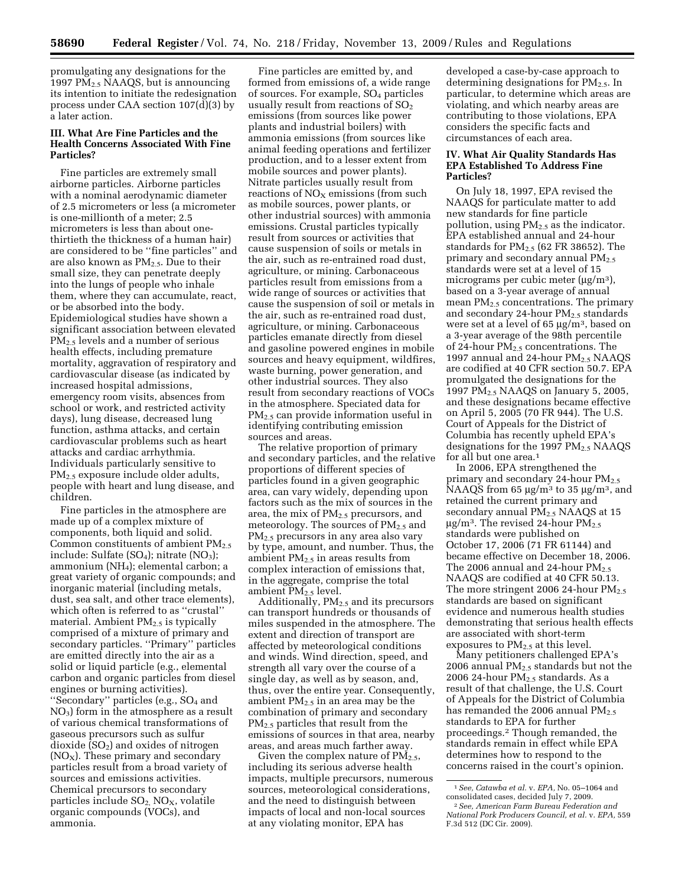promulgating any designations for the 1997 $PM_{2.5}$ NAAQS, but is announcing its intention to initiate the redesignation process under CAA section 107(d)(3) by a later action.

### III. What Are Fine Particles and the Health Concerns Associated With Fine Particles?

Fine particles are extremely small airborne particles. Airborne particles with a nominal aerodynamic diameter of 2.5 micrometers or less (a micrometer is one-millionth of a meter; 2.5 micrometers is less than about one-thirtieth the thickness of a human hair) are considered to be ''fine particles'' and are also known as $PM_{2.5}$. Due to their small size, they can penetrate deeply into the lungs of people who inhale them, where they can accumulate, react, or be absorbed into the body. Epidemiological studies have shown a significant association between elevated $PM_{2.5}$ levels and a number of serious health effects, including premature mortality, aggravation of respiratory and cardiovascular disease (as indicated by increased hospital admissions, emergency room visits, absences from school or work, and restricted activity days), lung disease, decreased lung function, asthma attacks, and certain cardiovascular problems such as heart attacks and cardiac arrhythmia. Individuals particularly sensitive to $PM_{2.5}$ exposure include older adults, people with heart and lung disease, and children.

Fine particles in the atmosphere are made up of a complex mixture of components, both liquid and solid. Common constituents of ambient $PM_{2.5}$ include: Sulfate ($SO_4$); nitrate ($NO_3$); ammonium ($NH_4$); elemental carbon; a great variety of organic compounds; and inorganic material (including metals, dust, sea salt, and other trace elements), which often is referred to as ''crustal'' material. Ambient $PM_{2.5}$ is typically comprised of a mixture of primary and secondary particles. ''Primary'' particles are emitted directly into the air as a solid or liquid particle (e.g., elemental carbon and organic particles from diesel engines or burning activities). ''Secondary'' particles (e.g., $SO_4$ and $NO_3$) form in the atmosphere as a result of various chemical transformations of gaseous precursors such as sulfur dioxide ($SO_2$) and oxides of nitrogen ($NO_X$). These primary and secondary particles result from a broad variety of sources and emissions activities. Chemical precursors to secondary particles include $SO_2$, $NO_X$, volatile organic compounds (VOCs), and ammonia.

Fine particles are emitted by, and formed from emissions of, a wide range of sources. For example, $SO_4$ particles usually result from reactions of $SO_2$ emissions (from sources like power plants and industrial boilers) with ammonia emissions (from sources like animal feeding operations and fertilizer production, and to a lesser extent from mobile sources and power plants). Nitrate particles usually result from reactions of $NO_X$ emissions (from such as mobile sources, power plants, or other industrial sources) with ammonia emissions. Crustal particles typically result from sources or activities that cause suspension of soils or metals in the air, such as re-entrained road dust, agriculture, or mining. Carbonaceous particles result from emissions from a wide range of sources or activities that cause the suspension of soil or metals in the air, such as re-entrained road dust, agriculture, or mining. Carbonaceous particles emanate directly from diesel and gasoline powered engines in mobile sources and heavy equipment, wildfires, waste burning, power generation, and other industrial sources. They also result from secondary reactions of VOCs in the atmosphere. Speciated data for $PM_{2.5}$ can provide information useful in identifying contributing emission sources and areas.

The relative proportion of primary and secondary particles, and the relative proportions of different species of particles found in a given geographic area, can vary widely, depending upon factors such as the mix of sources in the area, the mix of $PM_{2.5}$ precursors, and meteorology. The sources of $PM_{2.5}$ and $PM_{2.5}$ precursors in any area also vary by type, amount, and number. Thus, the ambient $PM_{2.5}$ in areas results from complex interaction of emissions that, in the aggregate, comprise the total ambient $PM_{2.5}$ level.

Additionally, $PM_{2.5}$ and its precursors can transport hundreds or thousands of miles suspended in the atmosphere. The extent and direction of transport are affected by meteorological conditions and winds. Wind direction, speed, and strength all vary over the course of a single day, as well as by season, and, thus, over the entire year. Consequently, ambient $PM_{2.5}$ in an area may be the combination of primary and secondary $PM_{2.5}$ particles that result from the emissions of sources in that area, nearby areas, and areas much farther away.

Given the complex nature of $PM_{2.5}$, including its serious adverse health impacts, multiple precursors, numerous sources, meteorological considerations, and the need to distinguish between impacts of local and non-local sources at any violating monitor, EPA has developed a case-by-case approach to determining designations for $PM_{2.5}$. In particular, to determine which areas are violating, and which nearby areas are contributing to those violations, EPA considers the specific facts and circumstances of each area.

### IV. What Air Quality Standards Has EPA Established To Address Fine Particles?

On July 18, 1997, EPA revised the NAAQS for particulate matter to add new standards for fine particle pollution, using $PM_{2.5}$ as the indicator. EPA established annual and 24-hour standards for $PM_{2.5}$ (62 FR 38652). The primary and secondary annual $PM_{2.5}$ standards were set at a level of 15 micrograms per cubic meter ($\mu g/m^3$), based on a 3-year average of annual mean $PM_{2.5}$ concentrations. The primary and secondary 24-hour $PM_{2.5}$ standards were set at a level of 65 $\mu g/m^3$, based on a 3-year average of the 98th percentile of 24-hour $PM_{2.5}$ concentrations. The 1997 annual and 24-hour $PM_{2.5}$ NAAQS are codified at 40 CFR section 50.7. EPA promulgated the designations for the 1997 $PM_{2.5}$ NAAQS on January 5, 2005, and these designations became effective on April 5, 2005 (70 FR 944). The U.S. Court of Appeals for the District of Columbia has recently upheld EPA's designations for the 1997 $PM_{2.5}$ NAAQS for all but one area.[1]

In 2006, EPA strengthened the primary and secondary 24-hour $PM_{2.5}$ NAAQS from 65 $\mu g/m^3$ to 35 $\mu g/m^3$, and retained the current primary and secondary annual $PM_{2.5}$ NAAQS at 15 $\mu g/m^3$. The revised 24-hour $PM_{2.5}$ standards were published on October 17, 2006 (71 FR 61144) and became effective on December 18, 2006. The 2006 annual and 24-hour $PM_{2.5}$ NAAQS are codified at 40 CFR 50.13. The more stringent 2006 24-hour $PM_{2.5}$ standards are based on significant evidence and numerous health studies demonstrating that serious health effects are associated with short-term exposures to $PM_{2.5}$ at this level.

Many petitioners challenged EPA's 2006 annual $PM_{2.5}$ standards but not the 2006 24-hour $PM_{2.5}$ standards. As a result of that challenge, the U.S. Court of Appeals for the District of Columbia has remanded the 2006 annual $PM_{2.5}$ standards to EPA for further proceedings.[2] Though remanded, the standards remain in effect while EPA determines how to respond to the concerns raised in the court's opinion.

[1] *See, Catawba et al.* v. *EPA,* No. 05–1064 and consolidated cases, decided July 7, 2009.

[2] *See, American Farm Bureau Federation and National Pork Producers Council, et al.* v. *EPA,* 559 F.3d 512 (DC Cir. 2009).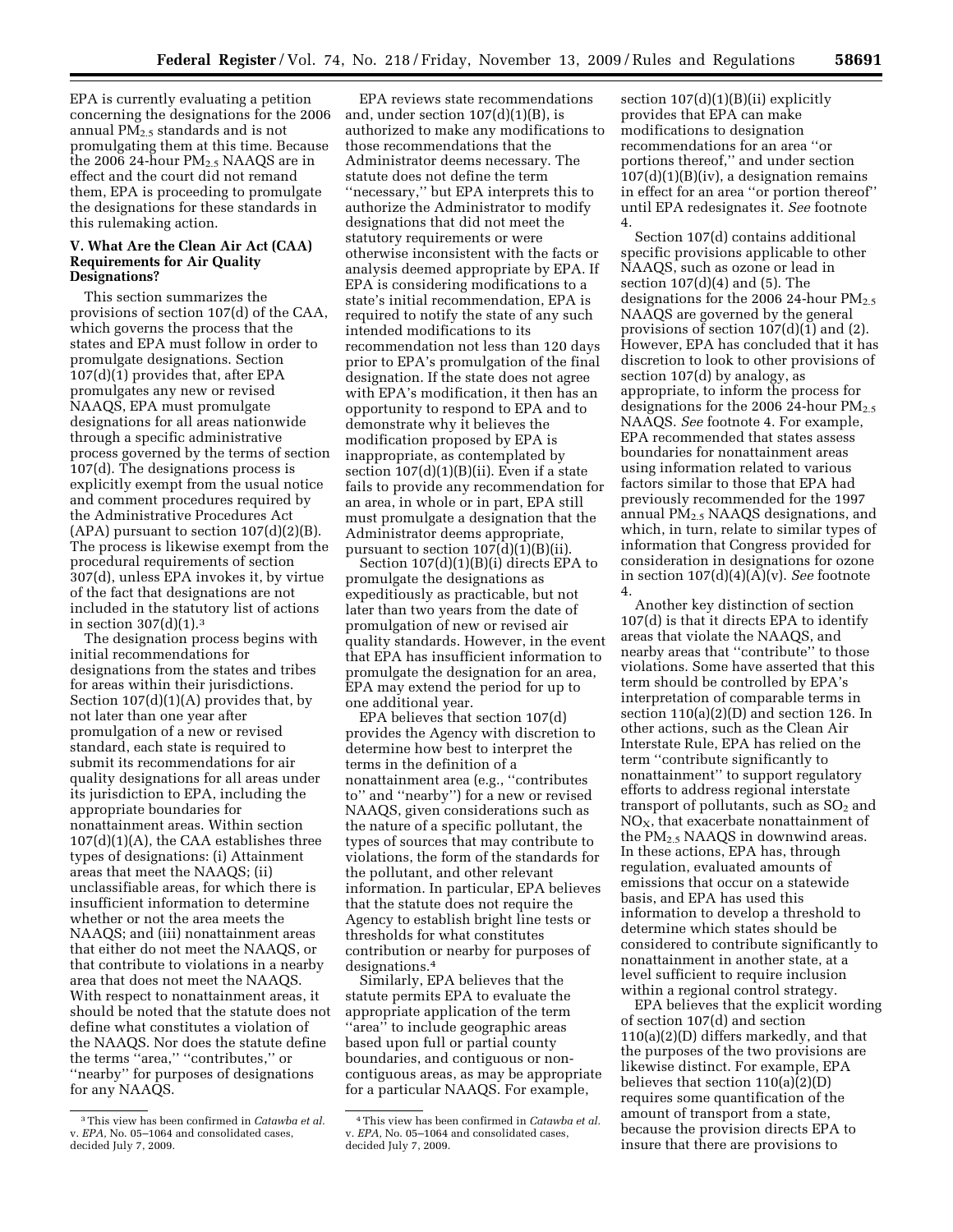EPA is currently evaluating a petition concerning the designations for the 2006 annual $PM_{2.5}$ standards and is not promulgating them at this time. Because the 2006 24-hour $PM_{2.5}$ NAAQS are in effect and the court did not remand them, EPA is proceeding to promulgate the designations for these standards in this rulemaking action.

### V. What Are the Clean Air Act (CAA) Requirements for Air Quality Designations?

This section summarizes the provisions of section 107(d) of the CAA, which governs the process that the states and EPA must follow in order to promulgate designations. Section 107(d)(1) provides that, after EPA promulgates any new or revised NAAQS, EPA must promulgate designations for all areas nationwide through a specific administrative process governed by the terms of section 107(d). The designations process is explicitly exempt from the usual notice and comment procedures required by the Administrative Procedures Act (APA) pursuant to section 107(d)(2)(B). The process is likewise exempt from the procedural requirements of section 307(d), unless EPA invokes it, by virtue of the fact that designations are not included in the statutory list of actions in section 307(d)(1).[3]

The designation process begins with initial recommendations for designations from the states and tribes for areas within their jurisdictions. Section 107(d)(1)(A) provides that, by not later than one year after promulgation of a new or revised standard, each state is required to submit its recommendations for air quality designations for all areas under its jurisdiction to EPA, including the appropriate boundaries for nonattainment areas. Within section 107(d)(1)(A), the CAA establishes three types of designations: (i) Attainment areas that meet the NAAQS; (ii) unclassifiable areas, for which there is insufficient information to determine whether or not the area meets the NAAQS; and (iii) nonattainment areas that either do not meet the NAAQS, or that contribute to violations in a nearby area that does not meet the NAAQS. With respect to nonattainment areas, it should be noted that the statute does not define what constitutes a violation of the NAAQS. Nor does the statute define the terms ''area,'' ''contributes,'' or ''nearby'' for purposes of designations for any NAAQS.

EPA reviews state recommendations and, under section 107(d)(1)(B), is authorized to make any modifications to those recommendations that the Administrator deems necessary. The statute does not define the term ''necessary,'' but EPA interprets this to authorize the Administrator to modify designations that did not meet the statutory requirements or were otherwise inconsistent with the facts or analysis deemed appropriate by EPA. If EPA is considering modifications to a state's initial recommendation, EPA is required to notify the state of any such intended modifications to its recommendation not less than 120 days prior to EPA's promulgation of the final designation. If the state does not agree with EPA's modification, it then has an opportunity to respond to EPA and to demonstrate why it believes the modification proposed by EPA is inappropriate, as contemplated by section 107(d)(1)(B)(ii). Even if a state fails to provide any recommendation for an area, in whole or in part, EPA still must promulgate a designation that the Administrator deems appropriate, pursuant to section 107(d)(1)(B)(ii).

Section 107(d)(1)(B)(i) directs EPA to promulgate the designations as expeditiously as practicable, but not later than two years from the date of promulgation of new or revised air quality standards. However, in the event that EPA has insufficient information to promulgate the designation for an area, EPA may extend the period for up to one additional year.

EPA believes that section 107(d) provides the Agency with discretion to determine how best to interpret the terms in the definition of a nonattainment area (e.g., ''contributes to'' and ''nearby'') for a new or revised NAAQS, given considerations such as the nature of a specific pollutant, the types of sources that may contribute to violations, the form of the standards for the pollutant, and other relevant information. In particular, EPA believes that the statute does not require the Agency to establish bright line tests or thresholds for what constitutes contribution or nearby for purposes of designations.[4]

Similarly, EPA believes that the statute permits EPA to evaluate the appropriate application of the term ''area'' to include geographic areas based upon full or partial county boundaries, and contiguous or non-contiguous areas, as may be appropriate for a particular NAAQS. For example, section 107(d)(1)(B)(ii) explicitly provides that EPA can make modifications to designation recommendations for an area ''or portions thereof,'' and under section 107(d)(1)(B)(iv), a designation remains in effect for an area ''or portion thereof'' until EPA redesignates it. *See* footnote 4.

Section 107(d) contains additional specific provisions applicable to other NAAQS, such as ozone or lead in section 107(d)(4) and (5). The designations for the 2006 24-hour $PM_{2.5}$ NAAQS are governed by the general provisions of section 107(d)(1) and (2). However, EPA has concluded that it has discretion to look to other provisions of section 107(d) by analogy, as appropriate, to inform the process for designations for the 2006 24-hour $PM_{2.5}$ NAAQS. *See* footnote 4. For example, EPA recommended that states assess boundaries for nonattainment areas using information related to various factors similar to those that EPA had previously recommended for the 1997 annual $PM_{2.5}$ NAAQS designations, and which, in turn, relate to similar types of information that Congress provided for consideration in designations for ozone in section 107(d)(4)(A)(v). *See* footnote 4.

Another key distinction of section 107(d) is that it directs EPA to identify areas that violate the NAAQS, and nearby areas that ''contribute'' to those violations. Some have asserted that this term should be controlled by EPA's interpretation of comparable terms in section 110(a)(2)(D) and section 126. In other actions, such as the Clean Air Interstate Rule, EPA has relied on the term ''contribute significantly to nonattainment'' to support regulatory efforts to address regional interstate transport of pollutants, such as $SO_2$ and $NO_X$, that exacerbate nonattainment of the $PM_{2.5}$ NAAQS in downwind areas. In these actions, EPA has, through regulation, evaluated amounts of emissions that occur on a statewide basis, and EPA has used this information to develop a threshold to determine which states should be considered to contribute significantly to nonattainment in another state, at a level sufficient to require inclusion within a regional control strategy.

EPA believes that the explicit wording of section 107(d) and section 110(a)(2)(D) differs markedly, and that the purposes of the two provisions are likewise distinct. For example, EPA believes that section 110(a)(2)(D) requires some quantification of the amount of transport from a state, because the provision directs EPA to insure that there are provisions to

---

[3] This view has been confirmed in *Catawba et al.* v. *EPA*, No. 05–1064 and consolidated cases, decided July 7, 2009.

[4] This view has been confirmed in *Catawba et al.* v. *EPA*, No. 05–1064 and consolidated cases, decided July 7, 2009.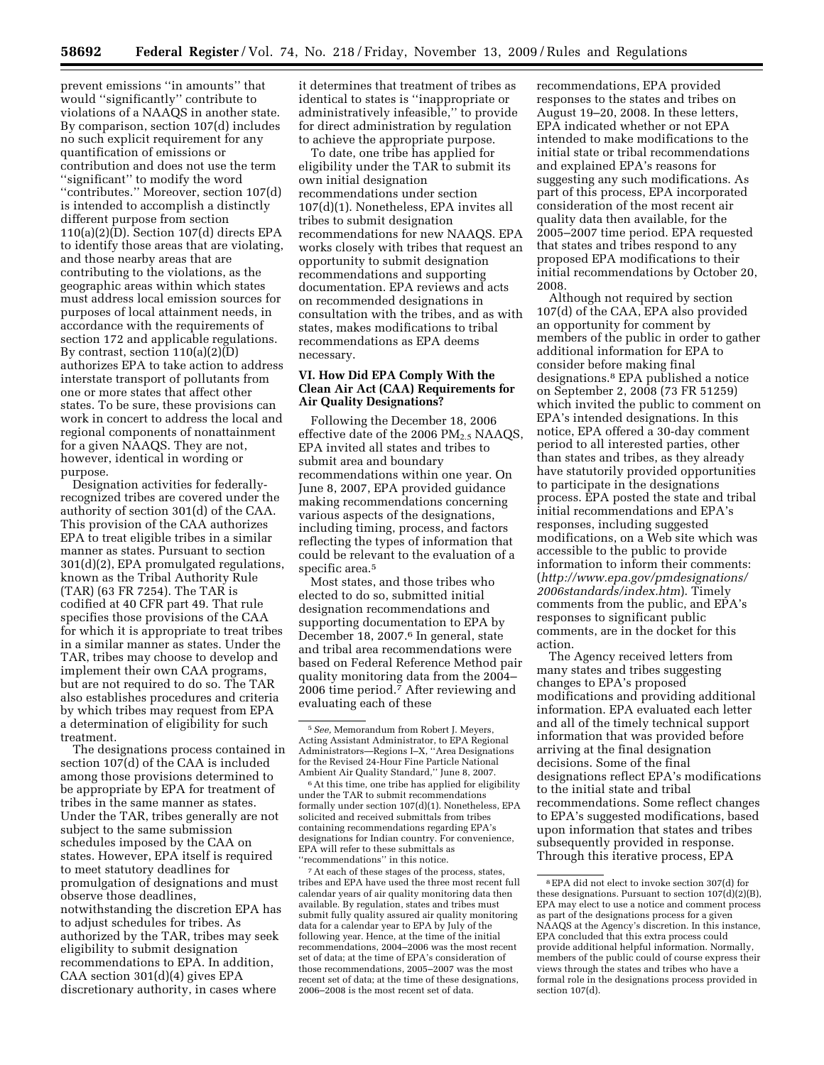prevent emissions "in amounts" that would "significantly" contribute to violations of a NAAQS in another state. By comparison, section 107(d) includes no such explicit requirement for any quantification of emissions or contribution and does not use the term "significant" to modify the word "contributes." Moreover, section 107(d) is intended to accomplish a distinctly different purpose from section 110(a)(2)(D). Section 107(d) directs EPA to identify those areas that are violating, and those nearby areas that are contributing to the violations, as the geographic areas within which states must address local emission sources for purposes of local attainment needs, in accordance with the requirements of section 172 and applicable regulations. By contrast, section 110(a)(2)(D) authorizes EPA to take action to address interstate transport of pollutants from one or more states that affect other states. To be sure, these provisions can work in concert to address the local and regional components of nonattainment for a given NAAQS. They are not, however, identical in wording or purpose.

Designation activities for federally-recognized tribes are covered under the authority of section 301(d) of the CAA. This provision of the CAA authorizes EPA to treat eligible tribes in a similar manner as states. Pursuant to section 301(d)(2), EPA promulgated regulations, known as the Tribal Authority Rule (TAR) (63 FR 7254). The TAR is codified at 40 CFR part 49. That rule specifies those provisions of the CAA for which it is appropriate to treat tribes in a similar manner as states. Under the TAR, tribes may choose to develop and implement their own CAA programs, but are not required to do so. The TAR also establishes procedures and criteria by which tribes may request from EPA a determination of eligibility for such treatment.

The designations process contained in section 107(d) of the CAA is included among those provisions determined to be appropriate by EPA for treatment of tribes in the same manner as states. Under the TAR, tribes generally are not subject to the same submission schedules imposed by the CAA on states. However, EPA itself is required to meet statutory deadlines for promulgation of designations and must observe those deadlines, notwithstanding the discretion EPA has to adjust schedules for tribes. As authorized by the TAR, tribes may seek eligibility to submit designation recommendations to EPA. In addition, CAA section 301(d)(4) gives EPA discretionary authority, in cases where it determines that treatment of tribes as identical to states is "inappropriate or administratively infeasible," to provide for direct administration by regulation to achieve the appropriate purpose.

To date, one tribe has applied for eligibility under the TAR to submit its own initial designation recommendations under section 107(d)(1). Nonetheless, EPA invites all tribes to submit designation recommendations for new NAAQS. EPA works closely with tribes that request an opportunity to submit designation recommendations and supporting documentation. EPA reviews and acts on recommended designations in consultation with the tribes, and as with states, makes modifications to tribal recommendations as EPA deems necessary.

## VI. How Did EPA Comply With the Clean Air Act (CAA) Requirements for Air Quality Designations?

Following the December 18, 2006 effective date of the 2006 $PM_{2.5}$ NAAQS, EPA invited all states and tribes to submit area and boundary recommendations within one year. On June 8, 2007, EPA provided guidance making recommendations concerning various aspects of the designations, including timing, process, and factors reflecting the types of information that could be relevant to the evaluation of a specific area.[5]

Most states, and those tribes who elected to do so, submitted initial designation recommendations and supporting documentation to EPA by December 18, 2007.[6] In general, state and tribal area recommendations were based on Federal Reference Method pair quality monitoring data from the 2004–2006 time period.[7] After reviewing and evaluating each of these recommendations, EPA provided responses to the states and tribes on August 19–20, 2008. In these letters, EPA indicated whether or not EPA intended to make modifications to the initial state or tribal recommendations and explained EPA's reasons for suggesting any such modifications. As part of this process, EPA incorporated consideration of the most recent air quality data then available, for the 2005–2007 time period. EPA requested that states and tribes respond to any proposed EPA modifications to their initial recommendations by October 20, 2008.

Although not required by section 107(d) of the CAA, EPA also provided an opportunity for comment by members of the public in order to gather additional information for EPA to consider before making final designations.[8] EPA published a notice on September 2, 2008 (73 FR 51259) which invited the public to comment on EPA's intended designations. In this notice, EPA offered a 30-day comment period to all interested parties, other than states and tribes, as they already have statutorily provided opportunities to participate in the designations process. EPA posted the state and tribal initial recommendations and EPA's responses, including suggested modifications, on a Web site which was accessible to the public to provide information to inform their comments: (*http://www.epa.gov/pmdesignations/2006standards/index.htm*). Timely comments from the public, and EPA's responses to significant public comments, are in the docket for this action.

The Agency received letters from many states and tribes suggesting changes to EPA's proposed modifications and providing additional information. EPA evaluated each letter and all of the timely technical support information that was provided before arriving at the final designation decisions. Some of the final designations reflect EPA's modifications to the initial state and tribal recommendations. Some reflect changes to EPA's suggested modifications, based upon information that states and tribes subsequently provided in response. Through this iterative process, EPA

---

[5] *See,* Memorandum from Robert J. Meyers, Acting Assistant Administrator, to EPA Regional Administrators—Regions I–X, "Area Designations for the Revised 24-Hour Fine Particle National Ambient Air Quality Standard," June 8, 2007.

[6] At this time, one tribe has applied for eligibility under the TAR to submit recommendations formally under section 107(d)(1). Nonetheless, EPA solicited and received submittals from tribes containing recommendations regarding EPA's designations for Indian country. For convenience, EPA will refer to these submittals as "recommendations" in this notice.

[7] At each of these stages of the process, states, tribes and EPA have used the three most recent full calendar years of air quality monitoring data then available. By regulation, states and tribes must submit fully quality assured air quality monitoring data for a calendar year to EPA by July of the following year. Hence, at the time of the initial recommendations, 2004–2006 was the most recent set of data; at the time of EPA's consideration of those recommendations, 2005–2007 was the most recent set of data; at the time of these designations, 2006–2008 is the most recent set of data.

[8] EPA did not elect to invoke section 307(d) for these designations. Pursuant to section 107(d)(2)(B), EPA may elect to use a notice and comment process as part of the designations process for a given NAAQS at the Agency's discretion. In this instance, EPA concluded that this extra process could provide additional helpful information. Normally, members of the public could of course express their views through the states and tribes who have a formal role in the designations process provided in section 107(d).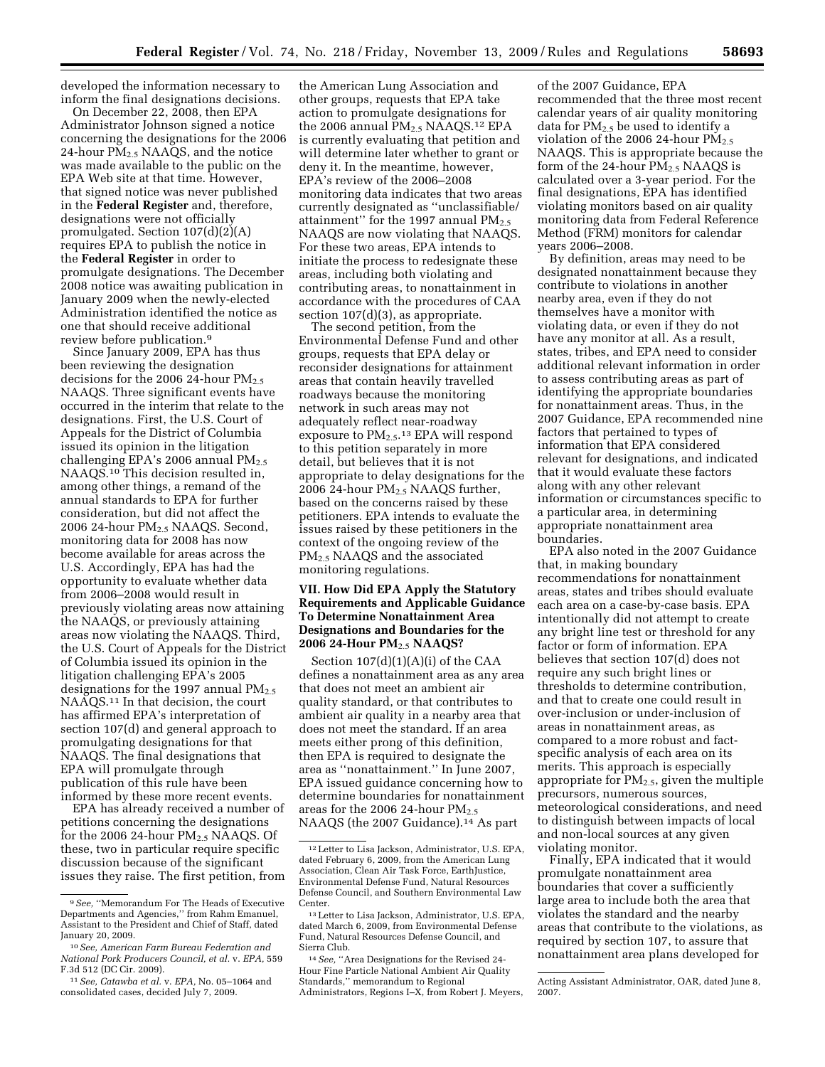developed the information necessary to inform the final designations decisions.

On December 22, 2008, then EPA Administrator Johnson signed a notice concerning the designations for the 2006 24-hour $PM_{2.5}$ NAAQS, and the notice was made available to the public on the EPA Web site at that time. However, that signed notice was never published in the **Federal Register** and, therefore, designations were not officially promulgated. Section 107(d)(2)(A) requires EPA to publish the notice in the **Federal Register** in order to promulgate designations. The December 2008 notice was awaiting publication in January 2009 when the newly-elected Administration identified the notice as one that should receive additional review before publication.[9]

Since January 2009, EPA has thus been reviewing the designation decisions for the 2006 24-hour $PM_{2.5}$ NAAQS. Three significant events have occurred in the interim that relate to the designations. First, the U.S. Court of Appeals for the District of Columbia issued its opinion in the litigation challenging EPA's 2006 annual $PM_{2.5}$ NAAQS.[10] This decision resulted in, among other things, a remand of the annual standards to EPA for further consideration, but did not affect the 2006 24-hour $PM_{2.5}$ NAAQS. Second, monitoring data for 2008 has now become available for areas across the U.S. Accordingly, EPA has had the opportunity to evaluate whether data from 2006–2008 would result in previously violating areas now attaining the NAAQS, or previously attaining areas now violating the NAAQS. Third, the U.S. Court of Appeals for the District of Columbia issued its opinion in the litigation challenging EPA's 2005 designations for the 1997 annual $PM_{2.5}$ NAAQS.[11] In that decision, the court has affirmed EPA's interpretation of section 107(d) and general approach to promulgating designations for that NAAQS. The final designations that EPA will promulgate through publication of this rule have been informed by these more recent events.

EPA has already received a number of petitions concerning the designations for the 2006 24-hour $PM_{2.5}$ NAAQS. Of these, two in particular require specific discussion because of the significant issues they raise. The first petition, from the American Lung Association and other groups, requests that EPA take action to promulgate designations for the 2006 annual $PM_{2.5}$ NAAQS.[12] EPA is currently evaluating that petition and will determine later whether to grant or deny it. In the meantime, however, EPA's review of the 2006–2008 monitoring data indicates that two areas currently designated as "unclassifiable/attainment" for the 1997 annual $PM_{2.5}$ NAAQS are now violating that NAAQS. For these two areas, EPA intends to initiate the process to redesignate these areas, including both violating and contributing areas, to nonattainment in accordance with the procedures of CAA section 107(d)(3), as appropriate.

The second petition, from the Environmental Defense Fund and other groups, requests that EPA delay or reconsider designations for attainment areas that contain heavily travelled roadways because the monitoring network in such areas may not adequately reflect near-roadway exposure to $PM_{2.5}$.[13] EPA will respond to this petition separately in more detail, but believes that it is not appropriate to delay designations for the 2006 24-hour $PM_{2.5}$ NAAQS further, based on the concerns raised by these petitioners. EPA intends to evaluate the issues raised by these petitioners in the context of the ongoing review of the $PM_{2.5}$ NAAQS and the associated monitoring regulations.

## VII. How Did EPA Apply the Statutory Requirements and Applicable Guidance To Determine Nonattainment Area Designations and Boundaries for the 2006 24-Hour $PM_{2.5}$ NAAQS?

Section 107(d)(1)(A)(i) of the CAA defines a nonattainment area as any area that does not meet an ambient air quality standard, or that contributes to ambient air quality in a nearby area that does not meet the standard. If an area meets either prong of this definition, then EPA is required to designate the area as "nonattainment." In June 2007, EPA issued guidance concerning how to determine boundaries for nonattainment areas for the 2006 24-hour $PM_{2.5}$ NAAQS (the 2007 Guidance).[14] As part of the 2007 Guidance, EPA recommended that the three most recent calendar years of air quality monitoring data for $PM_{2.5}$ be used to identify a violation of the 2006 24-hour $PM_{2.5}$ NAAQS. This is appropriate because the form of the 24-hour $PM_{2.5}$ NAAQS is calculated over a 3-year period. For the final designations, EPA has identified violating monitors based on air quality monitoring data from Federal Reference Method (FRM) monitors for calendar years 2006–2008.

By definition, areas may need to be designated nonattainment because they contribute to violations in another nearby area, even if they do not themselves have a monitor with violating data, or even if they do not have any monitor at all. As a result, states, tribes, and EPA need to consider additional relevant information in order to assess contributing areas as part of identifying the appropriate boundaries for nonattainment areas. Thus, in the 2007 Guidance, EPA recommended nine factors that pertained to types of information that EPA considered relevant for designations, and indicated that it would evaluate these factors along with any other relevant information or circumstances specific to a particular area, in determining appropriate nonattainment area boundaries.

EPA also noted in the 2007 Guidance that, in making boundary recommendations for nonattainment areas, states and tribes should evaluate each area on a case-by-case basis. EPA intentionally did not attempt to create any bright line test or threshold for any factor or form of information. EPA believes that section 107(d) does not require any such bright lines or thresholds to determine contribution, and that to create one could result in over-inclusion or under-inclusion of areas in nonattainment areas, as compared to a more robust and fact-specific analysis of each area on its merits. This approach is especially appropriate for $PM_{2.5}$, given the multiple precursors, numerous sources, meteorological considerations, and need to distinguish between impacts of local and non-local sources at any given violating monitor.

Finally, EPA indicated that it would promulgate nonattainment area boundaries that cover a sufficiently large area to include both the area that violates the standard and the nearby areas that contribute to the violations, as required by section 107, to assure that nonattainment area plans developed for

---

[9] *See,* "Memorandum For The Heads of Executive Departments and Agencies," from Rahm Emanuel, Assistant to the President and Chief of Staff, dated January 20, 2009.

[10] *See, American Farm Bureau Federation and National Pork Producers Council, et al.* v. *EPA,* 559 F.3d 512 (DC Cir. 2009).

[11] *See, Catawba et al.* v. *EPA,* No. 05–1064 and consolidated cases, decided July 7, 2009.

[12] Letter to Lisa Jackson, Administrator, U.S. EPA, dated February 6, 2009, from the American Lung Association, Clean Air Task Force, EarthJustice, Environmental Defense Fund, Natural Resources Defense Council, and Southern Environmental Law Center.

[13] Letter to Lisa Jackson, Administrator, U.S. EPA, dated March 6, 2009, from Environmental Defense Fund, Natural Resources Defense Council, and Sierra Club.

[14] *See,* "Area Designations for the Revised 24-Hour Fine Particle National Ambient Air Quality Standards," memorandum to Regional Administrators, Regions I–X, from Robert J. Meyers, Acting Assistant Administrator, OAR, dated June 8, 2007.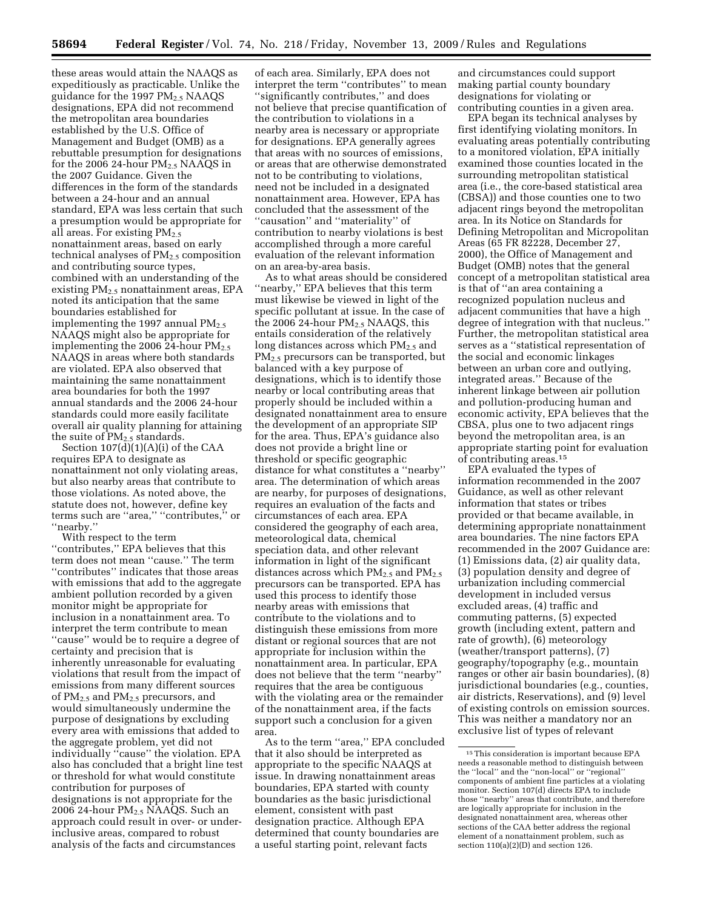these areas would attain the NAAQS as expeditiously as practicable. Unlike the guidance for the 1997 $PM_{2.5}$ NAAQS designations, EPA did not recommend the metropolitan area boundaries established by the U.S. Office of Management and Budget (OMB) as a rebuttable presumption for designations for the 2006 24-hour $PM_{2.5}$ NAAQS in the 2007 Guidance. Given the differences in the form of the standards between a 24-hour and an annual standard, EPA was less certain that such a presumption would be appropriate for all areas. For existing $PM_{2.5}$ nonattainment areas, based on early technical analyses of $PM_{2.5}$ composition and contributing source types, combined with an understanding of the existing $PM_{2.5}$ nonattainment areas, EPA noted its anticipation that the same boundaries established for implementing the 1997 annual $PM_{2.5}$ NAAQS might also be appropriate for implementing the 2006 24-hour $PM_{2.5}$ NAAQS in areas where both standards are violated. EPA also observed that maintaining the same nonattainment area boundaries for both the 1997 annual standards and the 2006 24-hour standards could more easily facilitate overall air quality planning for attaining the suite of $PM_{2.5}$ standards.

Section 107(d)(1)(A)(i) of the CAA requires EPA to designate as nonattainment not only violating areas, but also nearby areas that contribute to those violations. As noted above, the statute does not, however, define key terms such are ''area,'' ''contributes,'' or ''nearby.''

With respect to the term ''contributes,'' EPA believes that this term does not mean ''cause.'' The term ''contributes'' indicates that those areas with emissions that add to the aggregate ambient pollution recorded by a given monitor might be appropriate for inclusion in a nonattainment area. To interpret the term contribute to mean ''cause'' would be to require a degree of certainty and precision that is inherently unreasonable for evaluating violations that result from the impact of emissions from many different sources of $PM_{2.5}$ and $PM_{2.5}$ precursors, and would simultaneously undermine the purpose of designations by excluding every area with emissions that added to the aggregate problem, yet did not individually ''cause'' the violation. EPA also has concluded that a bright line test or threshold for what would constitute contribution for purposes of designations is not appropriate for the 2006 24-hour $PM_{2.5}$ NAAQS. Such an approach could result in over- or under-inclusive areas, compared to robust analysis of the facts and circumstances of each area. Similarly, EPA does not interpret the term ''contributes'' to mean ''significantly contributes,'' and does not believe that precise quantification of the contribution to violations in a nearby area is necessary or appropriate for designations. EPA generally agrees that areas with no sources of emissions, or areas that are otherwise demonstrated not to be contributing to violations, need not be included in a designated nonattainment area. However, EPA has concluded that the assessment of the ''causation'' and ''materiality'' of contribution to nearby violations is best accomplished through a more careful evaluation of the relevant information on an area-by-area basis.

As to what areas should be considered ''nearby,'' EPA believes that this term must likewise be viewed in light of the specific pollutant at issue. In the case of the 2006 24-hour $PM_{2.5}$ NAAQS, this entails consideration of the relatively long distances across which $PM_{2.5}$ and $PM_{2.5}$ precursors can be transported, but balanced with a key purpose of designations, which is to identify those nearby or local contributing areas that properly should be included within a designated nonattainment area to ensure the development of an appropriate SIP for the area. Thus, EPA's guidance also does not provide a bright line or threshold or specific geographic distance for what constitutes a ''nearby'' area. The determination of which areas are nearby, for purposes of designations, requires an evaluation of the facts and circumstances of each area. EPA considered the geography of each area, meteorological data, chemical speciation data, and other relevant information in light of the significant distances across which $PM_{2.5}$ and $PM_{2.5}$ precursors can be transported. EPA has used this process to identify those nearby areas with emissions that contribute to the violations and to distinguish these emissions from more distant or regional sources that are not appropriate for inclusion within the nonattainment area. In particular, EPA does not believe that the term ''nearby'' requires that the area be contiguous with the violating area or the remainder of the nonattainment area, if the facts support such a conclusion for a given area.

As to the term ''area,'' EPA concluded that it also should be interpreted as appropriate to the specific NAAQS at issue. In drawing nonattainment areas boundaries, EPA started with county boundaries as the basic jurisdictional element, consistent with past designation practice. Although EPA determined that county boundaries are a useful starting point, relevant facts and circumstances could support making partial county boundary designations for violating or contributing counties in a given area.

EPA began its technical analyses by first identifying violating monitors. In evaluating areas potentially contributing to a monitored violation, EPA initially examined those counties located in the surrounding metropolitan statistical area (i.e., the core-based statistical area (CBSA)) and those counties one to two adjacent rings beyond the metropolitan area. In its Notice on Standards for Defining Metropolitan and Micropolitan Areas (65 FR 82228, December 27, 2000), the Office of Management and Budget (OMB) notes that the general concept of a metropolitan statistical area is that of ''an area containing a recognized population nucleus and adjacent communities that have a high degree of integration with that nucleus.'' Further, the metropolitan statistical area serves as a ''statistical representation of the social and economic linkages between an urban core and outlying, integrated areas.'' Because of the inherent linkage between air pollution and pollution-producing human and economic activity, EPA believes that the CBSA, plus one to two adjacent rings beyond the metropolitan area, is an appropriate starting point for evaluation of contributing areas.[15]

EPA evaluated the types of information recommended in the 2007 Guidance, as well as other relevant information that states or tribes provided or that became available, in determining appropriate nonattainment area boundaries. The nine factors EPA recommended in the 2007 Guidance are: (1) Emissions data, (2) air quality data, (3) population density and degree of urbanization including commercial development in included versus excluded areas, (4) traffic and commuting patterns, (5) expected growth (including extent, pattern and rate of growth), (6) meteorology (weather/transport patterns), (7) geography/topography (e.g., mountain ranges or other air basin boundaries), (8) jurisdictional boundaries (e.g., counties, air districts, Reservations), and (9) level of existing controls on emission sources. This was neither a mandatory nor an exclusive list of types of relevant

[15] This consideration is important because EPA needs a reasonable method to distinguish between the ''local'' and the ''non-local'' or ''regional'' components of ambient fine particles at a violating monitor. Section 107(d) directs EPA to include those ''nearby'' areas that contribute, and therefore are logically appropriate for inclusion in the designated nonattainment area, whereas other sections of the CAA better address the regional element of a nonattainment problem, such as section 110(a)(2)(D) and section 126.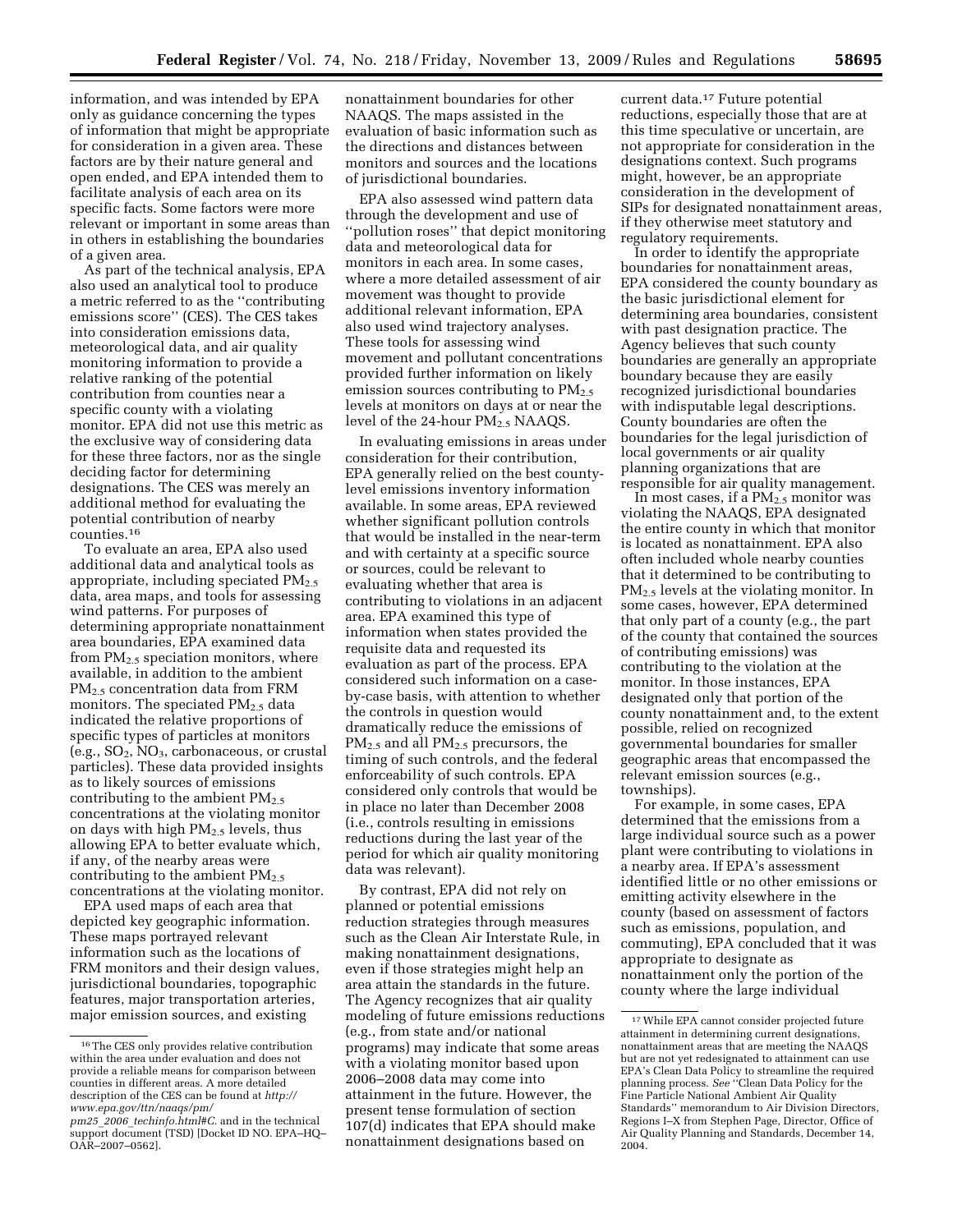information, and was intended by EPA only as guidance concerning the types of information that might be appropriate for consideration in a given area. These factors are by their nature general and open ended, and EPA intended them to facilitate analysis of each area on its specific facts. Some factors were more relevant or important in some areas than in others in establishing the boundaries of a given area.

As part of the technical analysis, EPA also used an analytical tool to produce a metric referred to as the "contributing emissions score" (CES). The CES takes into consideration emissions data, meteorological data, and air quality monitoring information to provide a relative ranking of the potential contribution from counties near a specific county with a violating monitor. EPA did not use this metric as the exclusive way of considering data for these three factors, nor as the single deciding factor for determining designations. The CES was merely an additional method for evaluating the potential contribution of nearby counties.[16]

To evaluate an area, EPA also used additional data and analytical tools as appropriate, including speciated $PM_{2.5}$ data, area maps, and tools for assessing wind patterns. For purposes of determining appropriate nonattainment area boundaries, EPA examined data from $PM_{2.5}$ speciation monitors, where available, in addition to the ambient $PM_{2.5}$ concentration data from FRM monitors. The speciated $PM_{2.5}$ data indicated the relative proportions of specific types of particles at monitors (e.g., $SO_2$, $NO_3$, carbonaceous, or crustal particles). These data provided insights as to likely sources of emissions contributing to the ambient $PM_{2.5}$ concentrations at the violating monitor on days with high $PM_{2.5}$ levels, thus allowing EPA to better evaluate which, if any, of the nearby areas were contributing to the ambient $PM_{2.5}$ concentrations at the violating monitor.

EPA used maps of each area that depicted key geographic information. These maps portrayed relevant information such as the locations of FRM monitors and their design values, jurisdictional boundaries, topographic features, major transportation arteries, major emission sources, and existing nonattainment boundaries for other NAAQS. The maps assisted in the evaluation of basic information such as the directions and distances between monitors and sources and the locations of jurisdictional boundaries.

EPA also assessed wind pattern data through the development and use of "pollution roses" that depict monitoring data and meteorological data for monitors in each area. In some cases, where a more detailed assessment of air movement was thought to provide additional relevant information, EPA also used wind trajectory analyses. These tools for assessing wind movement and pollutant concentrations provided further information on likely emission sources contributing to $PM_{2.5}$ levels at monitors on days at or near the level of the 24-hour $PM_{2.5}$ NAAQS.

In evaluating emissions in areas under consideration for their contribution, EPA generally relied on the best county-level emissions inventory information available. In some areas, EPA reviewed whether significant pollution controls that would be installed in the near-term and with certainty at a specific source or sources, could be relevant to evaluating whether that area is contributing to violations in an adjacent area. EPA examined this type of information when states provided the requisite data and requested its evaluation as part of the process. EPA considered such information on a case-by-case basis, with attention to whether the controls in question would dramatically reduce the emissions of $PM_{2.5}$ and all $PM_{2.5}$ precursors, the timing of such controls, and the federal enforceability of such controls. EPA considered only controls that would be in place no later than December 2008 (i.e., controls resulting in emissions reductions during the last year of the period for which air quality monitoring data was relevant).

By contrast, EPA did not rely on planned or potential emissions reduction strategies through measures such as the Clean Air Interstate Rule, in making nonattainment designations, even if those strategies might help an area attain the standards in the future. The Agency recognizes that air quality modeling of future emissions reductions (e.g., from state and/or national programs) may indicate that some areas with a violating monitor based upon 2006–2008 data may come into attainment in the future. However, the present tense formulation of section 107(d) indicates that EPA should make nonattainment designations based on current data.[17] Future potential reductions, especially those that are at this time speculative or uncertain, are not appropriate for consideration in the designations context. Such programs might, however, be an appropriate consideration in the development of SIPs for designated nonattainment areas, if they otherwise meet statutory and regulatory requirements.

In order to identify the appropriate boundaries for nonattainment areas, EPA considered the county boundary as the basic jurisdictional element for determining area boundaries, consistent with past designation practice. The Agency believes that such county boundaries are generally an appropriate boundary because they are easily recognized jurisdictional boundaries with indisputable legal descriptions. County boundaries are often the boundaries for the legal jurisdiction of local governments or air quality planning organizations that are responsible for air quality management.

In most cases, if a $PM_{2.5}$ monitor was violating the NAAQS, EPA designated the entire county in which that monitor is located as nonattainment. EPA also often included whole nearby counties that it determined to be contributing to $PM_{2.5}$ levels at the violating monitor. In some cases, however, EPA determined that only part of a county (e.g., the part of the county that contained the sources of contributing emissions) was contributing to the violation at the monitor. In those instances, EPA designated only that portion of the county nonattainment and, to the extent possible, relied on recognized governmental boundaries for smaller geographic areas that encompassed the relevant emission sources (e.g., townships).

For example, in some cases, EPA determined that the emissions from a large individual source such as a power plant were contributing to violations in a nearby area. If EPA's assessment identified little or no other emissions or emitting activity elsewhere in the county (based on assessment of factors such as emissions, population, and commuting), EPA concluded that it was appropriate to designate as nonattainment only the portion of the county where the large individual

---

[16] The CES only provides relative contribution within the area under evaluation and does not provide a reliable means for comparison between counties in different areas. A more detailed description of the CES can be found at *http://www.epa.gov/ttn/naaqs/pm/pm25_2006_techinfo.html#C.* and in the technical support document (TSD) [Docket ID NO. EPA–HQ–OAR–2007–0562].

[17] While EPA cannot consider projected future attainment in determining current designations, nonattainment areas that are meeting the NAAQS but are not yet redesignated to attainment can use EPA's Clean Data Policy to streamline the required planning process. *See* "Clean Data Policy for the Fine Particle National Ambient Air Quality Standards" memorandum to Air Division Directors, Regions I–X from Stephen Page, Director, Office of Air Quality Planning and Standards, December 14, 2004.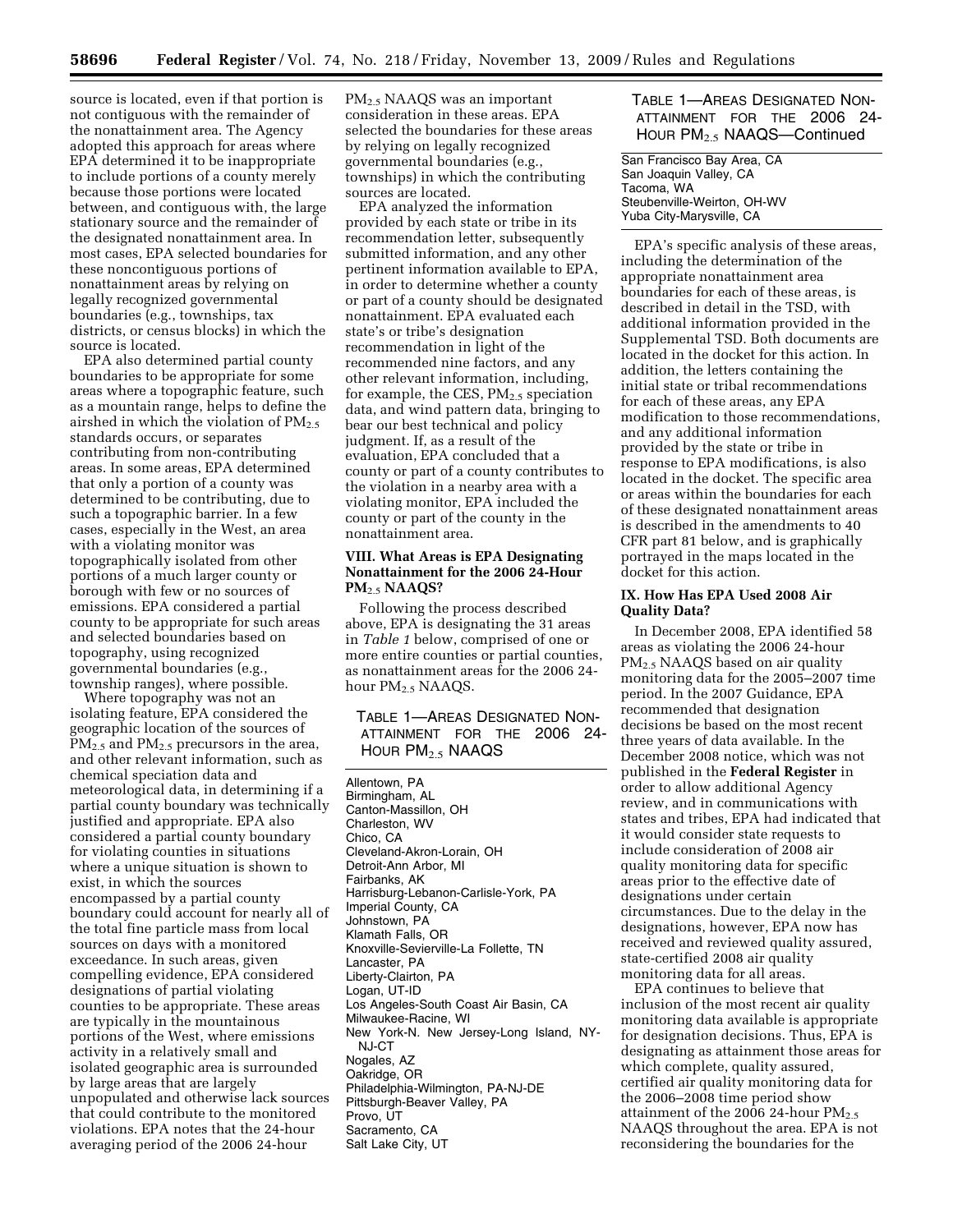source is located, even if that portion is not contiguous with the remainder of the nonattainment area. The Agency adopted this approach for areas where EPA determined it to be inappropriate to include portions of a county merely because those portions were located between, and contiguous with, the large stationary source and the remainder of the designated nonattainment area. In most cases, EPA selected boundaries for these noncontiguous portions of nonattainment areas by relying on legally recognized governmental boundaries (e.g., townships, tax districts, or census blocks) in which the source is located.

EPA also determined partial county boundaries to be appropriate for some areas where a topographic feature, such as a mountain range, helps to define the airshed in which the violation of $PM_{2.5}$ standards occurs, or separates contributing from non-contributing areas. In some areas, EPA determined that only a portion of a county was determined to be contributing, due to such a topographic barrier. In a few cases, especially in the West, an area with a violating monitor was topographically isolated from other portions of a much larger county or borough with few or no sources of emissions. EPA considered a partial county to be appropriate for such areas and selected boundaries based on topography, using recognized governmental boundaries (e.g., township ranges), where possible.

Where topography was not an isolating feature, EPA considered the geographic location of the sources of $PM_{2.5}$ and $PM_{2.5}$ precursors in the area, and other relevant information, such as chemical speciation data and meteorological data, in determining if a partial county boundary was technically justified and appropriate. EPA also considered a partial county boundary for violating counties in situations where a unique situation is shown to exist, in which the sources encompassed by a partial county boundary could account for nearly all of the total fine particle mass from local sources on days with a monitored exceedance. In such areas, given compelling evidence, EPA considered designations of partial violating counties to be appropriate. These areas are typically in the mountainous portions of the West, where emissions activity in a relatively small and isolated geographic area is surrounded by large areas that are largely unpopulated and otherwise lack sources that could contribute to the monitored violations. EPA notes that the 24-hour averaging period of the 2006 24-hour $PM_{2.5}$ NAAQS was an important consideration in these areas. EPA selected the boundaries for these areas by relying on legally recognized governmental boundaries (e.g., townships) in which the contributing sources are located.

EPA analyzed the information provided by each state or tribe in its recommendation letter, subsequently submitted information, and any other pertinent information available to EPA, in order to determine whether a county or part of a county should be designated nonattainment. EPA evaluated each state's or tribe's designation recommendation in light of the recommended nine factors, and any other relevant information, including, for example, the CES, $PM_{2.5}$ speciation data, and wind pattern data, bringing to bear our best technical and policy judgment. If, as a result of the evaluation, EPA concluded that a county or part of a county contributes to the violation in a nearby area with a violating monitor, EPA included the county or part of the county in the nonattainment area.

## VIII. What Areas is EPA Designating Nonattainment for the 2006 24-Hour $PM_{2.5}$ NAAQS?

Following the process described above, EPA is designating the 31 areas in *Table 1* below, comprised of one or more entire counties or partial counties, as nonattainment areas for the 2006 24-hour $PM_{2.5}$ NAAQS.

TABLE 1—AREAS DESIGNATED NONATTAINMENT FOR THE 2006 24-HOUR $PM_{2.5}$ NAAQS

| |
|---|
| Allentown, PA |
| Birmingham, AL |
| Canton-Massillon, OH |
| Charleston, WV |
| Chico, CA |
| Cleveland-Akron-Lorain, OH |
| Detroit-Ann Arbor, MI |
| Fairbanks, AK |
| Harrisburg-Lebanon-Carlisle-York, PA |
| Imperial County, CA |
| Johnstown, PA |
| Klamath Falls, OR |
| Knoxville-Sevierville-La Follette, TN |
| Lancaster, PA |
| Liberty-Clairton, PA |
| Logan, UT-ID |
| Los Angeles-South Coast Air Basin, CA |
| Milwaukee-Racine, WI |
| New York-N. New Jersey-Long Island, NY-NJ-CT |
| Nogales, AZ |
| Oakridge, OR |
| Philadelphia-Wilmington, PA-NJ-DE |
| Pittsburgh-Beaver Valley, PA |
| Provo, UT |
| Sacramento, CA |
| Salt Lake City, UT |
| San Francisco Bay Area, CA |
| San Joaquin Valley, CA |
| Tacoma, WA |
| Steubenville-Weirton, OH-WV |
| Yuba City-Marysville, CA |

EPA's specific analysis of these areas, including the determination of the appropriate nonattainment area boundaries for each of these areas, is described in detail in the TSD, with additional information provided in the Supplemental TSD. Both documents are located in the docket for this action. In addition, the letters containing the initial state or tribal recommendations for each of these areas, any EPA modification to those recommendations, and any additional information provided by the state or tribe in response to EPA modifications, is also located in the docket. The specific area or areas within the boundaries for each of these designated nonattainment areas is described in the amendments to 40 CFR part 81 below, and is graphically portrayed in the maps located in the docket for this action.

## IX. How Has EPA Used 2008 Air Quality Data?

In December 2008, EPA identified 58 areas as violating the 2006 24-hour $PM_{2.5}$ NAAQS based on air quality monitoring data for the 2005–2007 time period. In the 2007 Guidance, EPA recommended that designation decisions be based on the most recent three years of data available. In the December 2008 notice, which was not published in the **Federal Register** in order to allow additional Agency review, and in communications with states and tribes, EPA had indicated that it would consider state requests to include consideration of 2008 air quality monitoring data for specific areas prior to the effective date of designations under certain circumstances. Due to the delay in the designations, however, EPA now has received and reviewed quality assured, state-certified 2008 air quality monitoring data for all areas.

EPA continues to believe that inclusion of the most recent air quality monitoring data available is appropriate for designation decisions. Thus, EPA is designating as attainment those areas for which complete, quality assured, certified air quality monitoring data for the 2006–2008 time period show attainment of the 2006 24-hour $PM_{2.5}$ NAAQS throughout the area. EPA is not reconsidering the boundaries for the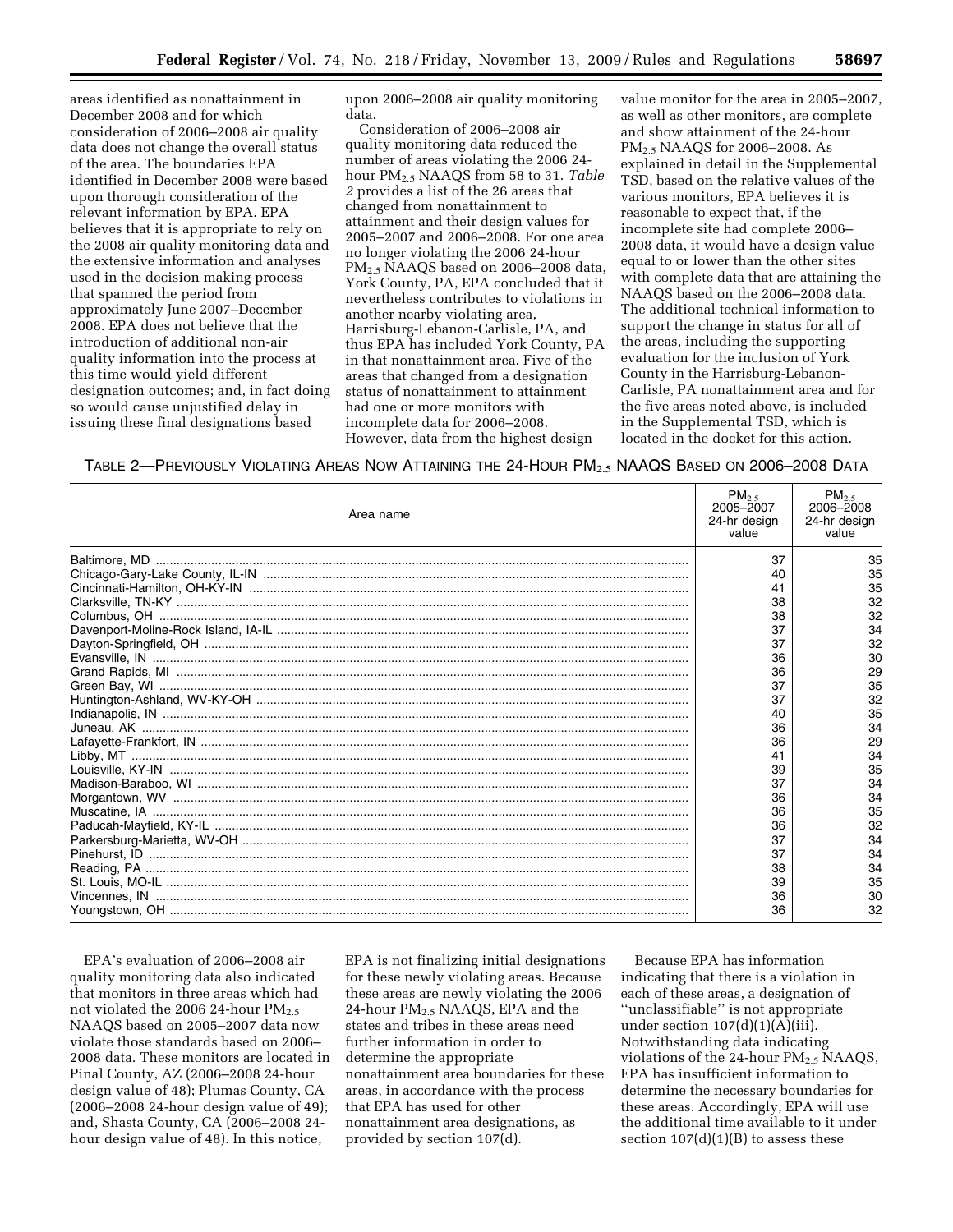areas identified as nonattainment in December 2008 and for which consideration of 2006–2008 air quality data does not change the overall status of the area. The boundaries EPA identified in December 2008 were based upon thorough consideration of the relevant information by EPA. EPA believes that it is appropriate to rely on the 2008 air quality monitoring data and the extensive information and analyses used in the decision making process that spanned the period from approximately June 2007–December 2008. EPA does not believe that the introduction of additional non-air quality information into the process at this time would yield different designation outcomes; and, in fact doing so would cause unjustified delay in issuing these final designations based upon 2006–2008 air quality monitoring data.

Consideration of 2006–2008 air quality monitoring data reduced the number of areas violating the 2006 24-hour $PM_{2.5}$ NAAQS from 58 to 31. *Table 2* provides a list of the 26 areas that changed from nonattainment to attainment and their design values for 2005–2007 and 2006–2008. For one area no longer violating the 2006 24-hour $PM_{2.5}$ NAAQS based on 2006–2008 data, York County, PA, EPA concluded that it nevertheless contributes to violations in another nearby violating area, Harrisburg-Lebanon-Carlisle, PA, and thus EPA has included York County, PA in that nonattainment area. Five of the areas that changed from a designation status of nonattainment to attainment had one or more monitors with incomplete data for 2006–2008. However, data from the highest design value monitor for the area in 2005–2007, as well as other monitors, are complete and show attainment of the 24-hour $PM_{2.5}$ NAAQS for 2006–2008. As explained in detail in the Supplemental TSD, based on the relative values of the various monitors, EPA believes it is reasonable to expect that, if the incomplete site had complete 2006–2008 data, it would have a design value equal to or lower than the other sites with complete data that are attaining the NAAQS based on the 2006–2008 data. The additional technical information to support the change in status for all of the areas, including the supporting evaluation for the inclusion of York County in the Harrisburg-Lebanon-Carlisle, PA nonattainment area and for the five areas noted above, is included in the Supplemental TSD, which is located in the docket for this action.

TABLE 2—PREVIOUSLY VIOLATING AREAS NOW ATTAINING THE 24-HOUR $PM_{2.5}$ NAAQS BASED ON 2006–2008 DATA

| Area name | $PM_{2.5}$ 2005–2007 24-hr design value | $PM_{2.5}$ 2006–2008 24-hr design value |
|---|---|---|
| Baltimore, MD | 37 | 35 |
| Chicago-Gary-Lake County, IL-IN | 40 | 35 |
| Cincinnati-Hamilton, OH-KY-IN | 41 | 35 |
| Clarksville, TN-KY | 38 | 32 |
| Columbus, OH | 38 | 32 |
| Davenport-Moline-Rock Island, IA-IL | 37 | 34 |
| Dayton-Springfield, OH | 37 | 32 |
| Evansville, IN | 36 | 30 |
| Grand Rapids, MI | 36 | 29 |
| Green Bay, WI | 37 | 35 |
| Huntington-Ashland, WV-KY-OH | 37 | 32 |
| Indianapolis, IN | 40 | 35 |
| Juneau, AK | 36 | 34 |
| Lafayette-Frankfort, IN | 36 | 29 |
| Libby, MT | 41 | 34 |
| Louisville, KY-IN | 39 | 35 |
| Madison-Baraboo, WI | 37 | 34 |
| Morgantown, WV | 36 | 34 |
| Muscatine, IA | 36 | 35 |
| Paducah-Mayfield, KY-IL | 36 | 32 |
| Parkersburg-Marietta, WV-OH | 37 | 34 |
| Pinehurst, ID | 37 | 34 |
| Reading, PA | 38 | 34 |
| St. Louis, MO-IL | 39 | 35 |
| Vincennes, IN | 36 | 30 |
| Youngstown, OH | 36 | 32 |

EPA's evaluation of 2006–2008 air quality monitoring data also indicated that monitors in three areas which had not violated the 2006 24-hour $PM_{2.5}$ NAAQS based on 2005–2007 data now violate those standards based on 2006–2008 data. These monitors are located in Pinal County, AZ (2006–2008 24-hour design value of 48); Plumas County, CA (2006–2008 24-hour design value of 49); and, Shasta County, CA (2006–2008 24-hour design value of 48). In this notice, EPA is not finalizing initial designations for these newly violating areas. Because these areas are newly violating the 2006 24-hour $PM_{2.5}$ NAAQS, EPA and the states and tribes in these areas need further information in order to determine the appropriate nonattainment area boundaries for these areas, in accordance with the process that EPA has used for other nonattainment area designations, as provided by section 107(d).

Because EPA has information indicating that there is a violation in each of these areas, a designation of "unclassifiable" is not appropriate under section 107(d)(1)(A)(iii). Notwithstanding data indicating violations of the 24-hour $PM_{2.5}$ NAAQS, EPA has insufficient information to determine the necessary boundaries for these areas. Accordingly, EPA will use the additional time available to it under section 107(d)(1)(B) to assess these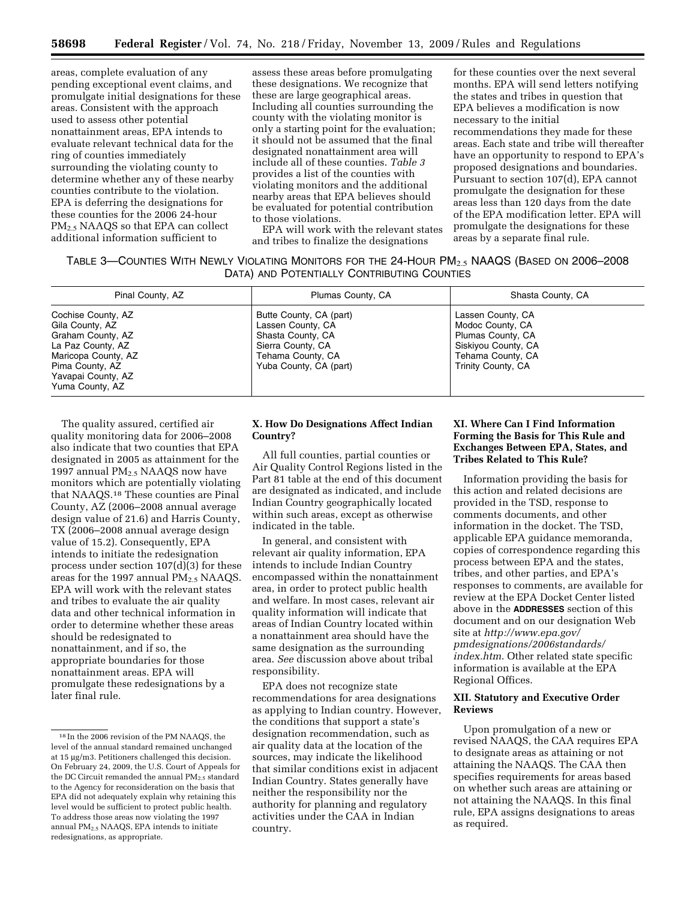areas, complete evaluation of any pending exceptional event claims, and promulgate initial designations for these areas. Consistent with the approach used to assess other potential nonattainment areas, EPA intends to evaluate relevant technical data for the ring of counties immediately surrounding the violating county to determine whether any of these nearby counties contribute to the violation. EPA is deferring the designations for these counties for the 2006 24-hour $PM_{2.5}$ NAAQS so that EPA can collect additional information sufficient to assess these areas before promulgating these designations. We recognize that these are large geographical areas. Including all counties surrounding the county with the violating monitor is only a starting point for the evaluation; it should not be assumed that the final designated nonattainment area will include all of these counties. *Table 3* provides a list of the counties with violating monitors and the additional nearby areas that EPA believes should be evaluated for potential contribution to those violations.

EPA will work with the relevant states and tribes to finalize the designations for these counties over the next several months. EPA will send letters notifying the states and tribes in question that EPA believes a modification is now necessary to the initial recommendations they made for these areas. Each state and tribe will thereafter have an opportunity to respond to EPA's proposed designations and boundaries. Pursuant to section 107(d), EPA cannot promulgate the designation for these areas less than 120 days from the date of the EPA modification letter. EPA will promulgate the designations for these areas by a separate final rule.

TABLE 3—COUNTIES WITH NEWLY VIOLATING MONITORS FOR THE 24-HOUR $PM_{2.5}$ NAAQS (BASED ON 2006–2008 DATA) AND POTENTIALLY CONTRIBUTING COUNTIES

| Pinal County, AZ | Plumas County, CA | Shasta County, CA |
|---|---|---|
| Cochise County, AZ | Butte County, CA (part) | Lassen County, CA |
| Gila County, AZ | Lassen County, CA | Modoc County, CA |
| Graham County, AZ | Shasta County, CA | Plumas County, CA |
| La Paz County, AZ | Sierra County, CA | Siskiyou County, CA |
| Maricopa County, AZ | Tehama County, CA | Tehama County, CA |
| Pima County, AZ | Yuba County, CA (part) | Trinity County, CA |
| Yavapai County, AZ | | |
| Yuma County, AZ | | |

The quality assured, certified air quality monitoring data for 2006–2008 also indicate that two counties that EPA designated in 2005 as attainment for the 1997 annual $PM_{2.5}$ NAAQS now have monitors which are potentially violating that NAAQS.[18] These counties are Pinal County, AZ (2006–2008 annual average design value of 21.6) and Harris County, TX (2006–2008 annual average design value of 15.2). Consequently, EPA intends to initiate the redesignation process under section 107(d)(3) for these areas for the 1997 annual $PM_{2.5}$ NAAQS. EPA will work with the relevant states and tribes to evaluate the air quality data and other technical information in order to determine whether these areas should be redesignated to nonattainment, and if so, the appropriate boundaries for those nonattainment areas. EPA will promulgate these redesignations by a later final rule.

[18] In the 2006 revision of the PM NAAQS, the level of the annual standard remained unchanged at 15 µg/m3. Petitioners challenged this decision. On February 24, 2009, the U.S. Court of Appeals for the DC Circuit remanded the annual $PM_{2.5}$ standard to the Agency for reconsideration on the basis that EPA did not adequately explain why retaining this level would be sufficient to protect public health. To address those areas now violating the 1997 annual $PM_{2.5}$ NAAQS, EPA intends to initiate redesignations, as appropriate.

## X. How Do Designations Affect Indian Country?

All full counties, partial counties or Air Quality Control Regions listed in the Part 81 table at the end of this document are designated as indicated, and include Indian Country geographically located within such areas, except as otherwise indicated in the table.

In general, and consistent with relevant air quality information, EPA intends to include Indian Country encompassed within the nonattainment area, in order to protect public health and welfare. In most cases, relevant air quality information will indicate that areas of Indian Country located within a nonattainment area should have the same designation as the surrounding area. *See* discussion above about tribal responsibility.

EPA does not recognize state recommendations for area designations as applying to Indian country. However, the conditions that support a state's designation recommendation, such as air quality data at the location of the sources, may indicate the likelihood that similar conditions exist in adjacent Indian Country. States generally have neither the responsibility nor the authority for planning and regulatory activities under the CAA in Indian country.

## XI. Where Can I Find Information Forming the Basis for This Rule and Exchanges Between EPA, States, and Tribes Related to This Rule?

Information providing the basis for this action and related decisions are provided in the TSD, response to comments documents, and other information in the docket. The TSD, applicable EPA guidance memoranda, copies of correspondence regarding this process between EPA and the states, tribes, and other parties, and EPA's responses to comments, are available for review at the EPA Docket Center listed above in the **ADDRESSES** section of this document and on our designation Web site at *http://www.epa.gov/pmdesignations/2006standards/index.htm*. Other related state specific information is available at the EPA Regional Offices.

## XII. Statutory and Executive Order Reviews

Upon promulgation of a new or revised NAAQS, the CAA requires EPA to designate areas as attaining or not attaining the NAAQS. The CAA then specifies requirements for areas based on whether such areas are attaining or not attaining the NAAQS. In this final rule, EPA assigns designations to areas as required.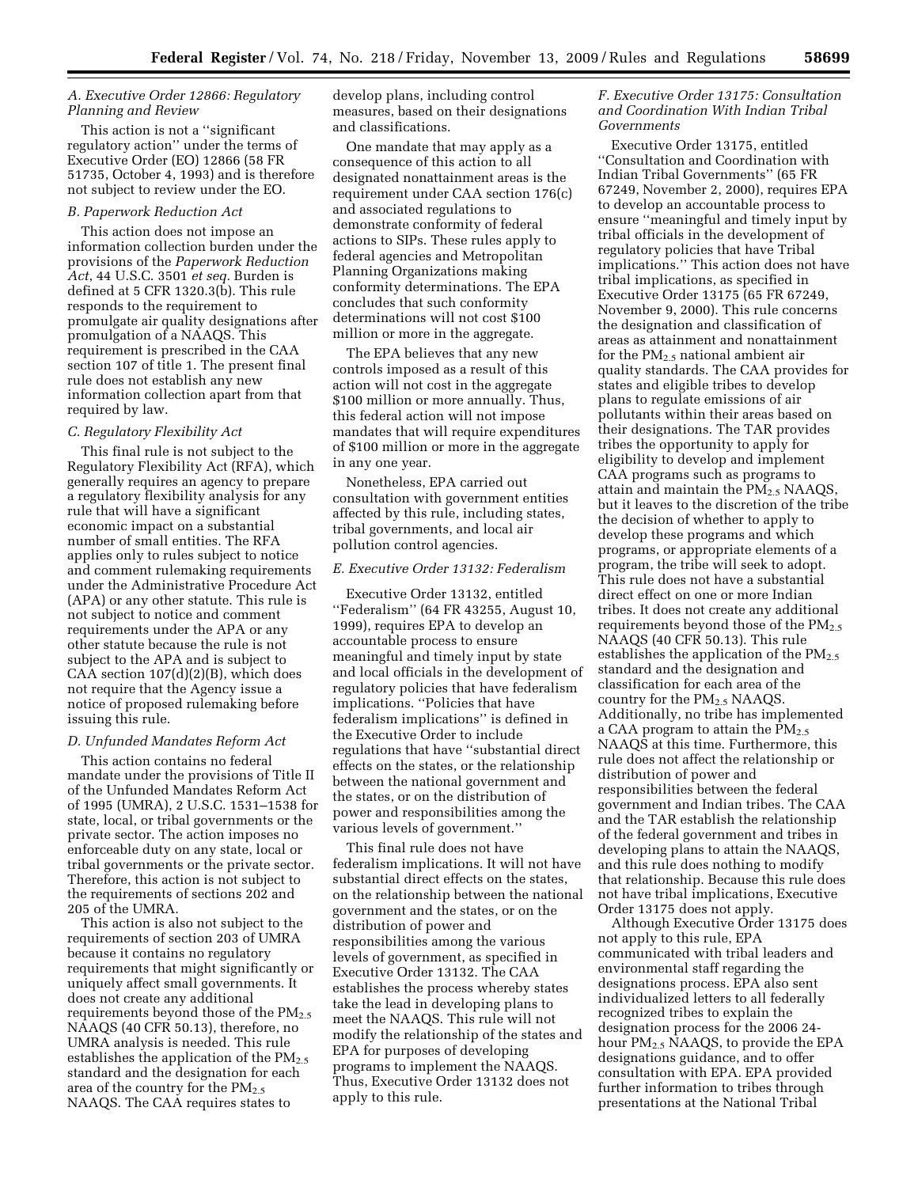### A. Executive Order 12866: Regulatory Planning and Review

This action is not a ''significant regulatory action'' under the terms of Executive Order (EO) 12866 (58 FR 51735, October 4, 1993) and is therefore not subject to review under the EO.

### B. Paperwork Reduction Act

This action does not impose an information collection burden under the provisions of the *Paperwork Reduction Act*, 44 U.S.C. 3501 *et seq*. Burden is defined at 5 CFR 1320.3(b). This rule responds to the requirement to promulgate air quality designations after promulgation of a NAAQS. This requirement is prescribed in the CAA section 107 of title 1. The present final rule does not establish any new information collection apart from that required by law.

### C. Regulatory Flexibility Act

This final rule is not subject to the Regulatory Flexibility Act (RFA), which generally requires an agency to prepare a regulatory flexibility analysis for any rule that will have a significant economic impact on a substantial number of small entities. The RFA applies only to rules subject to notice and comment rulemaking requirements under the Administrative Procedure Act (APA) or any other statute. This rule is not subject to notice and comment requirements under the APA or any other statute because the rule is not subject to the APA and is subject to CAA section 107(d)(2)(B), which does not require that the Agency issue a notice of proposed rulemaking before issuing this rule.

### D. Unfunded Mandates Reform Act

This action contains no federal mandate under the provisions of Title II of the Unfunded Mandates Reform Act of 1995 (UMRA), 2 U.S.C. 1531–1538 for state, local, or tribal governments or the private sector. The action imposes no enforceable duty on any state, local or tribal governments or the private sector. Therefore, this action is not subject to the requirements of sections 202 and 205 of the UMRA.

This action is also not subject to the requirements of section 203 of UMRA because it contains no regulatory requirements that might significantly or uniquely affect small governments. It does not create any additional requirements beyond those of the $PM_{2.5}$ NAAQS (40 CFR 50.13), therefore, no UMRA analysis is needed. This rule establishes the application of the $PM_{2.5}$ standard and the designation for each area of the country for the $PM_{2.5}$ NAAQS. The CAA requires states to develop plans, including control measures, based on their designations and classifications.

One mandate that may apply as a consequence of this action to all designated nonattainment areas is the requirement under CAA section 176(c) and associated regulations to demonstrate conformity of federal actions to SIPs. These rules apply to federal agencies and Metropolitan Planning Organizations making conformity determinations. The EPA concludes that such conformity determinations will not cost $100 million or more in the aggregate.

The EPA believes that any new controls imposed as a result of this action will not cost in the aggregate $100 million or more annually. Thus, this federal action will not impose mandates that will require expenditures of $100 million or more in the aggregate in any one year.

Nonetheless, EPA carried out consultation with government entities affected by this rule, including states, tribal governments, and local air pollution control agencies.

### E. Executive Order 13132: Federalism

Executive Order 13132, entitled ''Federalism'' (64 FR 43255, August 10, 1999), requires EPA to develop an accountable process to ensure meaningful and timely input by state and local officials in the development of regulatory policies that have federalism implications. ''Policies that have federalism implications'' is defined in the Executive Order to include regulations that have ''substantial direct effects on the states, or the relationship between the national government and the states, or on the distribution of power and responsibilities among the various levels of government.''

This final rule does not have federalism implications. It will not have substantial direct effects on the states, on the relationship between the national government and the states, or on the distribution of power and responsibilities among the various levels of government, as specified in Executive Order 13132. The CAA establishes the process whereby states take the lead in developing plans to meet the NAAQS. This rule will not modify the relationship of the states and EPA for purposes of developing programs to implement the NAAQS. Thus, Executive Order 13132 does not apply to this rule.

### F. Executive Order 13175: Consultation and Coordination With Indian Tribal Governments

Executive Order 13175, entitled ''Consultation and Coordination with Indian Tribal Governments'' (65 FR 67249, November 2, 2000), requires EPA to develop an accountable process to ensure ''meaningful and timely input by tribal officials in the development of regulatory policies that have Tribal implications.'' This action does not have tribal implications, as specified in Executive Order 13175 (65 FR 67249, November 9, 2000). This rule concerns the designation and classification of areas as attainment and nonattainment for the $PM_{2.5}$ national ambient air quality standards. The CAA provides for states and eligible tribes to develop plans to regulate emissions of air pollutants within their areas based on their designations. The TAR provides tribes the opportunity to apply for eligibility to develop and implement CAA programs such as programs to attain and maintain the $PM_{2.5}$ NAAQS, but it leaves to the discretion of the tribe the decision of whether to apply to develop these programs and which programs, or appropriate elements of a program, the tribe will seek to adopt. This rule does not have a substantial direct effect on one or more Indian tribes. It does not create any additional requirements beyond those of the $PM_{2.5}$ NAAQS (40 CFR 50.13). This rule establishes the application of the $PM_{2.5}$ standard and the designation and classification for each area of the country for the $PM_{2.5}$ NAAQS. Additionally, no tribe has implemented a CAA program to attain the $PM_{2.5}$ NAAQS at this time. Furthermore, this rule does not affect the relationship or distribution of power and responsibilities between the federal government and Indian tribes. The CAA and the TAR establish the relationship of the federal government and tribes in developing plans to attain the NAAQS, and this rule does nothing to modify that relationship. Because this rule does not have tribal implications, Executive Order 13175 does not apply.

Although Executive Order 13175 does not apply to this rule, EPA communicated with tribal leaders and environmental staff regarding the designations process. EPA also sent individualized letters to all federally recognized tribes to explain the designation process for the 2006 24-hour $PM_{2.5}$ NAAQS, to provide the EPA designations guidance, and to offer consultation with EPA. EPA provided further information to tribes through presentations at the National Tribal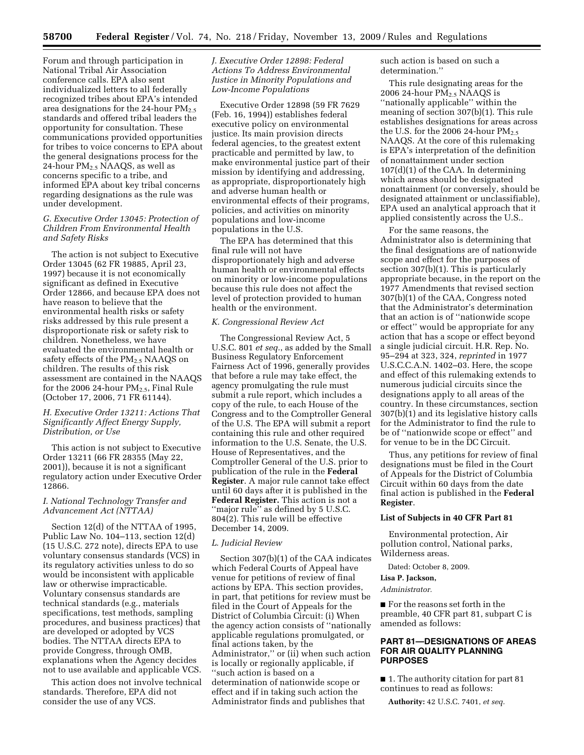Forum and through participation in National Tribal Air Association conference calls. EPA also sent individualized letters to all federally recognized tribes about EPA's intended area designations for the 24-hour $PM_{2.5}$ standards and offered tribal leaders the opportunity for consultation. These communications provided opportunities for tribes to voice concerns to EPA about the general designations process for the 24-hour $PM_{2.5}$ NAAQS, as well as concerns specific to a tribe, and informed EPA about key tribal concerns regarding designations as the rule was under development.

### *G. Executive Order 13045: Protection of Children From Environmental Health and Safety Risks*

The action is not subject to Executive Order 13045 (62 FR 19885, April 23, 1997) because it is not economically significant as defined in Executive Order 12866, and because EPA does not have reason to believe that the environmental health risks or safety risks addressed by this rule present a disproportionate risk or safety risk to children. Nonetheless, we have evaluated the environmental health or safety effects of the $PM_{2.5}$ NAAQS on children. The results of this risk assessment are contained in the NAAQS for the 2006 24-hour $PM_{2.5}$, Final Rule (October 17, 2006, 71 FR 61144).

### *H. Executive Order 13211: Actions That Significantly Affect Energy Supply, Distribution, or Use*

This action is not subject to Executive Order 13211 (66 FR 28355 (May 22, 2001)), because it is not a significant regulatory action under Executive Order 12866.

### *I. National Technology Transfer and Advancement Act (NTTAA)*

Section 12(d) of the NTTAA of 1995, Public Law No. 104–113, section 12(d) (15 U.S.C. 272 note), directs EPA to use voluntary consensus standards (VCS) in its regulatory activities unless to do so would be inconsistent with applicable law or otherwise impracticable. Voluntary consensus standards are technical standards (e.g., materials specifications, test methods, sampling procedures, and business practices) that are developed or adopted by VCS bodies. The NTTAA directs EPA to provide Congress, through OMB, explanations when the Agency decides not to use available and applicable VCS.

This action does not involve technical standards. Therefore, EPA did not consider the use of any VCS.

### *J. Executive Order 12898: Federal Actions To Address Environmental Justice in Minority Populations and Low-Income Populations*

Executive Order 12898 (59 FR 7629 (Feb. 16, 1994)) establishes federal executive policy on environmental justice. Its main provision directs federal agencies, to the greatest extent practicable and permitted by law, to make environmental justice part of their mission by identifying and addressing, as appropriate, disproportionately high and adverse human health or environmental effects of their programs, policies, and activities on minority populations and low-income populations in the U.S.

The EPA has determined that this final rule will not have disproportionately high and adverse human health or environmental effects on minority or low-income populations because this rule does not affect the level of protection provided to human health or the environment.

### *K. Congressional Review Act*

The Congressional Review Act, 5 U.S.C. 801 *et seq.*, as added by the Small Business Regulatory Enforcement Fairness Act of 1996, generally provides that before a rule may take effect, the agency promulgating the rule must submit a rule report, which includes a copy of the rule, to each House of the Congress and to the Comptroller General of the U.S. The EPA will submit a report containing this rule and other required information to the U.S. Senate, the U.S. House of Representatives, and the Comptroller General of the U.S. prior to publication of the rule in the **Federal Register**. A major rule cannot take effect until 60 days after it is published in the **Federal Register.** This action is not a ''major rule'' as defined by 5 U.S.C. 804(2). This rule will be effective December 14, 2009.

### *L. Judicial Review*

Section 307(b)(1) of the CAA indicates which Federal Courts of Appeal have venue for petitions of review of final actions by EPA. This section provides, in part, that petitions for review must be filed in the Court of Appeals for the District of Columbia Circuit: (i) When the agency action consists of ''nationally applicable regulations promulgated, or final actions taken, by the Administrator,'' or (ii) when such action is locally or regionally applicable, if ''such action is based on a determination of nationwide scope or effect and if in taking such action the Administrator finds and publishes that such action is based on such a determination.''

This rule designating areas for the 2006 24-hour $PM_{2.5}$ NAAQS is ''nationally applicable'' within the meaning of section 307(b)(1). This rule establishes designations for areas across the U.S. for the 2006 24-hour $PM_{2.5}$ NAAQS. At the core of this rulemaking is EPA's interpretation of the definition of nonattainment under section 107(d)(1) of the CAA. In determining which areas should be designated nonattainment (or conversely, should be designated attainment or unclassifiable), EPA used an analytical approach that it applied consistently across the U.S..

For the same reasons, the Administrator also is determining that the final designations are of nationwide scope and effect for the purposes of section 307(b)(1). This is particularly appropriate because, in the report on the 1977 Amendments that revised section 307(b)(1) of the CAA, Congress noted that the Administrator's determination that an action is of ''nationwide scope or effect'' would be appropriate for any action that has a scope or effect beyond a single judicial circuit. H.R. Rep. No. 95–294 at 323, 324, *reprinted* in 1977 U.S.C.C.A.N. 1402–03. Here, the scope and effect of this rulemaking extends to numerous judicial circuits since the designations apply to all areas of the country. In these circumstances, section 307(b)(1) and its legislative history calls for the Administrator to find the rule to be of ''nationwide scope or effect'' and for venue to be in the DC Circuit.

Thus, any petitions for review of final designations must be filed in the Court of Appeals for the District of Columbia Circuit within 60 days from the date final action is published in the **Federal Register**.

**List of Subjects in 40 CFR Part 81**

Environmental protection, Air pollution control, National parks, Wilderness areas.

Dated: October 8, 2009.

**Lisa P. Jackson,**

*Administrator.*

■ For the reasons set forth in the preamble, 40 CFR part 81, subpart C is amended as follows:

## PART 81—DESIGNATIONS OF AREAS FOR AIR QUALITY PLANNING PURPOSES

■ 1. The authority citation for part 81 continues to read as follows:

**Authority:** 42 U.S.C. 7401, *et seq.*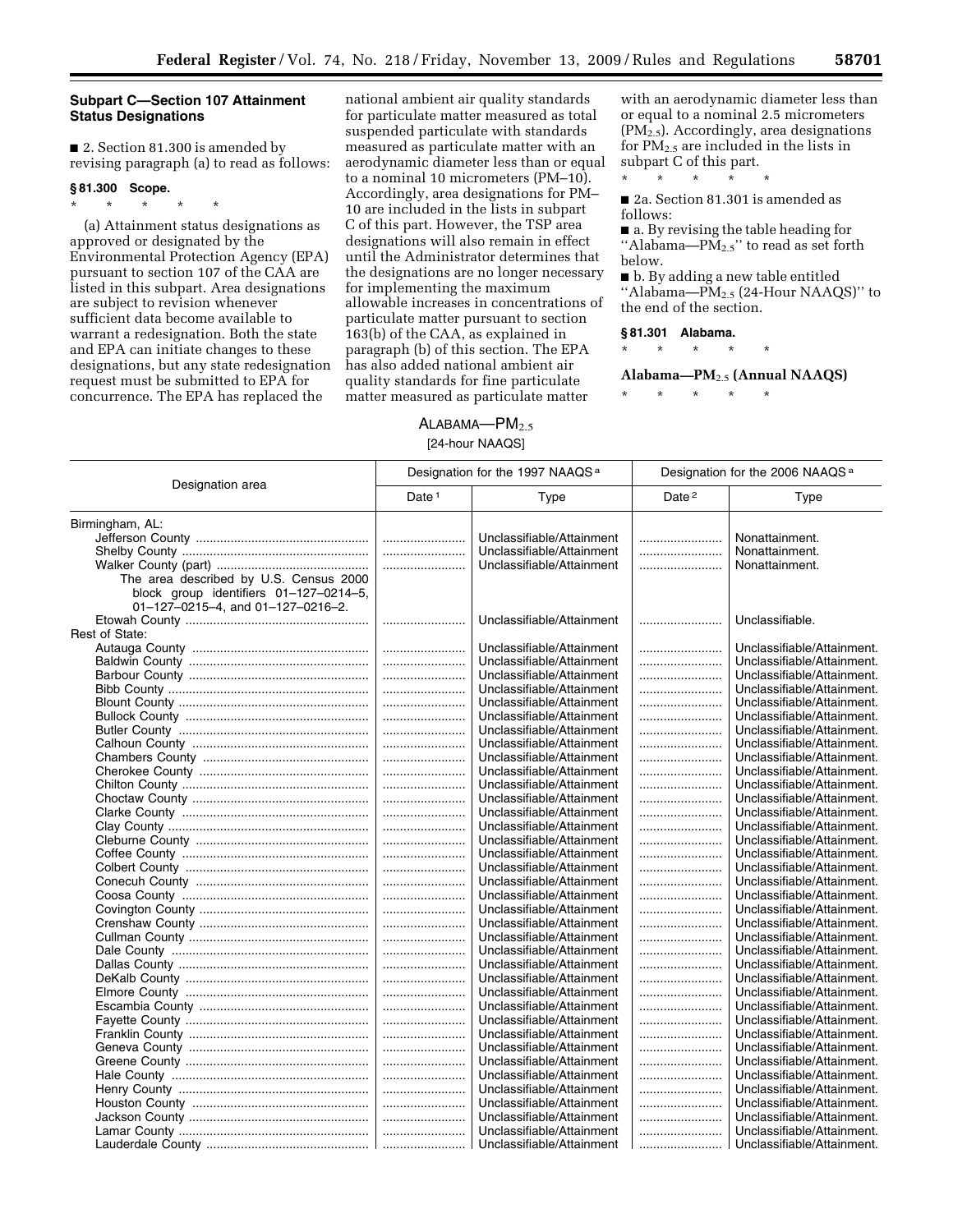## Subpart C—Section 107 Attainment Status Designations

■ 2. Section 81.300 is amended by revising paragraph (a) to read as follows:

### § 81.300 Scope.

\* \* \* \* \*

(a) Attainment status designations as approved or designated by the Environmental Protection Agency (EPA) pursuant to section 107 of the CAA are listed in this subpart. Area designations are subject to revision whenever sufficient data become available to warrant a redesignation. Both the state and EPA can initiate changes to these designations, but any state redesignation request must be submitted to EPA for concurrence. The EPA has replaced the national ambient air quality standards for particulate matter measured as total suspended particulate with standards measured as particulate matter with an aerodynamic diameter less than or equal to a nominal 10 micrometers (PM–10). Accordingly, area designations for PM–10 are included in the lists in subpart C of this part. However, the TSP area designations will also remain in effect until the Administrator determines that the designations are no longer necessary for implementing the maximum allowable increases in concentrations of particulate matter pursuant to section 163(b) of the CAA, as explained in paragraph (b) of this section. The EPA has also added national ambient air quality standards for fine particulate matter measured as particulate matter with an aerodynamic diameter less than or equal to a nominal 2.5 micrometers ($PM_{2.5}$). Accordingly, area designations for $PM_{2.5}$ are included in the lists in subpart C of this part.

\* \* \* \* \*

■ 2a. Section 81.301 is amended as follows:

■ a. By revising the table heading for ''Alabama—$PM_{2.5}$'' to read as set forth below.

■ b. By adding a new table entitled ''Alabama—$PM_{2.5}$ (24-Hour NAAQS)'' to the end of the section.

### § 81.301 Alabama.

\* \* \* \* \*

**Alabama—$PM_{2.5}$ (Annual NAAQS)**

\* \* \* \* \*

ALABAMA—$PM_{2.5}$

[24-hour NAAQS]

| Designation area | Designation for the 1997 NAAQS [a] | | Designation for the 2006 NAAQS [a] | |
|---|---|---|---|---|
| | Date [1] | Type | Date [2] | Type |
| Birmingham, AL: | | | | |
| Jefferson County | | Unclassifiable/Attainment | | Nonattainment. |
| Shelby County | | Unclassifiable/Attainment | | Nonattainment. |
| Walker County (part) | | Unclassifiable/Attainment | | Nonattainment. |
| The area described by U.S. Census 2000 block group identifiers 01–127–0214–5, 01–127–0215–4, and 01–127–0216–2. | | | | |
| Etowah County | | Unclassifiable/Attainment | | Unclassifiable. |
| Rest of State: | | | | |
| Autauga County | | Unclassifiable/Attainment | | Unclassifiable/Attainment. |
| Baldwin County | | Unclassifiable/Attainment | | Unclassifiable/Attainment. |
| Barbour County | | Unclassifiable/Attainment | | Unclassifiable/Attainment. |
| Bibb County | | Unclassifiable/Attainment | | Unclassifiable/Attainment. |
| Blount County | | Unclassifiable/Attainment | | Unclassifiable/Attainment. |
| Bullock County | | Unclassifiable/Attainment | | Unclassifiable/Attainment. |
| Butler County | | Unclassifiable/Attainment | | Unclassifiable/Attainment. |
| Calhoun County | | Unclassifiable/Attainment | | Unclassifiable/Attainment. |
| Chambers County | | Unclassifiable/Attainment | | Unclassifiable/Attainment. |
| Cherokee County | | Unclassifiable/Attainment | | Unclassifiable/Attainment. |
| Chilton County | | Unclassifiable/Attainment | | Unclassifiable/Attainment. |
| Choctaw County | | Unclassifiable/Attainment | | Unclassifiable/Attainment. |
| Clarke County | | Unclassifiable/Attainment | | Unclassifiable/Attainment. |
| Clay County | | Unclassifiable/Attainment | | Unclassifiable/Attainment. |
| Cleburne County | | Unclassifiable/Attainment | | Unclassifiable/Attainment. |
| Coffee County | | Unclassifiable/Attainment | | Unclassifiable/Attainment. |
| Colbert County | | Unclassifiable/Attainment | | Unclassifiable/Attainment. |
| Conecuh County | | Unclassifiable/Attainment | | Unclassifiable/Attainment. |
| Coosa County | | Unclassifiable/Attainment | | Unclassifiable/Attainment. |
| Covington County | | Unclassifiable/Attainment | | Unclassifiable/Attainment. |
| Crenshaw County | | Unclassifiable/Attainment | | Unclassifiable/Attainment. |
| Cullman County | | Unclassifiable/Attainment | | Unclassifiable/Attainment. |
| Dale County | | Unclassifiable/Attainment | | Unclassifiable/Attainment. |
| Dallas County | | Unclassifiable/Attainment | | Unclassifiable/Attainment. |
| DeKalb County | | Unclassifiable/Attainment | | Unclassifiable/Attainment. |
| Elmore County | | Unclassifiable/Attainment | | Unclassifiable/Attainment. |
| Escambia County | | Unclassifiable/Attainment | | Unclassifiable/Attainment. |
| Fayette County | | Unclassifiable/Attainment | | Unclassifiable/Attainment. |
| Franklin County | | Unclassifiable/Attainment | | Unclassifiable/Attainment. |
| Geneva County | | Unclassifiable/Attainment | | Unclassifiable/Attainment. |
| Greene County | | Unclassifiable/Attainment | | Unclassifiable/Attainment. |
| Hale County | | Unclassifiable/Attainment | | Unclassifiable/Attainment. |
| Henry County | | Unclassifiable/Attainment | | Unclassifiable/Attainment. |
| Houston County | | Unclassifiable/Attainment | | Unclassifiable/Attainment. |
| Jackson County | | Unclassifiable/Attainment | | Unclassifiable/Attainment. |
| Lamar County | | Unclassifiable/Attainment | | Unclassifiable/Attainment. |
| Lauderdale County | | Unclassifiable/Attainment | | Unclassifiable/Attainment. |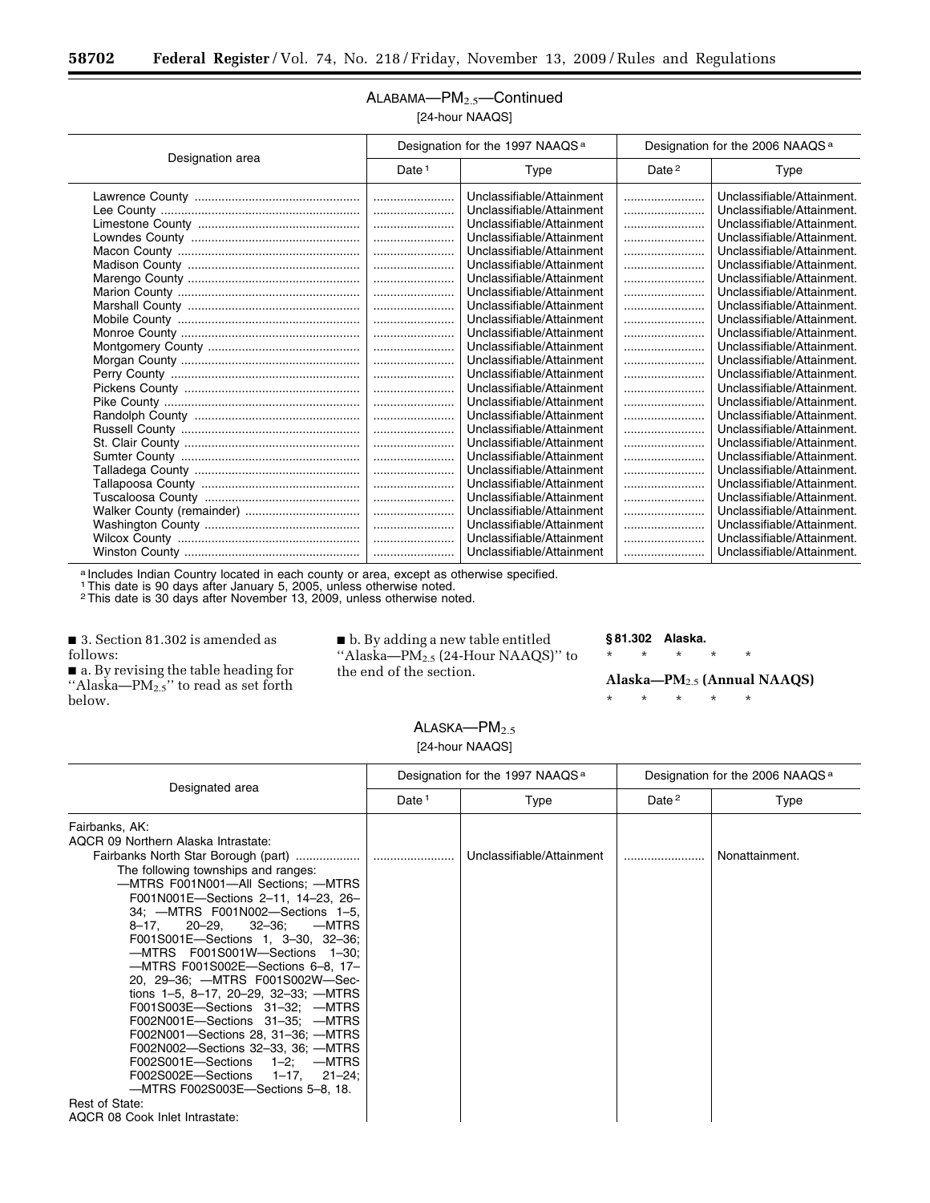ALABAMA—$PM_{2.5}$—Continued

[24-hour NAAQS]

| Designation area | Designation for the 1997 NAAQS[a] | | Designation for the 2006 NAAQS[a] | |
|---|---|---|---|---|
| | Date[1] | Type | Date[2] | Type |
| Lawrence County | ........................ | Unclassifiable/Attainment | ........................ | Unclassifiable/Attainment. |
| Lee County | ........................ | Unclassifiable/Attainment | ........................ | Unclassifiable/Attainment. |
| Limestone County | ........................ | Unclassifiable/Attainment | ........................ | Unclassifiable/Attainment. |
| Lowndes County | ........................ | Unclassifiable/Attainment | ........................ | Unclassifiable/Attainment. |
| Macon County | ........................ | Unclassifiable/Attainment | ........................ | Unclassifiable/Attainment. |
| Madison County | ........................ | Unclassifiable/Attainment | ........................ | Unclassifiable/Attainment. |
| Marengo County | ........................ | Unclassifiable/Attainment | ........................ | Unclassifiable/Attainment. |
| Marion County | ........................ | Unclassifiable/Attainment | ........................ | Unclassifiable/Attainment. |
| Marshall County | ........................ | Unclassifiable/Attainment | ........................ | Unclassifiable/Attainment. |
| Mobile County | ........................ | Unclassifiable/Attainment | ........................ | Unclassifiable/Attainment. |
| Monroe County | ........................ | Unclassifiable/Attainment | ........................ | Unclassifiable/Attainment. |
| Montgomery County | ........................ | Unclassifiable/Attainment | ........................ | Unclassifiable/Attainment. |
| Morgan County | ........................ | Unclassifiable/Attainment | ........................ | Unclassifiable/Attainment. |
| Perry County | ........................ | Unclassifiable/Attainment | ........................ | Unclassifiable/Attainment. |
| Pickens County | ........................ | Unclassifiable/Attainment | ........................ | Unclassifiable/Attainment. |
| Pike County | ........................ | Unclassifiable/Attainment | ........................ | Unclassifiable/Attainment. |
| Randolph County | ........................ | Unclassifiable/Attainment | ........................ | Unclassifiable/Attainment. |
| Russell County | ........................ | Unclassifiable/Attainment | ........................ | Unclassifiable/Attainment. |
| St. Clair County | ........................ | Unclassifiable/Attainment | ........................ | Unclassifiable/Attainment. |
| Sumter County | ........................ | Unclassifiable/Attainment | ........................ | Unclassifiable/Attainment. |
| Talladega County | ........................ | Unclassifiable/Attainment | ........................ | Unclassifiable/Attainment. |
| Tallapoosa County | ........................ | Unclassifiable/Attainment | ........................ | Unclassifiable/Attainment. |
| Tuscaloosa County | ........................ | Unclassifiable/Attainment | ........................ | Unclassifiable/Attainment. |
| Walker County (remainder) | ........................ | Unclassifiable/Attainment | ........................ | Unclassifiable/Attainment. |
| Washington County | ........................ | Unclassifiable/Attainment | ........................ | Unclassifiable/Attainment. |
| Wilcox County | ........................ | Unclassifiable/Attainment | ........................ | Unclassifiable/Attainment. |
| Winston County | ........................ | Unclassifiable/Attainment | ........................ | Unclassifiable/Attainment. |

[a] Includes Indian Country located in each county or area, except as otherwise specified.
[1] This date is 90 days after January 5, 2005, unless otherwise noted.
[2] This date is 30 days after November 13, 2009, unless otherwise noted.

■ 3. Section 81.302 is amended as follows:

■ a. By revising the table heading for "Alaska—$PM_{2.5}$" to read as set forth below.

■ b. By adding a new table entitled "Alaska—$PM_{2.5}$ (24-Hour NAAQS)" to the end of the section.

**§ 81.302 Alaska.**

\* \* \* \* \*

**Alaska—$PM_{2.5}$ (Annual NAAQS)**

\* \* \* \* \*

ALASKA—$PM_{2.5}$

[24-hour NAAQS]

| Designated area | Designation for the 1997 NAAQS[a] | | Designation for the 2006 NAAQS[a] | |
|---|---|---|---|---|
| | Date[1] | Type | Date[2] | Type |
| Fairbanks, AK: | | | | |
| AQCR 09 Northern Alaska Intrastate: | | | | |
| Fairbanks North Star Borough (part)<br>The following townships and ranges:<br>—MTRS F001N001—All Sections; —MTRS F001N001E—Sections 2–11, 14–23, 26–34; —MTRS F001N002—Sections 1–5, 8–17, 20–29, 32–36; —MTRS F001S001E—Sections 1, 3–30, 32–36; —MTRS F001S001W—Sections 1–30; —MTRS F001S002E—Sections 6–8, 17–20, 29–36; —MTRS F001S002W—Sections 1–5, 8–17, 20–29, 32–33; —MTRS F001S003E—Sections 31–32; —MTRS F002N001E—Sections 31–35; —MTRS F002N001—Sections 28, 31–36; —MTRS F002N002—Sections 32–33, 36; —MTRS F002S001E—Sections 1–2; —MTRS F002S002E—Sections 1–17, 21–24; —MTRS F002S003E—Sections 5–8, 18. | ........................ | Unclassifiable/Attainment | ........................ | Nonattainment. |
| Rest of State: | | | | |
| AQCR 08 Cook Inlet Intrastate: | | | | |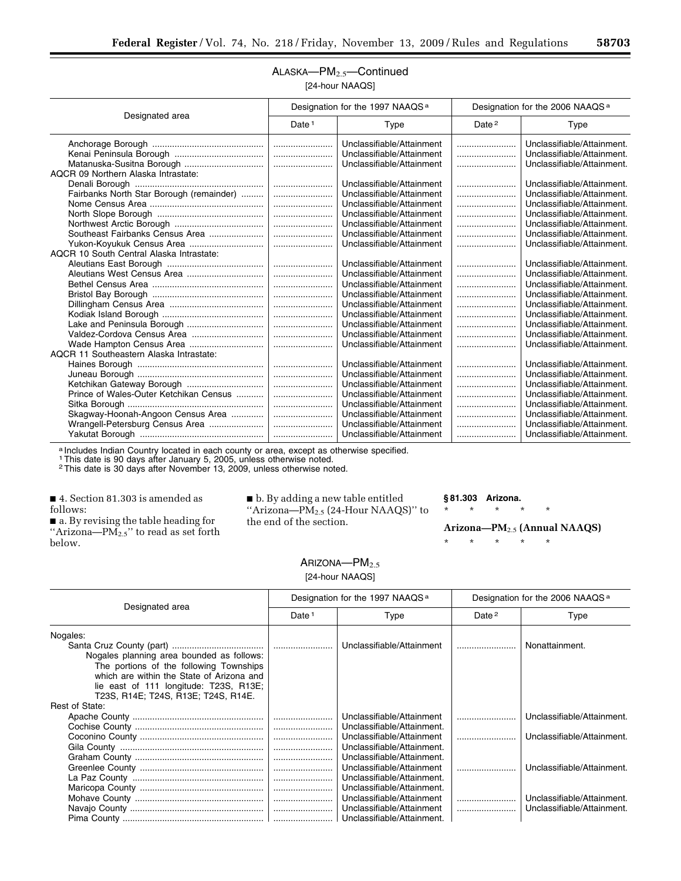## ALASKA—$PM_{2.5}$—Continued

[24-hour NAAQS]

| Designated area | Designation for the 1997 NAAQS [a] | | Designation for the 2006 NAAQS [a] | |
|---|---|---|---|---|
| | Date [1] | Type | Date [2] | Type |
| Anchorage Borough | | Unclassifiable/Attainment | | Unclassifiable/Attainment. |
| Kenai Peninsula Borough | | Unclassifiable/Attainment | | Unclassifiable/Attainment. |
| Matanuska-Susitna Borough | | Unclassifiable/Attainment | | Unclassifiable/Attainment. |
| AQCR 09 Northern Alaska Intrastate: | | | | |
| Denali Borough | | Unclassifiable/Attainment | | Unclassifiable/Attainment. |
| Fairbanks North Star Borough (remainder) | | Unclassifiable/Attainment | | Unclassifiable/Attainment. |
| Nome Census Area | | Unclassifiable/Attainment | | Unclassifiable/Attainment. |
| North Slope Borough | | Unclassifiable/Attainment | | Unclassifiable/Attainment. |
| Northwest Arctic Borough | | Unclassifiable/Attainment | | Unclassifiable/Attainment. |
| Southeast Fairbanks Census Area | | Unclassifiable/Attainment | | Unclassifiable/Attainment. |
| Yukon-Koyukuk Census Area | | Unclassifiable/Attainment | | Unclassifiable/Attainment. |
| AQCR 10 South Central Alaska Intrastate: | | | | |
| Aleutians East Borough | | Unclassifiable/Attainment | | Unclassifiable/Attainment. |
| Aleutians West Census Area | | Unclassifiable/Attainment | | Unclassifiable/Attainment. |
| Bethel Census Area | | Unclassifiable/Attainment | | Unclassifiable/Attainment. |
| Bristol Bay Borough | | Unclassifiable/Attainment | | Unclassifiable/Attainment. |
| Dillingham Census Area | | Unclassifiable/Attainment | | Unclassifiable/Attainment. |
| Kodiak Island Borough | | Unclassifiable/Attainment | | Unclassifiable/Attainment. |
| Lake and Peninsula Borough | | Unclassifiable/Attainment | | Unclassifiable/Attainment. |
| Valdez-Cordova Census Area | | Unclassifiable/Attainment | | Unclassifiable/Attainment. |
| Wade Hampton Census Area | | Unclassifiable/Attainment | | Unclassifiable/Attainment. |
| AQCR 11 Southeastern Alaska Intrastate: | | | | |
| Haines Borough | | Unclassifiable/Attainment | | Unclassifiable/Attainment. |
| Juneau Borough | | Unclassifiable/Attainment | | Unclassifiable/Attainment. |
| Ketchikan Gateway Borough | | Unclassifiable/Attainment | | Unclassifiable/Attainment. |
| Prince of Wales-Outer Ketchikan Census | | Unclassifiable/Attainment | | Unclassifiable/Attainment. |
| Sitka Borough | | Unclassifiable/Attainment | | Unclassifiable/Attainment. |
| Skagway-Hoonah-Angoon Census Area | | Unclassifiable/Attainment | | Unclassifiable/Attainment. |
| Wrangell-Petersburg Census Area | | Unclassifiable/Attainment | | Unclassifiable/Attainment. |
| Yakutat Borough | | Unclassifiable/Attainment | | Unclassifiable/Attainment. |

[a] Includes Indian Country located in each county or area, except as otherwise specified.
[1] This date is 90 days after January 5, 2005, unless otherwise noted.
[2] This date is 30 days after November 13, 2009, unless otherwise noted.

■ 4. Section 81.303 is amended as follows:

■ a. By revising the table heading for "Arizona—$PM_{2.5}$" to read as set forth below.

■ b. By adding a new table entitled "Arizona—$PM_{2.5}$ (24-Hour NAAQS)" to the end of the section.

**§ 81.303 Arizona.**

\* \* \* \* \*

**Arizona—$PM_{2.5}$ (Annual NAAQS)**

\* \* \* \* \*

## ARIZONA—$PM_{2.5}$

[24-hour NAAQS]

| Designated area | Designation for the 1997 NAAQS [a] | | Designation for the 2006 NAAQS [a] | |
|---|---|---|---|---|
| | Date [1] | Type | Date [2] | Type |
| Nogales: | | | | |
| Santa Cruz County (part) Nogales planning area bounded as follows: The portions of the following Townships which are within the State of Arizona and lie east of 111 longitude: T23S, R13E; T23S, R14E; T24S, R13E; T24S, R14E. | | Unclassifiable/Attainment | | Nonattainment. |
| Rest of State: | | | | |
| Apache County | | Unclassifiable/Attainment | | Unclassifiable/Attainment. |
| Cochise County | | Unclassifiable/Attainment. | | |
| Coconino County | | Unclassifiable/Attainment | | Unclassifiable/Attainment. |
| Gila County | | Unclassifiable/Attainment. | | |
| Graham County | | Unclassifiable/Attainment. | | |
| Greenlee County | | Unclassifiable/Attainment | | Unclassifiable/Attainment. |
| La Paz County | | Unclassifiable/Attainment. | | |
| Maricopa County | | Unclassifiable/Attainment. | | |
| Mohave County | | Unclassifiable/Attainment | | Unclassifiable/Attainment. |
| Navajo County | | Unclassifiable/Attainment | | Unclassifiable/Attainment. |
| Pima County | | Unclassifiable/Attainment. | | |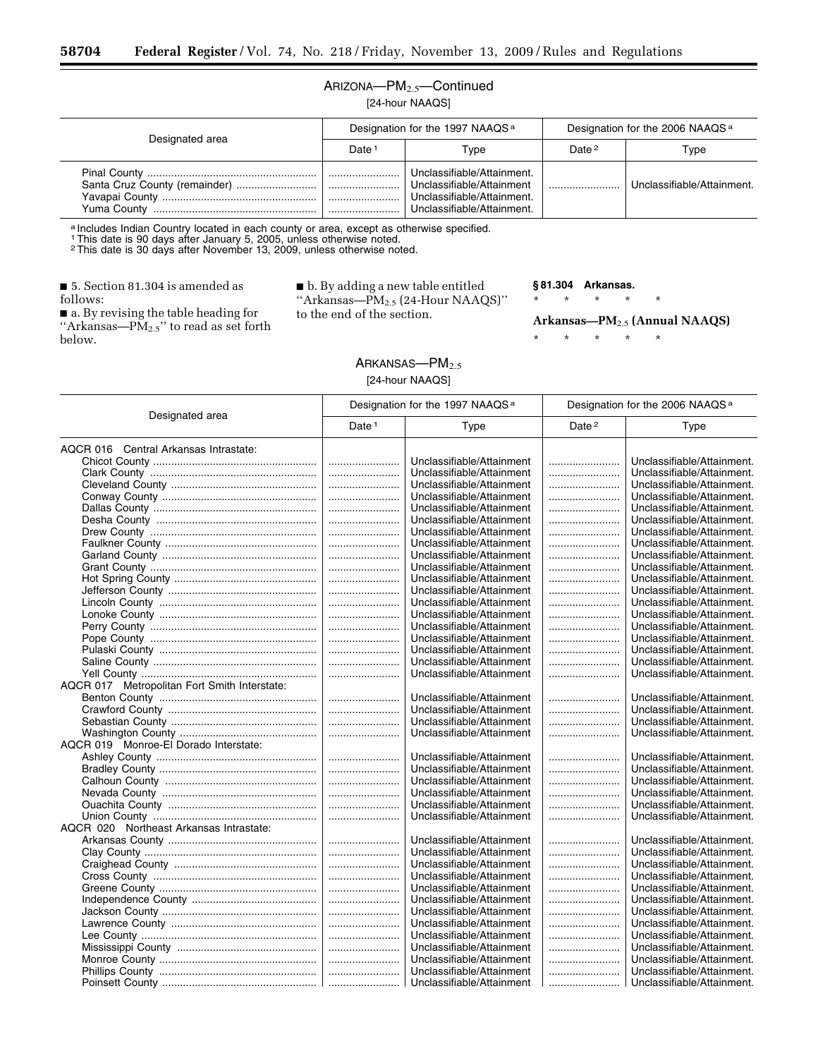## ARIZONA—$PM_{2.5}$—Continued

[24-hour NAAQS]

| Designated area | Designation for the 1997 NAAQS [a] | | Designation for the 2006 NAAQS [a] | |
|---|---|---|---|---|
| | Date [1] | Type | Date [2] | Type |
| Pinal County | ........................ | Unclassifiable/Attainment. | | |
| Santa Cruz County (remainder) | ........................ | Unclassifiable/Attainment | ........................ | Unclassifiable/Attainment. |
| Yavapai County | ........................ | Unclassifiable/Attainment. | | |
| Yuma County | ........................ | Unclassifiable/Attainment. | | |

[a] Includes Indian Country located in each county or area, except as otherwise specified.
[1] This date is 90 days after January 5, 2005, unless otherwise noted.
[2] This date is 30 days after November 13, 2009, unless otherwise noted.

■ 5. Section 81.304 is amended as follows:

■ a. By revising the table heading for "Arkansas—$PM_{2.5}$" to read as set forth below.

■ b. By adding a new table entitled "Arkansas—$PM_{2.5}$ (24-Hour NAAQS)" to the end of the section.

### § 81.304 Arkansas.

\* \* \* \* \*

**Arkansas—$PM_{2.5}$ (Annual NAAQS)**

\* \* \* \* \*

## ARKANSAS—$PM_{2.5}$

[24-hour NAAQS]

| Designated area | Designation for the 1997 NAAQS [a] | | Designation for the 2006 NAAQS [a] | |
|---|---|---|---|---|
| | Date [1] | Type | Date [2] | Type |
| AQCR 016 Central Arkansas Intrastate: | | | | |
| Chicot County | ........................ | Unclassifiable/Attainment | ........................ | Unclassifiable/Attainment. |
| Clark County | ........................ | Unclassifiable/Attainment | ........................ | Unclassifiable/Attainment. |
| Cleveland County | ........................ | Unclassifiable/Attainment | ........................ | Unclassifiable/Attainment. |
| Conway County | ........................ | Unclassifiable/Attainment | ........................ | Unclassifiable/Attainment. |
| Dallas County | ........................ | Unclassifiable/Attainment | ........................ | Unclassifiable/Attainment. |
| Desha County | ........................ | Unclassifiable/Attainment | ........................ | Unclassifiable/Attainment. |
| Drew County | ........................ | Unclassifiable/Attainment | ........................ | Unclassifiable/Attainment. |
| Faulkner County | ........................ | Unclassifiable/Attainment | ........................ | Unclassifiable/Attainment. |
| Garland County | ........................ | Unclassifiable/Attainment | ........................ | Unclassifiable/Attainment. |
| Grant County | ........................ | Unclassifiable/Attainment | ........................ | Unclassifiable/Attainment. |
| Hot Spring County | ........................ | Unclassifiable/Attainment | ........................ | Unclassifiable/Attainment. |
| Jefferson County | ........................ | Unclassifiable/Attainment | ........................ | Unclassifiable/Attainment. |
| Lincoln County | ........................ | Unclassifiable/Attainment | ........................ | Unclassifiable/Attainment. |
| Lonoke County | ........................ | Unclassifiable/Attainment | ........................ | Unclassifiable/Attainment. |
| Perry County | ........................ | Unclassifiable/Attainment | ........................ | Unclassifiable/Attainment. |
| Pope County | ........................ | Unclassifiable/Attainment | ........................ | Unclassifiable/Attainment. |
| Pulaski County | ........................ | Unclassifiable/Attainment | ........................ | Unclassifiable/Attainment. |
| Saline County | ........................ | Unclassifiable/Attainment | ........................ | Unclassifiable/Attainment. |
| Yell County | ........................ | Unclassifiable/Attainment | ........................ | Unclassifiable/Attainment. |
| AQCR 017 Metropolitan Fort Smith Interstate: | | | | |
| Benton County | ........................ | Unclassifiable/Attainment | ........................ | Unclassifiable/Attainment. |
| Crawford County | ........................ | Unclassifiable/Attainment | ........................ | Unclassifiable/Attainment. |
| Sebastian County | ........................ | Unclassifiable/Attainment | ........................ | Unclassifiable/Attainment. |
| Washington County | ........................ | Unclassifiable/Attainment | ........................ | Unclassifiable/Attainment. |
| AQCR 019 Monroe-El Dorado Interstate: | | | | |
| Ashley County | ........................ | Unclassifiable/Attainment | ........................ | Unclassifiable/Attainment. |
| Bradley County | ........................ | Unclassifiable/Attainment | ........................ | Unclassifiable/Attainment. |
| Calhoun County | ........................ | Unclassifiable/Attainment | ........................ | Unclassifiable/Attainment. |
| Nevada County | ........................ | Unclassifiable/Attainment | ........................ | Unclassifiable/Attainment. |
| Ouachita County | ........................ | Unclassifiable/Attainment | ........................ | Unclassifiable/Attainment. |
| Union County | ........................ | Unclassifiable/Attainment | ........................ | Unclassifiable/Attainment. |
| AQCR 020 Northeast Arkansas Intrastate: | | | | |
| Arkansas County | ........................ | Unclassifiable/Attainment | ........................ | Unclassifiable/Attainment. |
| Clay County | ........................ | Unclassifiable/Attainment | ........................ | Unclassifiable/Attainment. |
| Craighead County | ........................ | Unclassifiable/Attainment | ........................ | Unclassifiable/Attainment. |
| Cross County | ........................ | Unclassifiable/Attainment | ........................ | Unclassifiable/Attainment. |
| Greene County | ........................ | Unclassifiable/Attainment | ........................ | Unclassifiable/Attainment. |
| Independence County | ........................ | Unclassifiable/Attainment | ........................ | Unclassifiable/Attainment. |
| Jackson County | ........................ | Unclassifiable/Attainment | ........................ | Unclassifiable/Attainment. |
| Lawrence County | ........................ | Unclassifiable/Attainment | ........................ | Unclassifiable/Attainment. |
| Lee County | ........................ | Unclassifiable/Attainment | ........................ | Unclassifiable/Attainment. |
| Mississippi County | ........................ | Unclassifiable/Attainment | ........................ | Unclassifiable/Attainment. |
| Monroe County | ........................ | Unclassifiable/Attainment | ........................ | Unclassifiable/Attainment. |
| Phillips County | ........................ | Unclassifiable/Attainment | ........................ | Unclassifiable/Attainment. |
| Poinsett County | ........................ | Unclassifiable/Attainment | ........................ | Unclassifiable/Attainment. |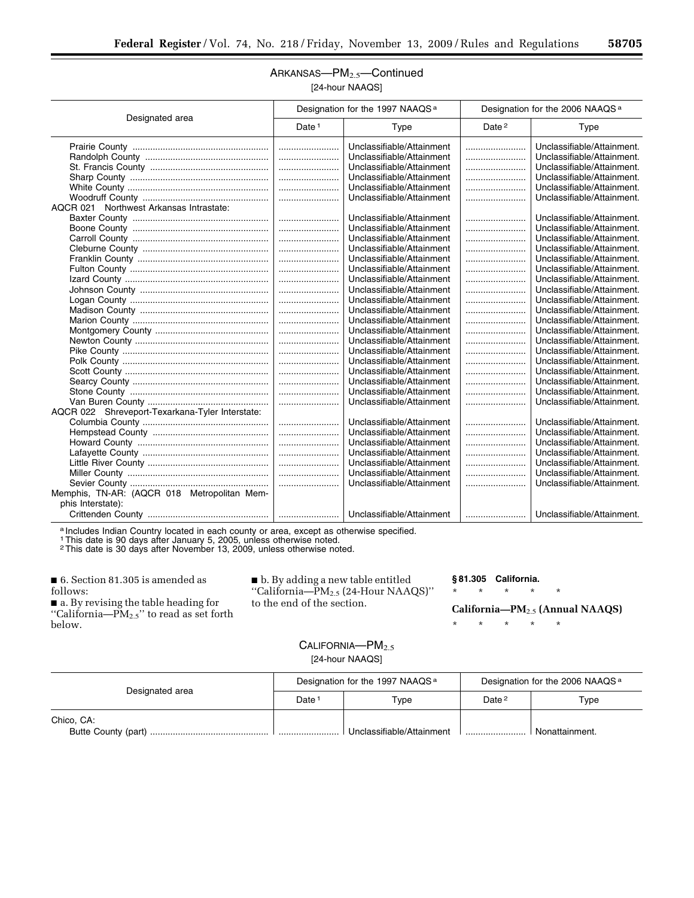ARKANSAS—$PM_{2.5}$—Continued

[24-hour NAAQS]

| Designated area | Designation for the 1997 NAAQS [a] | | Designation for the 2006 NAAQS [a] | |
|---|---|---|---|---|
| | Date [1] | Type | Date [2] | Type |
| Prairie County | | Unclassifiable/Attainment | | Unclassifiable/Attainment. |
| Randolph County | | Unclassifiable/Attainment | | Unclassifiable/Attainment. |
| St. Francis County | | Unclassifiable/Attainment | | Unclassifiable/Attainment. |
| Sharp County | | Unclassifiable/Attainment | | Unclassifiable/Attainment. |
| White County | | Unclassifiable/Attainment | | Unclassifiable/Attainment. |
| Woodruff County | | Unclassifiable/Attainment | | Unclassifiable/Attainment. |
| AQCR 021 Northwest Arkansas Intrastate: | | | | |
| Baxter County | | Unclassifiable/Attainment | | Unclassifiable/Attainment. |
| Boone County | | Unclassifiable/Attainment | | Unclassifiable/Attainment. |
| Carroll County | | Unclassifiable/Attainment | | Unclassifiable/Attainment. |
| Cleburne County | | Unclassifiable/Attainment | | Unclassifiable/Attainment. |
| Franklin County | | Unclassifiable/Attainment | | Unclassifiable/Attainment. |
| Fulton County | | Unclassifiable/Attainment | | Unclassifiable/Attainment. |
| Izard County | | Unclassifiable/Attainment | | Unclassifiable/Attainment. |
| Johnson County | | Unclassifiable/Attainment | | Unclassifiable/Attainment. |
| Logan County | | Unclassifiable/Attainment | | Unclassifiable/Attainment. |
| Madison County | | Unclassifiable/Attainment | | Unclassifiable/Attainment. |
| Marion County | | Unclassifiable/Attainment | | Unclassifiable/Attainment. |
| Montgomery County | | Unclassifiable/Attainment | | Unclassifiable/Attainment. |
| Newton County | | Unclassifiable/Attainment | | Unclassifiable/Attainment. |
| Pike County | | Unclassifiable/Attainment | | Unclassifiable/Attainment. |
| Polk County | | Unclassifiable/Attainment | | Unclassifiable/Attainment. |
| Scott County | | Unclassifiable/Attainment | | Unclassifiable/Attainment. |
| Searcy County | | Unclassifiable/Attainment | | Unclassifiable/Attainment. |
| Stone County | | Unclassifiable/Attainment | | Unclassifiable/Attainment. |
| Van Buren County | | Unclassifiable/Attainment | | Unclassifiable/Attainment. |
| AQCR 022 Shreveport-Texarkana-Tyler Interstate: | | | | |
| Columbia County | | Unclassifiable/Attainment | | Unclassifiable/Attainment. |
| Hempstead County | | Unclassifiable/Attainment | | Unclassifiable/Attainment. |
| Howard County | | Unclassifiable/Attainment | | Unclassifiable/Attainment. |
| Lafayette County | | Unclassifiable/Attainment | | Unclassifiable/Attainment. |
| Little River County | | Unclassifiable/Attainment | | Unclassifiable/Attainment. |
| Miller County | | Unclassifiable/Attainment | | Unclassifiable/Attainment. |
| Sevier County | | Unclassifiable/Attainment | | Unclassifiable/Attainment. |
| Memphis, TN-AR: (AQCR 018 Metropolitan Memphis Interstate): | | | | |
| Crittenden County | | Unclassifiable/Attainment | | Unclassifiable/Attainment. |

[a] Includes Indian Country located in each county or area, except as otherwise specified.
[1] This date is 90 days after January 5, 2005, unless otherwise noted.
[2] This date is 30 days after November 13, 2009, unless otherwise noted.

■ 6. Section 81.305 is amended as follows:

■ a. By revising the table heading for ''California—$PM_{2.5}$'' to read as set forth below.

■ b. By adding a new table entitled ''California—$PM_{2.5}$ (24-Hour NAAQS)'' to the end of the section.

**§ 81.305 California.**

\* \* \* \* \*

**California—$PM_{2.5}$ (Annual NAAQS)**

\* \* \* \* \*

CALIFORNIA—$PM_{2.5}$

[24-hour NAAQS]

| Designated area | Designation for the 1997 NAAQS [a] | | Designation for the 2006 NAAQS [a] | |
|---|---|---|---|---|
| | Date [1] | Type | Date [2] | Type |
| Chico, CA: | | | | |
| Butte County (part) | | Unclassifiable/Attainment | | Nonattainment. |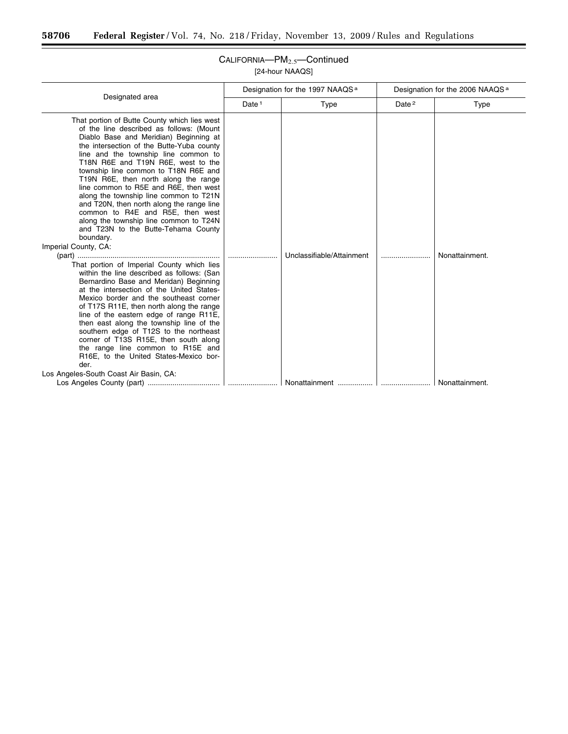CALIFORNIA—$PM_{2.5}$—Continued

[24-hour NAAQS]

| Designated area | Designation for the 1997 NAAQS [a] | | Designation for the 2006 NAAQS [a] | |
|---|---|---|---|---|
| | Date [1] | Type | Date [2] | Type |
| That portion of Butte County which lies west of the line described as follows: (Mount Diablo Base and Meridian) Beginning at the intersection of the Butte-Yuba county line and the township line common to T18N R6E and T19N R6E, west to the township line common to T18N R6E and T19N R6E, then north along the range line common to R5E and R6E, then west along the township line common to T21N and T20N, then north along the range line common to R4E and R5E, then west along the township line common to T24N and T23N to the Butte-Tehama County boundary. | | | | |
| Imperial County, CA: | | | | |
| (part) | ........................ | Unclassifiable/Attainment | ........................ | Nonattainment. |
| That portion of Imperial County which lies within the line described as follows: (San Bernardino Base and Meridan) Beginning at the intersection of the United States-Mexico border and the southeast corner of T17S R11E, then north along the range line of the eastern edge of range R11E, then east along the township line of the southern edge of T12S to the northeast corner of T13S R15E, then south along the range line common to R15E and R16E, to the United States-Mexico border. | | | | |
| Los Angeles-South Coast Air Basin, CA: | | | | |
| Los Angeles County (part) | ........................ | Nonattainment | ........................ | Nonattainment. |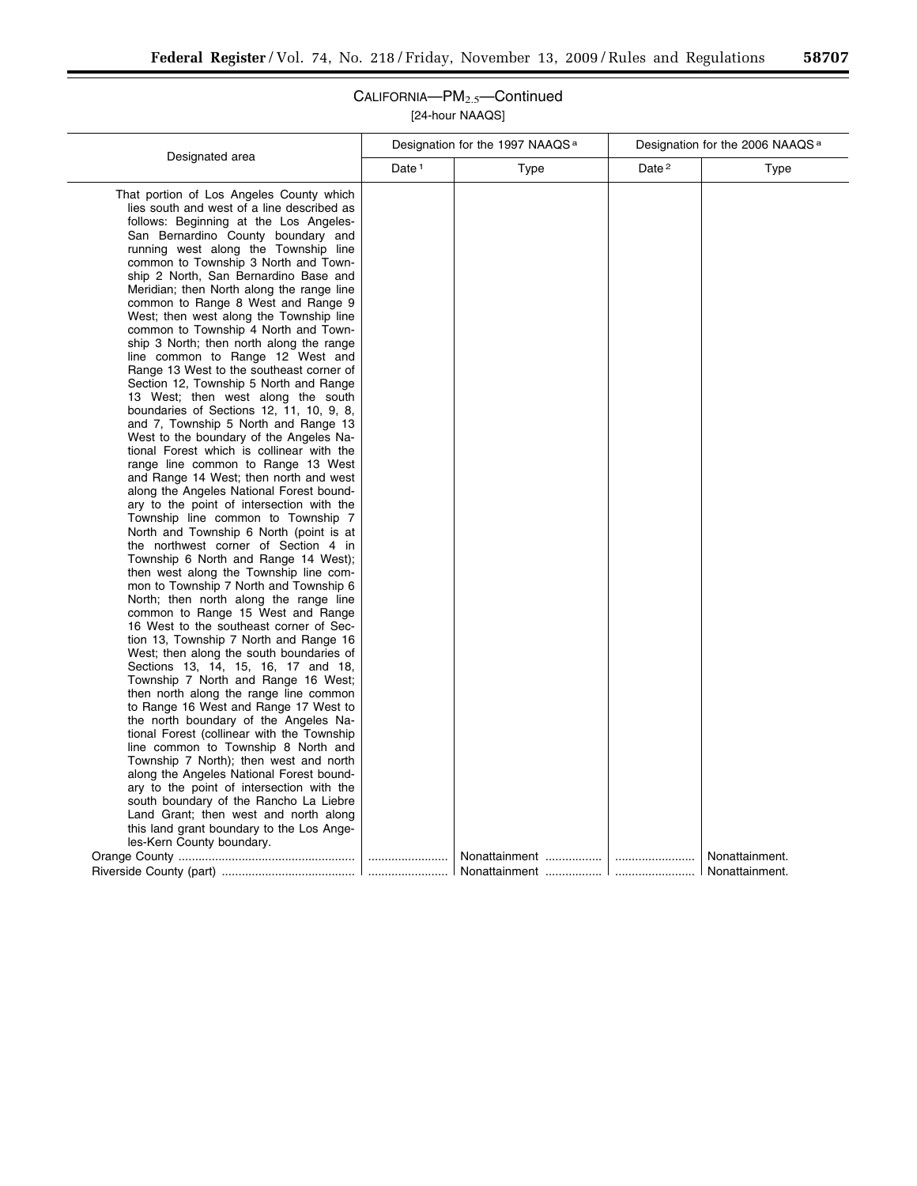CALIFORNIA—$PM_{2.5}$—Continued

[24-hour NAAQS]

| Designated area | Designation for the 1997 NAAQS [a] | | Designation for the 2006 NAAQS [a] | |
|---|---|---|---|---|
| | Date [1] | Type | Date [2] | Type |
| That portion of Los Angeles County which lies south and west of a line described as follows: Beginning at the Los Angeles-San Bernardino County boundary and running west along the Township line common to Township 3 North and Township 2 North, San Bernardino Base and Meridian; then North along the range line common to Range 8 West and Range 9 West; then west along the Township line common to Township 4 North and Township 3 North; then north along the range line common to Range 12 West and Range 13 West to the southeast corner of Section 12, Township 5 North and Range 13 West; then west along the south boundaries of Sections 12, 11, 10, 9, 8, and 7, Township 5 North and Range 13 West to the boundary of the Angeles National Forest which is collinear with the range line common to Range 13 West and Range 14 West; then north and west along the Angeles National Forest boundary to the point of intersection with the Township line common to Township 7 North and Township 6 North (point is at the northwest corner of Section 4 in Township 6 North and Range 14 West); then west along the Township line common to Township 7 North and Township 6 North; then north along the range line common to Range 15 West and Range 16 West to the southeast corner of Section 13, Township 7 North and Range 16 West; then along the south boundaries of Sections 13, 14, 15, 16, 17 and 18, Township 7 North and Range 16 West; then north along the range line common to Range 16 West and Range 17 West to the north boundary of the Angeles National Forest (collinear with the Township line common to Township 8 North and Township 7 North); then west and north along the Angeles National Forest boundary to the point of intersection with the south boundary of the Rancho La Liebre Land Grant; then west and north along this land grant boundary to the Los Angeles-Kern County boundary. | | | | |
| Orange County | | Nonattainment | | Nonattainment. |
| Riverside County (part) | | Nonattainment | | Nonattainment. |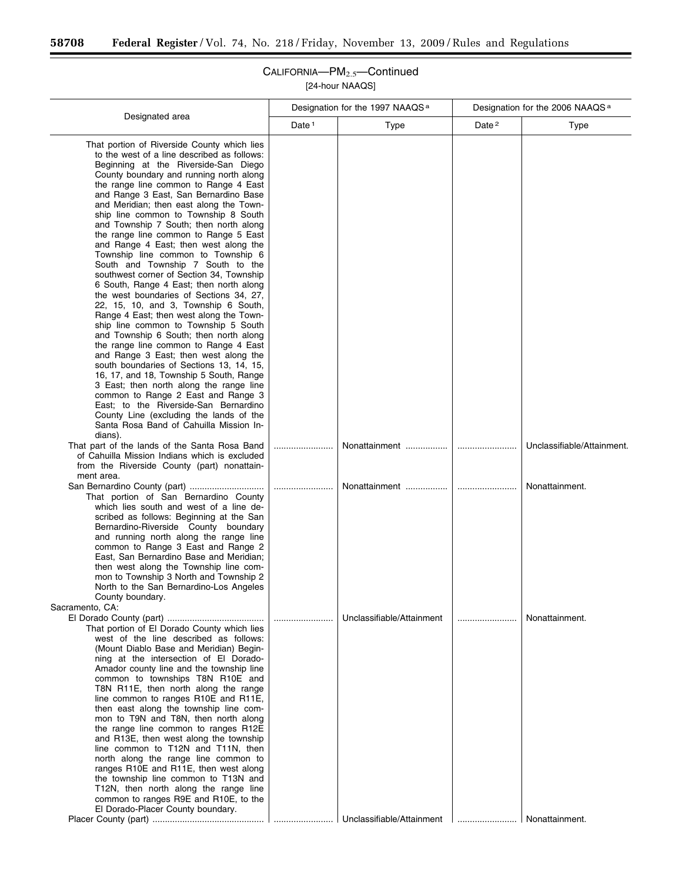## CALIFORNIA—$PM_{2.5}$—Continued

[24-hour NAAQS]

| Designated area | Designation for the 1997 NAAQS [a] | | Designation for the 2006 NAAQS [a] | |
|---|---|---|---|---|
| | Date [1] | Type | Date [2] | Type |
| That portion of Riverside County which lies to the west of a line described as follows: Beginning at the Riverside-San Diego County boundary and running north along the range line common to Range 4 East and Range 3 East, San Bernardino Base and Meridian; then east along the Township line common to Township 8 South and Township 7 South; then north along the range line common to Range 5 East and Range 4 East; then west along the Township line common to Township 6 South and Township 7 South to the southwest corner of Section 34, Township 6 South, Range 4 East; then north along the west boundaries of Sections 34, 27, 22, 15, 10, and 3, Township 6 South, Range 4 East; then west along the Township line common to Township 5 South and Township 6 South; then north along the range line common to Range 4 East and Range 3 East; then west along the south boundaries of Sections 13, 14, 15, 16, 17, and 18, Township 5 South, Range 3 East; then north along the range line common to Range 2 East and Range 3 East; to the Riverside-San Bernardino County Line (excluding the lands of the Santa Rosa Band of Cahuilla Mission Indians). | | | | |
| That part of the lands of the Santa Rosa Band of Cahuilla Mission Indians which is excluded from the Riverside County (part) nonattainment area. | ........................ | Nonattainment ................. | ........................ | Unclassifiable/Attainment. |
| San Bernardino County (part) .............................. | ........................ | Nonattainment ................. | ........................ | Nonattainment. |
| That portion of San Bernardino County which lies south and west of a line described as follows: Beginning at the San Bernardino-Riverside County boundary and running north along the range line common to Range 3 East and Range 2 East, San Bernardino Base and Meridian; then west along the Township line common to Township 3 North and Township 2 North to the San Bernardino-Los Angeles County boundary. | | | | |
| Sacramento, CA: | | | | |
| El Dorado County (part) ....................................... | ........................ | Unclassifiable/Attainment | ........................ | Nonattainment. |
| That portion of El Dorado County which lies west of the line described as follows: (Mount Diablo Base and Meridian) Beginning at the intersection of El Dorado-Amador county line and the township line common to townships T8N R10E and T8N R11E, then north along the range line common to ranges R10E and R11E, then east along the township line common to T9N and T8N, then north along the range line common to ranges R12E and R13E, then west along the township line common to T12N and T11N, then north along the range line common to ranges R10E and R11E, then west along the township line common to T13N and T12N, then north along the range line common to ranges R9E and R10E, to the El Dorado-Placer County boundary. | | | | |
| Placer County (part) ............................................ | ........................ | Unclassifiable/Attainment | ........................ | Nonattainment. |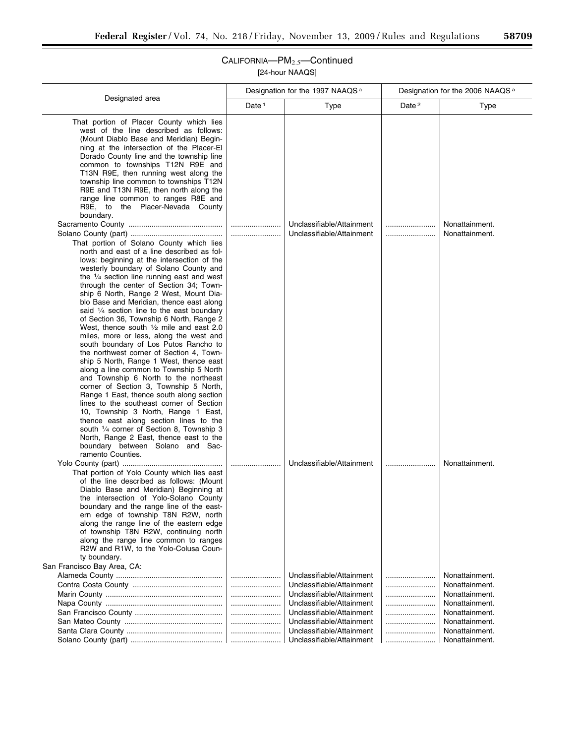## CALIFORNIA—$PM_{2.5}$—Continued

[24-hour NAAQS]

| Designated area | Designation for the 1997 NAAQS [a] | | Designation for the 2006 NAAQS [a] | |
|---|---|---|---|---|
| | Date [1] | Type | Date [2] | Type |
| That portion of Placer County which lies west of the line described as follows: (Mount Diablo Base and Meridian) Beginning at the intersection of the Placer-El Dorado County line and the township line common to townships T12N R9E and T13N R9E, then running west along the township line common to townships T12N R9E and T13N R9E, then north along the range line common to ranges R8E and R9E, to the Placer-Nevada County boundary. | | | | |
| Sacramento County | ........................ | Unclassifiable/Attainment | ........................ | Nonattainment. |
| Solano County (part) | ........................ | Unclassifiable/Attainment | ........................ | Nonattainment. |
| That portion of Solano County which lies north and east of a line described as follows: beginning at the intersection of the westerly boundary of Solano County and the ¼ section line running east and west through the center of Section 34; Township 6 North, Range 2 West, Mount Diablo Base and Meridian, thence east along said ¼ section line to the east boundary of Section 36, Township 6 North, Range 2 West, thence south ½ mile and east 2.0 miles, more or less, along the west and south boundary of Los Putos Rancho to the northwest corner of Section 4, Township 5 North, Range 1 West, thence east along a line common to Township 5 North and Township 6 North to the northeast corner of Section 3, Township 5 North, Range 1 East, thence south along section lines to the southeast corner of Section 10, Township 3 North, Range 1 East, thence east along section lines to the south ¼ corner of Section 8, Township 3 North, Range 2 East, thence east to the boundary between Solano and Sacramento Counties. | | | | |
| Yolo County (part) | ........................ | Unclassifiable/Attainment | ........................ | Nonattainment. |
| That portion of Yolo County which lies east of the line described as follows: (Mount Diablo Base and Meridian) Beginning at the intersection of Yolo-Solano County boundary and the range line of the eastern edge of township T8N R2W, north along the range line of the eastern edge of township T8N R2W, continuing north along the range line common to ranges R2W and R1W, to the Yolo-Colusa County boundary. | | | | |
| San Francisco Bay Area, CA: | | | | |
| Alameda County | ........................ | Unclassifiable/Attainment | ........................ | Nonattainment. |
| Contra Costa County | ........................ | Unclassifiable/Attainment | ........................ | Nonattainment. |
| Marin County | ........................ | Unclassifiable/Attainment | ........................ | Nonattainment. |
| Napa County | ........................ | Unclassifiable/Attainment | ........................ | Nonattainment. |
| San Francisco County | ........................ | Unclassifiable/Attainment | ........................ | Nonattainment. |
| San Mateo County | ........................ | Unclassifiable/Attainment | ........................ | Nonattainment. |
| Santa Clara County | ........................ | Unclassifiable/Attainment | ........................ | Nonattainment. |
| Solano County (part) | ........................ | Unclassifiable/Attainment | ........................ | Nonattainment. |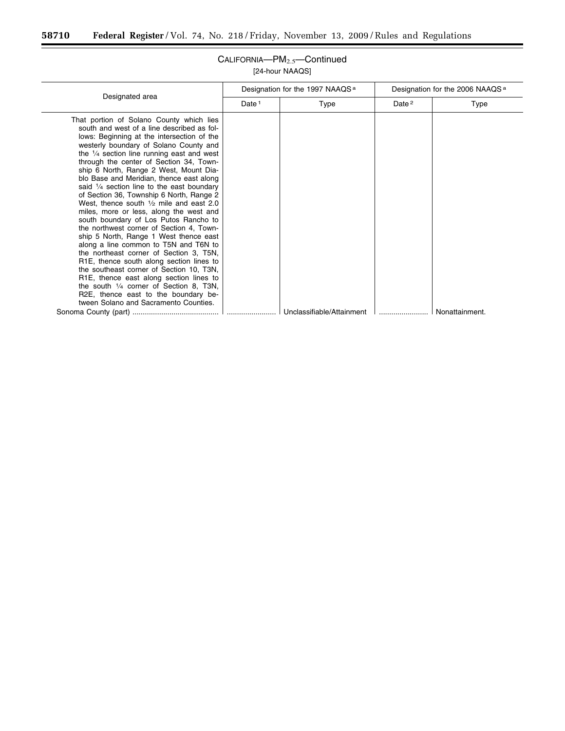CALIFORNIA—$PM_{2.5}$—Continued

[24-hour NAAQS]

| Designated area | Designation for the 1997 NAAQS [a] | | Designation for the 2006 NAAQS [a] | |
|---|---|---|---|---|
| | Date [1] | Type | Date [2] | Type |
| That portion of Solano County which lies south and west of a line described as follows: Beginning at the intersection of the westerly boundary of Solano County and the ¼ section line running east and west through the center of Section 34, Township 6 North, Range 2 West, Mount Diablo Base and Meridian, thence east along said ¼ section line to the east boundary of Section 36, Township 6 North, Range 2 West, thence south ½ mile and east 2.0 miles, more or less, along the west and south boundary of Los Putos Rancho to the northwest corner of Section 4, Township 5 North, Range 1 West thence east along a line common to T5N and T6N to the northeast corner of Section 3, T5N, R1E, thence south along section lines to the southeast corner of Section 10, T3N, R1E, thence east along section lines to the south ¼ corner of Section 8, T3N, R2E, thence east to the boundary between Solano and Sacramento Counties. | | | | |
| Sonoma County (part) | ........................ | Unclassifiable/Attainment | ........................ | Nonattainment. |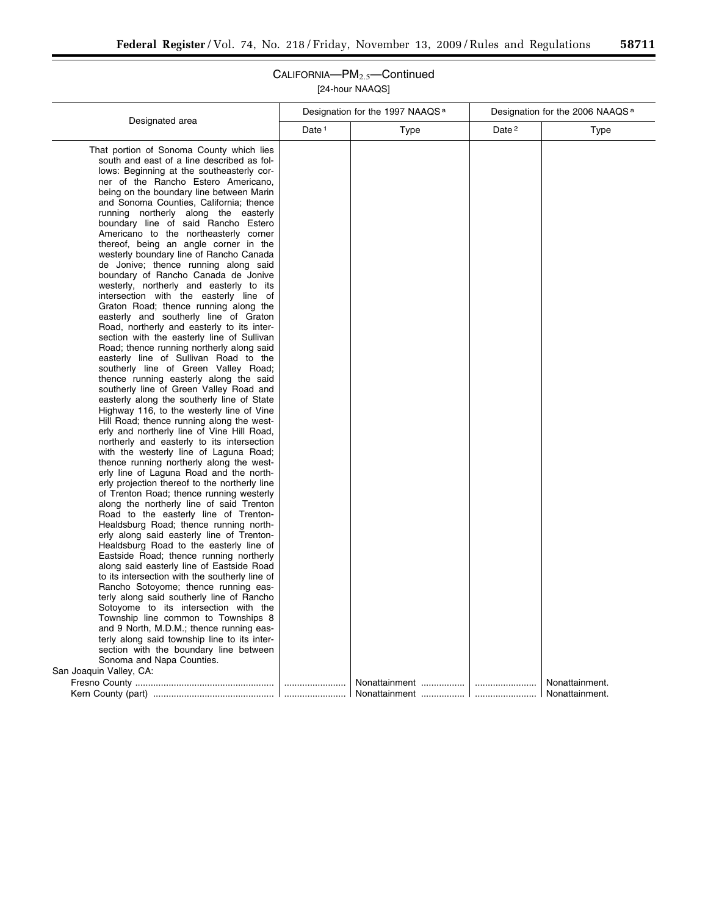CALIFORNIA—$PM_{2.5}$—Continued

[24-hour NAAQS]

| Designated area | Designation for the 1997 NAAQS [a] | | Designation for the 2006 NAAQS [a] | |
|---|---|---|---|---|
| | Date [1] | Type | Date [2] | Type |
| That portion of Sonoma County which lies south and east of a line described as follows: Beginning at the southeasterly corner of the Rancho Estero Americano, being on the boundary line between Marin and Sonoma Counties, California; thence running northerly along the easterly boundary line of said Rancho Estero Americano to the northeasterly corner thereof, being an angle corner in the westerly boundary line of Rancho Canada de Jonive; thence running along said boundary of Rancho Canada de Jonive westerly, northerly and easterly to its intersection with the easterly line of Graton Road; thence running along the easterly and southerly line of Graton Road, northerly and easterly to its intersection with the easterly line of Sullivan Road; thence running northerly along said easterly line of Sullivan Road to the southerly line of Green Valley Road; thence running easterly along the said southerly line of Green Valley Road and easterly along the southerly line of State Highway 116, to the westerly line of Vine Hill Road; thence running along the westerly and northerly line of Vine Hill Road, northerly and easterly to its intersection with the westerly line of Laguna Road; thence running northerly along the westerly line of Laguna Road and the northerly projection thereof to the northerly line of Trenton Road; thence running westerly along the northerly line of said Trenton Road to the easterly line of Trenton-Healdsburg Road; thence running northerly along said easterly line of Trenton-Healdsburg Road to the easterly line of Eastside Road; thence running northerly along said easterly line of Eastside Road to its intersection with the southerly line of Rancho Sotoyome; thence running easterly along said southerly line of Rancho Sotoyome to its intersection with the Township line common to Townships 8 and 9 North, M.D.M.; thence running easterly along said township line to its intersection with the boundary line between Sonoma and Napa Counties. | | | | |
| San Joaquin Valley, CA: | | | | |
| Fresno County | | Nonattainment | | Nonattainment. |
| Kern County (part) | | Nonattainment | | Nonattainment. |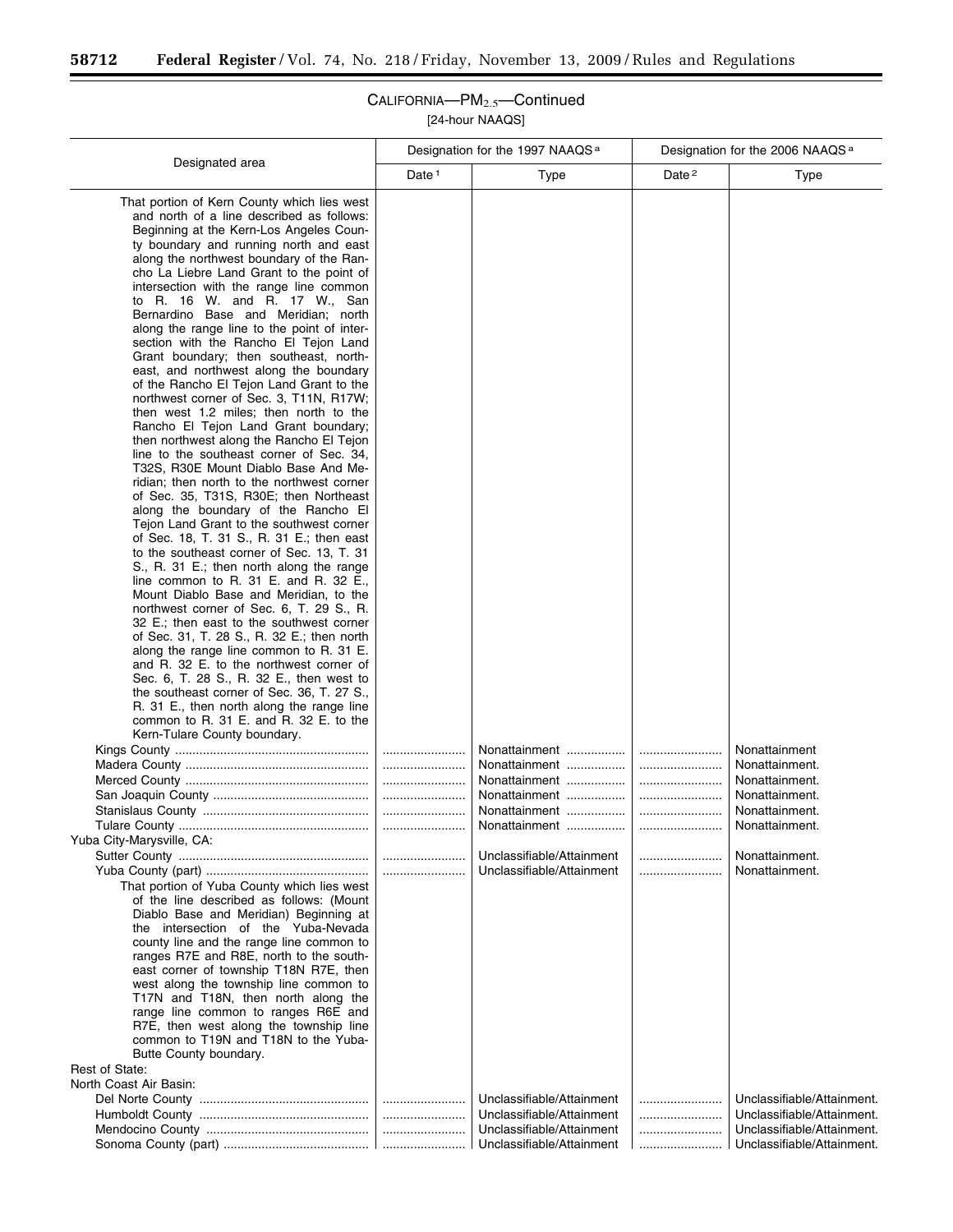## CALIFORNIA—$PM_{2.5}$—Continued

[24-hour NAAQS]

| Designated area | Designation for the 1997 NAAQS [a] | | Designation for the 2006 NAAQS [a] | |
|---|---|---|---|---|
| | Date [1] | Type | Date [2] | Type |
| That portion of Kern County which lies west and north of a line described as follows: Beginning at the Kern-Los Angeles County boundary and running north and east along the northwest boundary of the Rancho La Liebre Land Grant to the point of intersection with the range line common to R. 16 W. and R. 17 W., San Bernardino Base and Meridian; north along the range line to the point of intersection with the Rancho El Tejon Land Grant boundary; then southeast, northeast, and northwest along the boundary of the Rancho El Tejon Land Grant to the northwest corner of Sec. 3, T11N, R17W; then west 1.2 miles; then north to the Rancho El Tejon Land Grant boundary; then northwest along the Rancho El Tejon line to the southeast corner of Sec. 34, T32S, R30E Mount Diablo Base And Meridian; then north to the northwest corner of Sec. 35, T31S, R30E; then Northeast along the boundary of the Rancho El Tejon Land Grant to the southwest corner of Sec. 18, T. 31 S., R. 31 E.; then east to the southeast corner of Sec. 13, T. 31 S., R. 31 E.; then north along the range line common to R. 31 E. and R. 32 E., Mount Diablo Base and Meridian, to the northwest corner of Sec. 6, T. 29 S., R. 32 E.; then east to the southwest corner of Sec. 31, T. 28 S., R. 32 E.; then north along the range line common to R. 31 E. and R. 32 E. to the northwest corner of Sec. 6, T. 28 S., R. 32 E., then west to the southeast corner of Sec. 36, T. 27 S., R. 31 E., then north along the range line common to R. 31 E. and R. 32 E. to the Kern-Tulare County boundary. | | | | |
| Kings County | ........................ | Nonattainment | ........................ | Nonattainment |
| Madera County | ........................ | Nonattainment | ........................ | Nonattainment. |
| Merced County | ........................ | Nonattainment | ........................ | Nonattainment. |
| San Joaquin County | ........................ | Nonattainment | ........................ | Nonattainment. |
| Stanislaus County | ........................ | Nonattainment | ........................ | Nonattainment. |
| Tulare County | ........................ | Nonattainment | ........................ | Nonattainment. |
| Yuba City-Marysville, CA: | | | | |
| Sutter County | ........................ | Unclassifiable/Attainment | ........................ | Nonattainment. |
| Yuba County (part) | ........................ | Unclassifiable/Attainment | ........................ | Nonattainment. |
| That portion of Yuba County which lies west of the line described as follows: (Mount Diablo Base and Meridian) Beginning at the intersection of the Yuba-Nevada county line and the range line common to ranges R7E and R8E, north to the southeast corner of township T18N R7E, then west along the township line common to T17N and T18N, then north along the range line common to ranges R6E and R7E, then west along the township line common to T19N and T18N to the Yuba-Butte County boundary. | | | | |
| Rest of State: | | | | |
| North Coast Air Basin: | | | | |
| Del Norte County | ........................ | Unclassifiable/Attainment | ........................ | Unclassifiable/Attainment. |
| Humboldt County | ........................ | Unclassifiable/Attainment | ........................ | Unclassifiable/Attainment. |
| Mendocino County | ........................ | Unclassifiable/Attainment | ........................ | Unclassifiable/Attainment. |
| Sonoma County (part) | ........................ | Unclassifiable/Attainment | ........................ | Unclassifiable/Attainment. |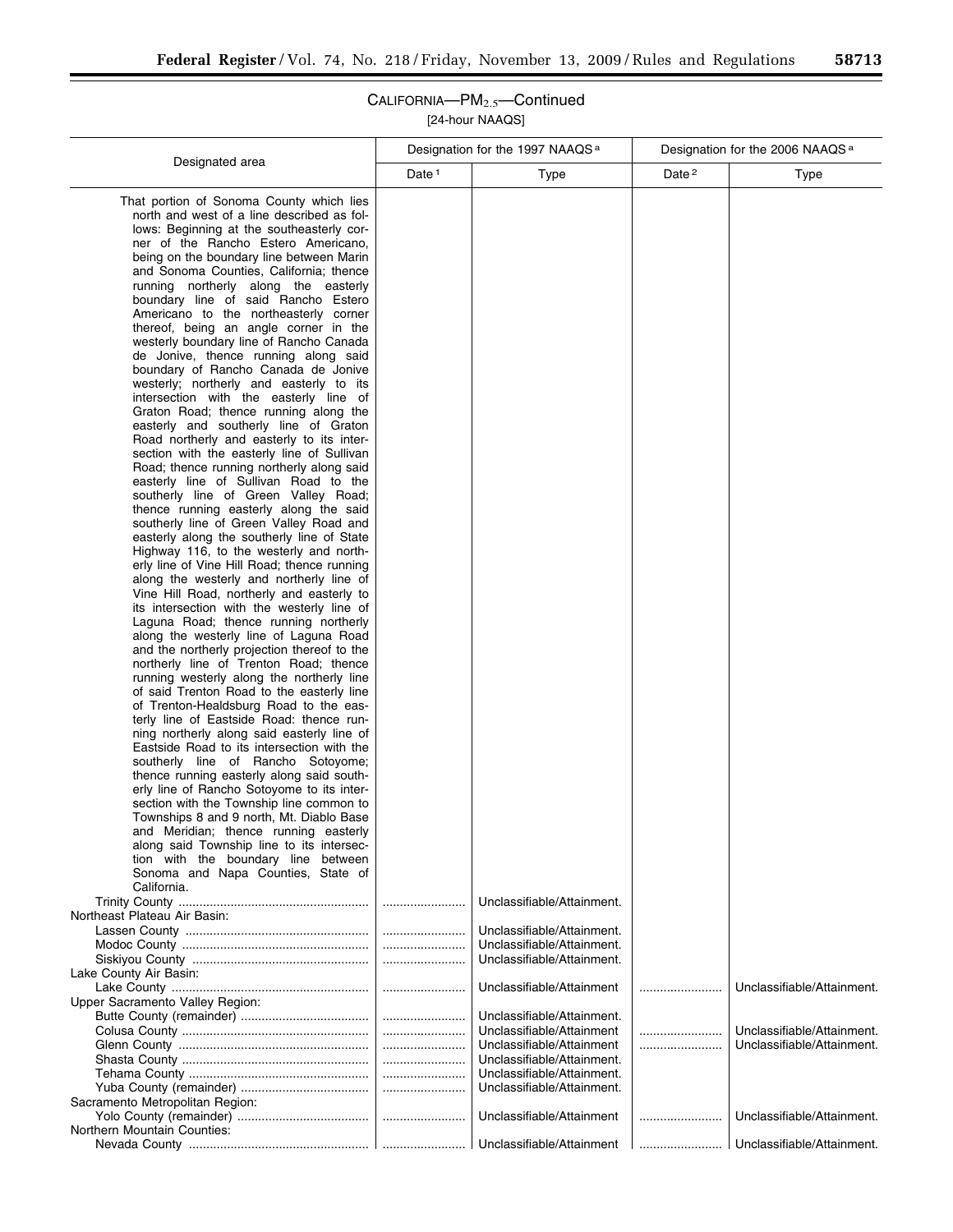## CALIFORNIA—$PM_{2.5}$—Continued

[24-hour NAAQS]

| Designated area | Designation for the 1997 NAAQS [a] | | Designation for the 2006 NAAQS [a] | |
|---|---|---|---|---|
| | Date [1] | Type | Date [2] | Type |
| That portion of Sonoma County which lies north and west of a line described as follows: Beginning at the southeasterly corner of the Rancho Estero Americano, being on the boundary line between Marin and Sonoma Counties, California; thence running northerly along the easterly boundary line of said Rancho Estero Americano to the northeasterly corner thereof, being an angle corner in the westerly boundary line of Rancho Canada de Jonive, thence running along said boundary of Rancho Canada de Jonive westerly; northerly and easterly to its intersection with the easterly line of Graton Road; thence running along the easterly and southerly line of Graton Road northerly and easterly to its intersection with the easterly line of Sullivan Road; thence running northerly along said easterly line of Sullivan Road to the southerly line of Green Valley Road; thence running easterly along the said southerly line of Green Valley Road and easterly along the southerly line of State Highway 116, to the westerly and northerly line of Vine Hill Road; thence running along the westerly and northerly line of Vine Hill Road, northerly and easterly to its intersection with the westerly line of Laguna Road; thence running northerly along the westerly line of Laguna Road and the northerly projection thereof to the northerly line of Trenton Road; thence running westerly along the northerly line of said Trenton Road to the easterly line of Trenton-Healdsburg Road to the easterly line of Eastside Road: thence running northerly along said easterly line of Eastside Road to its intersection with the southerly line of Rancho Sotoyome; thence running easterly along said southerly line of Rancho Sotoyome to its intersection with the Township line common to Townships 8 and 9 north, Mt. Diablo Base and Meridian; thence running easterly along said Township line to its intersection with the boundary line between Sonoma and Napa Counties, State of California. | | | | |
| Trinity County | ........................ | Unclassifiable/Attainment. | | |
| Northeast Plateau Air Basin: | | | | |
| Lassen County | ........................ | Unclassifiable/Attainment. | | |
| Modoc County | ........................ | Unclassifiable/Attainment. | | |
| Siskiyou County | ........................ | Unclassifiable/Attainment. | | |
| Lake County Air Basin: | | | | |
| Lake County | ........................ | Unclassifiable/Attainment | ........................ | Unclassifiable/Attainment. |
| Upper Sacramento Valley Region: | | | | |
| Butte County (remainder) | ........................ | Unclassifiable/Attainment. | | |
| Colusa County | ........................ | Unclassifiable/Attainment | ........................ | Unclassifiable/Attainment. |
| Glenn County | ........................ | Unclassifiable/Attainment | ........................ | Unclassifiable/Attainment. |
| Shasta County | ........................ | Unclassifiable/Attainment. | | |
| Tehama County | ........................ | Unclassifiable/Attainment. | | |
| Yuba County (remainder) | ........................ | Unclassifiable/Attainment. | | |
| Sacramento Metropolitan Region: | | | | |
| Yolo County (remainder) | ........................ | Unclassifiable/Attainment | ........................ | Unclassifiable/Attainment. |
| Northern Mountain Counties: | | | | |
| Nevada County | ........................ | Unclassifiable/Attainment | ........................ | Unclassifiable/Attainment. |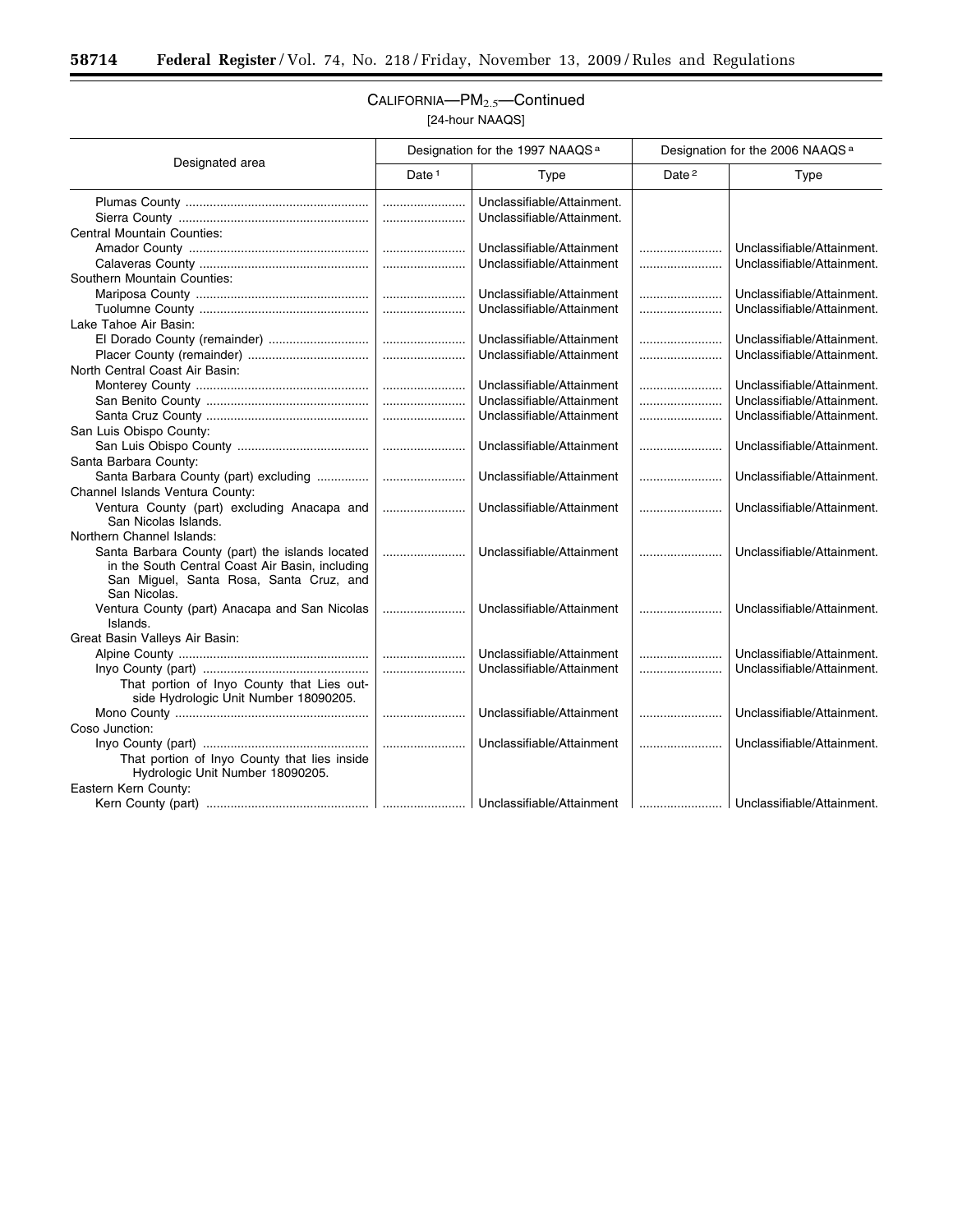## CALIFORNIA—$PM_{2.5}$—Continued

[24-hour NAAQS]

| Designated area | Designation for the 1997 NAAQS [a] | | Designation for the 2006 NAAQS [a] | |
|---|---|---|---|---|
| | Date [1] | Type | Date [2] | Type |
| Plumas County | ........................ | Unclassifiable/Attainment. | | |
| Sierra County | ........................ | Unclassifiable/Attainment. | | |
| Central Mountain Counties: | | | | |
| Amador County | ........................ | Unclassifiable/Attainment | ........................ | Unclassifiable/Attainment. |
| Calaveras County | ........................ | Unclassifiable/Attainment | ........................ | Unclassifiable/Attainment. |
| Southern Mountain Counties: | | | | |
| Mariposa County | ........................ | Unclassifiable/Attainment | ........................ | Unclassifiable/Attainment. |
| Tuolumne County | ........................ | Unclassifiable/Attainment | ........................ | Unclassifiable/Attainment. |
| Lake Tahoe Air Basin: | | | | |
| El Dorado County (remainder) | ........................ | Unclassifiable/Attainment | ........................ | Unclassifiable/Attainment. |
| Placer County (remainder) | ........................ | Unclassifiable/Attainment | ........................ | Unclassifiable/Attainment. |
| North Central Coast Air Basin: | | | | |
| Monterey County | ........................ | Unclassifiable/Attainment | ........................ | Unclassifiable/Attainment. |
| San Benito County | ........................ | Unclassifiable/Attainment | ........................ | Unclassifiable/Attainment. |
| Santa Cruz County | ........................ | Unclassifiable/Attainment | ........................ | Unclassifiable/Attainment. |
| San Luis Obispo County: | | | | |
| San Luis Obispo County | ........................ | Unclassifiable/Attainment | ........................ | Unclassifiable/Attainment. |
| Santa Barbara County: | | | | |
| Santa Barbara County (part) excluding | ........................ | Unclassifiable/Attainment | ........................ | Unclassifiable/Attainment. |
| Channel Islands Ventura County: | | | | |
| Ventura County (part) excluding Anacapa and San Nicolas Islands. | ........................ | Unclassifiable/Attainment | ........................ | Unclassifiable/Attainment. |
| Northern Channel Islands: | | | | |
| Santa Barbara County (part) the islands located in the South Central Coast Air Basin, including San Miguel, Santa Rosa, Santa Cruz, and San Nicolas. | ........................ | Unclassifiable/Attainment | ........................ | Unclassifiable/Attainment. |
| Ventura County (part) Anacapa and San Nicolas Islands. | ........................ | Unclassifiable/Attainment | ........................ | Unclassifiable/Attainment. |
| Great Basin Valleys Air Basin: | | | | |
| Alpine County | ........................ | Unclassifiable/Attainment | ........................ | Unclassifiable/Attainment. |
| Inyo County (part) | ........................ | Unclassifiable/Attainment | ........................ | Unclassifiable/Attainment. |
| That portion of Inyo County that Lies outside Hydrologic Unit Number 18090205. | | | | |
| Mono County | ........................ | Unclassifiable/Attainment | ........................ | Unclassifiable/Attainment. |
| Coso Junction: | | | | |
| Inyo County (part) | ........................ | Unclassifiable/Attainment | ........................ | Unclassifiable/Attainment. |
| That portion of Inyo County that lies inside Hydrologic Unit Number 18090205. | | | | |
| Eastern Kern County: | | | | |
| Kern County (part) | ........................ | Unclassifiable/Attainment | ........................ | Unclassifiable/Attainment. |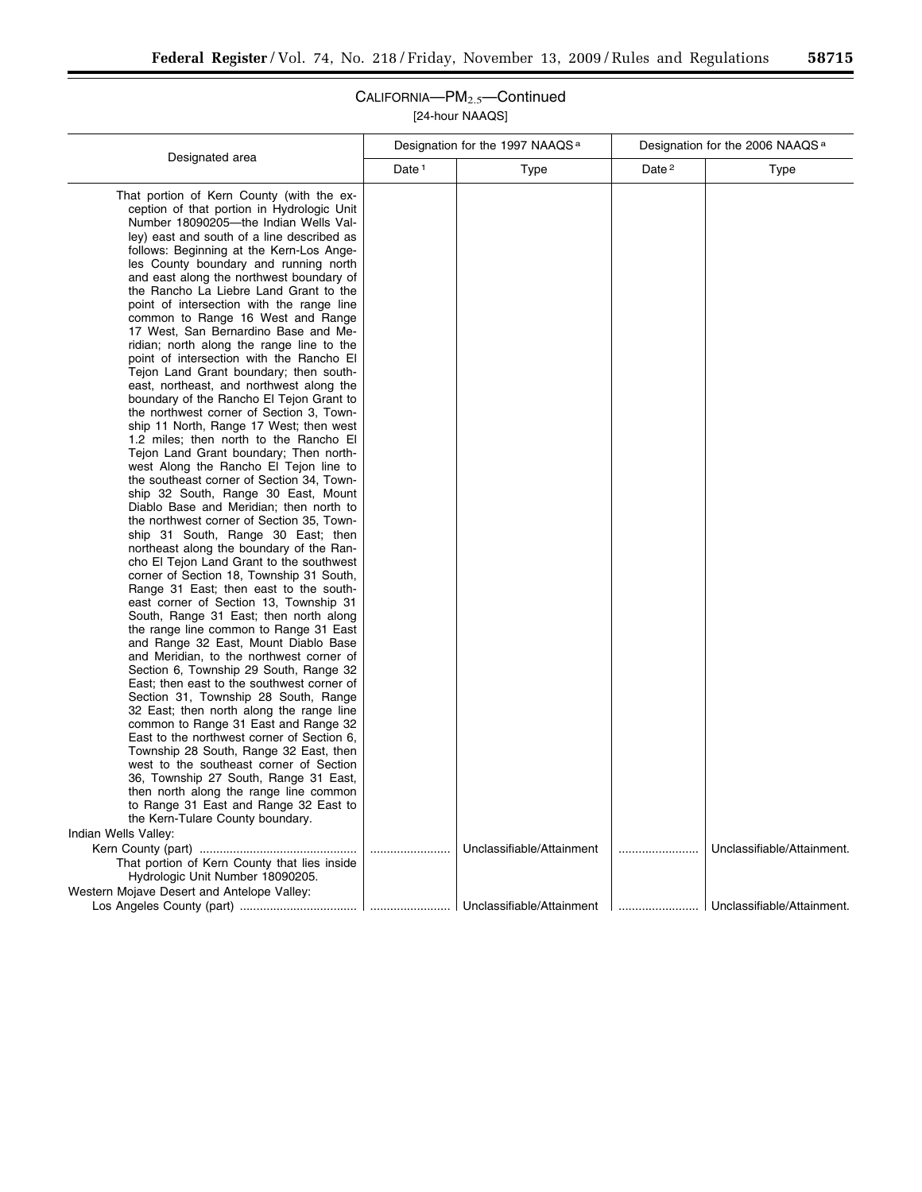## CALIFORNIA—$PM_{2.5}$—Continued

[24-hour NAAQS]

| Designated area | Designation for the 1997 NAAQS [a] | | Designation for the 2006 NAAQS [a] | |
|---|---|---|---|---|
| | Date [1] | Type | Date [2] | Type |
| That portion of Kern County (with the exception of that portion in Hydrologic Unit Number 18090205—the Indian Wells Valley) east and south of a line described as follows: Beginning at the Kern-Los Angeles County boundary and running north and east along the northwest boundary of the Rancho La Liebre Land Grant to the point of intersection with the range line common to Range 16 West and Range 17 West, San Bernardino Base and Meridian; north along the range line to the point of intersection with the Rancho El Tejon Land Grant boundary; then southeast, northeast, and northwest along the boundary of the Rancho El Tejon Grant to the northwest corner of Section 3, Township 11 North, Range 17 West; then west 1.2 miles; then north to the Rancho El Tejon Land Grant boundary; Then northwest Along the Rancho El Tejon line to the southeast corner of Section 34, Township 32 South, Range 30 East, Mount Diablo Base and Meridian; then north to the northwest corner of Section 35, Township 31 South, Range 30 East; then northeast along the boundary of the Rancho El Tejon Land Grant to the southwest corner of Section 18, Township 31 South, Range 31 East; then east to the southeast corner of Section 13, Township 31 South, Range 31 East; then north along the range line common to Range 31 East and Range 32 East, Mount Diablo Base and Meridian, to the northwest corner of Section 6, Township 29 South, Range 32 East; then east to the southwest corner of Section 31, Township 28 South, Range 32 East; then north along the range line common to Range 31 East and Range 32 East to the northwest corner of Section 6, Township 28 South, Range 32 East, then west to the southeast corner of Section 36, Township 27 South, Range 31 East, then north along the range line common to Range 31 East and Range 32 East to the Kern-Tulare County boundary. | | | | |
| Indian Wells Valley: | | | | |
| Kern County (part) | ........................ | Unclassifiable/Attainment | ........................ | Unclassifiable/Attainment. |
| That portion of Kern County that lies inside Hydrologic Unit Number 18090205. | | | | |
| Western Mojave Desert and Antelope Valley: | | | | |
| Los Angeles County (part) | ........................ | Unclassifiable/Attainment | ........................ | Unclassifiable/Attainment. |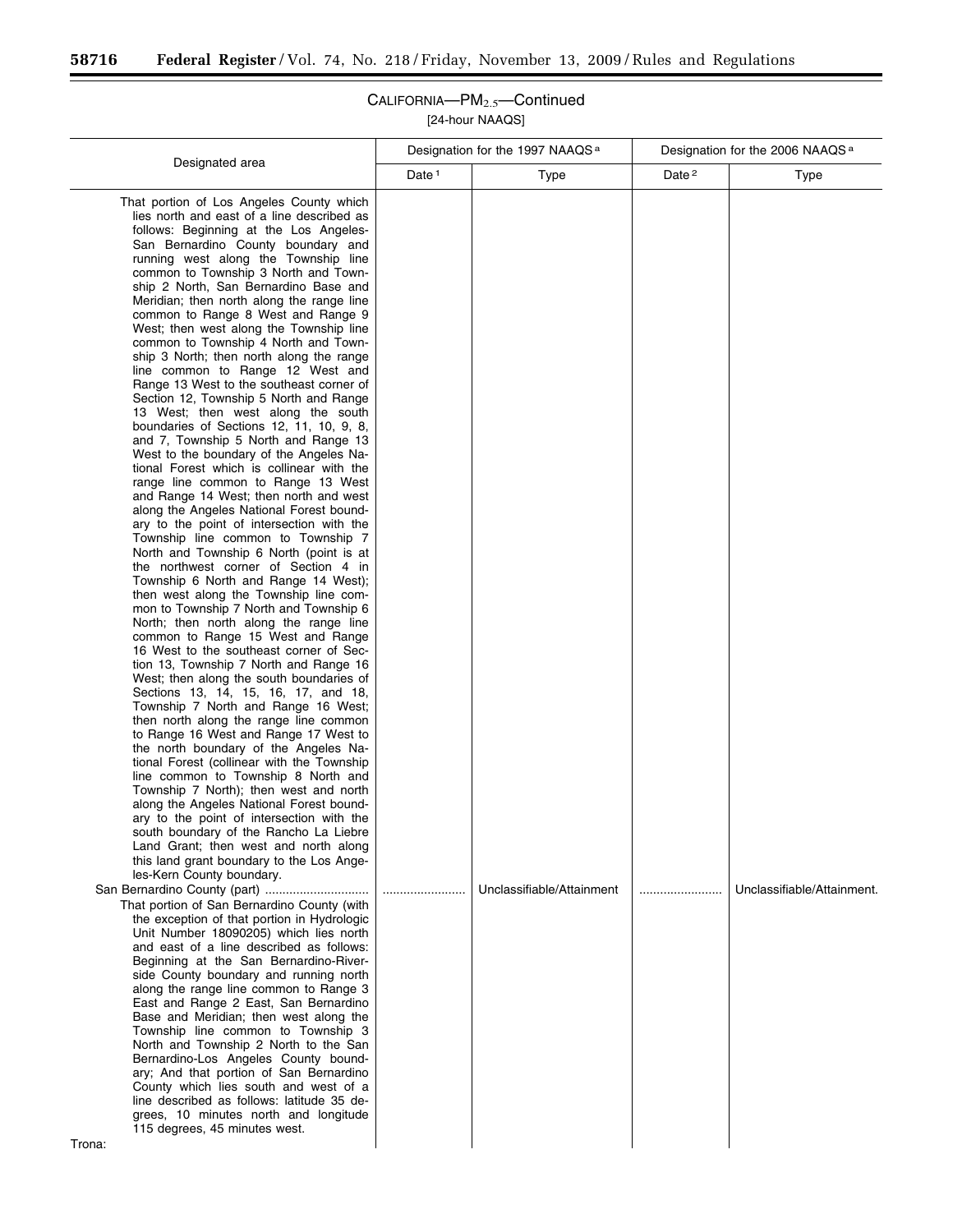## CALIFORNIA—$PM_{2.5}$—Continued

[24-hour NAAQS]

| Designated area | Designation for the 1997 NAAQS [a] | | Designation for the 2006 NAAQS [a] | |
|---|---|---|---|---|
| | Date [1] | Type | Date [2] | Type |
| That portion of Los Angeles County which lies north and east of a line described as follows: Beginning at the Los Angeles-San Bernardino County boundary and running west along the Township line common to Township 3 North and Township 2 North, San Bernardino Base and Meridian; then north along the range line common to Range 8 West and Range 9 West; then west along the Township line common to Township 4 North and Township 3 North; then north along the range line common to Range 12 West and Range 13 West to the southeast corner of Section 12, Township 5 North and Range 13 West; then west along the south boundaries of Sections 12, 11, 10, 9, 8, and 7, Township 5 North and Range 13 West to the boundary of the Angeles National Forest which is collinear with the range line common to Range 13 West and Range 14 West; then north and west along the Angeles National Forest boundary to the point of intersection with the Township line common to Township 7 North and Township 6 North (point is at the northwest corner of Section 4 in Township 6 North and Range 14 West); then west along the Township line common to Township 7 North and Township 6 North; then north along the range line common to Range 15 West and Range 16 West to the southeast corner of Section 13, Township 7 North and Range 16 West; then along the south boundaries of Sections 13, 14, 15, 16, 17, and 18, Township 7 North and Range 16 West; then north along the range line common to Range 16 West and Range 17 West to the north boundary of the Angeles National Forest (collinear with the Township line common to Township 8 North and Township 7 North); then west and north along the Angeles National Forest boundary to the point of intersection with the south boundary of the Rancho La Liebre Land Grant; then west and north along this land grant boundary to the Los Angeles-Kern County boundary. | | | | |
| San Bernardino County (part) .............................. | ........................ | Unclassifiable/Attainment | ........................ | Unclassifiable/Attainment. |
| That portion of San Bernardino County (with the exception of that portion in Hydrologic Unit Number 18090205) which lies north and east of a line described as follows: Beginning at the San Bernardino-Riverside County boundary and running north along the range line common to Range 3 East and Range 2 East, San Bernardino Base and Meridian; then west along the Township line common to Township 3 North and Township 2 North to the San Bernardino-Los Angeles County boundary; And that portion of San Bernardino County which lies south and west of a line described as follows: latitude 35 degrees, 10 minutes north and longitude 115 degrees, 45 minutes west. | | | | |
| Trona: | | | | |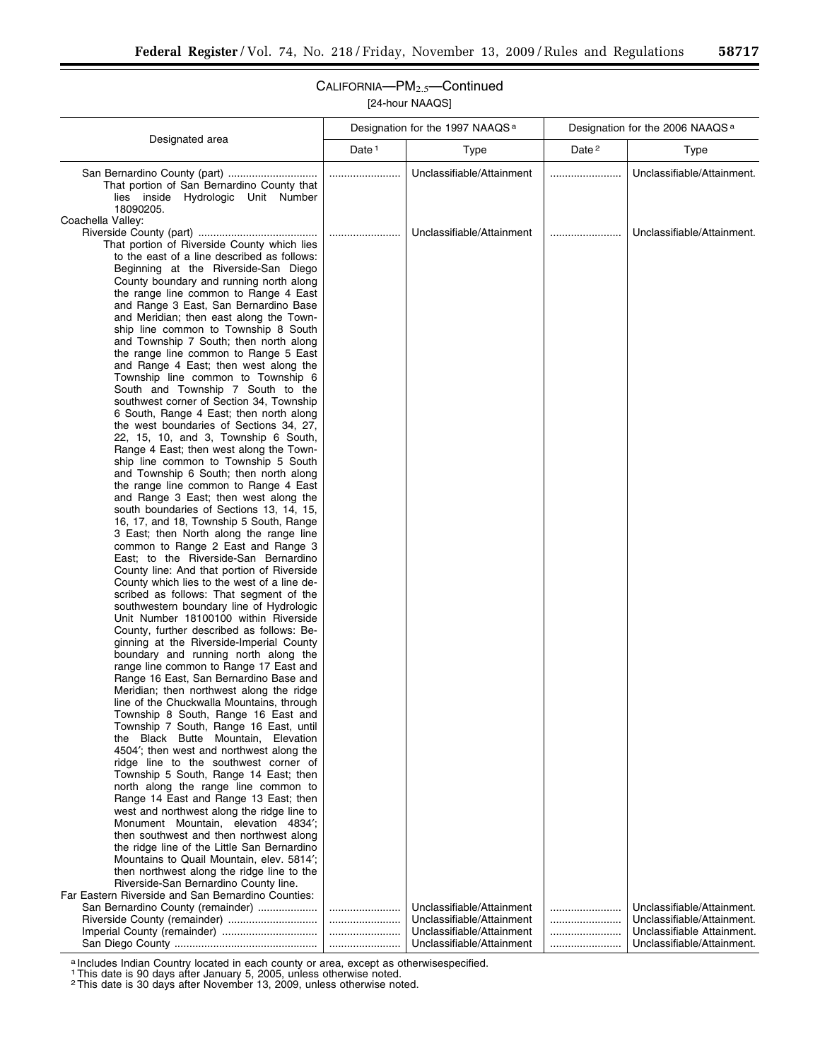CALIFORNIA—$PM_{2.5}$—Continued

[24-hour NAAQS]

| Designated area | Designation for the 1997 NAAQS [a] | | Designation for the 2006 NAAQS [a] | |
|---|---|---|---|---|
| | Date [1] | Type | Date [2] | Type |
| San Bernardino County (part) That portion of San Bernardino County that lies inside Hydrologic Unit Number 18090205. | ........................ | Unclassifiable/Attainment | ........................ | Unclassifiable/Attainment. |
| Coachella Valley: | | | | |
| Riverside County (part) That portion of Riverside County which lies to the east of a line described as follows: Beginning at the Riverside-San Diego County boundary and running north along the range line common to Range 4 East and Range 3 East, San Bernardino Base and Meridian; then east along the Township line common to Township 8 South and Township 7 South; then north along the range line common to Range 5 East and Range 4 East; then west along the Township line common to Township 6 South and Township 7 South to the southwest corner of Section 34, Township 6 South, Range 4 East; then north along the west boundaries of Sections 34, 27, 22, 15, 10, and 3, Township 6 South, Range 4 East; then west along the Township line common to Township 5 South and Township 6 South; then north along the range line common to Range 4 East and Range 3 East; then west along the south boundaries of Sections 13, 14, 15, 16, 17, and 18, Township 5 South, Range 3 East; then North along the range line common to Range 2 East and Range 3 East; to the Riverside-San Bernardino County line: And that portion of Riverside County which lies to the west of a line described as follows: That segment of the southwestern boundary line of Hydrologic Unit Number 18100100 within Riverside County, further described as follows: Beginning at the Riverside-Imperial County boundary and running north along the range line common to Range 17 East and Range 16 East, San Bernardino Base and Meridian; then northwest along the ridge line of the Chuckwalla Mountains, through Township 8 South, Range 16 East and Township 7 South, Range 16 East, until the Black Butte Mountain, Elevation 4504′; then west and northwest along the ridge line to the southwest corner of Township 5 South, Range 14 East; then north along the range line common to Range 14 East and Range 13 East; then west and northwest along the ridge line to Monument Mountain, elevation 4834′; then southwest and then northwest along the ridge line of the Little San Bernardino Mountains to Quail Mountain, elev. 5814′; then northwest along the ridge line to the Riverside-San Bernardino County line. | ........................ | Unclassifiable/Attainment | ........................ | Unclassifiable/Attainment. |
| Far Eastern Riverside and San Bernardino Counties: | | | | |
| San Bernardino County (remainder) | ........................ | Unclassifiable/Attainment | ........................ | Unclassifiable/Attainment. |
| Riverside County (remainder) | ........................ | Unclassifiable/Attainment | ........................ | Unclassifiable/Attainment. |
| Imperial County (remainder) | ........................ | Unclassifiable/Attainment | ........................ | Unclassifiable Attainment. |
| San Diego County | ........................ | Unclassifiable/Attainment | ........................ | Unclassifiable/Attainment. |

[a] Includes Indian Country located in each county or area, except as otherwisespecified.

[1] This date is 90 days after January 5, 2005, unless otherwise noted.

[2] This date is 30 days after November 13, 2009, unless otherwise noted.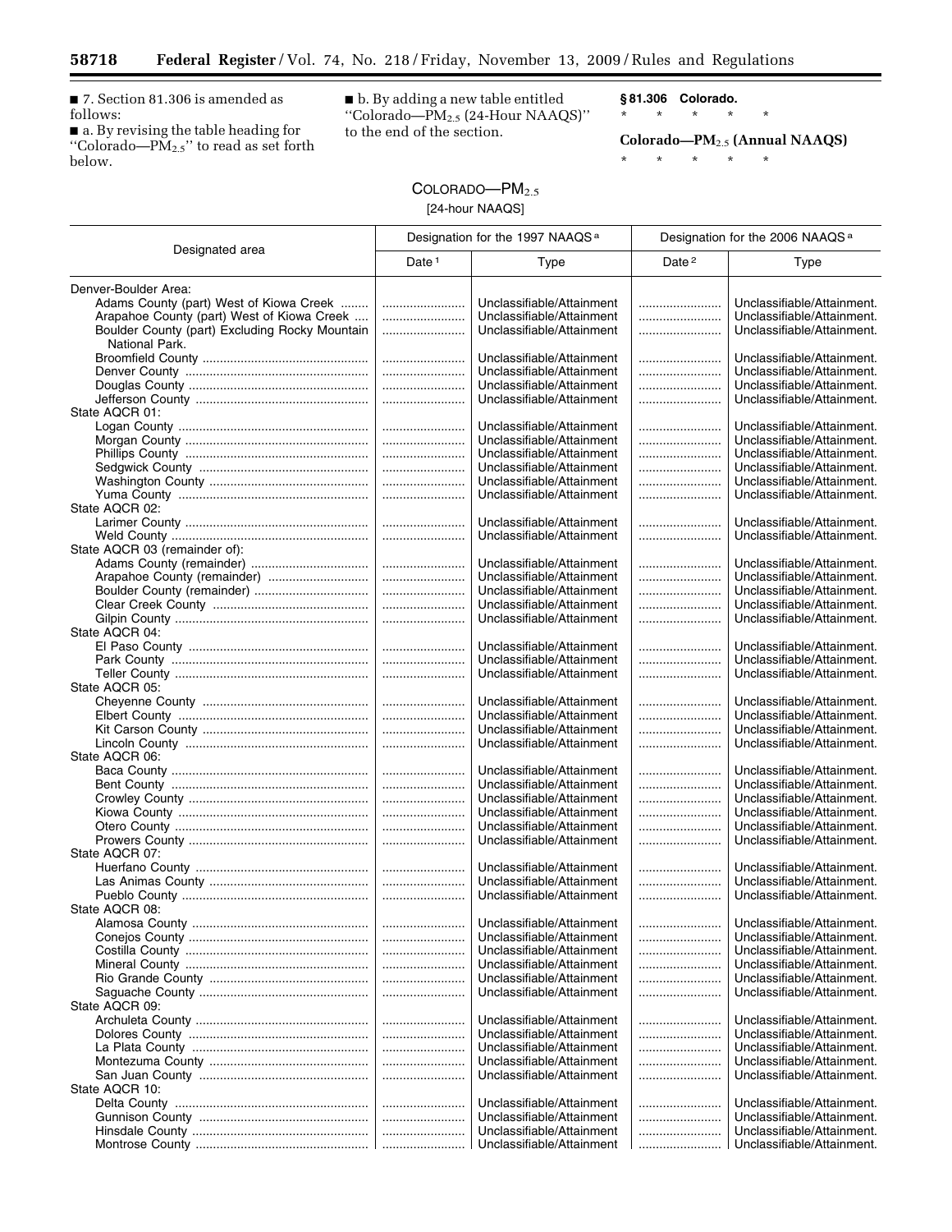■ 7. Section 81.306 is amended as follows:

■ a. By revising the table heading for "Colorado—$PM_{2.5}$" to read as set forth below.

■ b. By adding a new table entitled "Colorado—$PM_{2.5}$ (24-Hour NAAQS)" to the end of the section.

**§ 81.306 Colorado.**

\* \* \* \* \*

**Colorado—$PM_{2.5}$ (Annual NAAQS)**

\* \* \* \* \*

COLORADO—$PM_{2.5}$

[24-hour NAAQS]

| Designated area | Designation for the 1997 NAAQS [a] | | Designation for the 2006 NAAQS [a] | |
|---|---|---|---|---|
| | Date [1] | Type | Date [2] | Type |
| Denver-Boulder Area: | | | | |
| Adams County (part) West of Kiowa Creek | | Unclassifiable/Attainment | | Unclassifiable/Attainment. |
| Arapahoe County (part) West of Kiowa Creek | | Unclassifiable/Attainment | | Unclassifiable/Attainment. |
| Boulder County (part) Excluding Rocky Mountain National Park. | | Unclassifiable/Attainment | | Unclassifiable/Attainment. |
| Broomfield County | | Unclassifiable/Attainment | | Unclassifiable/Attainment. |
| Denver County | | Unclassifiable/Attainment | | Unclassifiable/Attainment. |
| Douglas County | | Unclassifiable/Attainment | | Unclassifiable/Attainment. |
| Jefferson County | | Unclassifiable/Attainment | | Unclassifiable/Attainment. |
| State AQCR 01: | | | | |
| Logan County | | Unclassifiable/Attainment | | Unclassifiable/Attainment. |
| Morgan County | | Unclassifiable/Attainment | | Unclassifiable/Attainment. |
| Phillips County | | Unclassifiable/Attainment | | Unclassifiable/Attainment. |
| Sedgwick County | | Unclassifiable/Attainment | | Unclassifiable/Attainment. |
| Washington County | | Unclassifiable/Attainment | | Unclassifiable/Attainment. |
| Yuma County | | Unclassifiable/Attainment | | Unclassifiable/Attainment. |
| State AQCR 02: | | | | |
| Larimer County | | Unclassifiable/Attainment | | Unclassifiable/Attainment. |
| Weld County | | Unclassifiable/Attainment | | Unclassifiable/Attainment. |
| State AQCR 03 (remainder of): | | | | |
| Adams County (remainder) | | Unclassifiable/Attainment | | Unclassifiable/Attainment. |
| Arapahoe County (remainder) | | Unclassifiable/Attainment | | Unclassifiable/Attainment. |
| Boulder County (remainder) | | Unclassifiable/Attainment | | Unclassifiable/Attainment. |
| Clear Creek County | | Unclassifiable/Attainment | | Unclassifiable/Attainment. |
| Gilpin County | | Unclassifiable/Attainment | | Unclassifiable/Attainment. |
| State AQCR 04: | | | | |
| El Paso County | | Unclassifiable/Attainment | | Unclassifiable/Attainment. |
| Park County | | Unclassifiable/Attainment | | Unclassifiable/Attainment. |
| Teller County | | Unclassifiable/Attainment | | Unclassifiable/Attainment. |
| State AQCR 05: | | | | |
| Cheyenne County | | Unclassifiable/Attainment | | Unclassifiable/Attainment. |
| Elbert County | | Unclassifiable/Attainment | | Unclassifiable/Attainment. |
| Kit Carson County | | Unclassifiable/Attainment | | Unclassifiable/Attainment. |
| Lincoln County | | Unclassifiable/Attainment | | Unclassifiable/Attainment. |
| State AQCR 06: | | | | |
| Baca County | | Unclassifiable/Attainment | | Unclassifiable/Attainment. |
| Bent County | | Unclassifiable/Attainment | | Unclassifiable/Attainment. |
| Crowley County | | Unclassifiable/Attainment | | Unclassifiable/Attainment. |
| Kiowa County | | Unclassifiable/Attainment | | Unclassifiable/Attainment. |
| Otero County | | Unclassifiable/Attainment | | Unclassifiable/Attainment. |
| Prowers County | | Unclassifiable/Attainment | | Unclassifiable/Attainment. |
| State AQCR 07: | | | | |
| Huerfano County | | Unclassifiable/Attainment | | Unclassifiable/Attainment. |
| Las Animas County | | Unclassifiable/Attainment | | Unclassifiable/Attainment. |
| Pueblo County | | Unclassifiable/Attainment | | Unclassifiable/Attainment. |
| State AQCR 08: | | | | |
| Alamosa County | | Unclassifiable/Attainment | | Unclassifiable/Attainment. |
| Conejos County | | Unclassifiable/Attainment | | Unclassifiable/Attainment. |
| Costilla County | | Unclassifiable/Attainment | | Unclassifiable/Attainment. |
| Mineral County | | Unclassifiable/Attainment | | Unclassifiable/Attainment. |
| Rio Grande County | | Unclassifiable/Attainment | | Unclassifiable/Attainment. |
| Saguache County | | Unclassifiable/Attainment | | Unclassifiable/Attainment. |
| State AQCR 09: | | | | |
| Archuleta County | | Unclassifiable/Attainment | | Unclassifiable/Attainment. |
| Dolores County | | Unclassifiable/Attainment | | Unclassifiable/Attainment. |
| La Plata County | | Unclassifiable/Attainment | | Unclassifiable/Attainment. |
| Montezuma County | | Unclassifiable/Attainment | | Unclassifiable/Attainment. |
| San Juan County | | Unclassifiable/Attainment | | Unclassifiable/Attainment. |
| State AQCR 10: | | | | |
| Delta County | | Unclassifiable/Attainment | | Unclassifiable/Attainment. |
| Gunnison County | | Unclassifiable/Attainment | | Unclassifiable/Attainment. |
| Hinsdale County | | Unclassifiable/Attainment | | Unclassifiable/Attainment. |
| Montrose County | | Unclassifiable/Attainment | | Unclassifiable/Attainment. |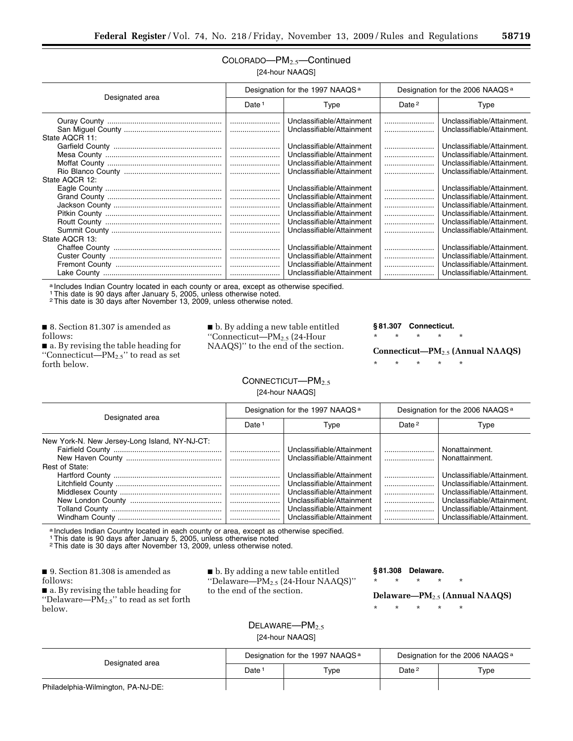COLORADO—$PM_{2.5}$—Continued

[24-hour NAAQS]

| Designated area | Designation for the 1997 NAAQS [a] | | Designation for the 2006 NAAQS [a] | |
|---|---|---|---|---|
| | Date [1] | Type | Date [2] | Type |
| Ouray County | | Unclassifiable/Attainment | | Unclassifiable/Attainment. |
| San Miguel County | | Unclassifiable/Attainment | | Unclassifiable/Attainment. |
| State AQCR 11: | | | | |
| Garfield County | | Unclassifiable/Attainment | | Unclassifiable/Attainment. |
| Mesa County | | Unclassifiable/Attainment | | Unclassifiable/Attainment. |
| Moffat County | | Unclassifiable/Attainment | | Unclassifiable/Attainment. |
| Rio Blanco County | | Unclassifiable/Attainment | | Unclassifiable/Attainment. |
| State AQCR 12: | | | | |
| Eagle County | | Unclassifiable/Attainment | | Unclassifiable/Attainment. |
| Grand County | | Unclassifiable/Attainment | | Unclassifiable/Attainment. |
| Jackson County | | Unclassifiable/Attainment | | Unclassifiable/Attainment. |
| Pitkin County | | Unclassifiable/Attainment | | Unclassifiable/Attainment. |
| Routt County | | Unclassifiable/Attainment | | Unclassifiable/Attainment. |
| Summit County | | Unclassifiable/Attainment | | Unclassifiable/Attainment. |
| State AQCR 13: | | | | |
| Chaffee County | | Unclassifiable/Attainment | | Unclassifiable/Attainment. |
| Custer County | | Unclassifiable/Attainment | | Unclassifiable/Attainment. |
| Fremont County | | Unclassifiable/Attainment | | Unclassifiable/Attainment. |
| Lake County | | Unclassifiable/Attainment | | Unclassifiable/Attainment. |

[a] Includes Indian Country located in each county or area, except as otherwise specified.
[1] This date is 90 days after January 5, 2005, unless otherwise noted.
[2] This date is 30 days after November 13, 2009, unless otherwise noted.

■ 8. Section 81.307 is amended as follows:

■ a. By revising the table heading for "Connecticut—$PM_{2.5}$" to read as set forth below.

■ b. By adding a new table entitled "Connecticut—$PM_{2.5}$ (24-Hour NAAQS)" to the end of the section.

**§ 81.307 Connecticut.**

\* \* \* \* \*

**Connecticut—$PM_{2.5}$ (Annual NAAQS)**

\* \* \* \* \*

CONNECTICUT—$PM_{2.5}$

[24-hour NAAQS]

| Designated area | Designation for the 1997 NAAQS [a] | | Designation for the 2006 NAAQS [a] | |
|---|---|---|---|---|
| | Date [1] | Type | Date [2] | Type |
| New York-N. New Jersey-Long Island, NY-NJ-CT: | | | | |
| Fairfield County | | Unclassifiable/Attainment | | Nonattainment. |
| New Haven County | | Unclassifiable/Attainment | | Nonattainment. |
| Rest of State: | | | | |
| Hartford County | | Unclassifiable/Attainment | | Unclassifiable/Attainment. |
| Litchfield County | | Unclassifiable/Attainment | | Unclassifiable/Attainment. |
| Middlesex County | | Unclassifiable/Attainment | | Unclassifiable/Attainment. |
| New London County | | Unclassifiable/Attainment | | Unclassifiable/Attainment. |
| Tolland County | | Unclassifiable/Attainment | | Unclassifiable/Attainment. |
| Windham County | | Unclassifiable/Attainment | | Unclassifiable/Attainment. |

[a] Includes Indian Country located in each county or area, except as otherwise specified.
[1] This date is 90 days after January 5, 2005, unless otherwise noted
[2] This date is 30 days after November 13, 2009, unless otherwise noted.

■ 9. Section 81.308 is amended as follows:

■ a. By revising the table heading for "Delaware—$PM_{2.5}$" to read as set forth below.

■ b. By adding a new table entitled "Delaware—$PM_{2.5}$ (24-Hour NAAQS)" to the end of the section.

**§ 81.308 Delaware.**

\* \* \* \* \*

**Delaware—$PM_{2.5}$ (Annual NAAQS)**

\* \* \* \* \*

DELAWARE—$PM_{2.5}$

[24-hour NAAQS]

| Designated area | Designation for the 1997 NAAQS [a] | | Designation for the 2006 NAAQS [a] | |
|---|---|---|---|---|
| | Date [1] | Type | Date [2] | Type |
| Philadelphia-Wilmington, PA-NJ-DE: | | | | |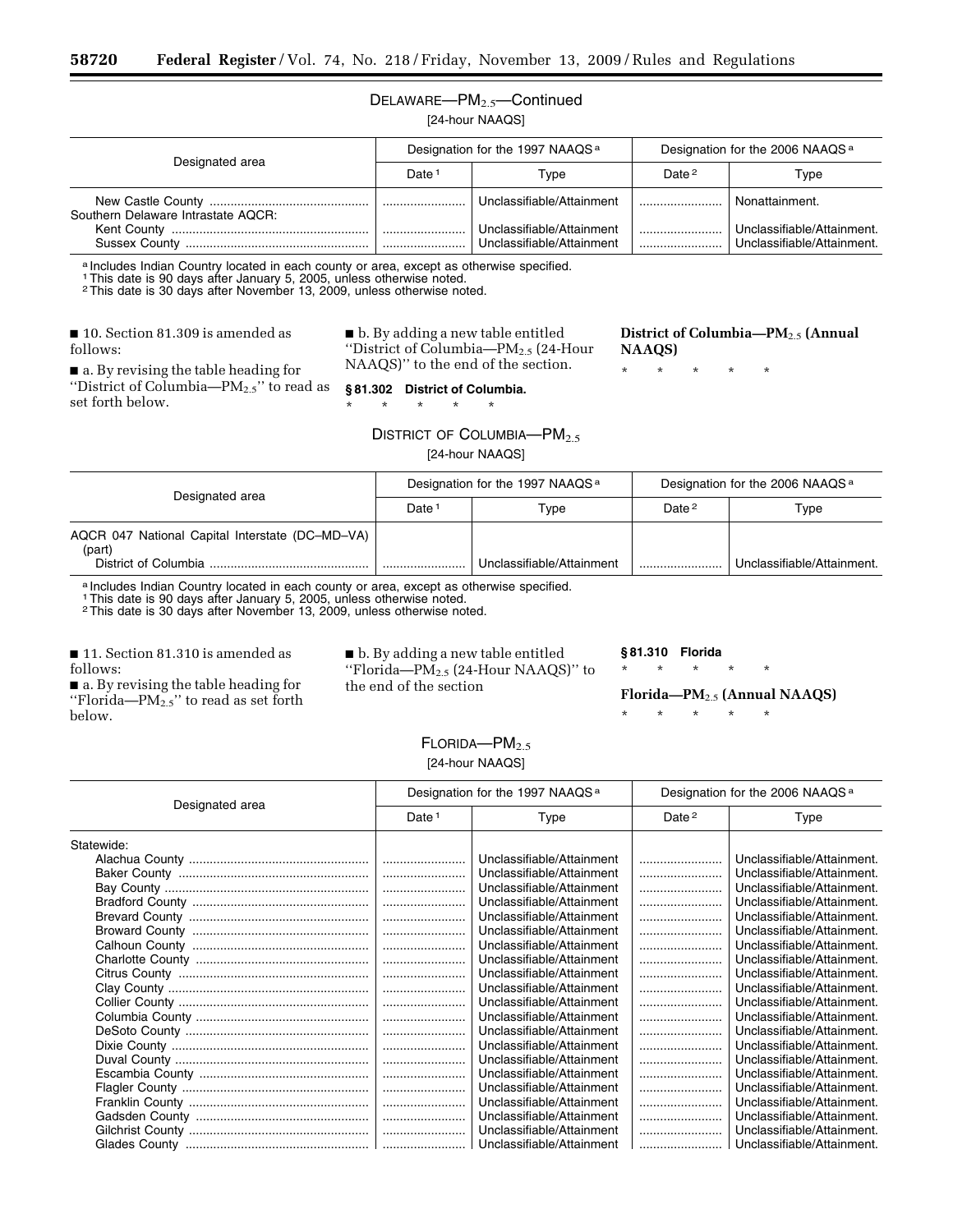DELAWARE—$PM_{2.5}$—Continued

[24-hour NAAQS]

| Designated area | Designation for the 1997 NAAQS [a] | | Designation for the 2006 NAAQS [a] | |
|---|---|---|---|---|
| | Date [1] | Type | Date [2] | Type |
| New Castle County | | Unclassifiable/Attainment | | Nonattainment. |
| Southern Delaware Intrastate AQCR: | | | | |
| Kent County | | Unclassifiable/Attainment | | Unclassifiable/Attainment. |
| Sussex County | | Unclassifiable/Attainment | | Unclassifiable/Attainment. |

[a] Includes Indian Country located in each county or area, except as otherwise specified.
[1] This date is 90 days after January 5, 2005, unless otherwise noted.
[2] This date is 30 days after November 13, 2009, unless otherwise noted.

■ 10. Section 81.309 is amended as follows:

■ a. By revising the table heading for "District of Columbia—$PM_{2.5}$" to read as set forth below.

■ b. By adding a new table entitled "District of Columbia—$PM_{2.5}$ (24-Hour NAAQS)" to the end of the section.

**§ 81.302 District of Columbia.**

\* \* \* \* \*

**District of Columbia—$PM_{2.5}$ (Annual NAAQS)**

\* \* \* \* \*

DISTRICT OF COLUMBIA—$PM_{2.5}$

[24-hour NAAQS]

| Designated area | Designation for the 1997 NAAQS [a] | | Designation for the 2006 NAAQS [a] | |
|---|---|---|---|---|
| | Date [1] | Type | Date [2] | Type |
| AQCR 047 National Capital Interstate (DC–MD–VA) (part) | | | | |
| District of Columbia | | Unclassifiable/Attainment | | Unclassifiable/Attainment. |

[a] Includes Indian Country located in each county or area, except as otherwise specified.
[1] This date is 90 days after January 5, 2005, unless otherwise noted.
[2] This date is 30 days after November 13, 2009, unless otherwise noted.

■ 11. Section 81.310 is amended as follows:

■ a. By revising the table heading for "Florida—$PM_{2.5}$" to read as set forth below.

■ b. By adding a new table entitled "Florida—$PM_{2.5}$ (24-Hour NAAQS)" to the end of the section

**§ 81.310 Florida**

\* \* \* \* \*

**Florida—$PM_{2.5}$ (Annual NAAQS)**

\* \* \* \* \*

FLORIDA—$PM_{2.5}$

[24-hour NAAQS]

| Designated area | Designation for the 1997 NAAQS [a] | | Designation for the 2006 NAAQS [a] | |
|---|---|---|---|---|
| | Date [1] | Type | Date [2] | Type |
| Statewide: | | | | |
| Alachua County | | Unclassifiable/Attainment | | Unclassifiable/Attainment. |
| Baker County | | Unclassifiable/Attainment | | Unclassifiable/Attainment. |
| Bay County | | Unclassifiable/Attainment | | Unclassifiable/Attainment. |
| Bradford County | | Unclassifiable/Attainment | | Unclassifiable/Attainment. |
| Brevard County | | Unclassifiable/Attainment | | Unclassifiable/Attainment. |
| Broward County | | Unclassifiable/Attainment | | Unclassifiable/Attainment. |
| Calhoun County | | Unclassifiable/Attainment | | Unclassifiable/Attainment. |
| Charlotte County | | Unclassifiable/Attainment | | Unclassifiable/Attainment. |
| Citrus County | | Unclassifiable/Attainment | | Unclassifiable/Attainment. |
| Clay County | | Unclassifiable/Attainment | | Unclassifiable/Attainment. |
| Collier County | | Unclassifiable/Attainment | | Unclassifiable/Attainment. |
| Columbia County | | Unclassifiable/Attainment | | Unclassifiable/Attainment. |
| DeSoto County | | Unclassifiable/Attainment | | Unclassifiable/Attainment. |
| Dixie County | | Unclassifiable/Attainment | | Unclassifiable/Attainment. |
| Duval County | | Unclassifiable/Attainment | | Unclassifiable/Attainment. |
| Escambia County | | Unclassifiable/Attainment | | Unclassifiable/Attainment. |
| Flagler County | | Unclassifiable/Attainment | | Unclassifiable/Attainment. |
| Franklin County | | Unclassifiable/Attainment | | Unclassifiable/Attainment. |
| Gadsden County | | Unclassifiable/Attainment | | Unclassifiable/Attainment. |
| Gilchrist County | | Unclassifiable/Attainment | | Unclassifiable/Attainment. |
| Glades County | | Unclassifiable/Attainment | | Unclassifiable/Attainment. |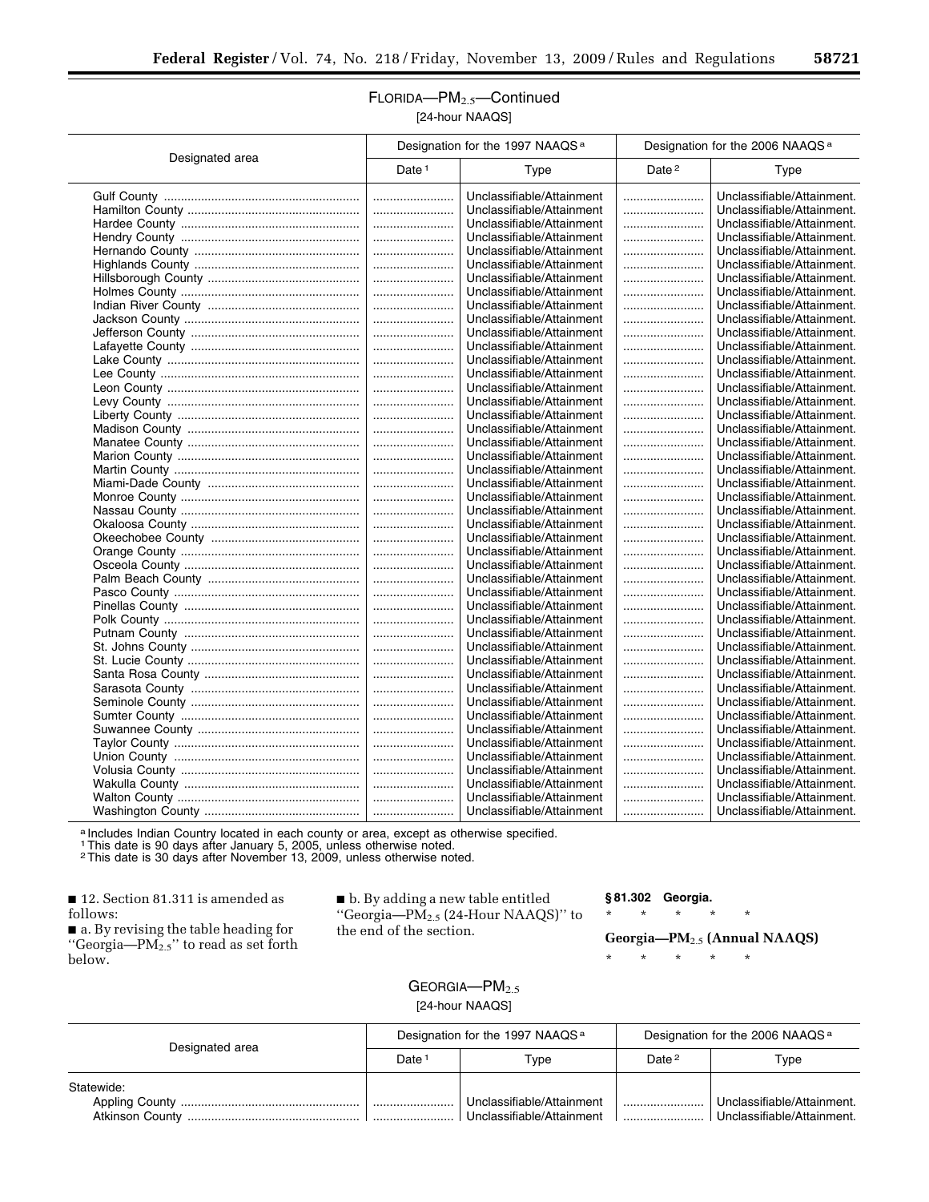FLORIDA—$PM_{2.5}$—Continued

[24-hour NAAQS]

| Designated area | Designation for the 1997 NAAQS [a] | | Designation for the 2006 NAAQS [a] | |
|---|---|---|---|---|
| | Date [1] | Type | Date [2] | Type |
| Gulf County | | Unclassifiable/Attainment | | Unclassifiable/Attainment. |
| Hamilton County | | Unclassifiable/Attainment | | Unclassifiable/Attainment. |
| Hardee County | | Unclassifiable/Attainment | | Unclassifiable/Attainment. |
| Hendry County | | Unclassifiable/Attainment | | Unclassifiable/Attainment. |
| Hernando County | | Unclassifiable/Attainment | | Unclassifiable/Attainment. |
| Highlands County | | Unclassifiable/Attainment | | Unclassifiable/Attainment. |
| Hillsborough County | | Unclassifiable/Attainment | | Unclassifiable/Attainment. |
| Holmes County | | Unclassifiable/Attainment | | Unclassifiable/Attainment. |
| Indian River County | | Unclassifiable/Attainment | | Unclassifiable/Attainment. |
| Jackson County | | Unclassifiable/Attainment | | Unclassifiable/Attainment. |
| Jefferson County | | Unclassifiable/Attainment | | Unclassifiable/Attainment. |
| Lafayette County | | Unclassifiable/Attainment | | Unclassifiable/Attainment. |
| Lake County | | Unclassifiable/Attainment | | Unclassifiable/Attainment. |
| Lee County | | Unclassifiable/Attainment | | Unclassifiable/Attainment. |
| Leon County | | Unclassifiable/Attainment | | Unclassifiable/Attainment. |
| Levy County | | Unclassifiable/Attainment | | Unclassifiable/Attainment. |
| Liberty County | | Unclassifiable/Attainment | | Unclassifiable/Attainment. |
| Madison County | | Unclassifiable/Attainment | | Unclassifiable/Attainment. |
| Manatee County | | Unclassifiable/Attainment | | Unclassifiable/Attainment. |
| Marion County | | Unclassifiable/Attainment | | Unclassifiable/Attainment. |
| Martin County | | Unclassifiable/Attainment | | Unclassifiable/Attainment. |
| Miami-Dade County | | Unclassifiable/Attainment | | Unclassifiable/Attainment. |
| Monroe County | | Unclassifiable/Attainment | | Unclassifiable/Attainment. |
| Nassau County | | Unclassifiable/Attainment | | Unclassifiable/Attainment. |
| Okaloosa County | | Unclassifiable/Attainment | | Unclassifiable/Attainment. |
| Okeechobee County | | Unclassifiable/Attainment | | Unclassifiable/Attainment. |
| Orange County | | Unclassifiable/Attainment | | Unclassifiable/Attainment. |
| Osceola County | | Unclassifiable/Attainment | | Unclassifiable/Attainment. |
| Palm Beach County | | Unclassifiable/Attainment | | Unclassifiable/Attainment. |
| Pasco County | | Unclassifiable/Attainment | | Unclassifiable/Attainment. |
| Pinellas County | | Unclassifiable/Attainment | | Unclassifiable/Attainment. |
| Polk County | | Unclassifiable/Attainment | | Unclassifiable/Attainment. |
| Putnam County | | Unclassifiable/Attainment | | Unclassifiable/Attainment. |
| St. Johns County | | Unclassifiable/Attainment | | Unclassifiable/Attainment. |
| St. Lucie County | | Unclassifiable/Attainment | | Unclassifiable/Attainment. |
| Santa Rosa County | | Unclassifiable/Attainment | | Unclassifiable/Attainment. |
| Sarasota County | | Unclassifiable/Attainment | | Unclassifiable/Attainment. |
| Seminole County | | Unclassifiable/Attainment | | Unclassifiable/Attainment. |
| Sumter County | | Unclassifiable/Attainment | | Unclassifiable/Attainment. |
| Suwannee County | | Unclassifiable/Attainment | | Unclassifiable/Attainment. |
| Taylor County | | Unclassifiable/Attainment | | Unclassifiable/Attainment. |
| Union County | | Unclassifiable/Attainment | | Unclassifiable/Attainment. |
| Volusia County | | Unclassifiable/Attainment | | Unclassifiable/Attainment. |
| Wakulla County | | Unclassifiable/Attainment | | Unclassifiable/Attainment. |
| Walton County | | Unclassifiable/Attainment | | Unclassifiable/Attainment. |
| Washington County | | Unclassifiable/Attainment | | Unclassifiable/Attainment. |

[a] Includes Indian Country located in each county or area, except as otherwise specified.
[1] This date is 90 days after January 5, 2005, unless otherwise noted.
[2] This date is 30 days after November 13, 2009, unless otherwise noted.

■ 12. Section 81.311 is amended as follows:

■ a. By revising the table heading for "Georgia—$PM_{2.5}$" to read as set forth below.

■ b. By adding a new table entitled "Georgia—$PM_{2.5}$ (24-Hour NAAQS)" to the end of the section.

**§ 81.302 Georgia.**

\* \* \* \* \*

**Georgia—$PM_{2.5}$ (Annual NAAQS)**

\* \* \* \* \*

GEORGIA—$PM_{2.5}$

[24-hour NAAQS]

| Designated area | Designation for the 1997 NAAQS [a] | | Designation for the 2006 NAAQS [a] | |
|---|---|---|---|---|
| | Date [1] | Type | Date [2] | Type |
| Statewide: | | | | |
| Appling County | | Unclassifiable/Attainment | | Unclassifiable/Attainment. |
| Atkinson County | | Unclassifiable/Attainment | | Unclassifiable/Attainment. |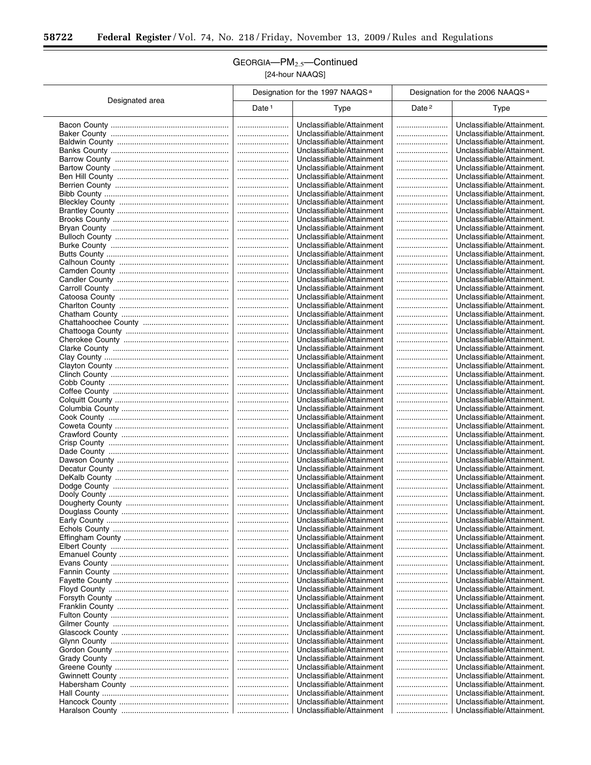## GEORGIA—$PM_{2.5}$—Continued

[24-hour NAAQS]

| Designated area | Designation for the 1997 NAAQS [a] | | Designation for the 2006 NAAQS [a] | |
|---|---|---|---|---|
| | Date [1] | Type | Date [2] | Type |
| Bacon County | | Unclassifiable/Attainment | | Unclassifiable/Attainment. |
| Baker County | | Unclassifiable/Attainment | | Unclassifiable/Attainment. |
| Baldwin County | | Unclassifiable/Attainment | | Unclassifiable/Attainment. |
| Banks County | | Unclassifiable/Attainment | | Unclassifiable/Attainment. |
| Barrow County | | Unclassifiable/Attainment | | Unclassifiable/Attainment. |
| Bartow County | | Unclassifiable/Attainment | | Unclassifiable/Attainment. |
| Ben Hill County | | Unclassifiable/Attainment | | Unclassifiable/Attainment. |
| Berrien County | | Unclassifiable/Attainment | | Unclassifiable/Attainment. |
| Bibb County | | Unclassifiable/Attainment | | Unclassifiable/Attainment. |
| Bleckley County | | Unclassifiable/Attainment | | Unclassifiable/Attainment. |
| Brantley County | | Unclassifiable/Attainment | | Unclassifiable/Attainment. |
| Brooks County | | Unclassifiable/Attainment | | Unclassifiable/Attainment. |
| Bryan County | | Unclassifiable/Attainment | | Unclassifiable/Attainment. |
| Bulloch County | | Unclassifiable/Attainment | | Unclassifiable/Attainment. |
| Burke County | | Unclassifiable/Attainment | | Unclassifiable/Attainment. |
| Butts County | | Unclassifiable/Attainment | | Unclassifiable/Attainment. |
| Calhoun County | | Unclassifiable/Attainment | | Unclassifiable/Attainment. |
| Camden County | | Unclassifiable/Attainment | | Unclassifiable/Attainment. |
| Candler County | | Unclassifiable/Attainment | | Unclassifiable/Attainment. |
| Carroll County | | Unclassifiable/Attainment | | Unclassifiable/Attainment. |
| Catoosa County | | Unclassifiable/Attainment | | Unclassifiable/Attainment. |
| Charlton County | | Unclassifiable/Attainment | | Unclassifiable/Attainment. |
| Chatham County | | Unclassifiable/Attainment | | Unclassifiable/Attainment. |
| Chattahoochee County | | Unclassifiable/Attainment | | Unclassifiable/Attainment. |
| Chattooga County | | Unclassifiable/Attainment | | Unclassifiable/Attainment. |
| Cherokee County | | Unclassifiable/Attainment | | Unclassifiable/Attainment. |
| Clarke County | | Unclassifiable/Attainment | | Unclassifiable/Attainment. |
| Clay County | | Unclassifiable/Attainment | | Unclassifiable/Attainment. |
| Clayton County | | Unclassifiable/Attainment | | Unclassifiable/Attainment. |
| Clinch County | | Unclassifiable/Attainment | | Unclassifiable/Attainment. |
| Cobb County | | Unclassifiable/Attainment | | Unclassifiable/Attainment. |
| Coffee County | | Unclassifiable/Attainment | | Unclassifiable/Attainment. |
| Colquitt County | | Unclassifiable/Attainment | | Unclassifiable/Attainment. |
| Columbia County | | Unclassifiable/Attainment | | Unclassifiable/Attainment. |
| Cook County | | Unclassifiable/Attainment | | Unclassifiable/Attainment. |
| Coweta County | | Unclassifiable/Attainment | | Unclassifiable/Attainment. |
| Crawford County | | Unclassifiable/Attainment | | Unclassifiable/Attainment. |
| Crisp County | | Unclassifiable/Attainment | | Unclassifiable/Attainment. |
| Dade County | | Unclassifiable/Attainment | | Unclassifiable/Attainment. |
| Dawson County | | Unclassifiable/Attainment | | Unclassifiable/Attainment. |
| Decatur County | | Unclassifiable/Attainment | | Unclassifiable/Attainment. |
| DeKalb County | | Unclassifiable/Attainment | | Unclassifiable/Attainment. |
| Dodge County | | Unclassifiable/Attainment | | Unclassifiable/Attainment. |
| Dooly County | | Unclassifiable/Attainment | | Unclassifiable/Attainment. |
| Dougherty County | | Unclassifiable/Attainment | | Unclassifiable/Attainment. |
| Douglass County | | Unclassifiable/Attainment | | Unclassifiable/Attainment. |
| Early County | | Unclassifiable/Attainment | | Unclassifiable/Attainment. |
| Echols County | | Unclassifiable/Attainment | | Unclassifiable/Attainment. |
| Effingham County | | Unclassifiable/Attainment | | Unclassifiable/Attainment. |
| Elbert County | | Unclassifiable/Attainment | | Unclassifiable/Attainment. |
| Emanuel County | | Unclassifiable/Attainment | | Unclassifiable/Attainment. |
| Evans County | | Unclassifiable/Attainment | | Unclassifiable/Attainment. |
| Fannin County | | Unclassifiable/Attainment | | Unclassifiable/Attainment. |
| Fayette County | | Unclassifiable/Attainment | | Unclassifiable/Attainment. |
| Floyd County | | Unclassifiable/Attainment | | Unclassifiable/Attainment. |
| Forsyth County | | Unclassifiable/Attainment | | Unclassifiable/Attainment. |
| Franklin County | | Unclassifiable/Attainment | | Unclassifiable/Attainment. |
| Fulton County | | Unclassifiable/Attainment | | Unclassifiable/Attainment. |
| Gilmer County | | Unclassifiable/Attainment | | Unclassifiable/Attainment. |
| Glascock County | | Unclassifiable/Attainment | | Unclassifiable/Attainment. |
| Glynn County | | Unclassifiable/Attainment | | Unclassifiable/Attainment. |
| Gordon County | | Unclassifiable/Attainment | | Unclassifiable/Attainment. |
| Grady County | | Unclassifiable/Attainment | | Unclassifiable/Attainment. |
| Greene County | | Unclassifiable/Attainment | | Unclassifiable/Attainment. |
| Gwinnett County | | Unclassifiable/Attainment | | Unclassifiable/Attainment. |
| Habersham County | | Unclassifiable/Attainment | | Unclassifiable/Attainment. |
| Hall County | | Unclassifiable/Attainment | | Unclassifiable/Attainment. |
| Hancock County | | Unclassifiable/Attainment | | Unclassifiable/Attainment. |
| Haralson County | | Unclassifiable/Attainment | | Unclassifiable/Attainment. |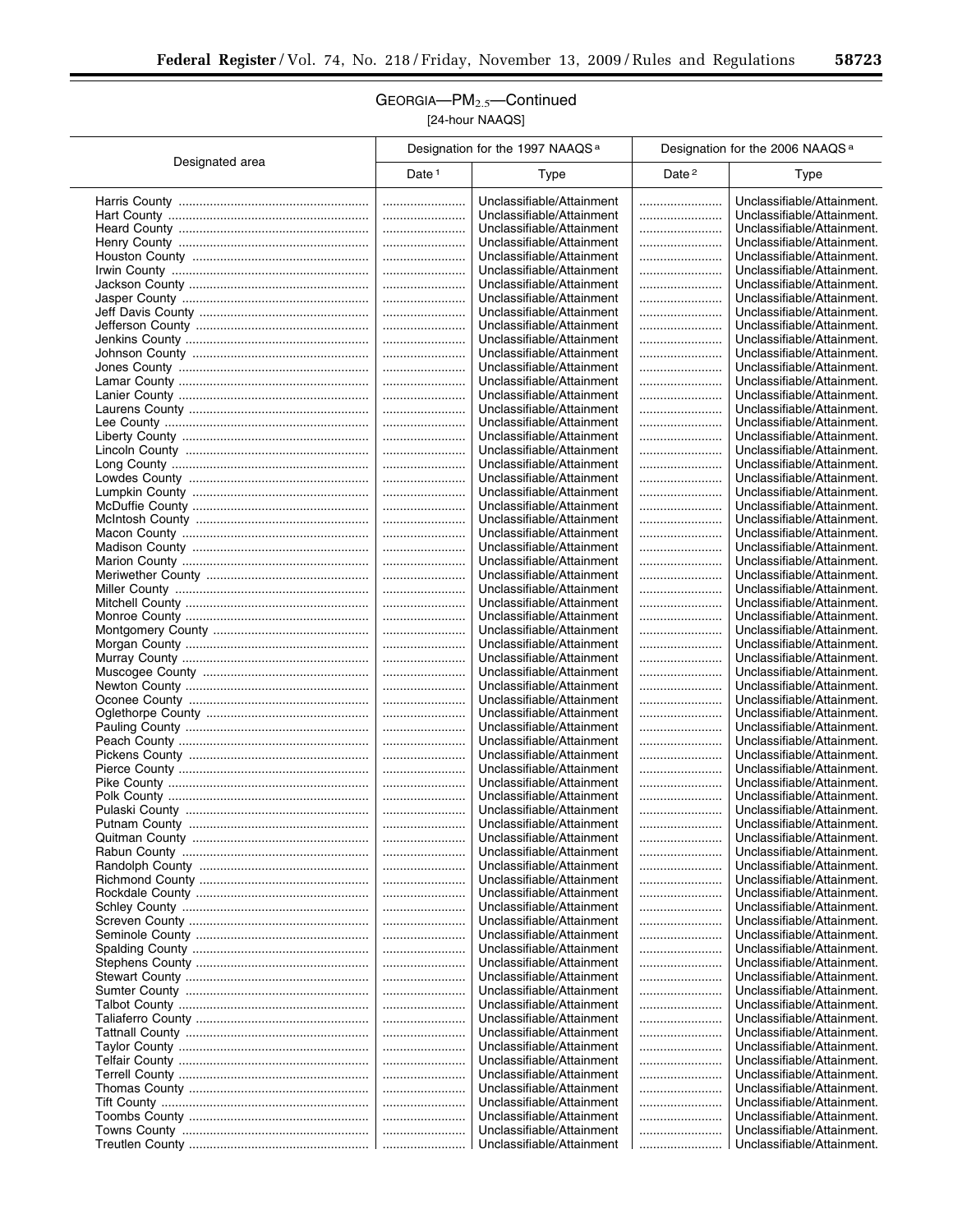## GEORGIA—$PM_{2.5}$—Continued

[24-hour NAAQS]

| Designated area | Designation for the 1997 NAAQS [a] | | Designation for the 2006 NAAQS [a] | |
|---|---|---|---|---|
| | Date [1] | Type | Date [2] | Type |
| Harris County | ........................ | Unclassifiable/Attainment | ........................ | Unclassifiable/Attainment. |
| Hart County | ........................ | Unclassifiable/Attainment | ........................ | Unclassifiable/Attainment. |
| Heard County | ........................ | Unclassifiable/Attainment | ........................ | Unclassifiable/Attainment. |
| Henry County | ........................ | Unclassifiable/Attainment | ........................ | Unclassifiable/Attainment. |
| Houston County | ........................ | Unclassifiable/Attainment | ........................ | Unclassifiable/Attainment. |
| Irwin County | ........................ | Unclassifiable/Attainment | ........................ | Unclassifiable/Attainment. |
| Jackson County | ........................ | Unclassifiable/Attainment | ........................ | Unclassifiable/Attainment. |
| Jasper County | ........................ | Unclassifiable/Attainment | ........................ | Unclassifiable/Attainment. |
| Jeff Davis County | ........................ | Unclassifiable/Attainment | ........................ | Unclassifiable/Attainment. |
| Jefferson County | ........................ | Unclassifiable/Attainment | ........................ | Unclassifiable/Attainment. |
| Jenkins County | ........................ | Unclassifiable/Attainment | ........................ | Unclassifiable/Attainment. |
| Johnson County | ........................ | Unclassifiable/Attainment | ........................ | Unclassifiable/Attainment. |
| Jones County | ........................ | Unclassifiable/Attainment | ........................ | Unclassifiable/Attainment. |
| Lamar County | ........................ | Unclassifiable/Attainment | ........................ | Unclassifiable/Attainment. |
| Lanier County | ........................ | Unclassifiable/Attainment | ........................ | Unclassifiable/Attainment. |
| Laurens County | ........................ | Unclassifiable/Attainment | ........................ | Unclassifiable/Attainment. |
| Lee County | ........................ | Unclassifiable/Attainment | ........................ | Unclassifiable/Attainment. |
| Liberty County | ........................ | Unclassifiable/Attainment | ........................ | Unclassifiable/Attainment. |
| Lincoln County | ........................ | Unclassifiable/Attainment | ........................ | Unclassifiable/Attainment. |
| Long County | ........................ | Unclassifiable/Attainment | ........................ | Unclassifiable/Attainment. |
| Lowdes County | ........................ | Unclassifiable/Attainment | ........................ | Unclassifiable/Attainment. |
| Lumpkin County | ........................ | Unclassifiable/Attainment | ........................ | Unclassifiable/Attainment. |
| McDuffie County | ........................ | Unclassifiable/Attainment | ........................ | Unclassifiable/Attainment. |
| McIntosh County | ........................ | Unclassifiable/Attainment | ........................ | Unclassifiable/Attainment. |
| Macon County | ........................ | Unclassifiable/Attainment | ........................ | Unclassifiable/Attainment. |
| Madison County | ........................ | Unclassifiable/Attainment | ........................ | Unclassifiable/Attainment. |
| Marion County | ........................ | Unclassifiable/Attainment | ........................ | Unclassifiable/Attainment. |
| Meriwether County | ........................ | Unclassifiable/Attainment | ........................ | Unclassifiable/Attainment. |
| Miller County | ........................ | Unclassifiable/Attainment | ........................ | Unclassifiable/Attainment. |
| Mitchell County | ........................ | Unclassifiable/Attainment | ........................ | Unclassifiable/Attainment. |
| Monroe County | ........................ | Unclassifiable/Attainment | ........................ | Unclassifiable/Attainment. |
| Montgomery County | ........................ | Unclassifiable/Attainment | ........................ | Unclassifiable/Attainment. |
| Morgan County | ........................ | Unclassifiable/Attainment | ........................ | Unclassifiable/Attainment. |
| Murray County | ........................ | Unclassifiable/Attainment | ........................ | Unclassifiable/Attainment. |
| Muscogee County | ........................ | Unclassifiable/Attainment | ........................ | Unclassifiable/Attainment. |
| Newton County | ........................ | Unclassifiable/Attainment | ........................ | Unclassifiable/Attainment. |
| Oconee County | ........................ | Unclassifiable/Attainment | ........................ | Unclassifiable/Attainment. |
| Oglethorpe County | ........................ | Unclassifiable/Attainment | ........................ | Unclassifiable/Attainment. |
| Pauling County | ........................ | Unclassifiable/Attainment | ........................ | Unclassifiable/Attainment. |
| Peach County | ........................ | Unclassifiable/Attainment | ........................ | Unclassifiable/Attainment. |
| Pickens County | ........................ | Unclassifiable/Attainment | ........................ | Unclassifiable/Attainment. |
| Pierce County | ........................ | Unclassifiable/Attainment | ........................ | Unclassifiable/Attainment. |
| Pike County | ........................ | Unclassifiable/Attainment | ........................ | Unclassifiable/Attainment. |
| Polk County | ........................ | Unclassifiable/Attainment | ........................ | Unclassifiable/Attainment. |
| Pulaski County | ........................ | Unclassifiable/Attainment | ........................ | Unclassifiable/Attainment. |
| Putnam County | ........................ | Unclassifiable/Attainment | ........................ | Unclassifiable/Attainment. |
| Quitman County | ........................ | Unclassifiable/Attainment | ........................ | Unclassifiable/Attainment. |
| Rabun County | ........................ | Unclassifiable/Attainment | ........................ | Unclassifiable/Attainment. |
| Randolph County | ........................ | Unclassifiable/Attainment | ........................ | Unclassifiable/Attainment. |
| Richmond County | ........................ | Unclassifiable/Attainment | ........................ | Unclassifiable/Attainment. |
| Rockdale County | ........................ | Unclassifiable/Attainment | ........................ | Unclassifiable/Attainment. |
| Schley County | ........................ | Unclassifiable/Attainment | ........................ | Unclassifiable/Attainment. |
| Screven County | ........................ | Unclassifiable/Attainment | ........................ | Unclassifiable/Attainment. |
| Seminole County | ........................ | Unclassifiable/Attainment | ........................ | Unclassifiable/Attainment. |
| Spalding County | ........................ | Unclassifiable/Attainment | ........................ | Unclassifiable/Attainment. |
| Stephens County | ........................ | Unclassifiable/Attainment | ........................ | Unclassifiable/Attainment. |
| Stewart County | ........................ | Unclassifiable/Attainment | ........................ | Unclassifiable/Attainment. |
| Sumter County | ........................ | Unclassifiable/Attainment | ........................ | Unclassifiable/Attainment. |
| Talbot County | ........................ | Unclassifiable/Attainment | ........................ | Unclassifiable/Attainment. |
| Taliaferro County | ........................ | Unclassifiable/Attainment | ........................ | Unclassifiable/Attainment. |
| Tattnall County | ........................ | Unclassifiable/Attainment | ........................ | Unclassifiable/Attainment. |
| Taylor County | ........................ | Unclassifiable/Attainment | ........................ | Unclassifiable/Attainment. |
| Telfair County | ........................ | Unclassifiable/Attainment | ........................ | Unclassifiable/Attainment. |
| Terrell County | ........................ | Unclassifiable/Attainment | ........................ | Unclassifiable/Attainment. |
| Thomas County | ........................ | Unclassifiable/Attainment | ........................ | Unclassifiable/Attainment. |
| Tift County | ........................ | Unclassifiable/Attainment | ........................ | Unclassifiable/Attainment. |
| Toombs County | ........................ | Unclassifiable/Attainment | ........................ | Unclassifiable/Attainment. |
| Towns County | ........................ | Unclassifiable/Attainment | ........................ | Unclassifiable/Attainment. |
| Treutlen County | ........................ | Unclassifiable/Attainment | ........................ | Unclassifiable/Attainment. |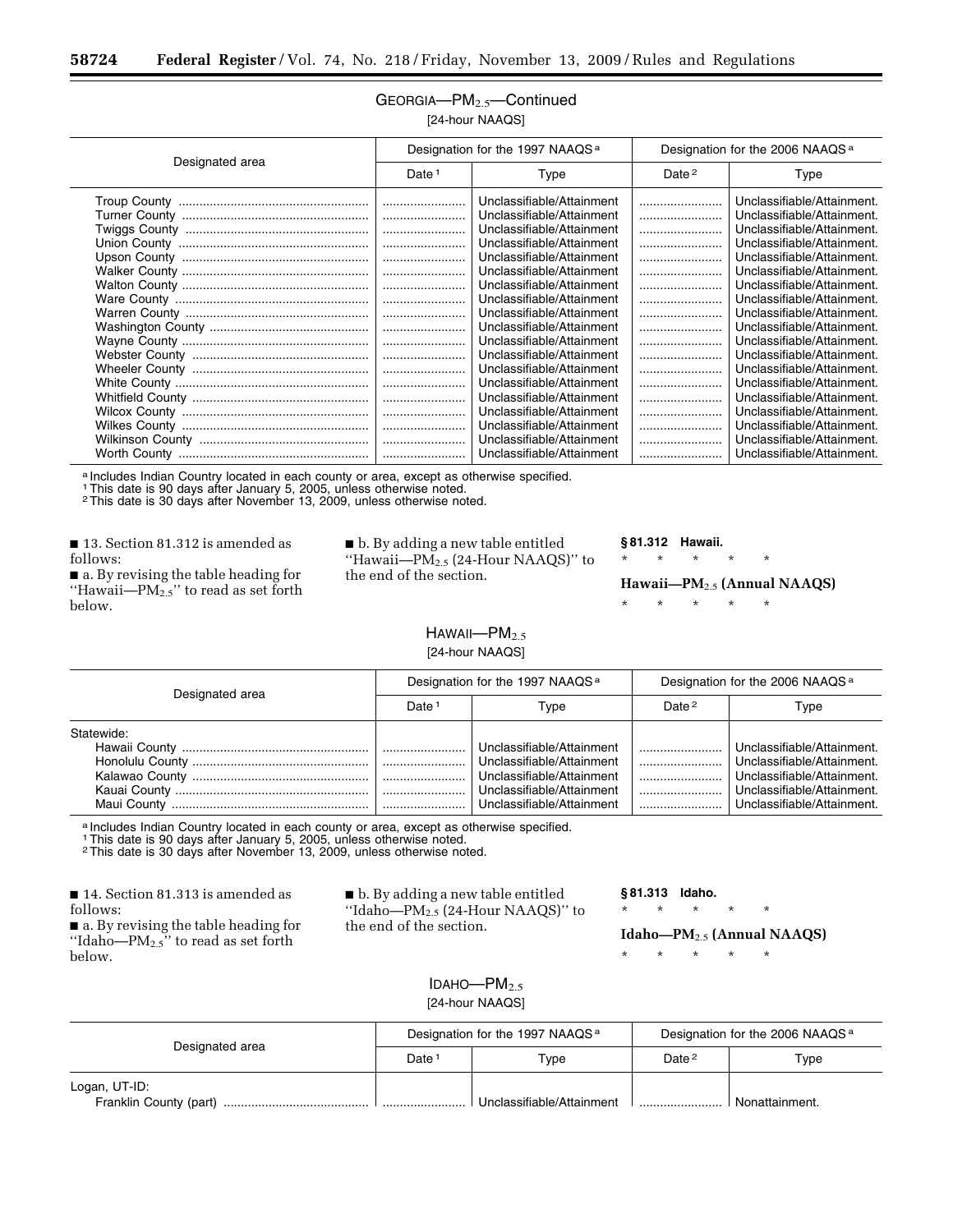GEORGIA—$PM_{2.5}$—Continued

[24-hour NAAQS]

| Designated area | Designation for the 1997 NAAQS [a] | | Designation for the 2006 NAAQS [a] | |
|---|---|---|---|---|
| | Date [1] | Type | Date [2] | Type |
| Troup County | | Unclassifiable/Attainment | | Unclassifiable/Attainment. |
| Turner County | | Unclassifiable/Attainment | | Unclassifiable/Attainment. |
| Twiggs County | | Unclassifiable/Attainment | | Unclassifiable/Attainment. |
| Union County | | Unclassifiable/Attainment | | Unclassifiable/Attainment. |
| Upson County | | Unclassifiable/Attainment | | Unclassifiable/Attainment. |
| Walker County | | Unclassifiable/Attainment | | Unclassifiable/Attainment. |
| Walton County | | Unclassifiable/Attainment | | Unclassifiable/Attainment. |
| Ware County | | Unclassifiable/Attainment | | Unclassifiable/Attainment. |
| Warren County | | Unclassifiable/Attainment | | Unclassifiable/Attainment. |
| Washington County | | Unclassifiable/Attainment | | Unclassifiable/Attainment. |
| Wayne County | | Unclassifiable/Attainment | | Unclassifiable/Attainment. |
| Webster County | | Unclassifiable/Attainment | | Unclassifiable/Attainment. |
| Wheeler County | | Unclassifiable/Attainment | | Unclassifiable/Attainment. |
| White County | | Unclassifiable/Attainment | | Unclassifiable/Attainment. |
| Whitfield County | | Unclassifiable/Attainment | | Unclassifiable/Attainment. |
| Wilcox County | | Unclassifiable/Attainment | | Unclassifiable/Attainment. |
| Wilkes County | | Unclassifiable/Attainment | | Unclassifiable/Attainment. |
| Wilkinson County | | Unclassifiable/Attainment | | Unclassifiable/Attainment. |
| Worth County | | Unclassifiable/Attainment | | Unclassifiable/Attainment. |

[a] Includes Indian Country located in each county or area, except as otherwise specified.
[1] This date is 90 days after January 5, 2005, unless otherwise noted.
[2] This date is 30 days after November 13, 2009, unless otherwise noted.

■ 13. Section 81.312 is amended as follows:

■ a. By revising the table heading for "Hawaii—$PM_{2.5}$" to read as set forth below.

■ b. By adding a new table entitled "Hawaii—$PM_{2.5}$ (24-Hour NAAQS)" to the end of the section.

**§ 81.312 Hawaii.**

\* \* \* \* \*

**Hawaii—$PM_{2.5}$ (Annual NAAQS)**

\* \* \* \* \*

HAWAII—$PM_{2.5}$

[24-hour NAAQS]

| Designated area | Designation for the 1997 NAAQS [a] | | Designation for the 2006 NAAQS [a] | |
|---|---|---|---|---|
| | Date [1] | Type | Date [2] | Type |
| Statewide: | | | | |
| Hawaii County | | Unclassifiable/Attainment | | Unclassifiable/Attainment. |
| Honolulu County | | Unclassifiable/Attainment | | Unclassifiable/Attainment. |
| Kalawao County | | Unclassifiable/Attainment | | Unclassifiable/Attainment. |
| Kauai County | | Unclassifiable/Attainment | | Unclassifiable/Attainment. |
| Maui County | | Unclassifiable/Attainment | | Unclassifiable/Attainment. |

[a] Includes Indian Country located in each county or area, except as otherwise specified.
[1] This date is 90 days after January 5, 2005, unless otherwise noted.
[2] This date is 30 days after November 13, 2009, unless otherwise noted.

■ 14. Section 81.313 is amended as follows:

■ a. By revising the table heading for "Idaho—$PM_{2.5}$" to read as set forth below.

■ b. By adding a new table entitled "Idaho—$PM_{2.5}$ (24-Hour NAAQS)" to the end of the section.

**§ 81.313 Idaho.**

\* \* \* \* \*

**Idaho—$PM_{2.5}$ (Annual NAAQS)**

\* \* \* \* \*

IDAHO—$PM_{2.5}$

[24-hour NAAQS]

| Designated area | Designation for the 1997 NAAQS [a] | | Designation for the 2006 NAAQS [a] | |
|---|---|---|---|---|
| | Date [1] | Type | Date [2] | Type |
| Logan, UT-ID: | | | | |
| Franklin County (part) | | Unclassifiable/Attainment | | Nonattainment. |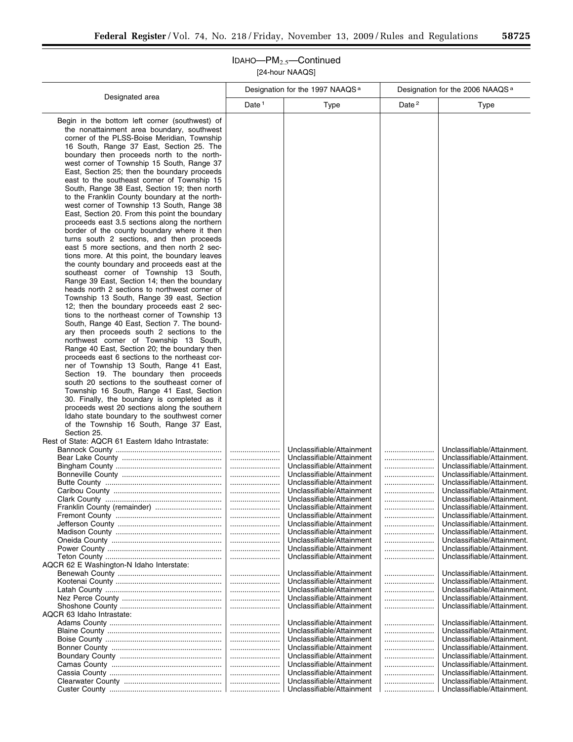# IDAHO—$PM_{2.5}$—Continued

[24-hour NAAQS]

| Designated area | Designation for the 1997 NAAQS[a] | | Designation for the 2006 NAAQS[a] | |
|---|---|---|---|---|
| | Date[1] | Type | Date[2] | Type |
| Begin in the bottom left corner (southwest) of the nonattainment area boundary, southwest corner of the PLSS-Boise Meridian, Township 16 South, Range 37 East, Section 25. The boundary then proceeds north to the northwest corner of Township 15 South, Range 37 East, Section 25; then the boundary proceeds east to the southeast corner of Township 15 South, Range 38 East, Section 19; then north to the Franklin County boundary at the northwest corner of Township 13 South, Range 38 East, Section 20. From this point the boundary proceeds east 3.5 sections along the northern border of the county boundary where it then turns south 2 sections, and then proceeds east 5 more sections, and then north 2 sections more. At this point, the boundary leaves the county boundary and proceeds east at the southeast corner of Township 13 South, Range 39 East, Section 14; then the boundary heads north 2 sections to northwest corner of Township 13 South, Range 39 east, Section 12; then the boundary proceeds east 2 sections to the northeast corner of Township 13 South, Range 40 East, Section 7. The boundary then proceeds south 2 sections to the northwest corner of Township 13 South, Range 40 East, Section 20; the boundary then proceeds east 6 sections to the northeast corner of Township 13 South, Range 41 East, Section 19. The boundary then proceeds south 20 sections to the southeast corner of Township 16 South, Range 41 East, Section 30. Finally, the boundary is completed as it proceeds west 20 sections along the southern Idaho state boundary to the southwest corner of the Township 16 South, Range 37 East, Section 25. | | | | |
| Rest of State: AQCR 61 Eastern Idaho Intrastate: | | | | |
| Bannock County | ........................ | Unclassifiable/Attainment | ........................ | Unclassifiable/Attainment. |
| Bear Lake County | ........................ | Unclassifiable/Attainment | ........................ | Unclassifiable/Attainment. |
| Bingham County | ........................ | Unclassifiable/Attainment | ........................ | Unclassifiable/Attainment. |
| Bonneville County | ........................ | Unclassifiable/Attainment | ........................ | Unclassifiable/Attainment. |
| Butte County | ........................ | Unclassifiable/Attainment | ........................ | Unclassifiable/Attainment. |
| Caribou County | ........................ | Unclassifiable/Attainment | ........................ | Unclassifiable/Attainment. |
| Clark County | ........................ | Unclassifiable/Attainment | ........................ | Unclassifiable/Attainment. |
| Franklin County (remainder) | ........................ | Unclassifiable/Attainment | ........................ | Unclassifiable/Attainment. |
| Fremont County | ........................ | Unclassifiable/Attainment | ........................ | Unclassifiable/Attainment. |
| Jefferson County | ........................ | Unclassifiable/Attainment | ........................ | Unclassifiable/Attainment. |
| Madison County | ........................ | Unclassifiable/Attainment | ........................ | Unclassifiable/Attainment. |
| Oneida County | ........................ | Unclassifiable/Attainment | ........................ | Unclassifiable/Attainment. |
| Power County | ........................ | Unclassifiable/Attainment | ........................ | Unclassifiable/Attainment. |
| Teton County | ........................ | Unclassifiable/Attainment | ........................ | Unclassifiable/Attainment. |
| AQCR 62 E Washington-N Idaho Interstate: | | | | |
| Benewah County | ........................ | Unclassifiable/Attainment | ........................ | Unclassifiable/Attainment. |
| Kootenai County | ........................ | Unclassifiable/Attainment | ........................ | Unclassifiable/Attainment. |
| Latah County | ........................ | Unclassifiable/Attainment | ........................ | Unclassifiable/Attainment. |
| Nez Perce County | ........................ | Unclassifiable/Attainment | ........................ | Unclassifiable/Attainment. |
| Shoshone County | ........................ | Unclassifiable/Attainment | ........................ | Unclassifiable/Attainment. |
| AQCR 63 Idaho Intrastate: | | | | |
| Adams County | ........................ | Unclassifiable/Attainment | ........................ | Unclassifiable/Attainment. |
| Blaine County | ........................ | Unclassifiable/Attainment | ........................ | Unclassifiable/Attainment. |
| Boise County | ........................ | Unclassifiable/Attainment | ........................ | Unclassifiable/Attainment. |
| Bonner County | ........................ | Unclassifiable/Attainment | ........................ | Unclassifiable/Attainment. |
| Boundary County | ........................ | Unclassifiable/Attainment | ........................ | Unclassifiable/Attainment. |
| Camas County | ........................ | Unclassifiable/Attainment | ........................ | Unclassifiable/Attainment. |
| Cassia County | ........................ | Unclassifiable/Attainment | ........................ | Unclassifiable/Attainment. |
| Clearwater County | ........................ | Unclassifiable/Attainment | ........................ | Unclassifiable/Attainment. |
| Custer County | ........................ | Unclassifiable/Attainment | ........................ | Unclassifiable/Attainment. |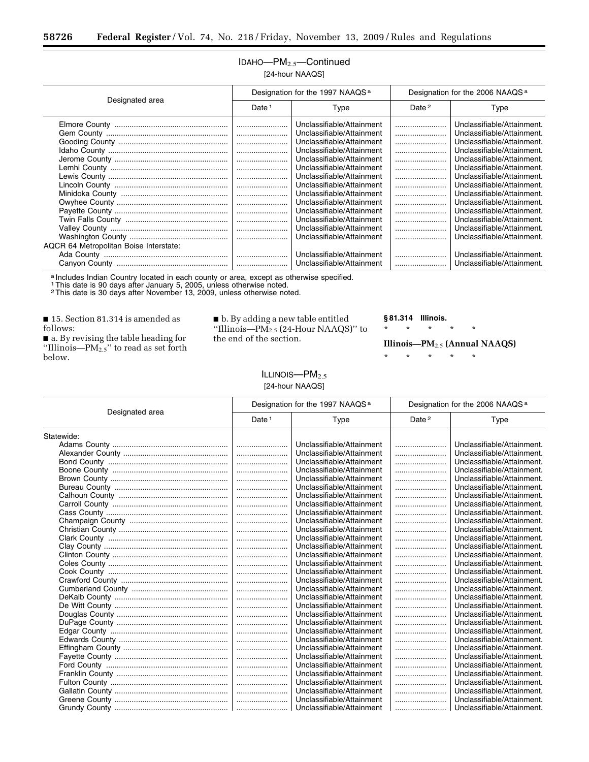IDAHO—$PM_{2.5}$—Continued

[24-hour NAAQS]

| Designated area | Designation for the 1997 NAAQS [a] | | Designation for the 2006 NAAQS [a] | |
|---|---|---|---|---|
| | Date [1] | Type | Date [2] | Type |
| Elmore County | ........................ | Unclassifiable/Attainment | ........................ | Unclassifiable/Attainment. |
| Gem County | ........................ | Unclassifiable/Attainment | ........................ | Unclassifiable/Attainment. |
| Gooding County | ........................ | Unclassifiable/Attainment | ........................ | Unclassifiable/Attainment. |
| Idaho County | ........................ | Unclassifiable/Attainment | ........................ | Unclassifiable/Attainment. |
| Jerome County | ........................ | Unclassifiable/Attainment | ........................ | Unclassifiable/Attainment. |
| Lemhi County | ........................ | Unclassifiable/Attainment | ........................ | Unclassifiable/Attainment. |
| Lewis County | ........................ | Unclassifiable/Attainment | ........................ | Unclassifiable/Attainment. |
| Lincoln County | ........................ | Unclassifiable/Attainment | ........................ | Unclassifiable/Attainment. |
| Minidoka County | ........................ | Unclassifiable/Attainment | ........................ | Unclassifiable/Attainment. |
| Owyhee County | ........................ | Unclassifiable/Attainment | ........................ | Unclassifiable/Attainment. |
| Payette County | ........................ | Unclassifiable/Attainment | ........................ | Unclassifiable/Attainment. |
| Twin Falls County | ........................ | Unclassifiable/Attainment | ........................ | Unclassifiable/Attainment. |
| Valley County | ........................ | Unclassifiable/Attainment | ........................ | Unclassifiable/Attainment. |
| Washington County | ........................ | Unclassifiable/Attainment | ........................ | Unclassifiable/Attainment. |
| AQCR 64 Metropolitan Boise Interstate: | | | | |
| Ada County | ........................ | Unclassifiable/Attainment | ........................ | Unclassifiable/Attainment. |
| Canyon County | ........................ | Unclassifiable/Attainment | ........................ | Unclassifiable/Attainment. |

[a] Includes Indian Country located in each county or area, except as otherwise specified.

[1] This date is 90 days after January 5, 2005, unless otherwise noted.

[2] This date is 30 days after November 13, 2009, unless otherwise noted.

■ 15. Section 81.314 is amended as follows:

■ a. By revising the table heading for ''Illinois—$PM_{2.5}$'' to read as set forth below.

■ b. By adding a new table entitled ''Illinois—$PM_{2.5}$ (24-Hour NAAQS)'' to the end of the section.

**§ 81.314 Illinois.**

\* \* \* \* \*

**Illinois—$PM_{2.5}$ (Annual NAAQS)**

\* \* \* \* \*

ILLINOIS—$PM_{2.5}$

[24-hour NAAQS]

| Designated area | Designation for the 1997 NAAQS [a] | | Designation for the 2006 NAAQS [a] | |
|---|---|---|---|---|
| | Date [1] | Type | Date [2] | Type |
| Statewide: | | | | |
| Adams County | ........................ | Unclassifiable/Attainment | ........................ | Unclassifiable/Attainment. |
| Alexander County | ........................ | Unclassifiable/Attainment | ........................ | Unclassifiable/Attainment. |
| Bond County | ........................ | Unclassifiable/Attainment | ........................ | Unclassifiable/Attainment. |
| Boone County | ........................ | Unclassifiable/Attainment | ........................ | Unclassifiable/Attainment. |
| Brown County | ........................ | Unclassifiable/Attainment | ........................ | Unclassifiable/Attainment. |
| Bureau County | ........................ | Unclassifiable/Attainment | ........................ | Unclassifiable/Attainment. |
| Calhoun County | ........................ | Unclassifiable/Attainment | ........................ | Unclassifiable/Attainment. |
| Carroll County | ........................ | Unclassifiable/Attainment | ........................ | Unclassifiable/Attainment. |
| Cass County | ........................ | Unclassifiable/Attainment | ........................ | Unclassifiable/Attainment. |
| Champaign County | ........................ | Unclassifiable/Attainment | ........................ | Unclassifiable/Attainment. |
| Christian County | ........................ | Unclassifiable/Attainment | ........................ | Unclassifiable/Attainment. |
| Clark County | ........................ | Unclassifiable/Attainment | ........................ | Unclassifiable/Attainment. |
| Clay County | ........................ | Unclassifiable/Attainment | ........................ | Unclassifiable/Attainment. |
| Clinton County | ........................ | Unclassifiable/Attainment | ........................ | Unclassifiable/Attainment. |
| Coles County | ........................ | Unclassifiable/Attainment | ........................ | Unclassifiable/Attainment. |
| Cook County | ........................ | Unclassifiable/Attainment | ........................ | Unclassifiable/Attainment. |
| Crawford County | ........................ | Unclassifiable/Attainment | ........................ | Unclassifiable/Attainment. |
| Cumberland County | ........................ | Unclassifiable/Attainment | ........................ | Unclassifiable/Attainment. |
| DeKalb County | ........................ | Unclassifiable/Attainment | ........................ | Unclassifiable/Attainment. |
| De Witt County | ........................ | Unclassifiable/Attainment | ........................ | Unclassifiable/Attainment. |
| Douglas County | ........................ | Unclassifiable/Attainment | ........................ | Unclassifiable/Attainment. |
| DuPage County | ........................ | Unclassifiable/Attainment | ........................ | Unclassifiable/Attainment. |
| Edgar County | ........................ | Unclassifiable/Attainment | ........................ | Unclassifiable/Attainment. |
| Edwards County | ........................ | Unclassifiable/Attainment | ........................ | Unclassifiable/Attainment. |
| Effingham County | ........................ | Unclassifiable/Attainment | ........................ | Unclassifiable/Attainment. |
| Fayette County | ........................ | Unclassifiable/Attainment | ........................ | Unclassifiable/Attainment. |
| Ford County | ........................ | Unclassifiable/Attainment | ........................ | Unclassifiable/Attainment. |
| Franklin County | ........................ | Unclassifiable/Attainment | ........................ | Unclassifiable/Attainment. |
| Fulton County | ........................ | Unclassifiable/Attainment | ........................ | Unclassifiable/Attainment. |
| Gallatin County | ........................ | Unclassifiable/Attainment | ........................ | Unclassifiable/Attainment. |
| Greene County | ........................ | Unclassifiable/Attainment | ........................ | Unclassifiable/Attainment. |
| Grundy County | ........................ | Unclassifiable/Attainment | ........................ | Unclassifiable/Attainment. |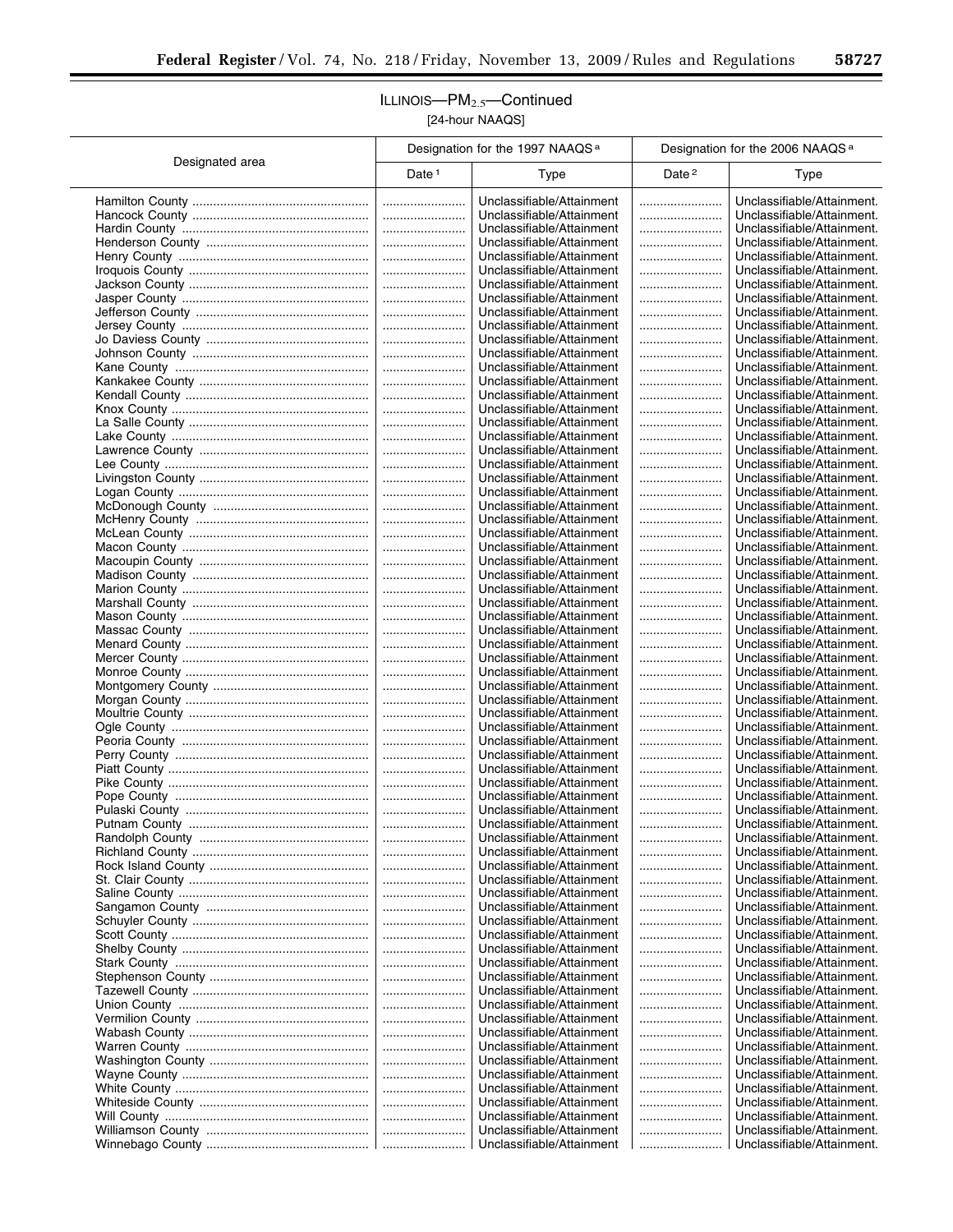## ILLINOIS—$PM_{2.5}$—Continued

[24-hour NAAQS]

| Designated area | Designation for the 1997 NAAQS [a] | | Designation for the 2006 NAAQS [a] | |
|---|---|---|---|---|
| | Date [1] | Type | Date [2] | Type |
| Hamilton County | ........................ | Unclassifiable/Attainment | ........................ | Unclassifiable/Attainment. |
| Hancock County | ........................ | Unclassifiable/Attainment | ........................ | Unclassifiable/Attainment. |
| Hardin County | ........................ | Unclassifiable/Attainment | ........................ | Unclassifiable/Attainment. |
| Henderson County | ........................ | Unclassifiable/Attainment | ........................ | Unclassifiable/Attainment. |
| Henry County | ........................ | Unclassifiable/Attainment | ........................ | Unclassifiable/Attainment. |
| Iroquois County | ........................ | Unclassifiable/Attainment | ........................ | Unclassifiable/Attainment. |
| Jackson County | ........................ | Unclassifiable/Attainment | ........................ | Unclassifiable/Attainment. |
| Jasper County | ........................ | Unclassifiable/Attainment | ........................ | Unclassifiable/Attainment. |
| Jefferson County | ........................ | Unclassifiable/Attainment | ........................ | Unclassifiable/Attainment. |
| Jersey County | ........................ | Unclassifiable/Attainment | ........................ | Unclassifiable/Attainment. |
| Jo Daviess County | ........................ | Unclassifiable/Attainment | ........................ | Unclassifiable/Attainment. |
| Johnson County | ........................ | Unclassifiable/Attainment | ........................ | Unclassifiable/Attainment. |
| Kane County | ........................ | Unclassifiable/Attainment | ........................ | Unclassifiable/Attainment. |
| Kankakee County | ........................ | Unclassifiable/Attainment | ........................ | Unclassifiable/Attainment. |
| Kendall County | ........................ | Unclassifiable/Attainment | ........................ | Unclassifiable/Attainment. |
| Knox County | ........................ | Unclassifiable/Attainment | ........................ | Unclassifiable/Attainment. |
| La Salle County | ........................ | Unclassifiable/Attainment | ........................ | Unclassifiable/Attainment. |
| Lake County | ........................ | Unclassifiable/Attainment | ........................ | Unclassifiable/Attainment. |
| Lawrence County | ........................ | Unclassifiable/Attainment | ........................ | Unclassifiable/Attainment. |
| Lee County | ........................ | Unclassifiable/Attainment | ........................ | Unclassifiable/Attainment. |
| Livingston County | ........................ | Unclassifiable/Attainment | ........................ | Unclassifiable/Attainment. |
| Logan County | ........................ | Unclassifiable/Attainment | ........................ | Unclassifiable/Attainment. |
| McDonough County | ........................ | Unclassifiable/Attainment | ........................ | Unclassifiable/Attainment. |
| McHenry County | ........................ | Unclassifiable/Attainment | ........................ | Unclassifiable/Attainment. |
| McLean County | ........................ | Unclassifiable/Attainment | ........................ | Unclassifiable/Attainment. |
| Macon County | ........................ | Unclassifiable/Attainment | ........................ | Unclassifiable/Attainment. |
| Macoupin County | ........................ | Unclassifiable/Attainment | ........................ | Unclassifiable/Attainment. |
| Madison County | ........................ | Unclassifiable/Attainment | ........................ | Unclassifiable/Attainment. |
| Marion County | ........................ | Unclassifiable/Attainment | ........................ | Unclassifiable/Attainment. |
| Marshall County | ........................ | Unclassifiable/Attainment | ........................ | Unclassifiable/Attainment. |
| Mason County | ........................ | Unclassifiable/Attainment | ........................ | Unclassifiable/Attainment. |
| Massac County | ........................ | Unclassifiable/Attainment | ........................ | Unclassifiable/Attainment. |
| Menard County | ........................ | Unclassifiable/Attainment | ........................ | Unclassifiable/Attainment. |
| Mercer County | ........................ | Unclassifiable/Attainment | ........................ | Unclassifiable/Attainment. |
| Monroe County | ........................ | Unclassifiable/Attainment | ........................ | Unclassifiable/Attainment. |
| Montgomery County | ........................ | Unclassifiable/Attainment | ........................ | Unclassifiable/Attainment. |
| Morgan County | ........................ | Unclassifiable/Attainment | ........................ | Unclassifiable/Attainment. |
| Moultrie County | ........................ | Unclassifiable/Attainment | ........................ | Unclassifiable/Attainment. |
| Ogle County | ........................ | Unclassifiable/Attainment | ........................ | Unclassifiable/Attainment. |
| Peoria County | ........................ | Unclassifiable/Attainment | ........................ | Unclassifiable/Attainment. |
| Perry County | ........................ | Unclassifiable/Attainment | ........................ | Unclassifiable/Attainment. |
| Piatt County | ........................ | Unclassifiable/Attainment | ........................ | Unclassifiable/Attainment. |
| Pike County | ........................ | Unclassifiable/Attainment | ........................ | Unclassifiable/Attainment. |
| Pope County | ........................ | Unclassifiable/Attainment | ........................ | Unclassifiable/Attainment. |
| Pulaski County | ........................ | Unclassifiable/Attainment | ........................ | Unclassifiable/Attainment. |
| Putnam County | ........................ | Unclassifiable/Attainment | ........................ | Unclassifiable/Attainment. |
| Randolph County | ........................ | Unclassifiable/Attainment | ........................ | Unclassifiable/Attainment. |
| Richland County | ........................ | Unclassifiable/Attainment | ........................ | Unclassifiable/Attainment. |
| Rock Island County | ........................ | Unclassifiable/Attainment | ........................ | Unclassifiable/Attainment. |
| St. Clair County | ........................ | Unclassifiable/Attainment | ........................ | Unclassifiable/Attainment. |
| Saline County | ........................ | Unclassifiable/Attainment | ........................ | Unclassifiable/Attainment. |
| Sangamon County | ........................ | Unclassifiable/Attainment | ........................ | Unclassifiable/Attainment. |
| Schuyler County | ........................ | Unclassifiable/Attainment | ........................ | Unclassifiable/Attainment. |
| Scott County | ........................ | Unclassifiable/Attainment | ........................ | Unclassifiable/Attainment. |
| Shelby County | ........................ | Unclassifiable/Attainment | ........................ | Unclassifiable/Attainment. |
| Stark County | ........................ | Unclassifiable/Attainment | ........................ | Unclassifiable/Attainment. |
| Stephenson County | ........................ | Unclassifiable/Attainment | ........................ | Unclassifiable/Attainment. |
| Tazewell County | ........................ | Unclassifiable/Attainment | ........................ | Unclassifiable/Attainment. |
| Union County | ........................ | Unclassifiable/Attainment | ........................ | Unclassifiable/Attainment. |
| Vermilion County | ........................ | Unclassifiable/Attainment | ........................ | Unclassifiable/Attainment. |
| Wabash County | ........................ | Unclassifiable/Attainment | ........................ | Unclassifiable/Attainment. |
| Warren County | ........................ | Unclassifiable/Attainment | ........................ | Unclassifiable/Attainment. |
| Washington County | ........................ | Unclassifiable/Attainment | ........................ | Unclassifiable/Attainment. |
| Wayne County | ........................ | Unclassifiable/Attainment | ........................ | Unclassifiable/Attainment. |
| White County | ........................ | Unclassifiable/Attainment | ........................ | Unclassifiable/Attainment. |
| Whiteside County | ........................ | Unclassifiable/Attainment | ........................ | Unclassifiable/Attainment. |
| Will County | ........................ | Unclassifiable/Attainment | ........................ | Unclassifiable/Attainment. |
| Williamson County | ........................ | Unclassifiable/Attainment | ........................ | Unclassifiable/Attainment. |
| Winnebago County | ........................ | Unclassifiable/Attainment | ........................ | Unclassifiable/Attainment. |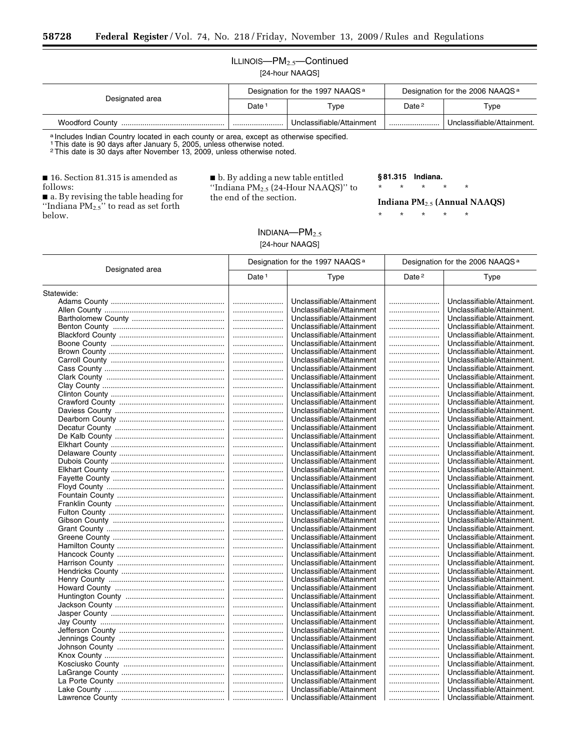## ILLINOIS—$PM_{2.5}$—Continued

[24-hour NAAQS]

| Designated area | Designation for the 1997 NAAQS [a] | | Designation for the 2006 NAAQS [a] | |
|---|---|---|---|---|
| | Date [1] | Type | Date [2] | Type |
| Woodford County | ........................ | Unclassifiable/Attainment | ........................ | Unclassifiable/Attainment. |

[a] Includes Indian Country located in each county or area, except as otherwise specified.
[1] This date is 90 days after January 5, 2005, unless otherwise noted.
[2] This date is 30 days after November 13, 2009, unless otherwise noted.

■ 16. Section 81.315 is amended as follows:

■ a. By revising the table heading for ''Indiana $PM_{2.5}$'' to read as set forth below.

■ b. By adding a new table entitled ''Indiana $PM_{2.5}$ (24-Hour NAAQS)'' to the end of the section.

**§ 81.315 Indiana.**

\* \* \* \* \*

**Indiana $PM_{2.5}$ (Annual NAAQS)**

\* \* \* \* \*

## INDIANA—$PM_{2.5}$

[24-hour NAAQS]

| Designated area | Designation for the 1997 NAAQS [a] | | Designation for the 2006 NAAQS [a] | |
|---|---|---|---|---|
| | Date [1] | Type | Date [2] | Type |
| Statewide: | | | | |
| Adams County | ........................ | Unclassifiable/Attainment | ........................ | Unclassifiable/Attainment. |
| Allen County | ........................ | Unclassifiable/Attainment | ........................ | Unclassifiable/Attainment. |
| Bartholomew County | ........................ | Unclassifiable/Attainment | ........................ | Unclassifiable/Attainment. |
| Benton County | ........................ | Unclassifiable/Attainment | ........................ | Unclassifiable/Attainment. |
| Blackford County | ........................ | Unclassifiable/Attainment | ........................ | Unclassifiable/Attainment. |
| Boone County | ........................ | Unclassifiable/Attainment | ........................ | Unclassifiable/Attainment. |
| Brown County | ........................ | Unclassifiable/Attainment | ........................ | Unclassifiable/Attainment. |
| Carroll County | ........................ | Unclassifiable/Attainment | ........................ | Unclassifiable/Attainment. |
| Cass County | ........................ | Unclassifiable/Attainment | ........................ | Unclassifiable/Attainment. |
| Clark County | ........................ | Unclassifiable/Attainment | ........................ | Unclassifiable/Attainment. |
| Clay County | ........................ | Unclassifiable/Attainment | ........................ | Unclassifiable/Attainment. |
| Clinton County | ........................ | Unclassifiable/Attainment | ........................ | Unclassifiable/Attainment. |
| Crawford County | ........................ | Unclassifiable/Attainment | ........................ | Unclassifiable/Attainment. |
| Daviess County | ........................ | Unclassifiable/Attainment | ........................ | Unclassifiable/Attainment. |
| Dearborn County | ........................ | Unclassifiable/Attainment | ........................ | Unclassifiable/Attainment. |
| Decatur County | ........................ | Unclassifiable/Attainment | ........................ | Unclassifiable/Attainment. |
| De Kalb County | ........................ | Unclassifiable/Attainment | ........................ | Unclassifiable/Attainment. |
| Elkhart County | ........................ | Unclassifiable/Attainment | ........................ | Unclassifiable/Attainment. |
| Delaware County | ........................ | Unclassifiable/Attainment | ........................ | Unclassifiable/Attainment. |
| Dubois County | ........................ | Unclassifiable/Attainment | ........................ | Unclassifiable/Attainment. |
| Elkhart County | ........................ | Unclassifiable/Attainment | ........................ | Unclassifiable/Attainment. |
| Fayette County | ........................ | Unclassifiable/Attainment | ........................ | Unclassifiable/Attainment. |
| Floyd County | ........................ | Unclassifiable/Attainment | ........................ | Unclassifiable/Attainment. |
| Fountain County | ........................ | Unclassifiable/Attainment | ........................ | Unclassifiable/Attainment. |
| Franklin County | ........................ | Unclassifiable/Attainment | ........................ | Unclassifiable/Attainment. |
| Fulton County | ........................ | Unclassifiable/Attainment | ........................ | Unclassifiable/Attainment. |
| Gibson County | ........................ | Unclassifiable/Attainment | ........................ | Unclassifiable/Attainment. |
| Grant County | ........................ | Unclassifiable/Attainment | ........................ | Unclassifiable/Attainment. |
| Greene County | ........................ | Unclassifiable/Attainment | ........................ | Unclassifiable/Attainment. |
| Hamilton County | ........................ | Unclassifiable/Attainment | ........................ | Unclassifiable/Attainment. |
| Hancock County | ........................ | Unclassifiable/Attainment | ........................ | Unclassifiable/Attainment. |
| Harrison County | ........................ | Unclassifiable/Attainment | ........................ | Unclassifiable/Attainment. |
| Hendricks County | ........................ | Unclassifiable/Attainment | ........................ | Unclassifiable/Attainment. |
| Henry County | ........................ | Unclassifiable/Attainment | ........................ | Unclassifiable/Attainment. |
| Howard County | ........................ | Unclassifiable/Attainment | ........................ | Unclassifiable/Attainment. |
| Huntington County | ........................ | Unclassifiable/Attainment | ........................ | Unclassifiable/Attainment. |
| Jackson County | ........................ | Unclassifiable/Attainment | ........................ | Unclassifiable/Attainment. |
| Jasper County | ........................ | Unclassifiable/Attainment | ........................ | Unclassifiable/Attainment. |
| Jay County | ........................ | Unclassifiable/Attainment | ........................ | Unclassifiable/Attainment. |
| Jefferson County | ........................ | Unclassifiable/Attainment | ........................ | Unclassifiable/Attainment. |
| Jennings County | ........................ | Unclassifiable/Attainment | ........................ | Unclassifiable/Attainment. |
| Johnson County | ........................ | Unclassifiable/Attainment | ........................ | Unclassifiable/Attainment. |
| Knox County | ........................ | Unclassifiable/Attainment | ........................ | Unclassifiable/Attainment. |
| Kosciusko County | ........................ | Unclassifiable/Attainment | ........................ | Unclassifiable/Attainment. |
| LaGrange County | ........................ | Unclassifiable/Attainment | ........................ | Unclassifiable/Attainment. |
| La Porte County | ........................ | Unclassifiable/Attainment | ........................ | Unclassifiable/Attainment. |
| Lake County | ........................ | Unclassifiable/Attainment | ........................ | Unclassifiable/Attainment. |
| Lawrence County | ........................ | Unclassifiable/Attainment | ........................ | Unclassifiable/Attainment. |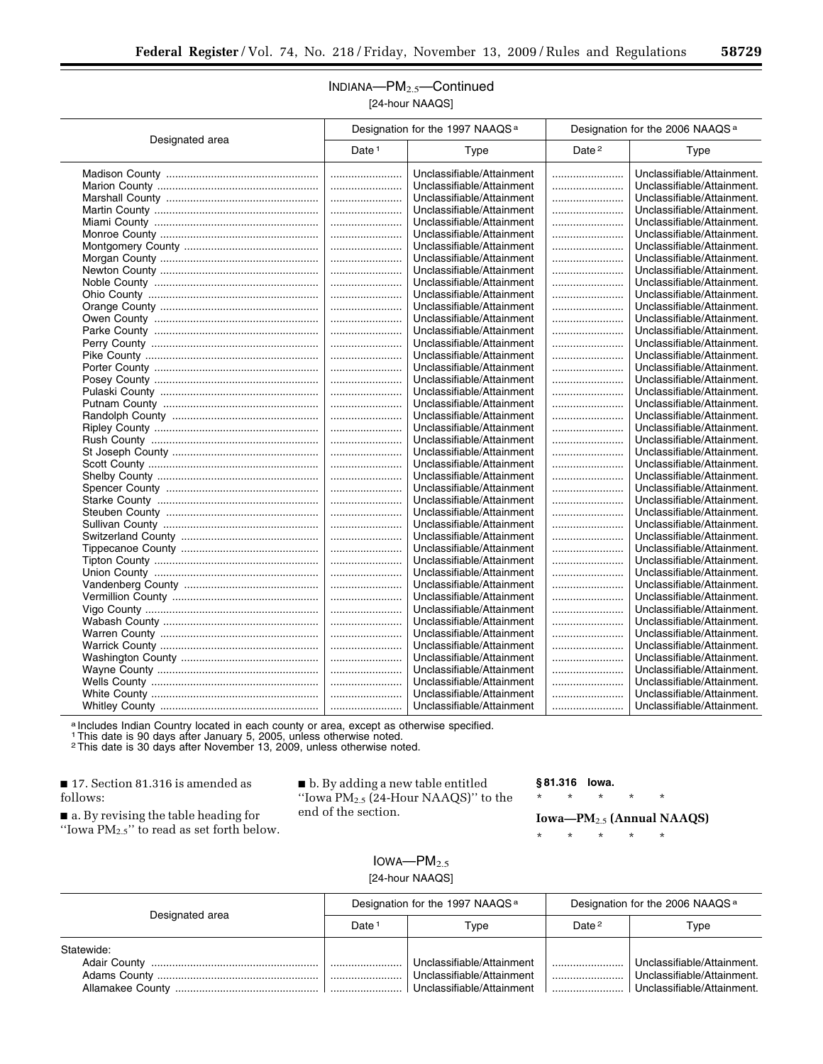INDIANA—$PM_{2.5}$—Continued

[24-hour NAAQS]

| Designated area | Designation for the 1997 NAAQS[a] | | Designation for the 2006 NAAQS[a] | |
|---|---|---|---|---|
| | Date[1] | Type | Date[2] | Type |
| Madison County | | Unclassifiable/Attainment | | Unclassifiable/Attainment. |
| Marion County | | Unclassifiable/Attainment | | Unclassifiable/Attainment. |
| Marshall County | | Unclassifiable/Attainment | | Unclassifiable/Attainment. |
| Martin County | | Unclassifiable/Attainment | | Unclassifiable/Attainment. |
| Miami County | | Unclassifiable/Attainment | | Unclassifiable/Attainment. |
| Monroe County | | Unclassifiable/Attainment | | Unclassifiable/Attainment. |
| Montgomery County | | Unclassifiable/Attainment | | Unclassifiable/Attainment. |
| Morgan County | | Unclassifiable/Attainment | | Unclassifiable/Attainment. |
| Newton County | | Unclassifiable/Attainment | | Unclassifiable/Attainment. |
| Noble County | | Unclassifiable/Attainment | | Unclassifiable/Attainment. |
| Ohio County | | Unclassifiable/Attainment | | Unclassifiable/Attainment. |
| Orange County | | Unclassifiable/Attainment | | Unclassifiable/Attainment. |
| Owen County | | Unclassifiable/Attainment | | Unclassifiable/Attainment. |
| Parke County | | Unclassifiable/Attainment | | Unclassifiable/Attainment. |
| Perry County | | Unclassifiable/Attainment | | Unclassifiable/Attainment. |
| Pike County | | Unclassifiable/Attainment | | Unclassifiable/Attainment. |
| Porter County | | Unclassifiable/Attainment | | Unclassifiable/Attainment. |
| Posey County | | Unclassifiable/Attainment | | Unclassifiable/Attainment. |
| Pulaski County | | Unclassifiable/Attainment | | Unclassifiable/Attainment. |
| Putnam County | | Unclassifiable/Attainment | | Unclassifiable/Attainment. |
| Randolph County | | Unclassifiable/Attainment | | Unclassifiable/Attainment. |
| Ripley County | | Unclassifiable/Attainment | | Unclassifiable/Attainment. |
| Rush County | | Unclassifiable/Attainment | | Unclassifiable/Attainment. |
| St Joseph County | | Unclassifiable/Attainment | | Unclassifiable/Attainment. |
| Scott County | | Unclassifiable/Attainment | | Unclassifiable/Attainment. |
| Shelby County | | Unclassifiable/Attainment | | Unclassifiable/Attainment. |
| Spencer County | | Unclassifiable/Attainment | | Unclassifiable/Attainment. |
| Starke County | | Unclassifiable/Attainment | | Unclassifiable/Attainment. |
| Steuben County | | Unclassifiable/Attainment | | Unclassifiable/Attainment. |
| Sullivan County | | Unclassifiable/Attainment | | Unclassifiable/Attainment. |
| Switzerland County | | Unclassifiable/Attainment | | Unclassifiable/Attainment. |
| Tippecanoe County | | Unclassifiable/Attainment | | Unclassifiable/Attainment. |
| Tipton County | | Unclassifiable/Attainment | | Unclassifiable/Attainment. |
| Union County | | Unclassifiable/Attainment | | Unclassifiable/Attainment. |
| Vandenberg County | | Unclassifiable/Attainment | | Unclassifiable/Attainment. |
| Vermillion County | | Unclassifiable/Attainment | | Unclassifiable/Attainment. |
| Vigo County | | Unclassifiable/Attainment | | Unclassifiable/Attainment. |
| Wabash County | | Unclassifiable/Attainment | | Unclassifiable/Attainment. |
| Warren County | | Unclassifiable/Attainment | | Unclassifiable/Attainment. |
| Warrick County | | Unclassifiable/Attainment | | Unclassifiable/Attainment. |
| Washington County | | Unclassifiable/Attainment | | Unclassifiable/Attainment. |
| Wayne County | | Unclassifiable/Attainment | | Unclassifiable/Attainment. |
| Wells County | | Unclassifiable/Attainment | | Unclassifiable/Attainment. |
| White County | | Unclassifiable/Attainment | | Unclassifiable/Attainment. |
| Whitley County | | Unclassifiable/Attainment | | Unclassifiable/Attainment. |

[a] Includes Indian Country located in each county or area, except as otherwise specified.
[1] This date is 90 days after January 5, 2005, unless otherwise noted.
[2] This date is 30 days after November 13, 2009, unless otherwise noted.

■ 17. Section 81.316 is amended as follows:

■ a. By revising the table heading for "Iowa $PM_{2.5}$" to read as set forth below.

■ b. By adding a new table entitled "Iowa $PM_{2.5}$ (24-Hour NAAQS)" to the end of the section.

**§ 81.316 Iowa.**

\* \* \* \* \*

**Iowa—$PM_{2.5}$ (Annual NAAQS)**

\* \* \* \* \*

IOWA—$PM_{2.5}$

[24-hour NAAQS]

| Designated area | Designation for the 1997 NAAQS[a] | | Designation for the 2006 NAAQS[a] | |
|---|---|---|---|---|
| | Date[1] | Type | Date[2] | Type |
| Statewide: | | | | |
| Adair County | | Unclassifiable/Attainment | | Unclassifiable/Attainment. |
| Adams County | | Unclassifiable/Attainment | | Unclassifiable/Attainment. |
| Allamakee County | | Unclassifiable/Attainment | | Unclassifiable/Attainment. |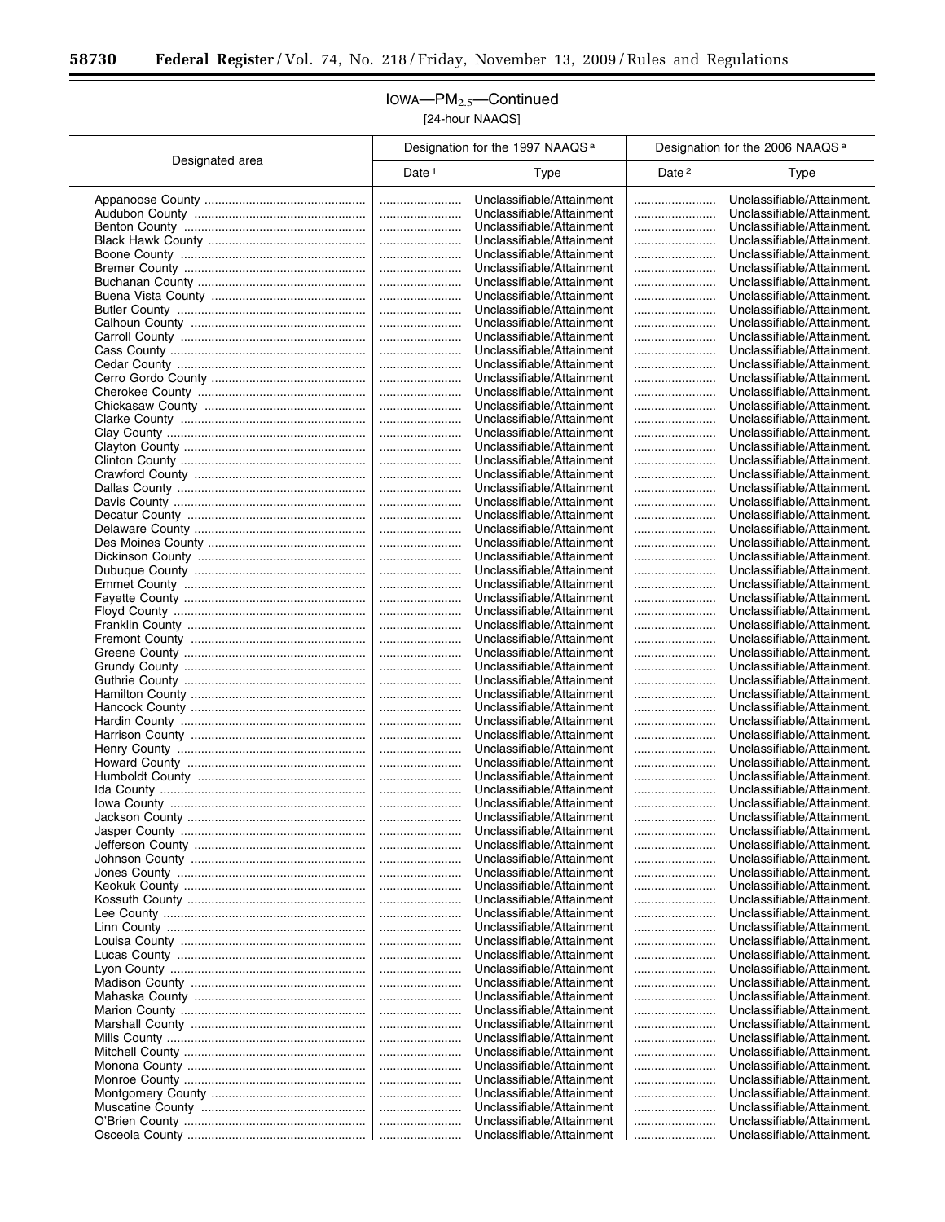## IOWA—$PM_{2.5}$—Continued

[24-hour NAAQS]

| Designated area | Designation for the 1997 NAAQS [a] | | Designation for the 2006 NAAQS [a] | |
|---|---|---|---|---|
| | Date [1] | Type | Date [2] | Type |
| Appanoose County | | Unclassifiable/Attainment | | Unclassifiable/Attainment. |
| Audubon County | | Unclassifiable/Attainment | | Unclassifiable/Attainment. |
| Benton County | | Unclassifiable/Attainment | | Unclassifiable/Attainment. |
| Black Hawk County | | Unclassifiable/Attainment | | Unclassifiable/Attainment. |
| Boone County | | Unclassifiable/Attainment | | Unclassifiable/Attainment. |
| Bremer County | | Unclassifiable/Attainment | | Unclassifiable/Attainment. |
| Buchanan County | | Unclassifiable/Attainment | | Unclassifiable/Attainment. |
| Buena Vista County | | Unclassifiable/Attainment | | Unclassifiable/Attainment. |
| Butler County | | Unclassifiable/Attainment | | Unclassifiable/Attainment. |
| Calhoun County | | Unclassifiable/Attainment | | Unclassifiable/Attainment. |
| Carroll County | | Unclassifiable/Attainment | | Unclassifiable/Attainment. |
| Cass County | | Unclassifiable/Attainment | | Unclassifiable/Attainment. |
| Cedar County | | Unclassifiable/Attainment | | Unclassifiable/Attainment. |
| Cerro Gordo County | | Unclassifiable/Attainment | | Unclassifiable/Attainment. |
| Cherokee County | | Unclassifiable/Attainment | | Unclassifiable/Attainment. |
| Chickasaw County | | Unclassifiable/Attainment | | Unclassifiable/Attainment. |
| Clarke County | | Unclassifiable/Attainment | | Unclassifiable/Attainment. |
| Clay County | | Unclassifiable/Attainment | | Unclassifiable/Attainment. |
| Clayton County | | Unclassifiable/Attainment | | Unclassifiable/Attainment. |
| Clinton County | | Unclassifiable/Attainment | | Unclassifiable/Attainment. |
| Crawford County | | Unclassifiable/Attainment | | Unclassifiable/Attainment. |
| Dallas County | | Unclassifiable/Attainment | | Unclassifiable/Attainment. |
| Davis County | | Unclassifiable/Attainment | | Unclassifiable/Attainment. |
| Decatur County | | Unclassifiable/Attainment | | Unclassifiable/Attainment. |
| Delaware County | | Unclassifiable/Attainment | | Unclassifiable/Attainment. |
| Des Moines County | | Unclassifiable/Attainment | | Unclassifiable/Attainment. |
| Dickinson County | | Unclassifiable/Attainment | | Unclassifiable/Attainment. |
| Dubuque County | | Unclassifiable/Attainment | | Unclassifiable/Attainment. |
| Emmet County | | Unclassifiable/Attainment | | Unclassifiable/Attainment. |
| Fayette County | | Unclassifiable/Attainment | | Unclassifiable/Attainment. |
| Floyd County | | Unclassifiable/Attainment | | Unclassifiable/Attainment. |
| Franklin County | | Unclassifiable/Attainment | | Unclassifiable/Attainment. |
| Fremont County | | Unclassifiable/Attainment | | Unclassifiable/Attainment. |
| Greene County | | Unclassifiable/Attainment | | Unclassifiable/Attainment. |
| Grundy County | | Unclassifiable/Attainment | | Unclassifiable/Attainment. |
| Guthrie County | | Unclassifiable/Attainment | | Unclassifiable/Attainment. |
| Hamilton County | | Unclassifiable/Attainment | | Unclassifiable/Attainment. |
| Hancock County | | Unclassifiable/Attainment | | Unclassifiable/Attainment. |
| Hardin County | | Unclassifiable/Attainment | | Unclassifiable/Attainment. |
| Harrison County | | Unclassifiable/Attainment | | Unclassifiable/Attainment. |
| Henry County | | Unclassifiable/Attainment | | Unclassifiable/Attainment. |
| Howard County | | Unclassifiable/Attainment | | Unclassifiable/Attainment. |
| Humboldt County | | Unclassifiable/Attainment | | Unclassifiable/Attainment. |
| Ida County | | Unclassifiable/Attainment | | Unclassifiable/Attainment. |
| Iowa County | | Unclassifiable/Attainment | | Unclassifiable/Attainment. |
| Jackson County | | Unclassifiable/Attainment | | Unclassifiable/Attainment. |
| Jasper County | | Unclassifiable/Attainment | | Unclassifiable/Attainment. |
| Jefferson County | | Unclassifiable/Attainment | | Unclassifiable/Attainment. |
| Johnson County | | Unclassifiable/Attainment | | Unclassifiable/Attainment. |
| Jones County | | Unclassifiable/Attainment | | Unclassifiable/Attainment. |
| Keokuk County | | Unclassifiable/Attainment | | Unclassifiable/Attainment. |
| Kossuth County | | Unclassifiable/Attainment | | Unclassifiable/Attainment. |
| Lee County | | Unclassifiable/Attainment | | Unclassifiable/Attainment. |
| Linn County | | Unclassifiable/Attainment | | Unclassifiable/Attainment. |
| Louisa County | | Unclassifiable/Attainment | | Unclassifiable/Attainment. |
| Lucas County | | Unclassifiable/Attainment | | Unclassifiable/Attainment. |
| Lyon County | | Unclassifiable/Attainment | | Unclassifiable/Attainment. |
| Madison County | | Unclassifiable/Attainment | | Unclassifiable/Attainment. |
| Mahaska County | | Unclassifiable/Attainment | | Unclassifiable/Attainment. |
| Marion County | | Unclassifiable/Attainment | | Unclassifiable/Attainment. |
| Marshall County | | Unclassifiable/Attainment | | Unclassifiable/Attainment. |
| Mills County | | Unclassifiable/Attainment | | Unclassifiable/Attainment. |
| Mitchell County | | Unclassifiable/Attainment | | Unclassifiable/Attainment. |
| Monona County | | Unclassifiable/Attainment | | Unclassifiable/Attainment. |
| Monroe County | | Unclassifiable/Attainment | | Unclassifiable/Attainment. |
| Montgomery County | | Unclassifiable/Attainment | | Unclassifiable/Attainment. |
| Muscatine County | | Unclassifiable/Attainment | | Unclassifiable/Attainment. |
| O'Brien County | | Unclassifiable/Attainment | | Unclassifiable/Attainment. |
| Osceola County | | Unclassifiable/Attainment | | Unclassifiable/Attainment. |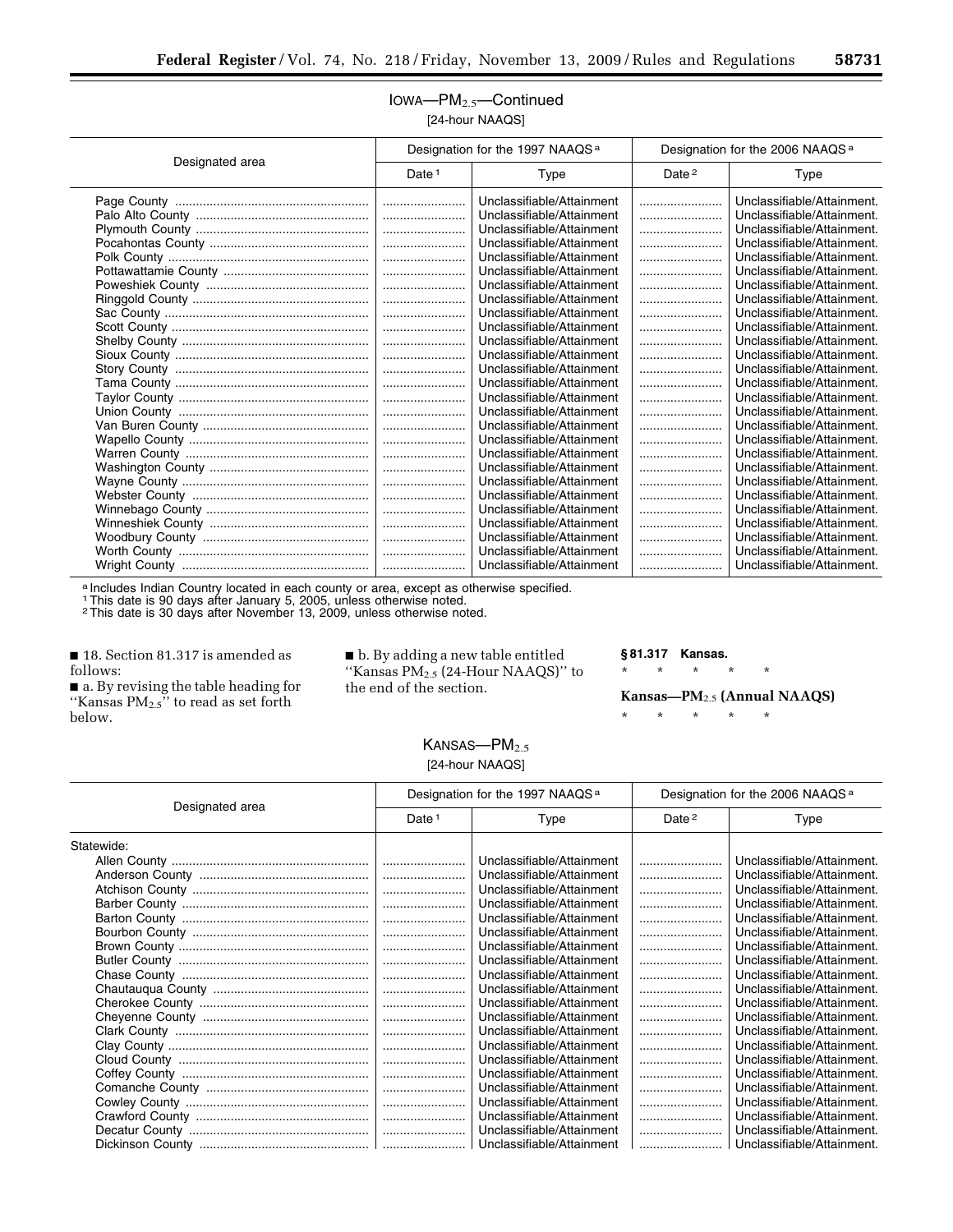## IOWA—$PM_{2.5}$—Continued

[24-hour NAAQS]

| Designated area | Designation for the 1997 NAAQS [a] | | Designation for the 2006 NAAQS [a] | |
|---|---|---|---|---|
| | Date [1] | Type | Date [2] | Type |
| Page County | ........................ | Unclassifiable/Attainment | ........................ | Unclassifiable/Attainment. |
| Palo Alto County | ........................ | Unclassifiable/Attainment | ........................ | Unclassifiable/Attainment. |
| Plymouth County | ........................ | Unclassifiable/Attainment | ........................ | Unclassifiable/Attainment. |
| Pocahontas County | ........................ | Unclassifiable/Attainment | ........................ | Unclassifiable/Attainment. |
| Polk County | ........................ | Unclassifiable/Attainment | ........................ | Unclassifiable/Attainment. |
| Pottawattamie County | ........................ | Unclassifiable/Attainment | ........................ | Unclassifiable/Attainment. |
| Poweshiek County | ........................ | Unclassifiable/Attainment | ........................ | Unclassifiable/Attainment. |
| Ringgold County | ........................ | Unclassifiable/Attainment | ........................ | Unclassifiable/Attainment. |
| Sac County | ........................ | Unclassifiable/Attainment | ........................ | Unclassifiable/Attainment. |
| Scott County | ........................ | Unclassifiable/Attainment | ........................ | Unclassifiable/Attainment. |
| Shelby County | ........................ | Unclassifiable/Attainment | ........................ | Unclassifiable/Attainment. |
| Sioux County | ........................ | Unclassifiable/Attainment | ........................ | Unclassifiable/Attainment. |
| Story County | ........................ | Unclassifiable/Attainment | ........................ | Unclassifiable/Attainment. |
| Tama County | ........................ | Unclassifiable/Attainment | ........................ | Unclassifiable/Attainment. |
| Taylor County | ........................ | Unclassifiable/Attainment | ........................ | Unclassifiable/Attainment. |
| Union County | ........................ | Unclassifiable/Attainment | ........................ | Unclassifiable/Attainment. |
| Van Buren County | ........................ | Unclassifiable/Attainment | ........................ | Unclassifiable/Attainment. |
| Wapello County | ........................ | Unclassifiable/Attainment | ........................ | Unclassifiable/Attainment. |
| Warren County | ........................ | Unclassifiable/Attainment | ........................ | Unclassifiable/Attainment. |
| Washington County | ........................ | Unclassifiable/Attainment | ........................ | Unclassifiable/Attainment. |
| Wayne County | ........................ | Unclassifiable/Attainment | ........................ | Unclassifiable/Attainment. |
| Webster County | ........................ | Unclassifiable/Attainment | ........................ | Unclassifiable/Attainment. |
| Winnebago County | ........................ | Unclassifiable/Attainment | ........................ | Unclassifiable/Attainment. |
| Winneshiek County | ........................ | Unclassifiable/Attainment | ........................ | Unclassifiable/Attainment. |
| Woodbury County | ........................ | Unclassifiable/Attainment | ........................ | Unclassifiable/Attainment. |
| Worth County | ........................ | Unclassifiable/Attainment | ........................ | Unclassifiable/Attainment. |
| Wright County | ........................ | Unclassifiable/Attainment | ........................ | Unclassifiable/Attainment. |

[a] Includes Indian Country located in each county or area, except as otherwise specified.
[1] This date is 90 days after January 5, 2005, unless otherwise noted.
[2] This date is 30 days after November 13, 2009, unless otherwise noted.

■ 18. Section 81.317 is amended as follows:

■ a. By revising the table heading for "Kansas $PM_{2.5}$" to read as set forth below.

■ b. By adding a new table entitled "Kansas $PM_{2.5}$ (24-Hour NAAQS)" to the end of the section.

**§ 81.317 Kansas.**

\* \* \* \* \*

**Kansas—$PM_{2.5}$ (Annual NAAQS)**

\* \* \* \* \*

## KANSAS—$PM_{2.5}$

[24-hour NAAQS]

| Designated area | Designation for the 1997 NAAQS [a] | | Designation for the 2006 NAAQS [a] | |
|---|---|---|---|---|
| | Date [1] | Type | Date [2] | Type |
| Statewide: | | | | |
| Allen County | ........................ | Unclassifiable/Attainment | ........................ | Unclassifiable/Attainment. |
| Anderson County | ........................ | Unclassifiable/Attainment | ........................ | Unclassifiable/Attainment. |
| Atchison County | ........................ | Unclassifiable/Attainment | ........................ | Unclassifiable/Attainment. |
| Barber County | ........................ | Unclassifiable/Attainment | ........................ | Unclassifiable/Attainment. |
| Barton County | ........................ | Unclassifiable/Attainment | ........................ | Unclassifiable/Attainment. |
| Bourbon County | ........................ | Unclassifiable/Attainment | ........................ | Unclassifiable/Attainment. |
| Brown County | ........................ | Unclassifiable/Attainment | ........................ | Unclassifiable/Attainment. |
| Butler County | ........................ | Unclassifiable/Attainment | ........................ | Unclassifiable/Attainment. |
| Chase County | ........................ | Unclassifiable/Attainment | ........................ | Unclassifiable/Attainment. |
| Chautauqua County | ........................ | Unclassifiable/Attainment | ........................ | Unclassifiable/Attainment. |
| Cherokee County | ........................ | Unclassifiable/Attainment | ........................ | Unclassifiable/Attainment. |
| Cheyenne County | ........................ | Unclassifiable/Attainment | ........................ | Unclassifiable/Attainment. |
| Clark County | ........................ | Unclassifiable/Attainment | ........................ | Unclassifiable/Attainment. |
| Clay County | ........................ | Unclassifiable/Attainment | ........................ | Unclassifiable/Attainment. |
| Cloud County | ........................ | Unclassifiable/Attainment | ........................ | Unclassifiable/Attainment. |
| Coffey County | ........................ | Unclassifiable/Attainment | ........................ | Unclassifiable/Attainment. |
| Comanche County | ........................ | Unclassifiable/Attainment | ........................ | Unclassifiable/Attainment. |
| Cowley County | ........................ | Unclassifiable/Attainment | ........................ | Unclassifiable/Attainment. |
| Crawford County | ........................ | Unclassifiable/Attainment | ........................ | Unclassifiable/Attainment. |
| Decatur County | ........................ | Unclassifiable/Attainment | ........................ | Unclassifiable/Attainment. |
| Dickinson County | ........................ | Unclassifiable/Attainment | ........................ | Unclassifiable/Attainment. |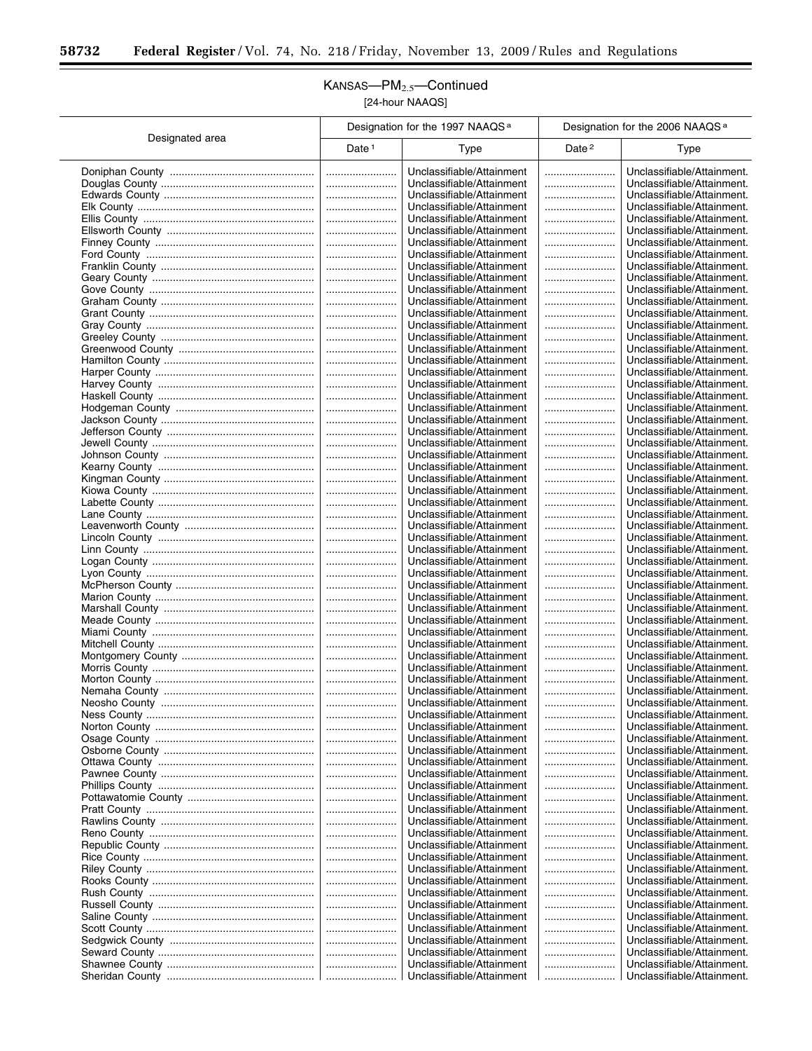## KANSAS—$PM_{2.5}$—Continued

[24-hour NAAQS]

| Designated area | Designation for the 1997 NAAQS [a] | | Designation for the 2006 NAAQS [a] | |
|---|---|---|---|---|
| | Date [1] | Type | Date [2] | Type |
| Doniphan County | | Unclassifiable/Attainment | | Unclassifiable/Attainment. |
| Douglas County | | Unclassifiable/Attainment | | Unclassifiable/Attainment. |
| Edwards County | | Unclassifiable/Attainment | | Unclassifiable/Attainment. |
| Elk County | | Unclassifiable/Attainment | | Unclassifiable/Attainment. |
| Ellis County | | Unclassifiable/Attainment | | Unclassifiable/Attainment. |
| Ellsworth County | | Unclassifiable/Attainment | | Unclassifiable/Attainment. |
| Finney County | | Unclassifiable/Attainment | | Unclassifiable/Attainment. |
| Ford County | | Unclassifiable/Attainment | | Unclassifiable/Attainment. |
| Franklin County | | Unclassifiable/Attainment | | Unclassifiable/Attainment. |
| Geary County | | Unclassifiable/Attainment | | Unclassifiable/Attainment. |
| Gove County | | Unclassifiable/Attainment | | Unclassifiable/Attainment. |
| Graham County | | Unclassifiable/Attainment | | Unclassifiable/Attainment. |
| Grant County | | Unclassifiable/Attainment | | Unclassifiable/Attainment. |
| Gray County | | Unclassifiable/Attainment | | Unclassifiable/Attainment. |
| Greeley County | | Unclassifiable/Attainment | | Unclassifiable/Attainment. |
| Greenwood County | | Unclassifiable/Attainment | | Unclassifiable/Attainment. |
| Hamilton County | | Unclassifiable/Attainment | | Unclassifiable/Attainment. |
| Harper County | | Unclassifiable/Attainment | | Unclassifiable/Attainment. |
| Harvey County | | Unclassifiable/Attainment | | Unclassifiable/Attainment. |
| Haskell County | | Unclassifiable/Attainment | | Unclassifiable/Attainment. |
| Hodgeman County | | Unclassifiable/Attainment | | Unclassifiable/Attainment. |
| Jackson County | | Unclassifiable/Attainment | | Unclassifiable/Attainment. |
| Jefferson County | | Unclassifiable/Attainment | | Unclassifiable/Attainment. |
| Jewell County | | Unclassifiable/Attainment | | Unclassifiable/Attainment. |
| Johnson County | | Unclassifiable/Attainment | | Unclassifiable/Attainment. |
| Kearny County | | Unclassifiable/Attainment | | Unclassifiable/Attainment. |
| Kingman County | | Unclassifiable/Attainment | | Unclassifiable/Attainment. |
| Kiowa County | | Unclassifiable/Attainment | | Unclassifiable/Attainment. |
| Labette County | | Unclassifiable/Attainment | | Unclassifiable/Attainment. |
| Lane County | | Unclassifiable/Attainment | | Unclassifiable/Attainment. |
| Leavenworth County | | Unclassifiable/Attainment | | Unclassifiable/Attainment. |
| Lincoln County | | Unclassifiable/Attainment | | Unclassifiable/Attainment. |
| Linn County | | Unclassifiable/Attainment | | Unclassifiable/Attainment. |
| Logan County | | Unclassifiable/Attainment | | Unclassifiable/Attainment. |
| Lyon County | | Unclassifiable/Attainment | | Unclassifiable/Attainment. |
| McPherson County | | Unclassifiable/Attainment | | Unclassifiable/Attainment. |
| Marion County | | Unclassifiable/Attainment | | Unclassifiable/Attainment. |
| Marshall County | | Unclassifiable/Attainment | | Unclassifiable/Attainment. |
| Meade County | | Unclassifiable/Attainment | | Unclassifiable/Attainment. |
| Miami County | | Unclassifiable/Attainment | | Unclassifiable/Attainment. |
| Mitchell County | | Unclassifiable/Attainment | | Unclassifiable/Attainment. |
| Montgomery County | | Unclassifiable/Attainment | | Unclassifiable/Attainment. |
| Morris County | | Unclassifiable/Attainment | | Unclassifiable/Attainment. |
| Morton County | | Unclassifiable/Attainment | | Unclassifiable/Attainment. |
| Nemaha County | | Unclassifiable/Attainment | | Unclassifiable/Attainment. |
| Neosho County | | Unclassifiable/Attainment | | Unclassifiable/Attainment. |
| Ness County | | Unclassifiable/Attainment | | Unclassifiable/Attainment. |
| Norton County | | Unclassifiable/Attainment | | Unclassifiable/Attainment. |
| Osage County | | Unclassifiable/Attainment | | Unclassifiable/Attainment. |
| Osborne County | | Unclassifiable/Attainment | | Unclassifiable/Attainment. |
| Ottawa County | | Unclassifiable/Attainment | | Unclassifiable/Attainment. |
| Pawnee County | | Unclassifiable/Attainment | | Unclassifiable/Attainment. |
| Phillips County | | Unclassifiable/Attainment | | Unclassifiable/Attainment. |
| Pottawatomie County | | Unclassifiable/Attainment | | Unclassifiable/Attainment. |
| Pratt County | | Unclassifiable/Attainment | | Unclassifiable/Attainment. |
| Rawlins County | | Unclassifiable/Attainment | | Unclassifiable/Attainment. |
| Reno County | | Unclassifiable/Attainment | | Unclassifiable/Attainment. |
| Republic County | | Unclassifiable/Attainment | | Unclassifiable/Attainment. |
| Rice County | | Unclassifiable/Attainment | | Unclassifiable/Attainment. |
| Riley County | | Unclassifiable/Attainment | | Unclassifiable/Attainment. |
| Rooks County | | Unclassifiable/Attainment | | Unclassifiable/Attainment. |
| Rush County | | Unclassifiable/Attainment | | Unclassifiable/Attainment. |
| Russell County | | Unclassifiable/Attainment | | Unclassifiable/Attainment. |
| Saline County | | Unclassifiable/Attainment | | Unclassifiable/Attainment. |
| Scott County | | Unclassifiable/Attainment | | Unclassifiable/Attainment. |
| Sedgwick County | | Unclassifiable/Attainment | | Unclassifiable/Attainment. |
| Seward County | | Unclassifiable/Attainment | | Unclassifiable/Attainment. |
| Shawnee County | | Unclassifiable/Attainment | | Unclassifiable/Attainment. |
| Sheridan County | | Unclassifiable/Attainment | | Unclassifiable/Attainment. |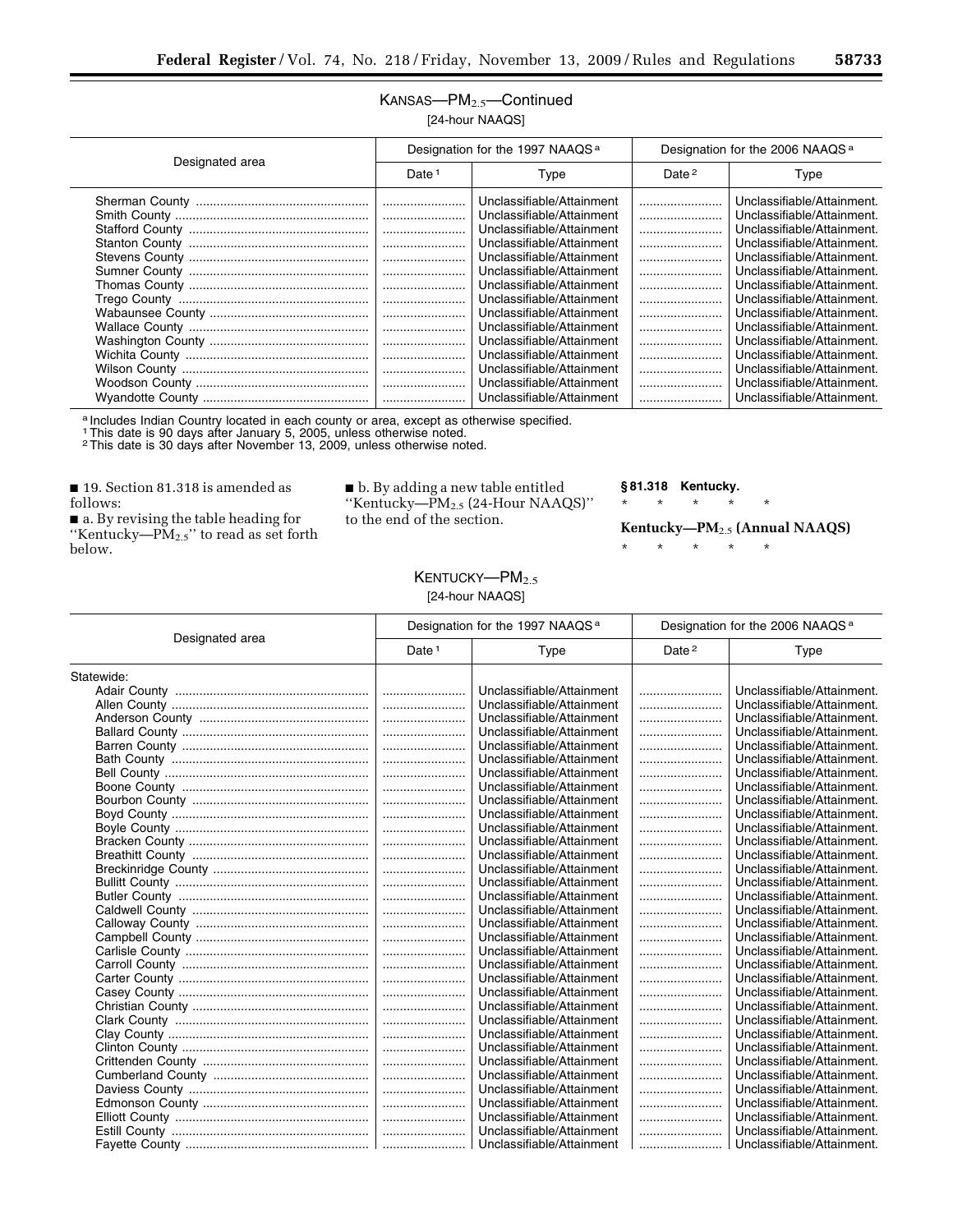## KANSAS—$PM_{2.5}$—Continued

[24-hour NAAQS]

| Designated area | Designation for the 1997 NAAQS [a] | | Designation for the 2006 NAAQS [a] | |
|---|---|---|---|---|
| | Date [1] | Type | Date [2] | Type |
| Sherman County | | Unclassifiable/Attainment | | Unclassifiable/Attainment. |
| Smith County | | Unclassifiable/Attainment | | Unclassifiable/Attainment. |
| Stafford County | | Unclassifiable/Attainment | | Unclassifiable/Attainment. |
| Stanton County | | Unclassifiable/Attainment | | Unclassifiable/Attainment. |
| Stevens County | | Unclassifiable/Attainment | | Unclassifiable/Attainment. |
| Sumner County | | Unclassifiable/Attainment | | Unclassifiable/Attainment. |
| Thomas County | | Unclassifiable/Attainment | | Unclassifiable/Attainment. |
| Trego County | | Unclassifiable/Attainment | | Unclassifiable/Attainment. |
| Wabaunsee County | | Unclassifiable/Attainment | | Unclassifiable/Attainment. |
| Wallace County | | Unclassifiable/Attainment | | Unclassifiable/Attainment. |
| Washington County | | Unclassifiable/Attainment | | Unclassifiable/Attainment. |
| Wichita County | | Unclassifiable/Attainment | | Unclassifiable/Attainment. |
| Wilson County | | Unclassifiable/Attainment | | Unclassifiable/Attainment. |
| Woodson County | | Unclassifiable/Attainment | | Unclassifiable/Attainment. |
| Wyandotte County | | Unclassifiable/Attainment | | Unclassifiable/Attainment. |

[a] Includes Indian Country located in each county or area, except as otherwise specified.
[1] This date is 90 days after January 5, 2005, unless otherwise noted.
[2] This date is 30 days after November 13, 2009, unless otherwise noted.

■ 19. Section 81.318 is amended as follows:

■ a. By revising the table heading for ''Kentucky—$PM_{2.5}$'' to read as set forth below.

■ b. By adding a new table entitled ''Kentucky—$PM_{2.5}$ (24-Hour NAAQS)'' to the end of the section.

**§ 81.318 Kentucky.**

\* \* \* \* \*

**Kentucky—$PM_{2.5}$ (Annual NAAQS)**

\* \* \* \* \*

## KENTUCKY—$PM_{2.5}$

[24-hour NAAQS]

| Designated area | Designation for the 1997 NAAQS [a] | | Designation for the 2006 NAAQS [a] | |
|---|---|---|---|---|
| | Date [1] | Type | Date [2] | Type |
| Statewide: | | | | |
| Adair County | | Unclassifiable/Attainment | | Unclassifiable/Attainment. |
| Allen County | | Unclassifiable/Attainment | | Unclassifiable/Attainment. |
| Anderson County | | Unclassifiable/Attainment | | Unclassifiable/Attainment. |
| Ballard County | | Unclassifiable/Attainment | | Unclassifiable/Attainment. |
| Barren County | | Unclassifiable/Attainment | | Unclassifiable/Attainment. |
| Bath County | | Unclassifiable/Attainment | | Unclassifiable/Attainment. |
| Bell County | | Unclassifiable/Attainment | | Unclassifiable/Attainment. |
| Boone County | | Unclassifiable/Attainment | | Unclassifiable/Attainment. |
| Bourbon County | | Unclassifiable/Attainment | | Unclassifiable/Attainment. |
| Boyd County | | Unclassifiable/Attainment | | Unclassifiable/Attainment. |
| Boyle County | | Unclassifiable/Attainment | | Unclassifiable/Attainment. |
| Bracken County | | Unclassifiable/Attainment | | Unclassifiable/Attainment. |
| Breathitt County | | Unclassifiable/Attainment | | Unclassifiable/Attainment. |
| Breckinridge County | | Unclassifiable/Attainment | | Unclassifiable/Attainment. |
| Bullitt County | | Unclassifiable/Attainment | | Unclassifiable/Attainment. |
| Butler County | | Unclassifiable/Attainment | | Unclassifiable/Attainment. |
| Caldwell County | | Unclassifiable/Attainment | | Unclassifiable/Attainment. |
| Calloway County | | Unclassifiable/Attainment | | Unclassifiable/Attainment. |
| Campbell County | | Unclassifiable/Attainment | | Unclassifiable/Attainment. |
| Carlisle County | | Unclassifiable/Attainment | | Unclassifiable/Attainment. |
| Carroll County | | Unclassifiable/Attainment | | Unclassifiable/Attainment. |
| Carter County | | Unclassifiable/Attainment | | Unclassifiable/Attainment. |
| Casey County | | Unclassifiable/Attainment | | Unclassifiable/Attainment. |
| Christian County | | Unclassifiable/Attainment | | Unclassifiable/Attainment. |
| Clark County | | Unclassifiable/Attainment | | Unclassifiable/Attainment. |
| Clay County | | Unclassifiable/Attainment | | Unclassifiable/Attainment. |
| Clinton County | | Unclassifiable/Attainment | | Unclassifiable/Attainment. |
| Crittenden County | | Unclassifiable/Attainment | | Unclassifiable/Attainment. |
| Cumberland County | | Unclassifiable/Attainment | | Unclassifiable/Attainment. |
| Daviess County | | Unclassifiable/Attainment | | Unclassifiable/Attainment. |
| Edmonson County | | Unclassifiable/Attainment | | Unclassifiable/Attainment. |
| Elliott County | | Unclassifiable/Attainment | | Unclassifiable/Attainment. |
| Estill County | | Unclassifiable/Attainment | | Unclassifiable/Attainment. |
| Fayette County | | Unclassifiable/Attainment | | Unclassifiable/Attainment. |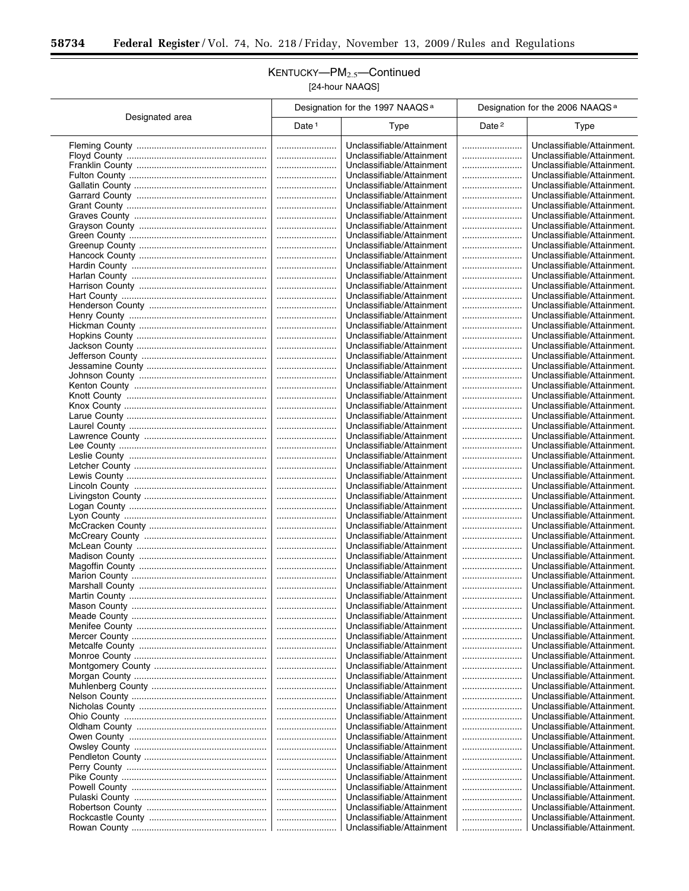## KENTUCKY—$PM_{2.5}$—Continued

[24-hour NAAQS]

| Designated area | Designation for the 1997 NAAQS [a] | | Designation for the 2006 NAAQS [a] | |
|---|---|---|---|---|
| | Date [1] | Type | Date [2] | Type |
| Fleming County | | Unclassifiable/Attainment | | Unclassifiable/Attainment. |
| Floyd County | | Unclassifiable/Attainment | | Unclassifiable/Attainment. |
| Franklin County | | Unclassifiable/Attainment | | Unclassifiable/Attainment. |
| Fulton County | | Unclassifiable/Attainment | | Unclassifiable/Attainment. |
| Gallatin County | | Unclassifiable/Attainment | | Unclassifiable/Attainment. |
| Garrard County | | Unclassifiable/Attainment | | Unclassifiable/Attainment. |
| Grant County | | Unclassifiable/Attainment | | Unclassifiable/Attainment. |
| Graves County | | Unclassifiable/Attainment | | Unclassifiable/Attainment. |
| Grayson County | | Unclassifiable/Attainment | | Unclassifiable/Attainment. |
| Green County | | Unclassifiable/Attainment | | Unclassifiable/Attainment. |
| Greenup County | | Unclassifiable/Attainment | | Unclassifiable/Attainment. |
| Hancock County | | Unclassifiable/Attainment | | Unclassifiable/Attainment. |
| Hardin County | | Unclassifiable/Attainment | | Unclassifiable/Attainment. |
| Harlan County | | Unclassifiable/Attainment | | Unclassifiable/Attainment. |
| Harrison County | | Unclassifiable/Attainment | | Unclassifiable/Attainment. |
| Hart County | | Unclassifiable/Attainment | | Unclassifiable/Attainment. |
| Henderson County | | Unclassifiable/Attainment | | Unclassifiable/Attainment. |
| Henry County | | Unclassifiable/Attainment | | Unclassifiable/Attainment. |
| Hickman County | | Unclassifiable/Attainment | | Unclassifiable/Attainment. |
| Hopkins County | | Unclassifiable/Attainment | | Unclassifiable/Attainment. |
| Jackson County | | Unclassifiable/Attainment | | Unclassifiable/Attainment. |
| Jefferson County | | Unclassifiable/Attainment | | Unclassifiable/Attainment. |
| Jessamine County | | Unclassifiable/Attainment | | Unclassifiable/Attainment. |
| Johnson County | | Unclassifiable/Attainment | | Unclassifiable/Attainment. |
| Kenton County | | Unclassifiable/Attainment | | Unclassifiable/Attainment. |
| Knott County | | Unclassifiable/Attainment | | Unclassifiable/Attainment. |
| Knox County | | Unclassifiable/Attainment | | Unclassifiable/Attainment. |
| Larue County | | Unclassifiable/Attainment | | Unclassifiable/Attainment. |
| Laurel County | | Unclassifiable/Attainment | | Unclassifiable/Attainment. |
| Lawrence County | | Unclassifiable/Attainment | | Unclassifiable/Attainment. |
| Lee County | | Unclassifiable/Attainment | | Unclassifiable/Attainment. |
| Leslie County | | Unclassifiable/Attainment | | Unclassifiable/Attainment. |
| Letcher County | | Unclassifiable/Attainment | | Unclassifiable/Attainment. |
| Lewis County | | Unclassifiable/Attainment | | Unclassifiable/Attainment. |
| Lincoln County | | Unclassifiable/Attainment | | Unclassifiable/Attainment. |
| Livingston County | | Unclassifiable/Attainment | | Unclassifiable/Attainment. |
| Logan County | | Unclassifiable/Attainment | | Unclassifiable/Attainment. |
| Lyon County | | Unclassifiable/Attainment | | Unclassifiable/Attainment. |
| McCracken County | | Unclassifiable/Attainment | | Unclassifiable/Attainment. |
| McCreary County | | Unclassifiable/Attainment | | Unclassifiable/Attainment. |
| McLean County | | Unclassifiable/Attainment | | Unclassifiable/Attainment. |
| Madison County | | Unclassifiable/Attainment | | Unclassifiable/Attainment. |
| Magoffin County | | Unclassifiable/Attainment | | Unclassifiable/Attainment. |
| Marion County | | Unclassifiable/Attainment | | Unclassifiable/Attainment. |
| Marshall County | | Unclassifiable/Attainment | | Unclassifiable/Attainment. |
| Martin County | | Unclassifiable/Attainment | | Unclassifiable/Attainment. |
| Mason County | | Unclassifiable/Attainment | | Unclassifiable/Attainment. |
| Meade County | | Unclassifiable/Attainment | | Unclassifiable/Attainment. |
| Menifee County | | Unclassifiable/Attainment | | Unclassifiable/Attainment. |
| Mercer County | | Unclassifiable/Attainment | | Unclassifiable/Attainment. |
| Metcalfe County | | Unclassifiable/Attainment | | Unclassifiable/Attainment. |
| Monroe County | | Unclassifiable/Attainment | | Unclassifiable/Attainment. |
| Montgomery County | | Unclassifiable/Attainment | | Unclassifiable/Attainment. |
| Morgan County | | Unclassifiable/Attainment | | Unclassifiable/Attainment. |
| Muhlenberg County | | Unclassifiable/Attainment | | Unclassifiable/Attainment. |
| Nelson County | | Unclassifiable/Attainment | | Unclassifiable/Attainment. |
| Nicholas County | | Unclassifiable/Attainment | | Unclassifiable/Attainment. |
| Ohio County | | Unclassifiable/Attainment | | Unclassifiable/Attainment. |
| Oldham County | | Unclassifiable/Attainment | | Unclassifiable/Attainment. |
| Owen County | | Unclassifiable/Attainment | | Unclassifiable/Attainment. |
| Owsley County | | Unclassifiable/Attainment | | Unclassifiable/Attainment. |
| Pendleton County | | Unclassifiable/Attainment | | Unclassifiable/Attainment. |
| Perry County | | Unclassifiable/Attainment | | Unclassifiable/Attainment. |
| Pike County | | Unclassifiable/Attainment | | Unclassifiable/Attainment. |
| Powell County | | Unclassifiable/Attainment | | Unclassifiable/Attainment. |
| Pulaski County | | Unclassifiable/Attainment | | Unclassifiable/Attainment. |
| Robertson County | | Unclassifiable/Attainment | | Unclassifiable/Attainment. |
| Rockcastle County | | Unclassifiable/Attainment | | Unclassifiable/Attainment. |
| Rowan County | | Unclassifiable/Attainment | | Unclassifiable/Attainment. |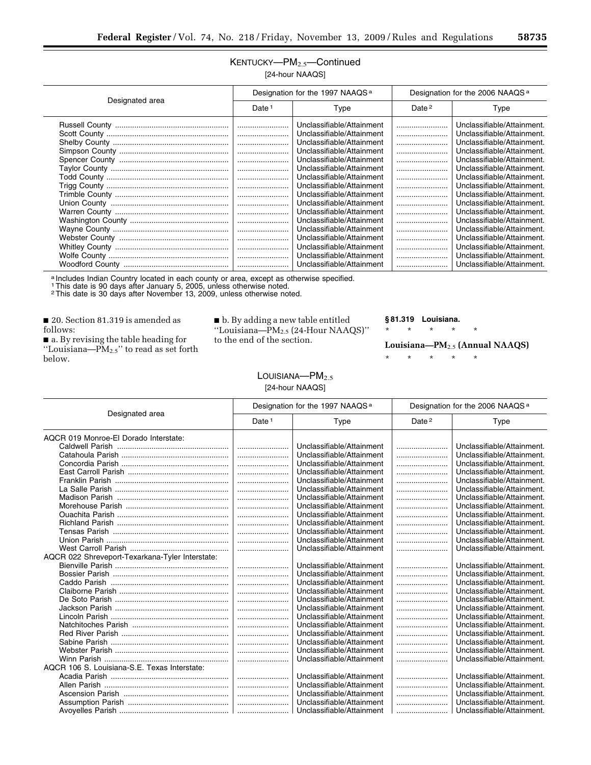## KENTUCKY—$PM_{2.5}$—Continued

[24-hour NAAQS]

| Designated area | Designation for the 1997 NAAQS [a] | | Designation for the 2006 NAAQS [a] | |
|---|---|---|---|---|
| | Date [1] | Type | Date [2] | Type |
| Russell County | | Unclassifiable/Attainment | | Unclassifiable/Attainment. |
| Scott County | | Unclassifiable/Attainment | | Unclassifiable/Attainment. |
| Shelby County | | Unclassifiable/Attainment | | Unclassifiable/Attainment. |
| Simpson County | | Unclassifiable/Attainment | | Unclassifiable/Attainment. |
| Spencer County | | Unclassifiable/Attainment | | Unclassifiable/Attainment. |
| Taylor County | | Unclassifiable/Attainment | | Unclassifiable/Attainment. |
| Todd County | | Unclassifiable/Attainment | | Unclassifiable/Attainment. |
| Trigg County | | Unclassifiable/Attainment | | Unclassifiable/Attainment. |
| Trimble County | | Unclassifiable/Attainment | | Unclassifiable/Attainment. |
| Union County | | Unclassifiable/Attainment | | Unclassifiable/Attainment. |
| Warren County | | Unclassifiable/Attainment | | Unclassifiable/Attainment. |
| Washington County | | Unclassifiable/Attainment | | Unclassifiable/Attainment. |
| Wayne County | | Unclassifiable/Attainment | | Unclassifiable/Attainment. |
| Webster County | | Unclassifiable/Attainment | | Unclassifiable/Attainment. |
| Whitley County | | Unclassifiable/Attainment | | Unclassifiable/Attainment. |
| Wolfe County | | Unclassifiable/Attainment | | Unclassifiable/Attainment. |
| Woodford County | | Unclassifiable/Attainment | | Unclassifiable/Attainment. |

[a] Includes Indian Country located in each county or area, except as otherwise specified.
[1] This date is 90 days after January 5, 2005, unless otherwise noted.
[2] This date is 30 days after November 13, 2009, unless otherwise noted.

■ 20. Section 81.319 is amended as follows:

■ a. By revising the table heading for "Louisiana—$PM_{2.5}$" to read as set forth below.

■ b. By adding a new table entitled "Louisiana—$PM_{2.5}$ (24-Hour NAAQS)" to the end of the section.

**§ 81.319 Louisiana.**

\* \* \* \* \*

**Louisiana—$PM_{2.5}$ (Annual NAAQS)**

\* \* \* \* \*

## LOUISIANA—$PM_{2.5}$

[24-hour NAAQS]

| Designated area | Designation for the 1997 NAAQS [a] | | Designation for the 2006 NAAQS [a] | |
|---|---|---|---|---|
| | Date [1] | Type | Date [2] | Type |
| AQCR 019 Monroe-El Dorado Interstate: | | | | |
| Caldwell Parish | | Unclassifiable/Attainment | | Unclassifiable/Attainment. |
| Catahoula Parish | | Unclassifiable/Attainment | | Unclassifiable/Attainment. |
| Concordia Parish | | Unclassifiable/Attainment | | Unclassifiable/Attainment. |
| East Carroll Parish | | Unclassifiable/Attainment | | Unclassifiable/Attainment. |
| Franklin Parish | | Unclassifiable/Attainment | | Unclassifiable/Attainment. |
| La Salle Parish | | Unclassifiable/Attainment | | Unclassifiable/Attainment. |
| Madison Parish | | Unclassifiable/Attainment | | Unclassifiable/Attainment. |
| Morehouse Parish | | Unclassifiable/Attainment | | Unclassifiable/Attainment. |
| Ouachita Parish | | Unclassifiable/Attainment | | Unclassifiable/Attainment. |
| Richland Parish | | Unclassifiable/Attainment | | Unclassifiable/Attainment. |
| Tensas Parish | | Unclassifiable/Attainment | | Unclassifiable/Attainment. |
| Union Parish | | Unclassifiable/Attainment | | Unclassifiable/Attainment. |
| West Carroll Parish | | Unclassifiable/Attainment | | Unclassifiable/Attainment. |
| AQCR 022 Shreveport-Texarkana-Tyler Interstate: | | | | |
| Bienville Parish | | Unclassifiable/Attainment | | Unclassifiable/Attainment. |
| Bossier Parish | | Unclassifiable/Attainment | | Unclassifiable/Attainment. |
| Caddo Parish | | Unclassifiable/Attainment | | Unclassifiable/Attainment. |
| Claiborne Parish | | Unclassifiable/Attainment | | Unclassifiable/Attainment. |
| De Soto Parish | | Unclassifiable/Attainment | | Unclassifiable/Attainment. |
| Jackson Parish | | Unclassifiable/Attainment | | Unclassifiable/Attainment. |
| Lincoln Parish | | Unclassifiable/Attainment | | Unclassifiable/Attainment. |
| Natchitoches Parish | | Unclassifiable/Attainment | | Unclassifiable/Attainment. |
| Red River Parish | | Unclassifiable/Attainment | | Unclassifiable/Attainment. |
| Sabine Parish | | Unclassifiable/Attainment | | Unclassifiable/Attainment. |
| Webster Parish | | Unclassifiable/Attainment | | Unclassifiable/Attainment. |
| Winn Parish | | Unclassifiable/Attainment | | Unclassifiable/Attainment. |
| AQCR 106 S. Louisiana-S.E. Texas Interstate: | | | | |
| Acadia Parish | | Unclassifiable/Attainment | | Unclassifiable/Attainment. |
| Allen Parish | | Unclassifiable/Attainment | | Unclassifiable/Attainment. |
| Ascension Parish | | Unclassifiable/Attainment | | Unclassifiable/Attainment. |
| Assumption Parish | | Unclassifiable/Attainment | | Unclassifiable/Attainment. |
| Avoyelles Parish | | Unclassifiable/Attainment | | Unclassifiable/Attainment. |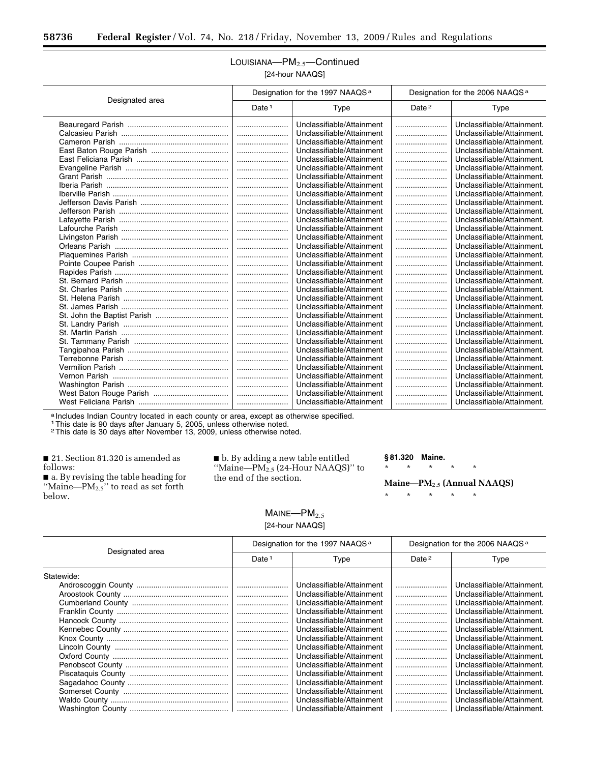## LOUISIANA—$PM_{2.5}$—Continued

[24-hour NAAQS]

| Designated area | Designation for the 1997 NAAQS [a] | | Designation for the 2006 NAAQS [a] | |
|---|---|---|---|---|
| | Date [1] | Type | Date [2] | Type |
| Beauregard Parish | ........................ | Unclassifiable/Attainment | ........................ | Unclassifiable/Attainment. |
| Calcasieu Parish | ........................ | Unclassifiable/Attainment | ........................ | Unclassifiable/Attainment. |
| Cameron Parish | ........................ | Unclassifiable/Attainment | ........................ | Unclassifiable/Attainment. |
| East Baton Rouge Parish | ........................ | Unclassifiable/Attainment | ........................ | Unclassifiable/Attainment. |
| East Feliciana Parish | ........................ | Unclassifiable/Attainment | ........................ | Unclassifiable/Attainment. |
| Evangeline Parish | ........................ | Unclassifiable/Attainment | ........................ | Unclassifiable/Attainment. |
| Grant Parish | ........................ | Unclassifiable/Attainment | ........................ | Unclassifiable/Attainment. |
| Iberia Parish | ........................ | Unclassifiable/Attainment | ........................ | Unclassifiable/Attainment. |
| Iberville Parish | ........................ | Unclassifiable/Attainment | ........................ | Unclassifiable/Attainment. |
| Jefferson Davis Parish | ........................ | Unclassifiable/Attainment | ........................ | Unclassifiable/Attainment. |
| Jefferson Parish | ........................ | Unclassifiable/Attainment | ........................ | Unclassifiable/Attainment. |
| Lafayette Parish | ........................ | Unclassifiable/Attainment | ........................ | Unclassifiable/Attainment. |
| Lafourche Parish | ........................ | Unclassifiable/Attainment | ........................ | Unclassifiable/Attainment. |
| Livingston Parish | ........................ | Unclassifiable/Attainment | ........................ | Unclassifiable/Attainment. |
| Orleans Parish | ........................ | Unclassifiable/Attainment | ........................ | Unclassifiable/Attainment. |
| Plaquemines Parish | ........................ | Unclassifiable/Attainment | ........................ | Unclassifiable/Attainment. |
| Pointe Coupee Parish | ........................ | Unclassifiable/Attainment | ........................ | Unclassifiable/Attainment. |
| Rapides Parish | ........................ | Unclassifiable/Attainment | ........................ | Unclassifiable/Attainment. |
| St. Bernard Parish | ........................ | Unclassifiable/Attainment | ........................ | Unclassifiable/Attainment. |
| St. Charles Parish | ........................ | Unclassifiable/Attainment | ........................ | Unclassifiable/Attainment. |
| St. Helena Parish | ........................ | Unclassifiable/Attainment | ........................ | Unclassifiable/Attainment. |
| St. James Parish | ........................ | Unclassifiable/Attainment | ........................ | Unclassifiable/Attainment. |
| St. John the Baptist Parish | ........................ | Unclassifiable/Attainment | ........................ | Unclassifiable/Attainment. |
| St. Landry Parish | ........................ | Unclassifiable/Attainment | ........................ | Unclassifiable/Attainment. |
| St. Martin Parish | ........................ | Unclassifiable/Attainment | ........................ | Unclassifiable/Attainment. |
| St. Tammany Parish | ........................ | Unclassifiable/Attainment | ........................ | Unclassifiable/Attainment. |
| Tangipahoa Parish | ........................ | Unclassifiable/Attainment | ........................ | Unclassifiable/Attainment. |
| Terrebonne Parish | ........................ | Unclassifiable/Attainment | ........................ | Unclassifiable/Attainment. |
| Vermilion Parish | ........................ | Unclassifiable/Attainment | ........................ | Unclassifiable/Attainment. |
| Vernon Parish | ........................ | Unclassifiable/Attainment | ........................ | Unclassifiable/Attainment. |
| Washington Parish | ........................ | Unclassifiable/Attainment | ........................ | Unclassifiable/Attainment. |
| West Baton Rouge Parish | ........................ | Unclassifiable/Attainment | ........................ | Unclassifiable/Attainment. |
| West Feliciana Parish | ........................ | Unclassifiable/Attainment | ........................ | Unclassifiable/Attainment. |

[a] Includes Indian Country located in each county or area, except as otherwise specified.

[1] This date is 90 days after January 5, 2005, unless otherwise noted.

[2] This date is 30 days after November 13, 2009, unless otherwise noted.

■ 21. Section 81.320 is amended as follows:

■ a. By revising the table heading for "Maine—$PM_{2.5}$" to read as set forth below.

■ b. By adding a new table entitled "Maine—$PM_{2.5}$ (24-Hour NAAQS)" to the end of the section.

**§ 81.320 Maine.**

\* \* \* \* \*

**Maine—$PM_{2.5}$ (Annual NAAQS)**

\* \* \* \* \*

## MAINE—$PM_{2.5}$

[24-hour NAAQS]

| Designated area | Designation for the 1997 NAAQS [a] | | Designation for the 2006 NAAQS [a] | |
|---|---|---|---|---|
| | Date [1] | Type | Date [2] | Type |
| Statewide: | | | | |
| Androscoggin County | ........................ | Unclassifiable/Attainment | ........................ | Unclassifiable/Attainment. |
| Aroostook County | ........................ | Unclassifiable/Attainment | ........................ | Unclassifiable/Attainment. |
| Cumberland County | ........................ | Unclassifiable/Attainment | ........................ | Unclassifiable/Attainment. |
| Franklin County | ........................ | Unclassifiable/Attainment | ........................ | Unclassifiable/Attainment. |
| Hancock County | ........................ | Unclassifiable/Attainment | ........................ | Unclassifiable/Attainment. |
| Kennebec County | ........................ | Unclassifiable/Attainment | ........................ | Unclassifiable/Attainment. |
| Knox County | ........................ | Unclassifiable/Attainment | ........................ | Unclassifiable/Attainment. |
| Lincoln County | ........................ | Unclassifiable/Attainment | ........................ | Unclassifiable/Attainment. |
| Oxford County | ........................ | Unclassifiable/Attainment | ........................ | Unclassifiable/Attainment. |
| Penobscot County | ........................ | Unclassifiable/Attainment | ........................ | Unclassifiable/Attainment. |
| Piscataquis County | ........................ | Unclassifiable/Attainment | ........................ | Unclassifiable/Attainment. |
| Sagadahoc County | ........................ | Unclassifiable/Attainment | ........................ | Unclassifiable/Attainment. |
| Somerset County | ........................ | Unclassifiable/Attainment | ........................ | Unclassifiable/Attainment. |
| Waldo County | ........................ | Unclassifiable/Attainment | ........................ | Unclassifiable/Attainment. |
| Washington County | ........................ | Unclassifiable/Attainment | ........................ | Unclassifiable/Attainment. |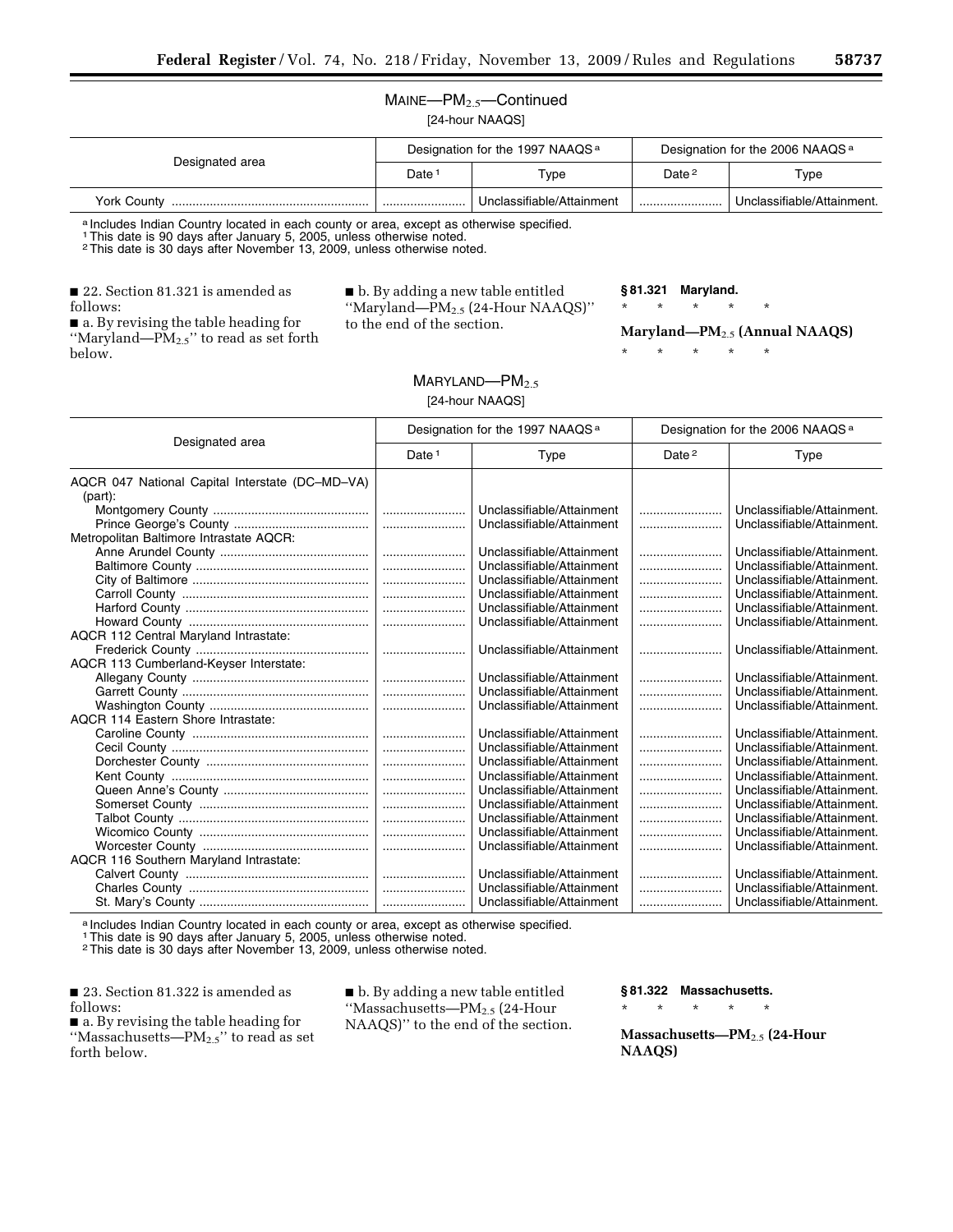### MAINE—$PM_{2.5}$—Continued

[24-hour NAAQS]

| Designated area | Designation for the 1997 NAAQS [a] | | Designation for the 2006 NAAQS [a] | |
|---|---|---|---|---|
| | Date [1] | Type | Date [2] | Type |
| York County | | Unclassifiable/Attainment | | Unclassifiable/Attainment. |

[a] Includes Indian Country located in each county or area, except as otherwise specified.
[1] This date is 90 days after January 5, 2005, unless otherwise noted.
[2] This date is 30 days after November 13, 2009, unless otherwise noted.

■ 22. Section 81.321 is amended as follows:

■ a. By revising the table heading for ''Maryland—$PM_{2.5}$'' to read as set forth below.

■ b. By adding a new table entitled ''Maryland—$PM_{2.5}$ (24-Hour NAAQS)'' to the end of the section.

**§ 81.321 Maryland.**

\* \* \* \* \*

**Maryland—$PM_{2.5}$ (Annual NAAQS)**

\* \* \* \* \*

### MARYLAND—$PM_{2.5}$

[24-hour NAAQS]

| Designated area | Designation for the 1997 NAAQS [a] | | Designation for the 2006 NAAQS [a] | |
|---|---|---|---|---|
| | Date [1] | Type | Date [2] | Type |
| AQCR 047 National Capital Interstate (DC–MD–VA) (part): | | | | |
| Montgomery County | | Unclassifiable/Attainment | | Unclassifiable/Attainment. |
| Prince George's County | | Unclassifiable/Attainment | | Unclassifiable/Attainment. |
| Metropolitan Baltimore Intrastate AQCR: | | | | |
| Anne Arundel County | | Unclassifiable/Attainment | | Unclassifiable/Attainment. |
| Baltimore County | | Unclassifiable/Attainment | | Unclassifiable/Attainment. |
| City of Baltimore | | Unclassifiable/Attainment | | Unclassifiable/Attainment. |
| Carroll County | | Unclassifiable/Attainment | | Unclassifiable/Attainment. |
| Harford County | | Unclassifiable/Attainment | | Unclassifiable/Attainment. |
| Howard County | | Unclassifiable/Attainment | | Unclassifiable/Attainment. |
| AQCR 112 Central Maryland Intrastate: | | | | |
| Frederick County | | Unclassifiable/Attainment | | Unclassifiable/Attainment. |
| AQCR 113 Cumberland-Keyser Interstate: | | | | |
| Allegany County | | Unclassifiable/Attainment | | Unclassifiable/Attainment. |
| Garrett County | | Unclassifiable/Attainment | | Unclassifiable/Attainment. |
| Washington County | | Unclassifiable/Attainment | | Unclassifiable/Attainment. |
| AQCR 114 Eastern Shore Intrastate: | | | | |
| Caroline County | | Unclassifiable/Attainment | | Unclassifiable/Attainment. |
| Cecil County | | Unclassifiable/Attainment | | Unclassifiable/Attainment. |
| Dorchester County | | Unclassifiable/Attainment | | Unclassifiable/Attainment. |
| Kent County | | Unclassifiable/Attainment | | Unclassifiable/Attainment. |
| Queen Anne's County | | Unclassifiable/Attainment | | Unclassifiable/Attainment. |
| Somerset County | | Unclassifiable/Attainment | | Unclassifiable/Attainment. |
| Talbot County | | Unclassifiable/Attainment | | Unclassifiable/Attainment. |
| Wicomico County | | Unclassifiable/Attainment | | Unclassifiable/Attainment. |
| Worcester County | | Unclassifiable/Attainment | | Unclassifiable/Attainment. |
| AQCR 116 Southern Maryland Intrastate: | | | | |
| Calvert County | | Unclassifiable/Attainment | | Unclassifiable/Attainment. |
| Charles County | | Unclassifiable/Attainment | | Unclassifiable/Attainment. |
| St. Mary's County | | Unclassifiable/Attainment | | Unclassifiable/Attainment. |

[a] Includes Indian Country located in each county or area, except as otherwise specified.
[1] This date is 90 days after January 5, 2005, unless otherwise noted.
[2] This date is 30 days after November 13, 2009, unless otherwise noted.

■ 23. Section 81.322 is amended as follows:

■ a. By revising the table heading for ''Massachusetts—$PM_{2.5}$'' to read as set forth below.

■ b. By adding a new table entitled ''Massachusetts—$PM_{2.5}$ (24-Hour NAAQS)'' to the end of the section.

**§ 81.322 Massachusetts.**

\* \* \* \* \*

**Massachusetts—$PM_{2.5}$ (24-Hour NAAQS)**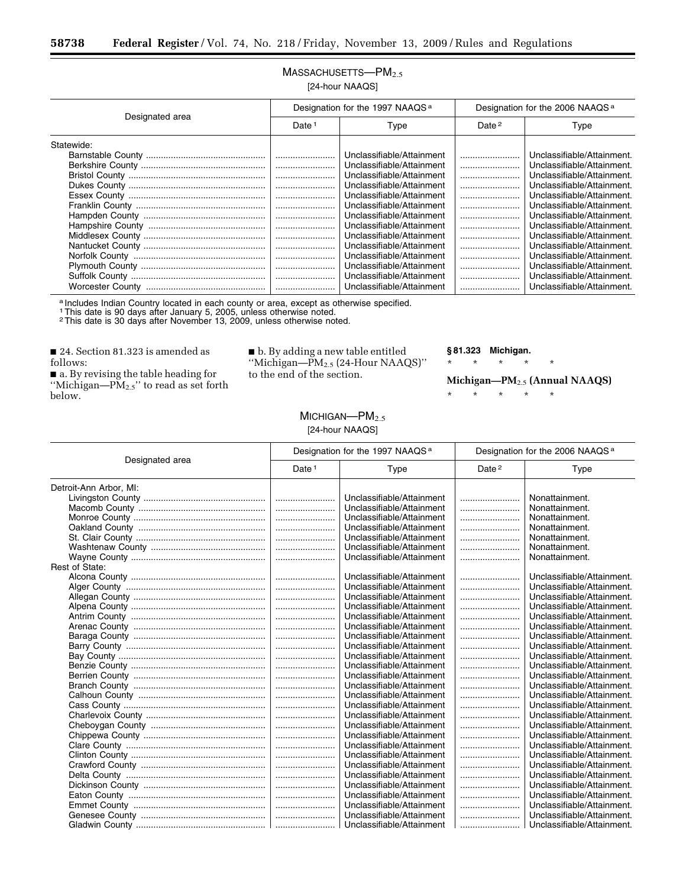MASSACHUSETTS—$PM_{2.5}$

[24-hour NAAQS]

| Designated area | Designation for the 1997 NAAQS [a] | | Designation for the 2006 NAAQS [a] | |
|---|---|---|---|---|
| | Date [1] | Type | Date [2] | Type |
| Statewide: | | | | |
| Barnstable County | | Unclassifiable/Attainment | | Unclassifiable/Attainment. |
| Berkshire County | | Unclassifiable/Attainment | | Unclassifiable/Attainment. |
| Bristol County | | Unclassifiable/Attainment | | Unclassifiable/Attainment. |
| Dukes County | | Unclassifiable/Attainment | | Unclassifiable/Attainment. |
| Essex County | | Unclassifiable/Attainment | | Unclassifiable/Attainment. |
| Franklin County | | Unclassifiable/Attainment | | Unclassifiable/Attainment. |
| Hampden County | | Unclassifiable/Attainment | | Unclassifiable/Attainment. |
| Hampshire County | | Unclassifiable/Attainment | | Unclassifiable/Attainment. |
| Middlesex County | | Unclassifiable/Attainment | | Unclassifiable/Attainment. |
| Nantucket County | | Unclassifiable/Attainment | | Unclassifiable/Attainment. |
| Norfolk County | | Unclassifiable/Attainment | | Unclassifiable/Attainment. |
| Plymouth County | | Unclassifiable/Attainment | | Unclassifiable/Attainment. |
| Suffolk County | | Unclassifiable/Attainment | | Unclassifiable/Attainment. |
| Worcester County | | Unclassifiable/Attainment | | Unclassifiable/Attainment. |

[a] Includes Indian Country located in each county or area, except as otherwise specified.
[1] This date is 90 days after January 5, 2005, unless otherwise noted.
[2] This date is 30 days after November 13, 2009, unless otherwise noted.

■ 24. Section 81.323 is amended as follows:

■ a. By revising the table heading for ''Michigan—$PM_{2.5}$'' to read as set forth below.

■ b. By adding a new table entitled ''Michigan—$PM_{2.5}$ (24-Hour NAAQS)'' to the end of the section.

**§ 81.323 Michigan.**

\* \* \* \* \*

**Michigan—$PM_{2.5}$ (Annual NAAQS)**

\* \* \* \* \*

MICHIGAN—$PM_{2.5}$

[24-hour NAAQS]

| Designated area | Designation for the 1997 NAAQS [a] | | Designation for the 2006 NAAQS [a] | |
|---|---|---|---|---|
| | Date [1] | Type | Date [2] | Type |
| Detroit-Ann Arbor, MI: | | | | |
| Livingston County | | Unclassifiable/Attainment | | Nonattainment. |
| Macomb County | | Unclassifiable/Attainment | | Nonattainment. |
| Monroe County | | Unclassifiable/Attainment | | Nonattainment. |
| Oakland County | | Unclassifiable/Attainment | | Nonattainment. |
| St. Clair County | | Unclassifiable/Attainment | | Nonattainment. |
| Washtenaw County | | Unclassifiable/Attainment | | Nonattainment. |
| Wayne County | | Unclassifiable/Attainment | | Nonattainment. |
| Rest of State: | | | | |
| Alcona County | | Unclassifiable/Attainment | | Unclassifiable/Attainment. |
| Alger County | | Unclassifiable/Attainment | | Unclassifiable/Attainment. |
| Allegan County | | Unclassifiable/Attainment | | Unclassifiable/Attainment. |
| Alpena County | | Unclassifiable/Attainment | | Unclassifiable/Attainment. |
| Antrim County | | Unclassifiable/Attainment | | Unclassifiable/Attainment. |
| Arenac County | | Unclassifiable/Attainment | | Unclassifiable/Attainment. |
| Baraga County | | Unclassifiable/Attainment | | Unclassifiable/Attainment. |
| Barry County | | Unclassifiable/Attainment | | Unclassifiable/Attainment. |
| Bay County | | Unclassifiable/Attainment | | Unclassifiable/Attainment. |
| Benzie County | | Unclassifiable/Attainment | | Unclassifiable/Attainment. |
| Berrien County | | Unclassifiable/Attainment | | Unclassifiable/Attainment. |
| Branch County | | Unclassifiable/Attainment | | Unclassifiable/Attainment. |
| Calhoun County | | Unclassifiable/Attainment | | Unclassifiable/Attainment. |
| Cass County | | Unclassifiable/Attainment | | Unclassifiable/Attainment. |
| Charlevoix County | | Unclassifiable/Attainment | | Unclassifiable/Attainment. |
| Cheboygan County | | Unclassifiable/Attainment | | Unclassifiable/Attainment. |
| Chippewa County | | Unclassifiable/Attainment | | Unclassifiable/Attainment. |
| Clare County | | Unclassifiable/Attainment | | Unclassifiable/Attainment. |
| Clinton County | | Unclassifiable/Attainment | | Unclassifiable/Attainment. |
| Crawford County | | Unclassifiable/Attainment | | Unclassifiable/Attainment. |
| Delta County | | Unclassifiable/Attainment | | Unclassifiable/Attainment. |
| Dickinson County | | Unclassifiable/Attainment | | Unclassifiable/Attainment. |
| Eaton County | | Unclassifiable/Attainment | | Unclassifiable/Attainment. |
| Emmet County | | Unclassifiable/Attainment | | Unclassifiable/Attainment. |
| Genesee County | | Unclassifiable/Attainment | | Unclassifiable/Attainment. |
| Gladwin County | | Unclassifiable/Attainment | | Unclassifiable/Attainment. |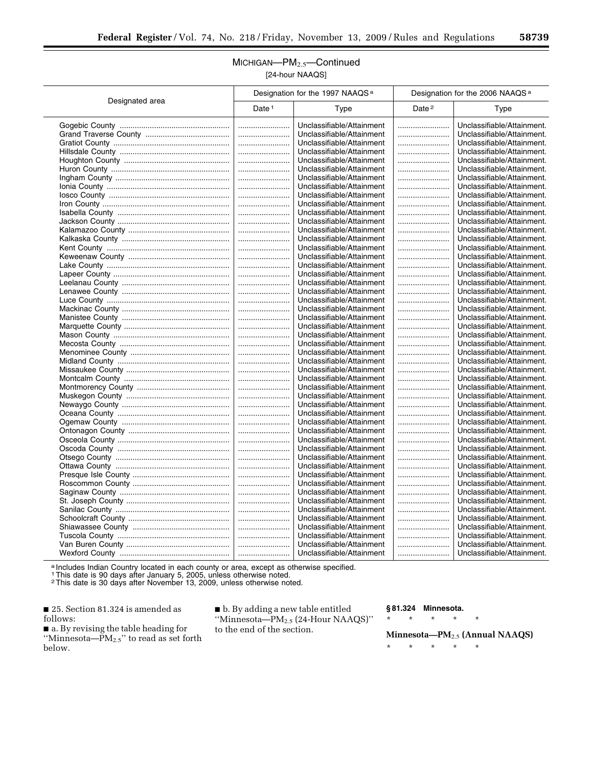## MICHIGAN—$PM_{2.5}$—Continued

[24-hour NAAQS]

| Designated area | Designation for the 1997 NAAQS [a] | | Designation for the 2006 NAAQS [a] | |
|---|---|---|---|---|
| | Date [1] | Type | Date [2] | Type |
| Gogebic County | | Unclassifiable/Attainment | | Unclassifiable/Attainment. |
| Grand Traverse County | | Unclassifiable/Attainment | | Unclassifiable/Attainment. |
| Gratiot County | | Unclassifiable/Attainment | | Unclassifiable/Attainment. |
| Hillsdale County | | Unclassifiable/Attainment | | Unclassifiable/Attainment. |
| Houghton County | | Unclassifiable/Attainment | | Unclassifiable/Attainment. |
| Huron County | | Unclassifiable/Attainment | | Unclassifiable/Attainment. |
| Ingham County | | Unclassifiable/Attainment | | Unclassifiable/Attainment. |
| Ionia County | | Unclassifiable/Attainment | | Unclassifiable/Attainment. |
| Iosco County | | Unclassifiable/Attainment | | Unclassifiable/Attainment. |
| Iron County | | Unclassifiable/Attainment | | Unclassifiable/Attainment. |
| Isabella County | | Unclassifiable/Attainment | | Unclassifiable/Attainment. |
| Jackson County | | Unclassifiable/Attainment | | Unclassifiable/Attainment. |
| Kalamazoo County | | Unclassifiable/Attainment | | Unclassifiable/Attainment. |
| Kalkaska County | | Unclassifiable/Attainment | | Unclassifiable/Attainment. |
| Kent County | | Unclassifiable/Attainment | | Unclassifiable/Attainment. |
| Keweenaw County | | Unclassifiable/Attainment | | Unclassifiable/Attainment. |
| Lake County | | Unclassifiable/Attainment | | Unclassifiable/Attainment. |
| Lapeer County | | Unclassifiable/Attainment | | Unclassifiable/Attainment. |
| Leelanau County | | Unclassifiable/Attainment | | Unclassifiable/Attainment. |
| Lenawee County | | Unclassifiable/Attainment | | Unclassifiable/Attainment. |
| Luce County | | Unclassifiable/Attainment | | Unclassifiable/Attainment. |
| Mackinac County | | Unclassifiable/Attainment | | Unclassifiable/Attainment. |
| Manistee County | | Unclassifiable/Attainment | | Unclassifiable/Attainment. |
| Marquette County | | Unclassifiable/Attainment | | Unclassifiable/Attainment. |
| Mason County | | Unclassifiable/Attainment | | Unclassifiable/Attainment. |
| Mecosta County | | Unclassifiable/Attainment | | Unclassifiable/Attainment. |
| Menominee County | | Unclassifiable/Attainment | | Unclassifiable/Attainment. |
| Midland County | | Unclassifiable/Attainment | | Unclassifiable/Attainment. |
| Missaukee County | | Unclassifiable/Attainment | | Unclassifiable/Attainment. |
| Montcalm County | | Unclassifiable/Attainment | | Unclassifiable/Attainment. |
| Montmorency County | | Unclassifiable/Attainment | | Unclassifiable/Attainment. |
| Muskegon County | | Unclassifiable/Attainment | | Unclassifiable/Attainment. |
| Newaygo County | | Unclassifiable/Attainment | | Unclassifiable/Attainment. |
| Oceana County | | Unclassifiable/Attainment | | Unclassifiable/Attainment. |
| Ogemaw County | | Unclassifiable/Attainment | | Unclassifiable/Attainment. |
| Ontonagon County | | Unclassifiable/Attainment | | Unclassifiable/Attainment. |
| Osceola County | | Unclassifiable/Attainment | | Unclassifiable/Attainment. |
| Oscoda County | | Unclassifiable/Attainment | | Unclassifiable/Attainment. |
| Otsego County | | Unclassifiable/Attainment | | Unclassifiable/Attainment. |
| Ottawa County | | Unclassifiable/Attainment | | Unclassifiable/Attainment. |
| Presque Isle County | | Unclassifiable/Attainment | | Unclassifiable/Attainment. |
| Roscommon County | | Unclassifiable/Attainment | | Unclassifiable/Attainment. |
| Saginaw County | | Unclassifiable/Attainment | | Unclassifiable/Attainment. |
| St. Joseph County | | Unclassifiable/Attainment | | Unclassifiable/Attainment. |
| Sanilac County | | Unclassifiable/Attainment | | Unclassifiable/Attainment. |
| Schoolcraft County | | Unclassifiable/Attainment | | Unclassifiable/Attainment. |
| Shiawassee County | | Unclassifiable/Attainment | | Unclassifiable/Attainment. |
| Tuscola County | | Unclassifiable/Attainment | | Unclassifiable/Attainment. |
| Van Buren County | | Unclassifiable/Attainment | | Unclassifiable/Attainment. |
| Wexford County | | Unclassifiable/Attainment | | Unclassifiable/Attainment. |

[a] Includes Indian Country located in each county or area, except as otherwise specified.
[1] This date is 90 days after January 5, 2005, unless otherwise noted.
[2] This date is 30 days after November 13, 2009, unless otherwise noted.

■ 25. Section 81.324 is amended as follows:

■ a. By revising the table heading for ''Minnesota—$PM_{2.5}$'' to read as set forth below.

■ b. By adding a new table entitled ''Minnesota—$PM_{2.5}$ (24-Hour NAAQS)'' to the end of the section.

### § 81.324 Minnesota.

\* \* \* \* \*

**Minnesota—$PM_{2.5}$ (Annual NAAQS)**

\* \* \* \* \*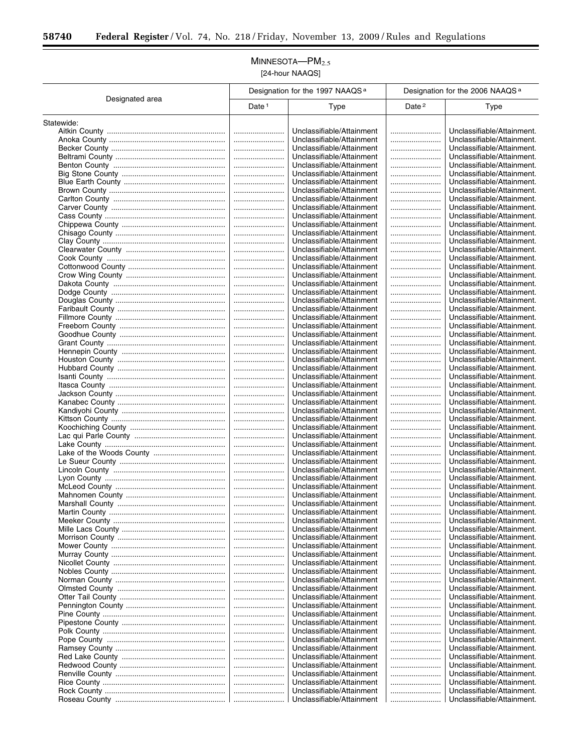## MINNESOTA—$PM_{2.5}$

[24-hour NAAQS]

| Designated area | Designation for the 1997 NAAQS [a] | | Designation for the 2006 NAAQS [a] | |
|---|---|---|---|---|
| | Date [1] | Type | Date [2] | Type |
| Statewide: | | | | |
| Aitkin County | | Unclassifiable/Attainment | | Unclassifiable/Attainment. |
| Anoka County | | Unclassifiable/Attainment | | Unclassifiable/Attainment. |
| Becker County | | Unclassifiable/Attainment | | Unclassifiable/Attainment. |
| Beltrami County | | Unclassifiable/Attainment | | Unclassifiable/Attainment. |
| Benton County | | Unclassifiable/Attainment | | Unclassifiable/Attainment. |
| Big Stone County | | Unclassifiable/Attainment | | Unclassifiable/Attainment. |
| Blue Earth County | | Unclassifiable/Attainment | | Unclassifiable/Attainment. |
| Brown County | | Unclassifiable/Attainment | | Unclassifiable/Attainment. |
| Carlton County | | Unclassifiable/Attainment | | Unclassifiable/Attainment. |
| Carver County | | Unclassifiable/Attainment | | Unclassifiable/Attainment. |
| Cass County | | Unclassifiable/Attainment | | Unclassifiable/Attainment. |
| Chippewa County | | Unclassifiable/Attainment | | Unclassifiable/Attainment. |
| Chisago County | | Unclassifiable/Attainment | | Unclassifiable/Attainment. |
| Clay County | | Unclassifiable/Attainment | | Unclassifiable/Attainment. |
| Clearwater County | | Unclassifiable/Attainment | | Unclassifiable/Attainment. |
| Cook County | | Unclassifiable/Attainment | | Unclassifiable/Attainment. |
| Cottonwood County | | Unclassifiable/Attainment | | Unclassifiable/Attainment. |
| Crow Wing County | | Unclassifiable/Attainment | | Unclassifiable/Attainment. |
| Dakota County | | Unclassifiable/Attainment | | Unclassifiable/Attainment. |
| Dodge County | | Unclassifiable/Attainment | | Unclassifiable/Attainment. |
| Douglas County | | Unclassifiable/Attainment | | Unclassifiable/Attainment. |
| Faribault County | | Unclassifiable/Attainment | | Unclassifiable/Attainment. |
| Fillmore County | | Unclassifiable/Attainment | | Unclassifiable/Attainment. |
| Freeborn County | | Unclassifiable/Attainment | | Unclassifiable/Attainment. |
| Goodhue County | | Unclassifiable/Attainment | | Unclassifiable/Attainment. |
| Grant County | | Unclassifiable/Attainment | | Unclassifiable/Attainment. |
| Hennepin County | | Unclassifiable/Attainment | | Unclassifiable/Attainment. |
| Houston County | | Unclassifiable/Attainment | | Unclassifiable/Attainment. |
| Hubbard County | | Unclassifiable/Attainment | | Unclassifiable/Attainment. |
| Isanti County | | Unclassifiable/Attainment | | Unclassifiable/Attainment. |
| Itasca County | | Unclassifiable/Attainment | | Unclassifiable/Attainment. |
| Jackson County | | Unclassifiable/Attainment | | Unclassifiable/Attainment. |
| Kanabec County | | Unclassifiable/Attainment | | Unclassifiable/Attainment. |
| Kandiyohi County | | Unclassifiable/Attainment | | Unclassifiable/Attainment. |
| Kittson County | | Unclassifiable/Attainment | | Unclassifiable/Attainment. |
| Koochiching County | | Unclassifiable/Attainment | | Unclassifiable/Attainment. |
| Lac qui Parle County | | Unclassifiable/Attainment | | Unclassifiable/Attainment. |
| Lake County | | Unclassifiable/Attainment | | Unclassifiable/Attainment. |
| Lake of the Woods County | | Unclassifiable/Attainment | | Unclassifiable/Attainment. |
| Le Sueur County | | Unclassifiable/Attainment | | Unclassifiable/Attainment. |
| Lincoln County | | Unclassifiable/Attainment | | Unclassifiable/Attainment. |
| Lyon County | | Unclassifiable/Attainment | | Unclassifiable/Attainment. |
| McLeod County | | Unclassifiable/Attainment | | Unclassifiable/Attainment. |
| Mahnomen County | | Unclassifiable/Attainment | | Unclassifiable/Attainment. |
| Marshall County | | Unclassifiable/Attainment | | Unclassifiable/Attainment. |
| Martin County | | Unclassifiable/Attainment | | Unclassifiable/Attainment. |
| Meeker County | | Unclassifiable/Attainment | | Unclassifiable/Attainment. |
| Mille Lacs County | | Unclassifiable/Attainment | | Unclassifiable/Attainment. |
| Morrison County | | Unclassifiable/Attainment | | Unclassifiable/Attainment. |
| Mower County | | Unclassifiable/Attainment | | Unclassifiable/Attainment. |
| Murray County | | Unclassifiable/Attainment | | Unclassifiable/Attainment. |
| Nicollet County | | Unclassifiable/Attainment | | Unclassifiable/Attainment. |
| Nobles County | | Unclassifiable/Attainment | | Unclassifiable/Attainment. |
| Norman County | | Unclassifiable/Attainment | | Unclassifiable/Attainment. |
| Olmsted County | | Unclassifiable/Attainment | | Unclassifiable/Attainment. |
| Otter Tail County | | Unclassifiable/Attainment | | Unclassifiable/Attainment. |
| Pennington County | | Unclassifiable/Attainment | | Unclassifiable/Attainment. |
| Pine County | | Unclassifiable/Attainment | | Unclassifiable/Attainment. |
| Pipestone County | | Unclassifiable/Attainment | | Unclassifiable/Attainment. |
| Polk County | | Unclassifiable/Attainment | | Unclassifiable/Attainment. |
| Pope County | | Unclassifiable/Attainment | | Unclassifiable/Attainment. |
| Ramsey County | | Unclassifiable/Attainment | | Unclassifiable/Attainment. |
| Red Lake County | | Unclassifiable/Attainment | | Unclassifiable/Attainment. |
| Redwood County | | Unclassifiable/Attainment | | Unclassifiable/Attainment. |
| Renville County | | Unclassifiable/Attainment | | Unclassifiable/Attainment. |
| Rice County | | Unclassifiable/Attainment | | Unclassifiable/Attainment. |
| Rock County | | Unclassifiable/Attainment | | Unclassifiable/Attainment. |
| Roseau County | | Unclassifiable/Attainment | | Unclassifiable/Attainment. |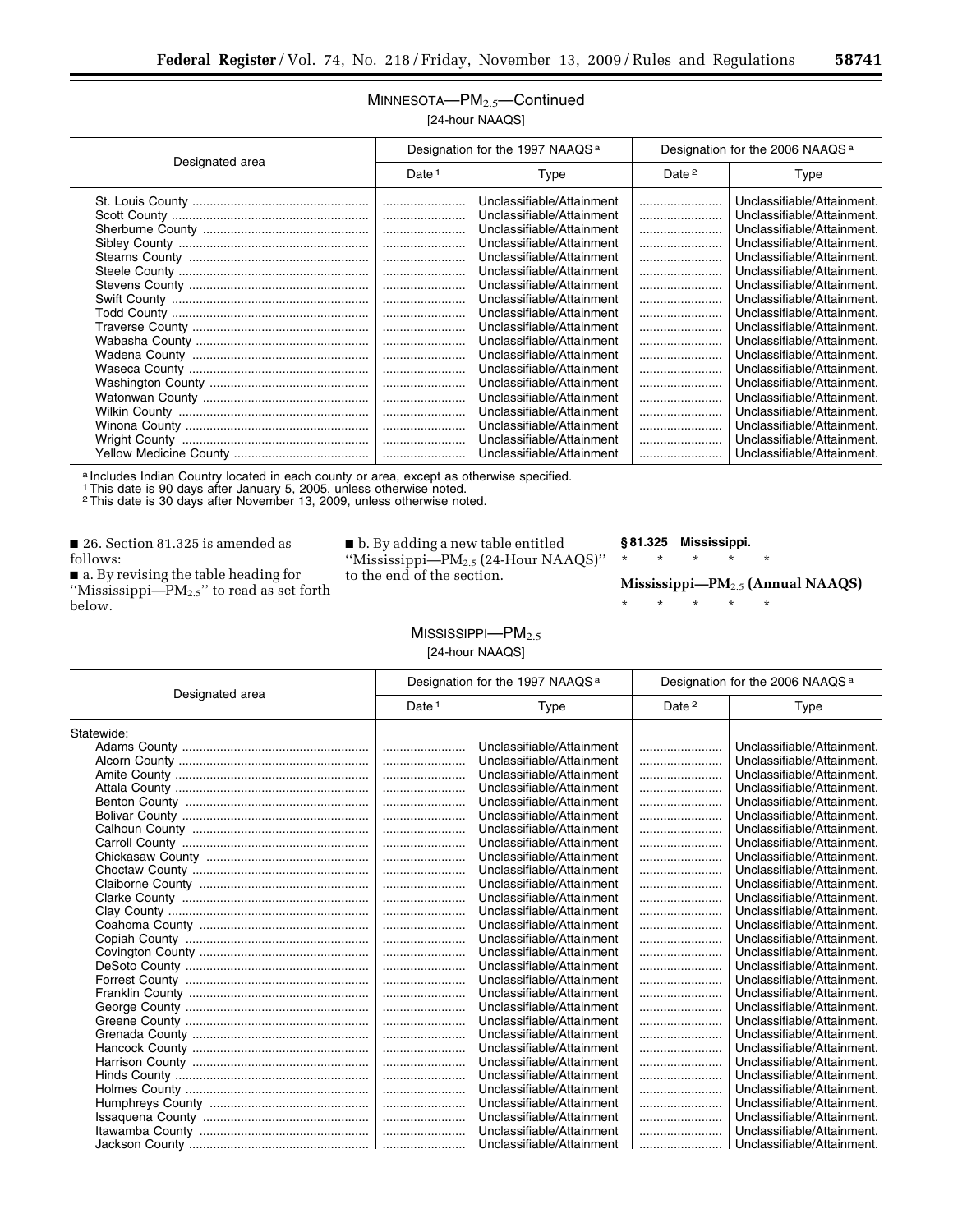MINNESOTA—$PM_{2.5}$—Continued

[24-hour NAAQS]

| Designated area | Designation for the 1997 NAAQS [a] | | Designation for the 2006 NAAQS [a] | |
|---|---|---|---|---|
| | Date [1] | Type | Date [2] | Type |
| St. Louis County | | Unclassifiable/Attainment | | Unclassifiable/Attainment. |
| Scott County | | Unclassifiable/Attainment | | Unclassifiable/Attainment. |
| Sherburne County | | Unclassifiable/Attainment | | Unclassifiable/Attainment. |
| Sibley County | | Unclassifiable/Attainment | | Unclassifiable/Attainment. |
| Stearns County | | Unclassifiable/Attainment | | Unclassifiable/Attainment. |
| Steele County | | Unclassifiable/Attainment | | Unclassifiable/Attainment. |
| Stevens County | | Unclassifiable/Attainment | | Unclassifiable/Attainment. |
| Swift County | | Unclassifiable/Attainment | | Unclassifiable/Attainment. |
| Todd County | | Unclassifiable/Attainment | | Unclassifiable/Attainment. |
| Traverse County | | Unclassifiable/Attainment | | Unclassifiable/Attainment. |
| Wabasha County | | Unclassifiable/Attainment | | Unclassifiable/Attainment. |
| Wadena County | | Unclassifiable/Attainment | | Unclassifiable/Attainment. |
| Waseca County | | Unclassifiable/Attainment | | Unclassifiable/Attainment. |
| Washington County | | Unclassifiable/Attainment | | Unclassifiable/Attainment. |
| Watonwan County | | Unclassifiable/Attainment | | Unclassifiable/Attainment. |
| Wilkin County | | Unclassifiable/Attainment | | Unclassifiable/Attainment. |
| Winona County | | Unclassifiable/Attainment | | Unclassifiable/Attainment. |
| Wright County | | Unclassifiable/Attainment | | Unclassifiable/Attainment. |
| Yellow Medicine County | | Unclassifiable/Attainment | | Unclassifiable/Attainment. |

[a] Includes Indian Country located in each county or area, except as otherwise specified.
[1] This date is 90 days after January 5, 2005, unless otherwise noted.
[2] This date is 30 days after November 13, 2009, unless otherwise noted.

■ 26. Section 81.325 is amended as follows:

■ a. By revising the table heading for "Mississippi—$PM_{2.5}$" to read as set forth below.

■ b. By adding a new table entitled "Mississippi—$PM_{2.5}$ (24-Hour NAAQS)" to the end of the section.

**§ 81.325 Mississippi.**

\* \* \* \* \*

**Mississippi—$PM_{2.5}$ (Annual NAAQS)**

\* \* \* \* \*

MISSISSIPPI—$PM_{2.5}$

[24-hour NAAQS]

| Designated area | Designation for the 1997 NAAQS [a] | | Designation for the 2006 NAAQS [a] | |
|---|---|---|---|---|
| | Date [1] | Type | Date [2] | Type |
| Statewide: | | | | |
| Adams County | | Unclassifiable/Attainment | | Unclassifiable/Attainment. |
| Alcorn County | | Unclassifiable/Attainment | | Unclassifiable/Attainment. |
| Amite County | | Unclassifiable/Attainment | | Unclassifiable/Attainment. |
| Attala County | | Unclassifiable/Attainment | | Unclassifiable/Attainment. |
| Benton County | | Unclassifiable/Attainment | | Unclassifiable/Attainment. |
| Bolivar County | | Unclassifiable/Attainment | | Unclassifiable/Attainment. |
| Calhoun County | | Unclassifiable/Attainment | | Unclassifiable/Attainment. |
| Carroll County | | Unclassifiable/Attainment | | Unclassifiable/Attainment. |
| Chickasaw County | | Unclassifiable/Attainment | | Unclassifiable/Attainment. |
| Choctaw County | | Unclassifiable/Attainment | | Unclassifiable/Attainment. |
| Claiborne County | | Unclassifiable/Attainment | | Unclassifiable/Attainment. |
| Clarke County | | Unclassifiable/Attainment | | Unclassifiable/Attainment. |
| Clay County | | Unclassifiable/Attainment | | Unclassifiable/Attainment. |
| Coahoma County | | Unclassifiable/Attainment | | Unclassifiable/Attainment. |
| Copiah County | | Unclassifiable/Attainment | | Unclassifiable/Attainment. |
| Covington County | | Unclassifiable/Attainment | | Unclassifiable/Attainment. |
| DeSoto County | | Unclassifiable/Attainment | | Unclassifiable/Attainment. |
| Forrest County | | Unclassifiable/Attainment | | Unclassifiable/Attainment. |
| Franklin County | | Unclassifiable/Attainment | | Unclassifiable/Attainment. |
| George County | | Unclassifiable/Attainment | | Unclassifiable/Attainment. |
| Greene County | | Unclassifiable/Attainment | | Unclassifiable/Attainment. |
| Grenada County | | Unclassifiable/Attainment | | Unclassifiable/Attainment. |
| Hancock County | | Unclassifiable/Attainment | | Unclassifiable/Attainment. |
| Harrison County | | Unclassifiable/Attainment | | Unclassifiable/Attainment. |
| Hinds County | | Unclassifiable/Attainment | | Unclassifiable/Attainment. |
| Holmes County | | Unclassifiable/Attainment | | Unclassifiable/Attainment. |
| Humphreys County | | Unclassifiable/Attainment | | Unclassifiable/Attainment. |
| Issaquena County | | Unclassifiable/Attainment | | Unclassifiable/Attainment. |
| Itawamba County | | Unclassifiable/Attainment | | Unclassifiable/Attainment. |
| Jackson County | | Unclassifiable/Attainment | | Unclassifiable/Attainment. |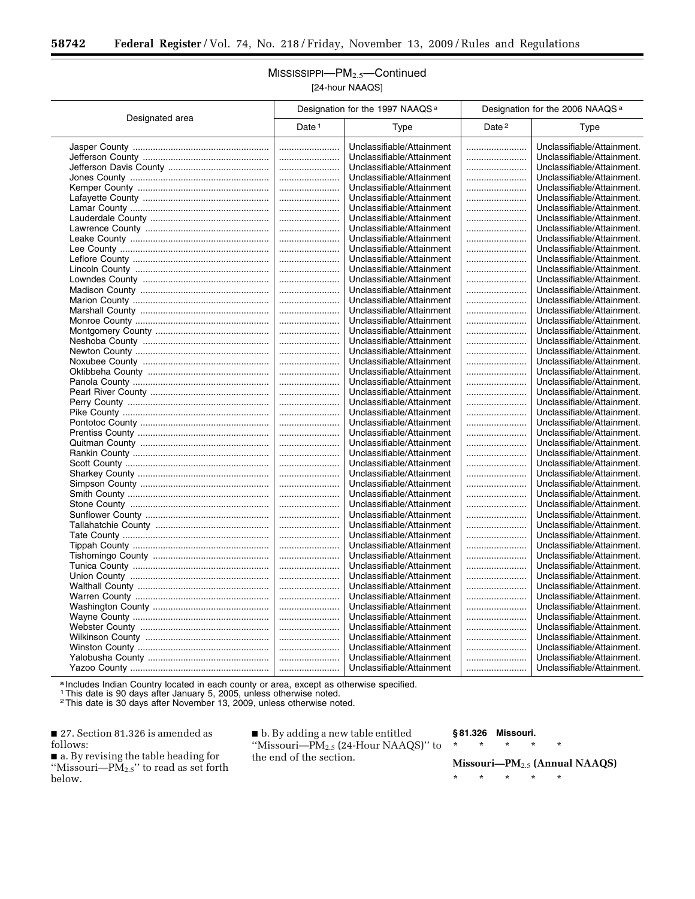MISSISSIPPI—$PM_{2.5}$—Continued

[24-hour NAAQS]

| Designated area | Designation for the 1997 NAAQS [a] | | Designation for the 2006 NAAQS [a] | |
|---|---|---|---|---|
| | Date [1] | Type | Date [2] | Type |
| Jasper County | | Unclassifiable/Attainment | | Unclassifiable/Attainment. |
| Jefferson County | | Unclassifiable/Attainment | | Unclassifiable/Attainment. |
| Jefferson Davis County | | Unclassifiable/Attainment | | Unclassifiable/Attainment. |
| Jones County | | Unclassifiable/Attainment | | Unclassifiable/Attainment. |
| Kemper County | | Unclassifiable/Attainment | | Unclassifiable/Attainment. |
| Lafayette County | | Unclassifiable/Attainment | | Unclassifiable/Attainment. |
| Lamar County | | Unclassifiable/Attainment | | Unclassifiable/Attainment. |
| Lauderdale County | | Unclassifiable/Attainment | | Unclassifiable/Attainment. |
| Lawrence County | | Unclassifiable/Attainment | | Unclassifiable/Attainment. |
| Leake County | | Unclassifiable/Attainment | | Unclassifiable/Attainment. |
| Lee County | | Unclassifiable/Attainment | | Unclassifiable/Attainment. |
| Leflore County | | Unclassifiable/Attainment | | Unclassifiable/Attainment. |
| Lincoln County | | Unclassifiable/Attainment | | Unclassifiable/Attainment. |
| Lowndes County | | Unclassifiable/Attainment | | Unclassifiable/Attainment. |
| Madison County | | Unclassifiable/Attainment | | Unclassifiable/Attainment. |
| Marion County | | Unclassifiable/Attainment | | Unclassifiable/Attainment. |
| Marshall County | | Unclassifiable/Attainment | | Unclassifiable/Attainment. |
| Monroe County | | Unclassifiable/Attainment | | Unclassifiable/Attainment. |
| Montgomery County | | Unclassifiable/Attainment | | Unclassifiable/Attainment. |
| Neshoba County | | Unclassifiable/Attainment | | Unclassifiable/Attainment. |
| Newton County | | Unclassifiable/Attainment | | Unclassifiable/Attainment. |
| Noxubee County | | Unclassifiable/Attainment | | Unclassifiable/Attainment. |
| Oktibbeha County | | Unclassifiable/Attainment | | Unclassifiable/Attainment. |
| Panola County | | Unclassifiable/Attainment | | Unclassifiable/Attainment. |
| Pearl River County | | Unclassifiable/Attainment | | Unclassifiable/Attainment. |
| Perry County | | Unclassifiable/Attainment | | Unclassifiable/Attainment. |
| Pike County | | Unclassifiable/Attainment | | Unclassifiable/Attainment. |
| Pontotoc County | | Unclassifiable/Attainment | | Unclassifiable/Attainment. |
| Prentiss County | | Unclassifiable/Attainment | | Unclassifiable/Attainment. |
| Quitman County | | Unclassifiable/Attainment | | Unclassifiable/Attainment. |
| Rankin County | | Unclassifiable/Attainment | | Unclassifiable/Attainment. |
| Scott County | | Unclassifiable/Attainment | | Unclassifiable/Attainment. |
| Sharkey County | | Unclassifiable/Attainment | | Unclassifiable/Attainment. |
| Simpson County | | Unclassifiable/Attainment | | Unclassifiable/Attainment. |
| Smith County | | Unclassifiable/Attainment | | Unclassifiable/Attainment. |
| Stone County | | Unclassifiable/Attainment | | Unclassifiable/Attainment. |
| Sunflower County | | Unclassifiable/Attainment | | Unclassifiable/Attainment. |
| Tallahatchie County | | Unclassifiable/Attainment | | Unclassifiable/Attainment. |
| Tate County | | Unclassifiable/Attainment | | Unclassifiable/Attainment. |
| Tippah County | | Unclassifiable/Attainment | | Unclassifiable/Attainment. |
| Tishomingo County | | Unclassifiable/Attainment | | Unclassifiable/Attainment. |
| Tunica County | | Unclassifiable/Attainment | | Unclassifiable/Attainment. |
| Union County | | Unclassifiable/Attainment | | Unclassifiable/Attainment. |
| Walthall County | | Unclassifiable/Attainment | | Unclassifiable/Attainment. |
| Warren County | | Unclassifiable/Attainment | | Unclassifiable/Attainment. |
| Washington County | | Unclassifiable/Attainment | | Unclassifiable/Attainment. |
| Wayne County | | Unclassifiable/Attainment | | Unclassifiable/Attainment. |
| Webster County | | Unclassifiable/Attainment | | Unclassifiable/Attainment. |
| Wilkinson County | | Unclassifiable/Attainment | | Unclassifiable/Attainment. |
| Winston County | | Unclassifiable/Attainment | | Unclassifiable/Attainment. |
| Yalobusha County | | Unclassifiable/Attainment | | Unclassifiable/Attainment. |
| Yazoo County | | Unclassifiable/Attainment | | Unclassifiable/Attainment. |

[a] Includes Indian Country located in each county or area, except as otherwise specified.

[1] This date is 90 days after January 5, 2005, unless otherwise noted.

[2] This date is 30 days after November 13, 2009, unless otherwise noted.

■ 27. Section 81.326 is amended as follows:

■ a. By revising the table heading for ''Missouri—$PM_{2.5}$'' to read as set forth below.

■ b. By adding a new table entitled ''Missouri—$PM_{2.5}$ (24-Hour NAAQS)'' to the end of the section.

**§ 81.326 Missouri.**

\* \* \* \* \*

**Missouri—$PM_{2.5}$ (Annual NAAQS)**

\* \* \* \* \*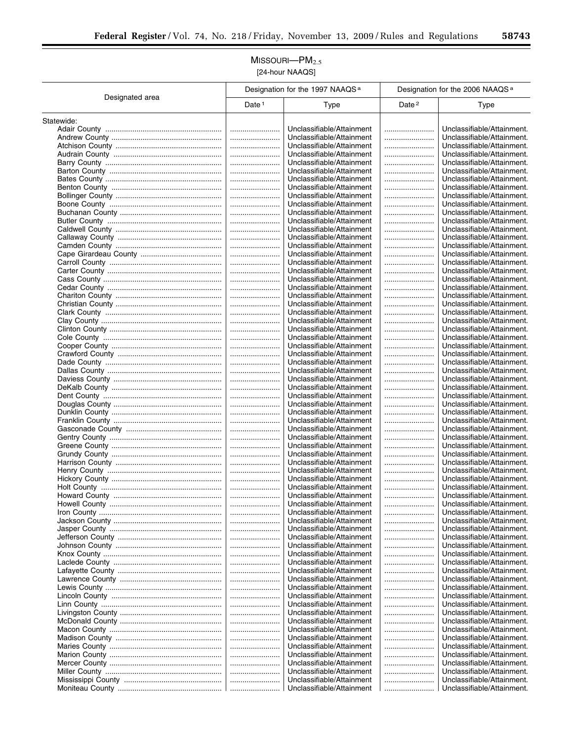## MISSOURI—$PM_{2.5}$

[24-hour NAAQS]

| Designated area | Designation for the 1997 NAAQS [a] | | Designation for the 2006 NAAQS [a] | |
|---|---|---|---|---|
| | Date [1] | Type | Date [2] | Type |
| Statewide: | | | | |
| Adair County | .......................... | Unclassifiable/Attainment | .......................... | Unclassifiable/Attainment. |
| Andrew County | .......................... | Unclassifiable/Attainment | .......................... | Unclassifiable/Attainment. |
| Atchison County | .......................... | Unclassifiable/Attainment | .......................... | Unclassifiable/Attainment. |
| Audrain County | .......................... | Unclassifiable/Attainment | .......................... | Unclassifiable/Attainment. |
| Barry County | .......................... | Unclassifiable/Attainment | .......................... | Unclassifiable/Attainment. |
| Barton County | .......................... | Unclassifiable/Attainment | .......................... | Unclassifiable/Attainment. |
| Bates County | .......................... | Unclassifiable/Attainment | .......................... | Unclassifiable/Attainment. |
| Benton County | .......................... | Unclassifiable/Attainment | .......................... | Unclassifiable/Attainment. |
| Bollinger County | .......................... | Unclassifiable/Attainment | .......................... | Unclassifiable/Attainment. |
| Boone County | .......................... | Unclassifiable/Attainment | .......................... | Unclassifiable/Attainment. |
| Buchanan County | .......................... | Unclassifiable/Attainment | .......................... | Unclassifiable/Attainment. |
| Butler County | .......................... | Unclassifiable/Attainment | .......................... | Unclassifiable/Attainment. |
| Caldwell County | .......................... | Unclassifiable/Attainment | .......................... | Unclassifiable/Attainment. |
| Callaway County | .......................... | Unclassifiable/Attainment | .......................... | Unclassifiable/Attainment. |
| Camden County | .......................... | Unclassifiable/Attainment | .......................... | Unclassifiable/Attainment. |
| Cape Girardeau County | .......................... | Unclassifiable/Attainment | .......................... | Unclassifiable/Attainment. |
| Carroll County | .......................... | Unclassifiable/Attainment | .......................... | Unclassifiable/Attainment. |
| Carter County | .......................... | Unclassifiable/Attainment | .......................... | Unclassifiable/Attainment. |
| Cass County | .......................... | Unclassifiable/Attainment | .......................... | Unclassifiable/Attainment. |
| Cedar County | .......................... | Unclassifiable/Attainment | .......................... | Unclassifiable/Attainment. |
| Chariton County | .......................... | Unclassifiable/Attainment | .......................... | Unclassifiable/Attainment. |
| Christian County | .......................... | Unclassifiable/Attainment | .......................... | Unclassifiable/Attainment. |
| Clark County | .......................... | Unclassifiable/Attainment | .......................... | Unclassifiable/Attainment. |
| Clay County | .......................... | Unclassifiable/Attainment | .......................... | Unclassifiable/Attainment. |
| Clinton County | .......................... | Unclassifiable/Attainment | .......................... | Unclassifiable/Attainment. |
| Cole County | .......................... | Unclassifiable/Attainment | .......................... | Unclassifiable/Attainment. |
| Cooper County | .......................... | Unclassifiable/Attainment | .......................... | Unclassifiable/Attainment. |
| Crawford County | .......................... | Unclassifiable/Attainment | .......................... | Unclassifiable/Attainment. |
| Dade County | .......................... | Unclassifiable/Attainment | .......................... | Unclassifiable/Attainment. |
| Dallas County | .......................... | Unclassifiable/Attainment | .......................... | Unclassifiable/Attainment. |
| Daviess County | .......................... | Unclassifiable/Attainment | .......................... | Unclassifiable/Attainment. |
| DeKalb County | .......................... | Unclassifiable/Attainment | .......................... | Unclassifiable/Attainment. |
| Dent County | .......................... | Unclassifiable/Attainment | .......................... | Unclassifiable/Attainment. |
| Douglas County | .......................... | Unclassifiable/Attainment | .......................... | Unclassifiable/Attainment. |
| Dunklin County | .......................... | Unclassifiable/Attainment | .......................... | Unclassifiable/Attainment. |
| Franklin County | .......................... | Unclassifiable/Attainment | .......................... | Unclassifiable/Attainment. |
| Gasconade County | .......................... | Unclassifiable/Attainment | .......................... | Unclassifiable/Attainment. |
| Gentry County | .......................... | Unclassifiable/Attainment | .......................... | Unclassifiable/Attainment. |
| Greene County | .......................... | Unclassifiable/Attainment | .......................... | Unclassifiable/Attainment. |
| Grundy County | .......................... | Unclassifiable/Attainment | .......................... | Unclassifiable/Attainment. |
| Harrison County | .......................... | Unclassifiable/Attainment | .......................... | Unclassifiable/Attainment. |
| Henry County | .......................... | Unclassifiable/Attainment | .......................... | Unclassifiable/Attainment. |
| Hickory County | .......................... | Unclassifiable/Attainment | .......................... | Unclassifiable/Attainment. |
| Holt County | .......................... | Unclassifiable/Attainment | .......................... | Unclassifiable/Attainment. |
| Howard County | .......................... | Unclassifiable/Attainment | .......................... | Unclassifiable/Attainment. |
| Howell County | .......................... | Unclassifiable/Attainment | .......................... | Unclassifiable/Attainment. |
| Iron County | .......................... | Unclassifiable/Attainment | .......................... | Unclassifiable/Attainment. |
| Jackson County | .......................... | Unclassifiable/Attainment | .......................... | Unclassifiable/Attainment. |
| Jasper County | .......................... | Unclassifiable/Attainment | .......................... | Unclassifiable/Attainment. |
| Jefferson County | .......................... | Unclassifiable/Attainment | .......................... | Unclassifiable/Attainment. |
| Johnson County | .......................... | Unclassifiable/Attainment | .......................... | Unclassifiable/Attainment. |
| Knox County | .......................... | Unclassifiable/Attainment | .......................... | Unclassifiable/Attainment. |
| Laclede County | .......................... | Unclassifiable/Attainment | .......................... | Unclassifiable/Attainment. |
| Lafayette County | .......................... | Unclassifiable/Attainment | .......................... | Unclassifiable/Attainment. |
| Lawrence County | .......................... | Unclassifiable/Attainment | .......................... | Unclassifiable/Attainment. |
| Lewis County | .......................... | Unclassifiable/Attainment | .......................... | Unclassifiable/Attainment. |
| Lincoln County | .......................... | Unclassifiable/Attainment | .......................... | Unclassifiable/Attainment. |
| Linn County | .......................... | Unclassifiable/Attainment | .......................... | Unclassifiable/Attainment. |
| Livingston County | .......................... | Unclassifiable/Attainment | .......................... | Unclassifiable/Attainment. |
| McDonald County | .......................... | Unclassifiable/Attainment | .......................... | Unclassifiable/Attainment. |
| Macon County | .......................... | Unclassifiable/Attainment | .......................... | Unclassifiable/Attainment. |
| Madison County | .......................... | Unclassifiable/Attainment | .......................... | Unclassifiable/Attainment. |
| Maries County | .......................... | Unclassifiable/Attainment | .......................... | Unclassifiable/Attainment. |
| Marion County | .......................... | Unclassifiable/Attainment | .......................... | Unclassifiable/Attainment. |
| Mercer County | .......................... | Unclassifiable/Attainment | .......................... | Unclassifiable/Attainment. |
| Miller County | .......................... | Unclassifiable/Attainment | .......................... | Unclassifiable/Attainment. |
| Mississippi County | .......................... | Unclassifiable/Attainment | .......................... | Unclassifiable/Attainment. |
| Moniteau County | .......................... | Unclassifiable/Attainment | .......................... | Unclassifiable/Attainment. |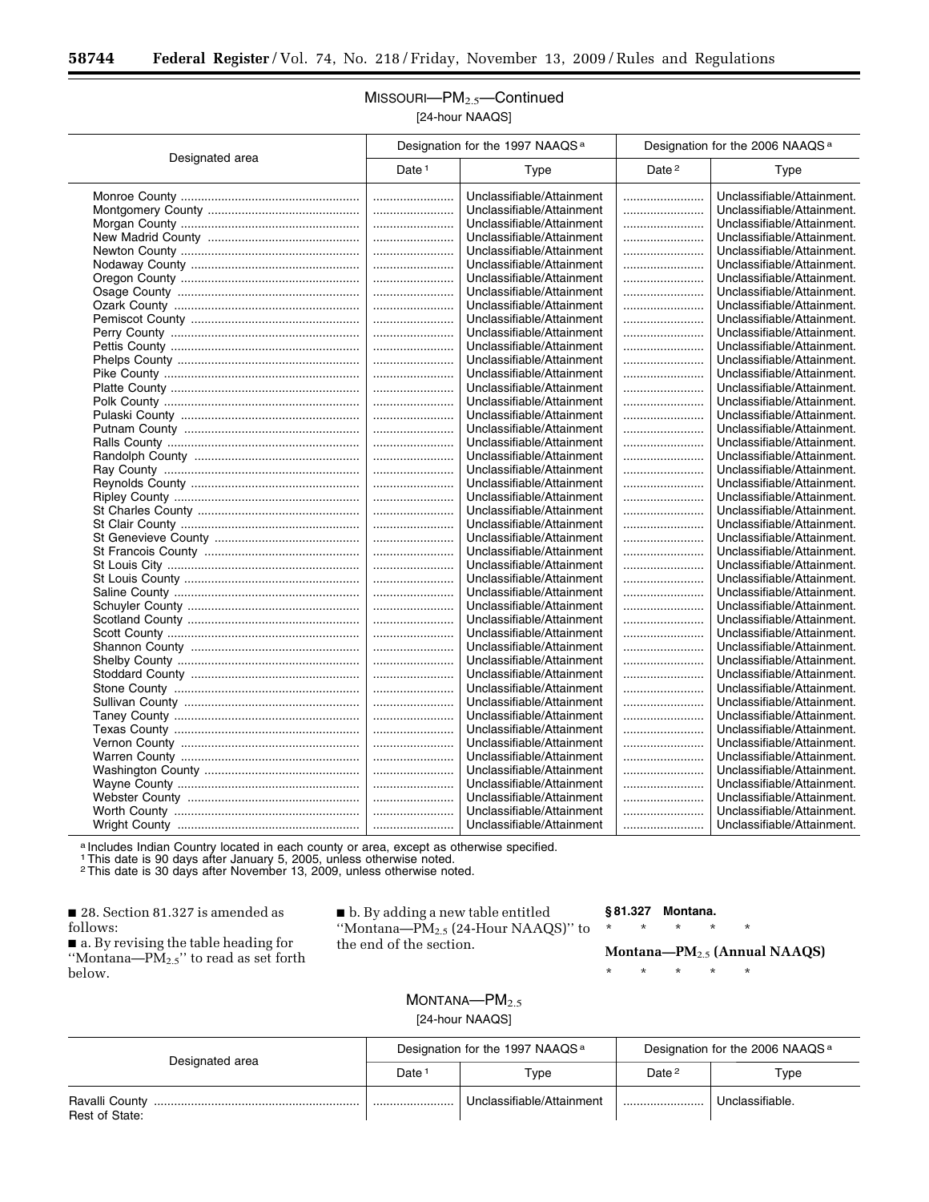MISSOURI—$PM_{2.5}$—Continued

[24-hour NAAQS]

| Designated area | Designation for the 1997 NAAQS [a] | | Designation for the 2006 NAAQS [a] | |
|---|---|---|---|---|
| | Date [1] | Type | Date [2] | Type |
| Monroe County | | Unclassifiable/Attainment | | Unclassifiable/Attainment. |
| Montgomery County | | Unclassifiable/Attainment | | Unclassifiable/Attainment. |
| Morgan County | | Unclassifiable/Attainment | | Unclassifiable/Attainment. |
| New Madrid County | | Unclassifiable/Attainment | | Unclassifiable/Attainment. |
| Newton County | | Unclassifiable/Attainment | | Unclassifiable/Attainment. |
| Nodaway County | | Unclassifiable/Attainment | | Unclassifiable/Attainment. |
| Oregon County | | Unclassifiable/Attainment | | Unclassifiable/Attainment. |
| Osage County | | Unclassifiable/Attainment | | Unclassifiable/Attainment. |
| Ozark County | | Unclassifiable/Attainment | | Unclassifiable/Attainment. |
| Pemiscot County | | Unclassifiable/Attainment | | Unclassifiable/Attainment. |
| Perry County | | Unclassifiable/Attainment | | Unclassifiable/Attainment. |
| Pettis County | | Unclassifiable/Attainment | | Unclassifiable/Attainment. |
| Phelps County | | Unclassifiable/Attainment | | Unclassifiable/Attainment. |
| Pike County | | Unclassifiable/Attainment | | Unclassifiable/Attainment. |
| Platte County | | Unclassifiable/Attainment | | Unclassifiable/Attainment. |
| Polk County | | Unclassifiable/Attainment | | Unclassifiable/Attainment. |
| Pulaski County | | Unclassifiable/Attainment | | Unclassifiable/Attainment. |
| Putnam County | | Unclassifiable/Attainment | | Unclassifiable/Attainment. |
| Ralls County | | Unclassifiable/Attainment | | Unclassifiable/Attainment. |
| Randolph County | | Unclassifiable/Attainment | | Unclassifiable/Attainment. |
| Ray County | | Unclassifiable/Attainment | | Unclassifiable/Attainment. |
| Reynolds County | | Unclassifiable/Attainment | | Unclassifiable/Attainment. |
| Ripley County | | Unclassifiable/Attainment | | Unclassifiable/Attainment. |
| St Charles County | | Unclassifiable/Attainment | | Unclassifiable/Attainment. |
| St Clair County | | Unclassifiable/Attainment | | Unclassifiable/Attainment. |
| St Genevieve County | | Unclassifiable/Attainment | | Unclassifiable/Attainment. |
| St Francois County | | Unclassifiable/Attainment | | Unclassifiable/Attainment. |
| St Louis City | | Unclassifiable/Attainment | | Unclassifiable/Attainment. |
| St Louis County | | Unclassifiable/Attainment | | Unclassifiable/Attainment. |
| Saline County | | Unclassifiable/Attainment | | Unclassifiable/Attainment. |
| Schuyler County | | Unclassifiable/Attainment | | Unclassifiable/Attainment. |
| Scotland County | | Unclassifiable/Attainment | | Unclassifiable/Attainment. |
| Scott County | | Unclassifiable/Attainment | | Unclassifiable/Attainment. |
| Shannon County | | Unclassifiable/Attainment | | Unclassifiable/Attainment. |
| Shelby County | | Unclassifiable/Attainment | | Unclassifiable/Attainment. |
| Stoddard County | | Unclassifiable/Attainment | | Unclassifiable/Attainment. |
| Stone County | | Unclassifiable/Attainment | | Unclassifiable/Attainment. |
| Sullivan County | | Unclassifiable/Attainment | | Unclassifiable/Attainment. |
| Taney County | | Unclassifiable/Attainment | | Unclassifiable/Attainment. |
| Texas County | | Unclassifiable/Attainment | | Unclassifiable/Attainment. |
| Vernon County | | Unclassifiable/Attainment | | Unclassifiable/Attainment. |
| Warren County | | Unclassifiable/Attainment | | Unclassifiable/Attainment. |
| Washington County | | Unclassifiable/Attainment | | Unclassifiable/Attainment. |
| Wayne County | | Unclassifiable/Attainment | | Unclassifiable/Attainment. |
| Webster County | | Unclassifiable/Attainment | | Unclassifiable/Attainment. |
| Worth County | | Unclassifiable/Attainment | | Unclassifiable/Attainment. |
| Wright County | | Unclassifiable/Attainment | | Unclassifiable/Attainment. |

[a] Includes Indian Country located in each county or area, except as otherwise specified.
[1] This date is 90 days after January 5, 2005, unless otherwise noted.
[2] This date is 30 days after November 13, 2009, unless otherwise noted.

■ 28. Section 81.327 is amended as follows:

■ a. By revising the table heading for "Montana—$PM_{2.5}$" to read as set forth below.

■ b. By adding a new table entitled "Montana—$PM_{2.5}$ (24-Hour NAAQS)" to the end of the section.

**§ 81.327 Montana.**

\* \* \* \* \*

**Montana—$PM_{2.5}$ (Annual NAAQS)**

\* \* \* \* \*

MONTANA—$PM_{2.5}$

[24-hour NAAQS]

| Designated area | Designation for the 1997 NAAQS [a] | | Designation for the 2006 NAAQS [a] | |
|---|---|---|---|---|
| | Date [1] | Type | Date [2] | Type |
| Ravalli County | | Unclassifiable/Attainment | | Unclassifiable. |
| Rest of State: | | | | |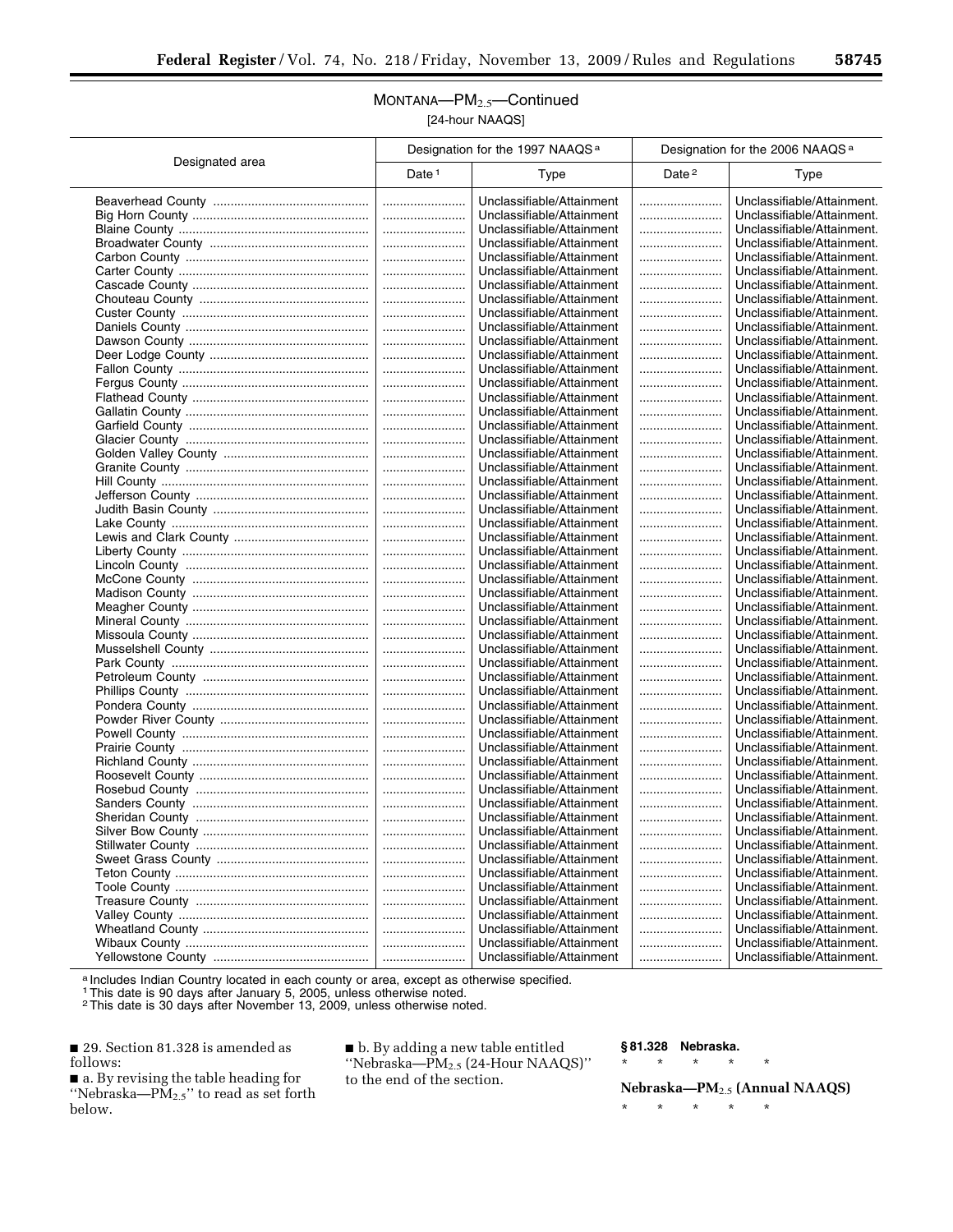## MONTANA—$PM_{2.5}$—Continued

[24-hour NAAQS]

| Designated area | Designation for the 1997 NAAQS [a] | | Designation for the 2006 NAAQS [a] | |
|---|---|---|---|---|
| | Date [1] | Type | Date [2] | Type |
| Beaverhead County | | Unclassifiable/Attainment | | Unclassifiable/Attainment. |
| Big Horn County | | Unclassifiable/Attainment | | Unclassifiable/Attainment. |
| Blaine County | | Unclassifiable/Attainment | | Unclassifiable/Attainment. |
| Broadwater County | | Unclassifiable/Attainment | | Unclassifiable/Attainment. |
| Carbon County | | Unclassifiable/Attainment | | Unclassifiable/Attainment. |
| Carter County | | Unclassifiable/Attainment | | Unclassifiable/Attainment. |
| Cascade County | | Unclassifiable/Attainment | | Unclassifiable/Attainment. |
| Chouteau County | | Unclassifiable/Attainment | | Unclassifiable/Attainment. |
| Custer County | | Unclassifiable/Attainment | | Unclassifiable/Attainment. |
| Daniels County | | Unclassifiable/Attainment | | Unclassifiable/Attainment. |
| Dawson County | | Unclassifiable/Attainment | | Unclassifiable/Attainment. |
| Deer Lodge County | | Unclassifiable/Attainment | | Unclassifiable/Attainment. |
| Fallon County | | Unclassifiable/Attainment | | Unclassifiable/Attainment. |
| Fergus County | | Unclassifiable/Attainment | | Unclassifiable/Attainment. |
| Flathead County | | Unclassifiable/Attainment | | Unclassifiable/Attainment. |
| Gallatin County | | Unclassifiable/Attainment | | Unclassifiable/Attainment. |
| Garfield County | | Unclassifiable/Attainment | | Unclassifiable/Attainment. |
| Glacier County | | Unclassifiable/Attainment | | Unclassifiable/Attainment. |
| Golden Valley County | | Unclassifiable/Attainment | | Unclassifiable/Attainment. |
| Granite County | | Unclassifiable/Attainment | | Unclassifiable/Attainment. |
| Hill County | | Unclassifiable/Attainment | | Unclassifiable/Attainment. |
| Jefferson County | | Unclassifiable/Attainment | | Unclassifiable/Attainment. |
| Judith Basin County | | Unclassifiable/Attainment | | Unclassifiable/Attainment. |
| Lake County | | Unclassifiable/Attainment | | Unclassifiable/Attainment. |
| Lewis and Clark County | | Unclassifiable/Attainment | | Unclassifiable/Attainment. |
| Liberty County | | Unclassifiable/Attainment | | Unclassifiable/Attainment. |
| Lincoln County | | Unclassifiable/Attainment | | Unclassifiable/Attainment. |
| McCone County | | Unclassifiable/Attainment | | Unclassifiable/Attainment. |
| Madison County | | Unclassifiable/Attainment | | Unclassifiable/Attainment. |
| Meagher County | | Unclassifiable/Attainment | | Unclassifiable/Attainment. |
| Mineral County | | Unclassifiable/Attainment | | Unclassifiable/Attainment. |
| Missoula County | | Unclassifiable/Attainment | | Unclassifiable/Attainment. |
| Musselshell County | | Unclassifiable/Attainment | | Unclassifiable/Attainment. |
| Park County | | Unclassifiable/Attainment | | Unclassifiable/Attainment. |
| Petroleum County | | Unclassifiable/Attainment | | Unclassifiable/Attainment. |
| Phillips County | | Unclassifiable/Attainment | | Unclassifiable/Attainment. |
| Pondera County | | Unclassifiable/Attainment | | Unclassifiable/Attainment. |
| Powder River County | | Unclassifiable/Attainment | | Unclassifiable/Attainment. |
| Powell County | | Unclassifiable/Attainment | | Unclassifiable/Attainment. |
| Prairie County | | Unclassifiable/Attainment | | Unclassifiable/Attainment. |
| Richland County | | Unclassifiable/Attainment | | Unclassifiable/Attainment. |
| Roosevelt County | | Unclassifiable/Attainment | | Unclassifiable/Attainment. |
| Rosebud County | | Unclassifiable/Attainment | | Unclassifiable/Attainment. |
| Sanders County | | Unclassifiable/Attainment | | Unclassifiable/Attainment. |
| Sheridan County | | Unclassifiable/Attainment | | Unclassifiable/Attainment. |
| Silver Bow County | | Unclassifiable/Attainment | | Unclassifiable/Attainment. |
| Stillwater County | | Unclassifiable/Attainment | | Unclassifiable/Attainment. |
| Sweet Grass County | | Unclassifiable/Attainment | | Unclassifiable/Attainment. |
| Teton County | | Unclassifiable/Attainment | | Unclassifiable/Attainment. |
| Toole County | | Unclassifiable/Attainment | | Unclassifiable/Attainment. |
| Treasure County | | Unclassifiable/Attainment | | Unclassifiable/Attainment. |
| Valley County | | Unclassifiable/Attainment | | Unclassifiable/Attainment. |
| Wheatland County | | Unclassifiable/Attainment | | Unclassifiable/Attainment. |
| Wibaux County | | Unclassifiable/Attainment | | Unclassifiable/Attainment. |
| Yellowstone County | | Unclassifiable/Attainment | | Unclassifiable/Attainment. |

[a] Includes Indian Country located in each county or area, except as otherwise specified.
[1] This date is 90 days after January 5, 2005, unless otherwise noted.
[2] This date is 30 days after November 13, 2009, unless otherwise noted.

■ 29. Section 81.328 is amended as follows:

■ a. By revising the table heading for "Nebraska—$PM_{2.5}$" to read as set forth below.

■ b. By adding a new table entitled "Nebraska—$PM_{2.5}$ (24-Hour NAAQS)" to the end of the section.

**§ 81.328 Nebraska.**

\* \* \* \* \*

**Nebraska—$PM_{2.5}$ (Annual NAAQS)**

\* \* \* \* \*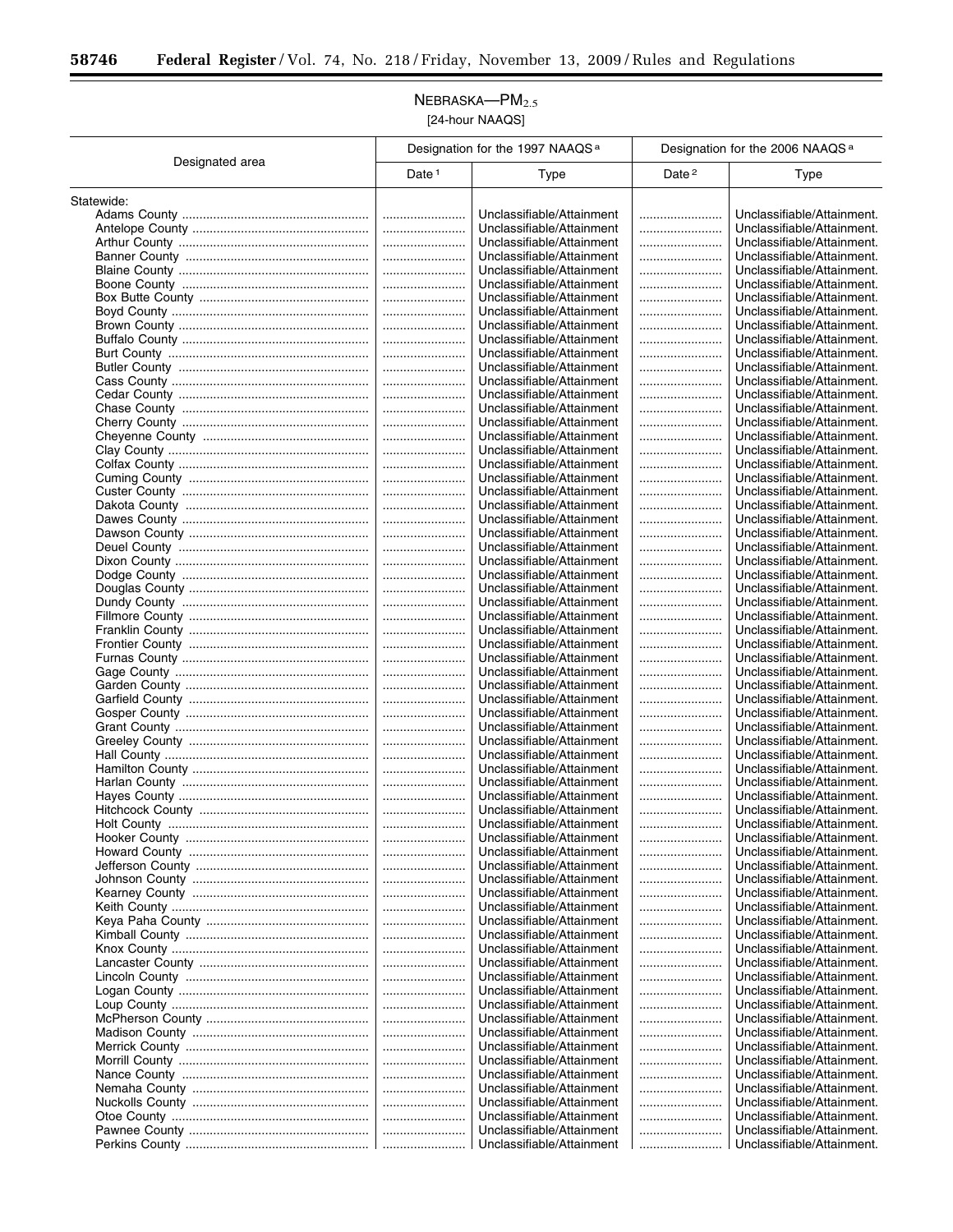## NEBRASKA—$PM_{2.5}$

[24-hour NAAQS]

| Designated area | Designation for the 1997 NAAQS [a] | | Designation for the 2006 NAAQS [a] | |
|---|---|---|---|---|
| | Date [1] | Type | Date [2] | Type |
| Statewide: | | | | |
| Adams County | ........................ | Unclassifiable/Attainment | ........................ | Unclassifiable/Attainment. |
| Antelope County | ........................ | Unclassifiable/Attainment | ........................ | Unclassifiable/Attainment. |
| Arthur County | ........................ | Unclassifiable/Attainment | ........................ | Unclassifiable/Attainment. |
| Banner County | ........................ | Unclassifiable/Attainment | ........................ | Unclassifiable/Attainment. |
| Blaine County | ........................ | Unclassifiable/Attainment | ........................ | Unclassifiable/Attainment. |
| Boone County | ........................ | Unclassifiable/Attainment | ........................ | Unclassifiable/Attainment. |
| Box Butte County | ........................ | Unclassifiable/Attainment | ........................ | Unclassifiable/Attainment. |
| Boyd County | ........................ | Unclassifiable/Attainment | ........................ | Unclassifiable/Attainment. |
| Brown County | ........................ | Unclassifiable/Attainment | ........................ | Unclassifiable/Attainment. |
| Buffalo County | ........................ | Unclassifiable/Attainment | ........................ | Unclassifiable/Attainment. |
| Burt County | ........................ | Unclassifiable/Attainment | ........................ | Unclassifiable/Attainment. |
| Butler County | ........................ | Unclassifiable/Attainment | ........................ | Unclassifiable/Attainment. |
| Cass County | ........................ | Unclassifiable/Attainment | ........................ | Unclassifiable/Attainment. |
| Cedar County | ........................ | Unclassifiable/Attainment | ........................ | Unclassifiable/Attainment. |
| Chase County | ........................ | Unclassifiable/Attainment | ........................ | Unclassifiable/Attainment. |
| Cherry County | ........................ | Unclassifiable/Attainment | ........................ | Unclassifiable/Attainment. |
| Cheyenne County | ........................ | Unclassifiable/Attainment | ........................ | Unclassifiable/Attainment. |
| Clay County | ........................ | Unclassifiable/Attainment | ........................ | Unclassifiable/Attainment. |
| Colfax County | ........................ | Unclassifiable/Attainment | ........................ | Unclassifiable/Attainment. |
| Cuming County | ........................ | Unclassifiable/Attainment | ........................ | Unclassifiable/Attainment. |
| Custer County | ........................ | Unclassifiable/Attainment | ........................ | Unclassifiable/Attainment. |
| Dakota County | ........................ | Unclassifiable/Attainment | ........................ | Unclassifiable/Attainment. |
| Dawes County | ........................ | Unclassifiable/Attainment | ........................ | Unclassifiable/Attainment. |
| Dawson County | ........................ | Unclassifiable/Attainment | ........................ | Unclassifiable/Attainment. |
| Deuel County | ........................ | Unclassifiable/Attainment | ........................ | Unclassifiable/Attainment. |
| Dixon County | ........................ | Unclassifiable/Attainment | ........................ | Unclassifiable/Attainment. |
| Dodge County | ........................ | Unclassifiable/Attainment | ........................ | Unclassifiable/Attainment. |
| Douglas County | ........................ | Unclassifiable/Attainment | ........................ | Unclassifiable/Attainment. |
| Dundy County | ........................ | Unclassifiable/Attainment | ........................ | Unclassifiable/Attainment. |
| Fillmore County | ........................ | Unclassifiable/Attainment | ........................ | Unclassifiable/Attainment. |
| Franklin County | ........................ | Unclassifiable/Attainment | ........................ | Unclassifiable/Attainment. |
| Frontier County | ........................ | Unclassifiable/Attainment | ........................ | Unclassifiable/Attainment. |
| Furnas County | ........................ | Unclassifiable/Attainment | ........................ | Unclassifiable/Attainment. |
| Gage County | ........................ | Unclassifiable/Attainment | ........................ | Unclassifiable/Attainment. |
| Garden County | ........................ | Unclassifiable/Attainment | ........................ | Unclassifiable/Attainment. |
| Garfield County | ........................ | Unclassifiable/Attainment | ........................ | Unclassifiable/Attainment. |
| Gosper County | ........................ | Unclassifiable/Attainment | ........................ | Unclassifiable/Attainment. |
| Grant County | ........................ | Unclassifiable/Attainment | ........................ | Unclassifiable/Attainment. |
| Greeley County | ........................ | Unclassifiable/Attainment | ........................ | Unclassifiable/Attainment. |
| Hall County | ........................ | Unclassifiable/Attainment | ........................ | Unclassifiable/Attainment. |
| Hamilton County | ........................ | Unclassifiable/Attainment | ........................ | Unclassifiable/Attainment. |
| Harlan County | ........................ | Unclassifiable/Attainment | ........................ | Unclassifiable/Attainment. |
| Hayes County | ........................ | Unclassifiable/Attainment | ........................ | Unclassifiable/Attainment. |
| Hitchcock County | ........................ | Unclassifiable/Attainment | ........................ | Unclassifiable/Attainment. |
| Holt County | ........................ | Unclassifiable/Attainment | ........................ | Unclassifiable/Attainment. |
| Hooker County | ........................ | Unclassifiable/Attainment | ........................ | Unclassifiable/Attainment. |
| Howard County | ........................ | Unclassifiable/Attainment | ........................ | Unclassifiable/Attainment. |
| Jefferson County | ........................ | Unclassifiable/Attainment | ........................ | Unclassifiable/Attainment. |
| Johnson County | ........................ | Unclassifiable/Attainment | ........................ | Unclassifiable/Attainment. |
| Kearney County | ........................ | Unclassifiable/Attainment | ........................ | Unclassifiable/Attainment. |
| Keith County | ........................ | Unclassifiable/Attainment | ........................ | Unclassifiable/Attainment. |
| Keya Paha County | ........................ | Unclassifiable/Attainment | ........................ | Unclassifiable/Attainment. |
| Kimball County | ........................ | Unclassifiable/Attainment | ........................ | Unclassifiable/Attainment. |
| Knox County | ........................ | Unclassifiable/Attainment | ........................ | Unclassifiable/Attainment. |
| Lancaster County | ........................ | Unclassifiable/Attainment | ........................ | Unclassifiable/Attainment. |
| Lincoln County | ........................ | Unclassifiable/Attainment | ........................ | Unclassifiable/Attainment. |
| Logan County | ........................ | Unclassifiable/Attainment | ........................ | Unclassifiable/Attainment. |
| Loup County | ........................ | Unclassifiable/Attainment | ........................ | Unclassifiable/Attainment. |
| McPherson County | ........................ | Unclassifiable/Attainment | ........................ | Unclassifiable/Attainment. |
| Madison County | ........................ | Unclassifiable/Attainment | ........................ | Unclassifiable/Attainment. |
| Merrick County | ........................ | Unclassifiable/Attainment | ........................ | Unclassifiable/Attainment. |
| Morrill County | ........................ | Unclassifiable/Attainment | ........................ | Unclassifiable/Attainment. |
| Nance County | ........................ | Unclassifiable/Attainment | ........................ | Unclassifiable/Attainment. |
| Nemaha County | ........................ | Unclassifiable/Attainment | ........................ | Unclassifiable/Attainment. |
| Nuckolls County | ........................ | Unclassifiable/Attainment | ........................ | Unclassifiable/Attainment. |
| Otoe County | ........................ | Unclassifiable/Attainment | ........................ | Unclassifiable/Attainment. |
| Pawnee County | ........................ | Unclassifiable/Attainment | ........................ | Unclassifiable/Attainment. |
| Perkins County | ........................ | Unclassifiable/Attainment | ........................ | Unclassifiable/Attainment. |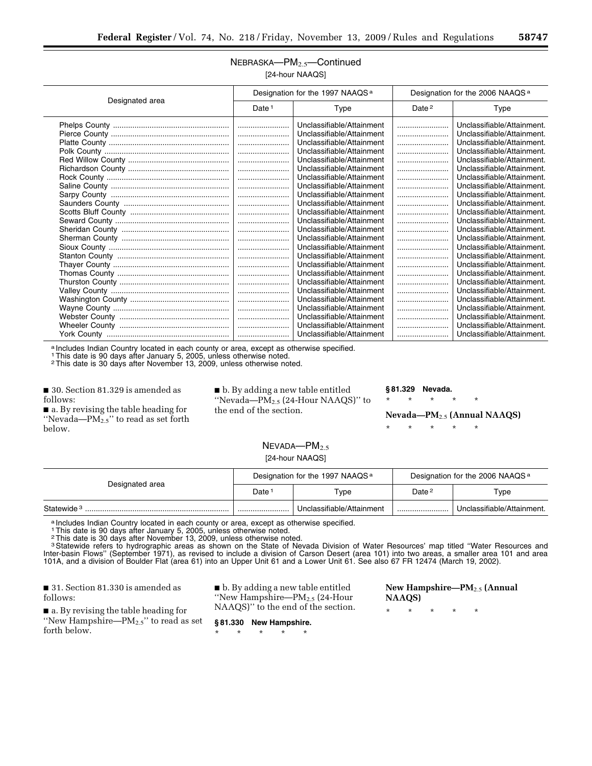NEBRASKA—$PM_{2.5}$—Continued

[24-hour NAAQS]

| Designated area | Designation for the 1997 NAAQS [a] | | Designation for the 2006 NAAQS [a] | |
|---|---|---|---|---|
| | Date [1] | Type | Date [2] | Type |
| Phelps County | | Unclassifiable/Attainment | | Unclassifiable/Attainment. |
| Pierce County | | Unclassifiable/Attainment | | Unclassifiable/Attainment. |
| Platte County | | Unclassifiable/Attainment | | Unclassifiable/Attainment. |
| Polk County | | Unclassifiable/Attainment | | Unclassifiable/Attainment. |
| Red Willow County | | Unclassifiable/Attainment | | Unclassifiable/Attainment. |
| Richardson County | | Unclassifiable/Attainment | | Unclassifiable/Attainment. |
| Rock County | | Unclassifiable/Attainment | | Unclassifiable/Attainment. |
| Saline County | | Unclassifiable/Attainment | | Unclassifiable/Attainment. |
| Sarpy County | | Unclassifiable/Attainment | | Unclassifiable/Attainment. |
| Saunders County | | Unclassifiable/Attainment | | Unclassifiable/Attainment. |
| Scotts Bluff County | | Unclassifiable/Attainment | | Unclassifiable/Attainment. |
| Seward County | | Unclassifiable/Attainment | | Unclassifiable/Attainment. |
| Sheridan County | | Unclassifiable/Attainment | | Unclassifiable/Attainment. |
| Sherman County | | Unclassifiable/Attainment | | Unclassifiable/Attainment. |
| Sioux County | | Unclassifiable/Attainment | | Unclassifiable/Attainment. |
| Stanton County | | Unclassifiable/Attainment | | Unclassifiable/Attainment. |
| Thayer County | | Unclassifiable/Attainment | | Unclassifiable/Attainment. |
| Thomas County | | Unclassifiable/Attainment | | Unclassifiable/Attainment. |
| Thurston County | | Unclassifiable/Attainment | | Unclassifiable/Attainment. |
| Valley County | | Unclassifiable/Attainment | | Unclassifiable/Attainment. |
| Washington County | | Unclassifiable/Attainment | | Unclassifiable/Attainment. |
| Wayne County | | Unclassifiable/Attainment | | Unclassifiable/Attainment. |
| Webster County | | Unclassifiable/Attainment | | Unclassifiable/Attainment. |
| Wheeler County | | Unclassifiable/Attainment | | Unclassifiable/Attainment. |
| York County | | Unclassifiable/Attainment | | Unclassifiable/Attainment. |

[a] Includes Indian Country located in each county or area, except as otherwise specified.
[1] This date is 90 days after January 5, 2005, unless otherwise noted.
[2] This date is 30 days after November 13, 2009, unless otherwise noted.

■ 30. Section 81.329 is amended as follows:

■ a. By revising the table heading for "Nevada—$PM_{2.5}$" to read as set forth below.

■ b. By adding a new table entitled "Nevada—$PM_{2.5}$ (24-Hour NAAQS)" to the end of the section.

**§ 81.329 Nevada.**

\* \* \* \* \*

**Nevada—$PM_{2.5}$ (Annual NAAQS)**

\* \* \* \* \*

NEVADA—$PM_{2.5}$

[24-hour NAAQS]

| Designated area | Designation for the 1997 NAAQS [a] | | Designation for the 2006 NAAQS [a] | |
|---|---|---|---|---|
| | Date [1] | Type | Date [2] | Type |
| Statewide [3] | | Unclassifiable/Attainment | | Unclassifiable/Attainment. |

[a] Includes Indian Country located in each county or area, except as otherwise specified.
[1] This date is 90 days after January 5, 2005, unless otherwise noted.
[2] This date is 30 days after November 13, 2009, unless otherwise noted.
[3] Statewide refers to hydrographic areas as shown on the State of Nevada Division of Water Resources' map titled "Water Resources and Inter-basin Flows" (September 1971), as revised to include a division of Carson Desert (area 101) into two areas, a smaller area 101 and area 101A, and a division of Boulder Flat (area 61) into an Upper Unit 61 and a Lower Unit 61. See also 67 FR 12474 (March 19, 2002).

■ 31. Section 81.330 is amended as follows:

■ a. By revising the table heading for "New Hampshire—$PM_{2.5}$" to read as set forth below.

■ b. By adding a new table entitled "New Hampshire—$PM_{2.5}$ (24-Hour NAAQS)" to the end of the section.

**§ 81.330 New Hampshire.**

\* \* \* \* \*

**New Hampshire—$PM_{2.5}$ (Annual NAAQS)**

\* \* \* \* \*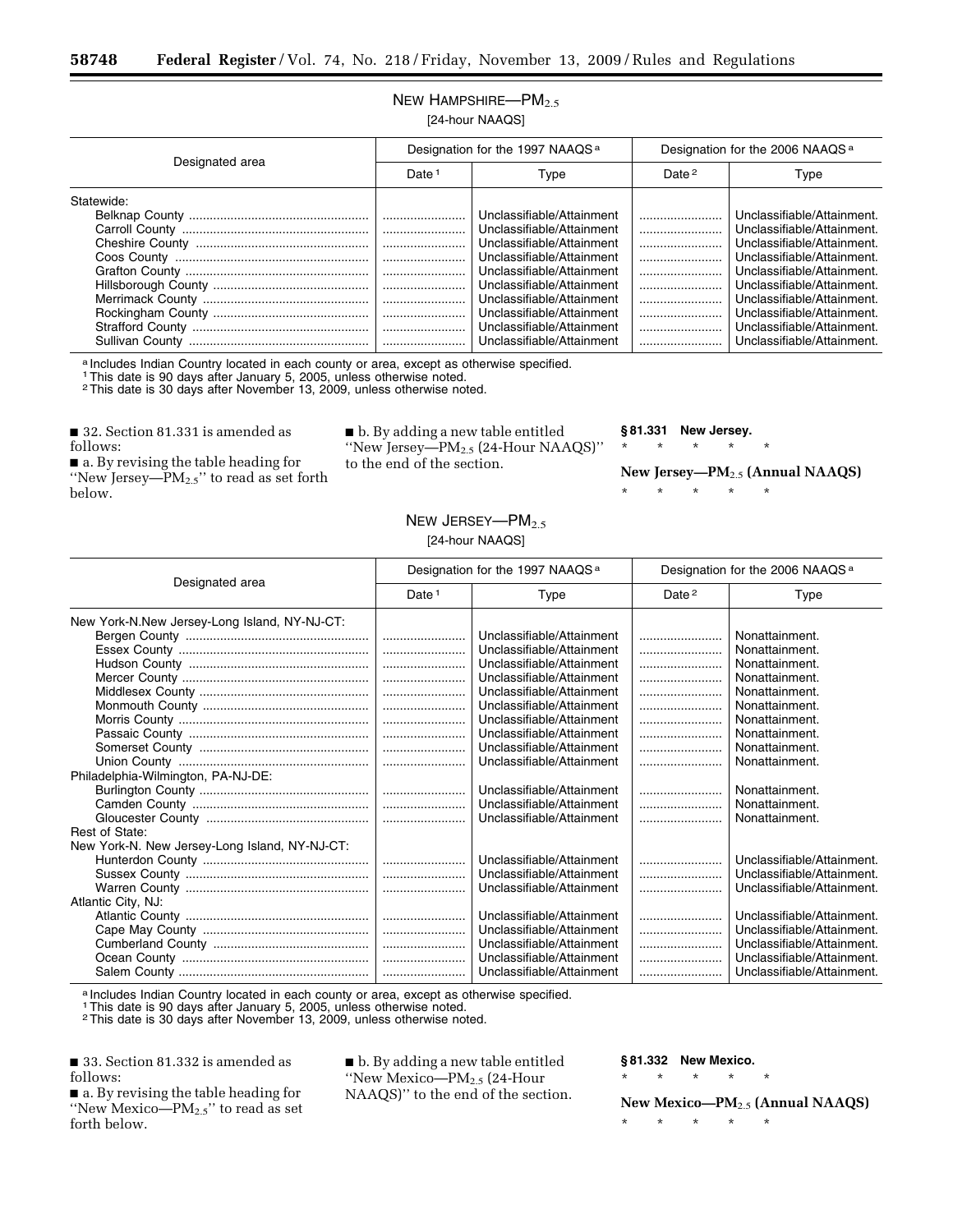## NEW HAMPSHIRE—$PM_{2.5}$

[24-hour NAAQS]

| Designated area | Designation for the 1997 NAAQS [a] | | Designation for the 2006 NAAQS [a] | |
|---|---|---|---|---|
| | Date [1] | Type | Date [2] | Type |
| Statewide: | | | | |
| Belknap County | ........................ | Unclassifiable/Attainment | ........................ | Unclassifiable/Attainment. |
| Carroll County | ........................ | Unclassifiable/Attainment | ........................ | Unclassifiable/Attainment. |
| Cheshire County | ........................ | Unclassifiable/Attainment | ........................ | Unclassifiable/Attainment. |
| Coos County | ........................ | Unclassifiable/Attainment | ........................ | Unclassifiable/Attainment. |
| Grafton County | ........................ | Unclassifiable/Attainment | ........................ | Unclassifiable/Attainment. |
| Hillsborough County | ........................ | Unclassifiable/Attainment | ........................ | Unclassifiable/Attainment. |
| Merrimack County | ........................ | Unclassifiable/Attainment | ........................ | Unclassifiable/Attainment. |
| Rockingham County | ........................ | Unclassifiable/Attainment | ........................ | Unclassifiable/Attainment. |
| Strafford County | ........................ | Unclassifiable/Attainment | ........................ | Unclassifiable/Attainment. |
| Sullivan County | ........................ | Unclassifiable/Attainment | ........................ | Unclassifiable/Attainment. |

[a] Includes Indian Country located in each county or area, except as otherwise specified.
[1] This date is 90 days after January 5, 2005, unless otherwise noted.
[2] This date is 30 days after November 13, 2009, unless otherwise noted.

■ 32. Section 81.331 is amended as follows:

■ a. By revising the table heading for "New Jersey—$PM_{2.5}$" to read as set forth below.

■ b. By adding a new table entitled "New Jersey—$PM_{2.5}$ (24-Hour NAAQS)" to the end of the section.

**§ 81.331 New Jersey.**

\* \* \* \* \*

**New Jersey—$PM_{2.5}$ (Annual NAAQS)**

\* \* \* \* \*

## NEW JERSEY—$PM_{2.5}$

[24-hour NAAQS]

| Designated area | Designation for the 1997 NAAQS [a] | | Designation for the 2006 NAAQS [a] | |
|---|---|---|---|---|
| | Date [1] | Type | Date [2] | Type |
| New York-N.New Jersey-Long Island, NY-NJ-CT: | | | | |
| Bergen County | ........................ | Unclassifiable/Attainment | ........................ | Nonattainment. |
| Essex County | ........................ | Unclassifiable/Attainment | ........................ | Nonattainment. |
| Hudson County | ........................ | Unclassifiable/Attainment | ........................ | Nonattainment. |
| Mercer County | ........................ | Unclassifiable/Attainment | ........................ | Nonattainment. |
| Middlesex County | ........................ | Unclassifiable/Attainment | ........................ | Nonattainment. |
| Monmouth County | ........................ | Unclassifiable/Attainment | ........................ | Nonattainment. |
| Morris County | ........................ | Unclassifiable/Attainment | ........................ | Nonattainment. |
| Passaic County | ........................ | Unclassifiable/Attainment | ........................ | Nonattainment. |
| Somerset County | ........................ | Unclassifiable/Attainment | ........................ | Nonattainment. |
| Union County | ........................ | Unclassifiable/Attainment | ........................ | Nonattainment. |
| Philadelphia-Wilmington, PA-NJ-DE: | | | | |
| Burlington County | ........................ | Unclassifiable/Attainment | ........................ | Nonattainment. |
| Camden County | ........................ | Unclassifiable/Attainment | ........................ | Nonattainment. |
| Gloucester County | ........................ | Unclassifiable/Attainment | ........................ | Nonattainment. |
| Rest of State: | | | | |
| New York-N. New Jersey-Long Island, NY-NJ-CT: | | | | |
| Hunterdon County | ........................ | Unclassifiable/Attainment | ........................ | Unclassifiable/Attainment. |
| Sussex County | ........................ | Unclassifiable/Attainment | ........................ | Unclassifiable/Attainment. |
| Warren County | ........................ | Unclassifiable/Attainment | ........................ | Unclassifiable/Attainment. |
| Atlantic City, NJ: | | | | |
| Atlantic County | ........................ | Unclassifiable/Attainment | ........................ | Unclassifiable/Attainment. |
| Cape May County | ........................ | Unclassifiable/Attainment | ........................ | Unclassifiable/Attainment. |
| Cumberland County | ........................ | Unclassifiable/Attainment | ........................ | Unclassifiable/Attainment. |
| Ocean County | ........................ | Unclassifiable/Attainment | ........................ | Unclassifiable/Attainment. |
| Salem County | ........................ | Unclassifiable/Attainment | ........................ | Unclassifiable/Attainment. |

[a] Includes Indian Country located in each county or area, except as otherwise specified.
[1] This date is 90 days after January 5, 2005, unless otherwise noted.
[2] This date is 30 days after November 13, 2009, unless otherwise noted.

■ 33. Section 81.332 is amended as follows:

■ a. By revising the table heading for "New Mexico—$PM_{2.5}$" to read as set forth below.

■ b. By adding a new table entitled "New Mexico—$PM_{2.5}$ (24-Hour NAAQS)" to the end of the section.

**§ 81.332 New Mexico.**

\* \* \* \* \*

**New Mexico—$PM_{2.5}$ (Annual NAAQS)**

\* \* \* \* \*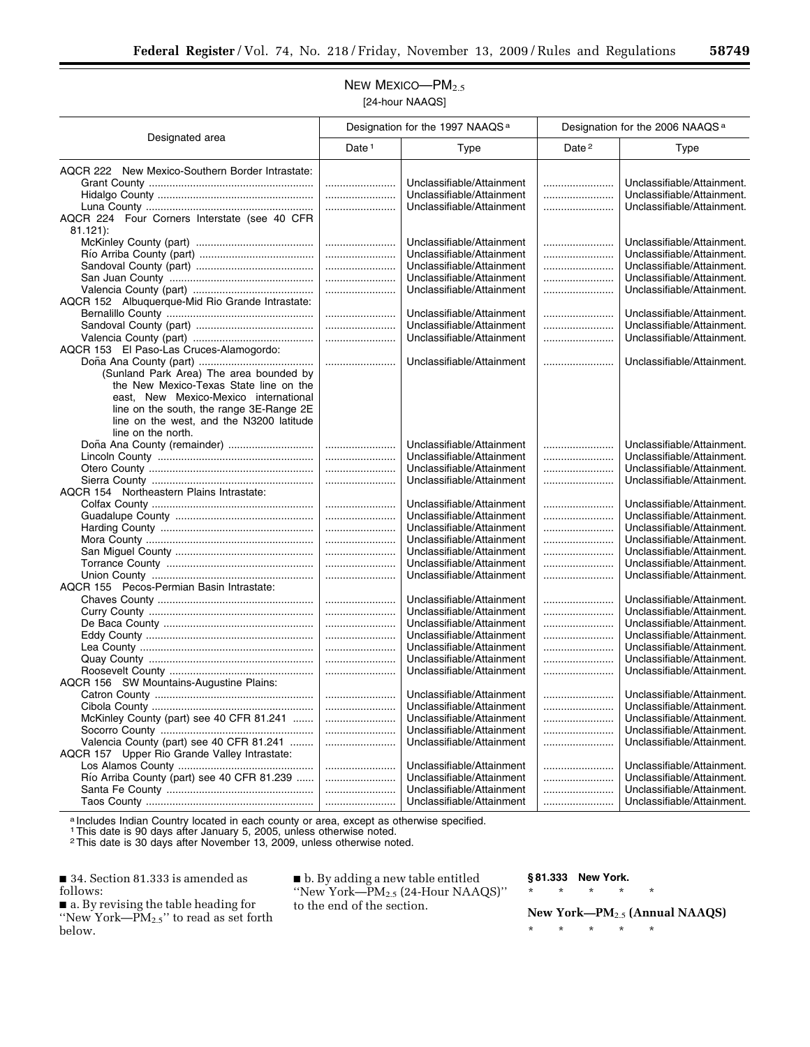## NEW MEXICO—$PM_{2.5}$

[24-hour NAAQS]

| Designated area | Designation for the 1997 NAAQS [a] | | Designation for the 2006 NAAQS [a] | |
|---|---|---|---|---|
| | Date [1] | Type | Date [2] | Type |
| AQCR 222 New Mexico-Southern Border Intrastate: | | | | |
| Grant County | | Unclassifiable/Attainment | | Unclassifiable/Attainment. |
| Hidalgo County | | Unclassifiable/Attainment | | Unclassifiable/Attainment. |
| Luna County | | Unclassifiable/Attainment | | Unclassifiable/Attainment. |
| AQCR 224 Four Corners Interstate (see 40 CFR 81.121): | | | | |
| McKinley County (part) | | Unclassifiable/Attainment | | Unclassifiable/Attainment. |
| Río Arriba County (part) | | Unclassifiable/Attainment | | Unclassifiable/Attainment. |
| Sandoval County (part) | | Unclassifiable/Attainment | | Unclassifiable/Attainment. |
| San Juan County | | Unclassifiable/Attainment | | Unclassifiable/Attainment. |
| Valencia County (part) | | Unclassifiable/Attainment | | Unclassifiable/Attainment. |
| AQCR 152 Albuquerque-Mid Rio Grande Intrastate: | | | | |
| Bernalillo County | | Unclassifiable/Attainment | | Unclassifiable/Attainment. |
| Sandoval County (part) | | Unclassifiable/Attainment | | Unclassifiable/Attainment. |
| Valencia County (part) | | Unclassifiable/Attainment | | Unclassifiable/Attainment. |
| AQCR 153 El Paso-Las Cruces-Alamogordo: | | | | |
| Doña Ana County (part) | | Unclassifiable/Attainment | | Unclassifiable/Attainment. |
| (Sunland Park Area) The area bounded by the New Mexico-Texas State line on the east, New Mexico-Mexico international line on the south, the range 3E-Range 2E line on the west, and the N3200 latitude line on the north. | | | | |
| Doña Ana County (remainder) | | Unclassifiable/Attainment | | Unclassifiable/Attainment. |
| Lincoln County | | Unclassifiable/Attainment | | Unclassifiable/Attainment. |
| Otero County | | Unclassifiable/Attainment | | Unclassifiable/Attainment. |
| Sierra County | | Unclassifiable/Attainment | | Unclassifiable/Attainment. |
| AQCR 154 Northeastern Plains Intrastate: | | | | |
| Colfax County | | Unclassifiable/Attainment | | Unclassifiable/Attainment. |
| Guadalupe County | | Unclassifiable/Attainment | | Unclassifiable/Attainment. |
| Harding County | | Unclassifiable/Attainment | | Unclassifiable/Attainment. |
| Mora County | | Unclassifiable/Attainment | | Unclassifiable/Attainment. |
| San Miguel County | | Unclassifiable/Attainment | | Unclassifiable/Attainment. |
| Torrance County | | Unclassifiable/Attainment | | Unclassifiable/Attainment. |
| Union County | | Unclassifiable/Attainment | | Unclassifiable/Attainment. |
| AQCR 155 Pecos-Permian Basin Intrastate: | | | | |
| Chaves County | | Unclassifiable/Attainment | | Unclassifiable/Attainment. |
| Curry County | | Unclassifiable/Attainment | | Unclassifiable/Attainment. |
| De Baca County | | Unclassifiable/Attainment | | Unclassifiable/Attainment. |
| Eddy County | | Unclassifiable/Attainment | | Unclassifiable/Attainment. |
| Lea County | | Unclassifiable/Attainment | | Unclassifiable/Attainment. |
| Quay County | | Unclassifiable/Attainment | | Unclassifiable/Attainment. |
| Roosevelt County | | Unclassifiable/Attainment | | Unclassifiable/Attainment. |
| AQCR 156 SW Mountains-Augustine Plains: | | | | |
| Catron County | | Unclassifiable/Attainment | | Unclassifiable/Attainment. |
| Cibola County | | Unclassifiable/Attainment | | Unclassifiable/Attainment. |
| McKinley County (part) see 40 CFR 81.241 | | Unclassifiable/Attainment | | Unclassifiable/Attainment. |
| Socorro County | | Unclassifiable/Attainment | | Unclassifiable/Attainment. |
| Valencia County (part) see 40 CFR 81.241 | | Unclassifiable/Attainment | | Unclassifiable/Attainment. |
| AQCR 157 Upper Rio Grande Valley Intrastate: | | | | |
| Los Alamos County | | Unclassifiable/Attainment | | Unclassifiable/Attainment. |
| Río Arriba County (part) see 40 CFR 81.239 | | Unclassifiable/Attainment | | Unclassifiable/Attainment. |
| Santa Fe County | | Unclassifiable/Attainment | | Unclassifiable/Attainment. |
| Taos County | | Unclassifiable/Attainment | | Unclassifiable/Attainment. |

[a] Includes Indian Country located in each county or area, except as otherwise specified.

[1] This date is 90 days after January 5, 2005, unless otherwise noted.

[2] This date is 30 days after November 13, 2009, unless otherwise noted.

■ 34. Section 81.333 is amended as follows:

■ a. By revising the table heading for "New York—$PM_{2.5}$" to read as set forth below.

■ b. By adding a new table entitled "New York—$PM_{2.5}$ (24-Hour NAAQS)" to the end of the section.

**§ 81.333 New York.**

\* \* \* \* \*

**New York—$PM_{2.5}$ (Annual NAAQS)**

\* \* \* \* \*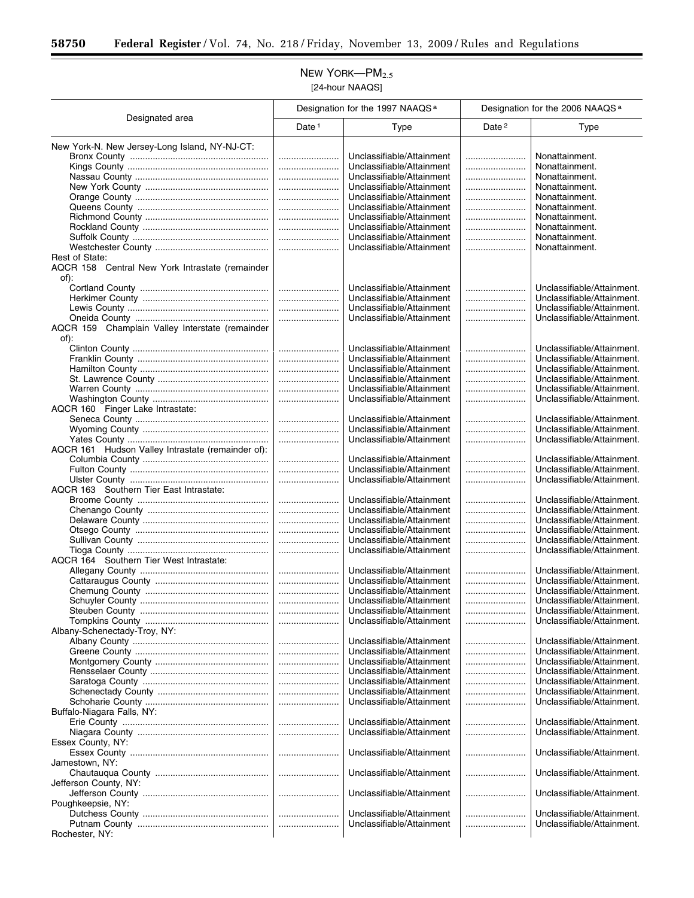NEW YORK—$PM_{2.5}$

[24-hour NAAQS]

| Designated area | Designation for the 1997 NAAQS [a] | | Designation for the 2006 NAAQS [a] | |
|---|---|---|---|---|
| | Date [1] | Type | Date [2] | Type |
| New York-N. New Jersey-Long Island, NY-NJ-CT: | | | | |
| Bronx County | | Unclassifiable/Attainment | | Nonattainment. |
| Kings County | | Unclassifiable/Attainment | | Nonattainment. |
| Nassau County | | Unclassifiable/Attainment | | Nonattainment. |
| New York County | | Unclassifiable/Attainment | | Nonattainment. |
| Orange County | | Unclassifiable/Attainment | | Nonattainment. |
| Queens County | | Unclassifiable/Attainment | | Nonattainment. |
| Richmond County | | Unclassifiable/Attainment | | Nonattainment. |
| Rockland County | | Unclassifiable/Attainment | | Nonattainment. |
| Suffolk County | | Unclassifiable/Attainment | | Nonattainment. |
| Westchester County | | Unclassifiable/Attainment | | Nonattainment. |
| Rest of State: | | | | |
| AQCR 158 Central New York Intrastate (remainder of): | | | | |
| Cortland County | | Unclassifiable/Attainment | | Unclassifiable/Attainment. |
| Herkimer County | | Unclassifiable/Attainment | | Unclassifiable/Attainment. |
| Lewis County | | Unclassifiable/Attainment | | Unclassifiable/Attainment. |
| Oneida County | | Unclassifiable/Attainment | | Unclassifiable/Attainment. |
| AQCR 159 Champlain Valley Interstate (remainder of): | | | | |
| Clinton County | | Unclassifiable/Attainment | | Unclassifiable/Attainment. |
| Franklin County | | Unclassifiable/Attainment | | Unclassifiable/Attainment. |
| Hamilton County | | Unclassifiable/Attainment | | Unclassifiable/Attainment. |
| St. Lawrence County | | Unclassifiable/Attainment | | Unclassifiable/Attainment. |
| Warren County | | Unclassifiable/Attainment | | Unclassifiable/Attainment. |
| Washington County | | Unclassifiable/Attainment | | Unclassifiable/Attainment. |
| AQCR 160 Finger Lake Intrastate: | | | | |
| Seneca County | | Unclassifiable/Attainment | | Unclassifiable/Attainment. |
| Wyoming County | | Unclassifiable/Attainment | | Unclassifiable/Attainment. |
| Yates County | | Unclassifiable/Attainment | | Unclassifiable/Attainment. |
| AQCR 161 Hudson Valley Intrastate (remainder of): | | | | |
| Columbia County | | Unclassifiable/Attainment | | Unclassifiable/Attainment. |
| Fulton County | | Unclassifiable/Attainment | | Unclassifiable/Attainment. |
| Ulster County | | Unclassifiable/Attainment | | Unclassifiable/Attainment. |
| AQCR 163 Southern Tier East Intrastate: | | | | |
| Broome County | | Unclassifiable/Attainment | | Unclassifiable/Attainment. |
| Chenango County | | Unclassifiable/Attainment | | Unclassifiable/Attainment. |
| Delaware County | | Unclassifiable/Attainment | | Unclassifiable/Attainment. |
| Otsego County | | Unclassifiable/Attainment | | Unclassifiable/Attainment. |
| Sullivan County | | Unclassifiable/Attainment | | Unclassifiable/Attainment. |
| Tioga County | | Unclassifiable/Attainment | | Unclassifiable/Attainment. |
| AQCR 164 Southern Tier West Intrastate: | | | | |
| Allegany County | | Unclassifiable/Attainment | | Unclassifiable/Attainment. |
| Cattaraugus County | | Unclassifiable/Attainment | | Unclassifiable/Attainment. |
| Chemung County | | Unclassifiable/Attainment | | Unclassifiable/Attainment. |
| Schuyler County | | Unclassifiable/Attainment | | Unclassifiable/Attainment. |
| Steuben County | | Unclassifiable/Attainment | | Unclassifiable/Attainment. |
| Tompkins County | | Unclassifiable/Attainment | | Unclassifiable/Attainment. |
| Albany-Schenectady-Troy, NY: | | | | |
| Albany County | | Unclassifiable/Attainment | | Unclassifiable/Attainment. |
| Greene County | | Unclassifiable/Attainment | | Unclassifiable/Attainment. |
| Montgomery County | | Unclassifiable/Attainment | | Unclassifiable/Attainment. |
| Rensselaer County | | Unclassifiable/Attainment | | Unclassifiable/Attainment. |
| Saratoga County | | Unclassifiable/Attainment | | Unclassifiable/Attainment. |
| Schenectady County | | Unclassifiable/Attainment | | Unclassifiable/Attainment. |
| Schoharie County | | Unclassifiable/Attainment | | Unclassifiable/Attainment. |
| Buffalo-Niagara Falls, NY: | | | | |
| Erie County | | Unclassifiable/Attainment | | Unclassifiable/Attainment. |
| Niagara County | | Unclassifiable/Attainment | | Unclassifiable/Attainment. |
| Essex County, NY: | | | | |
| Essex County | | Unclassifiable/Attainment | | Unclassifiable/Attainment. |
| Jamestown, NY: | | | | |
| Chautauqua County | | Unclassifiable/Attainment | | Unclassifiable/Attainment. |
| Jefferson County, NY: | | | | |
| Jefferson County | | Unclassifiable/Attainment | | Unclassifiable/Attainment. |
| Poughkeepsie, NY: | | | | |
| Dutchess County | | Unclassifiable/Attainment | | Unclassifiable/Attainment. |
| Putnam County | | Unclassifiable/Attainment | | Unclassifiable/Attainment. |
| Rochester, NY: | | | | |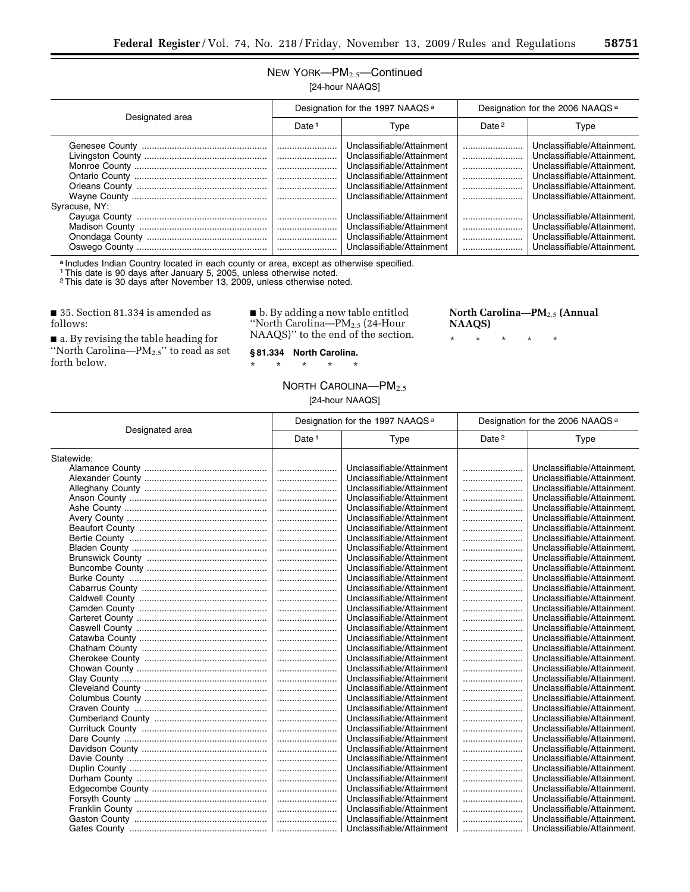NEW YORK—$PM_{2.5}$—Continued

[24-hour NAAQS]

| Designated area | Designation for the 1997 NAAQS [a] | | Designation for the 2006 NAAQS [a] | |
|---|---|---|---|---|
| | Date [1] | Type | Date [2] | Type |
| Genesee County | | Unclassifiable/Attainment | | Unclassifiable/Attainment. |
| Livingston County | | Unclassifiable/Attainment | | Unclassifiable/Attainment. |
| Monroe County | | Unclassifiable/Attainment | | Unclassifiable/Attainment. |
| Ontario County | | Unclassifiable/Attainment | | Unclassifiable/Attainment. |
| Orleans County | | Unclassifiable/Attainment | | Unclassifiable/Attainment. |
| Wayne County | | Unclassifiable/Attainment | | Unclassifiable/Attainment. |
| Syracuse, NY: | | | | |
| Cayuga County | | Unclassifiable/Attainment | | Unclassifiable/Attainment. |
| Madison County | | Unclassifiable/Attainment | | Unclassifiable/Attainment. |
| Onondaga County | | Unclassifiable/Attainment | | Unclassifiable/Attainment. |
| Oswego County | | Unclassifiable/Attainment | | Unclassifiable/Attainment. |

[a] Includes Indian Country located in each county or area, except as otherwise specified.
[1] This date is 90 days after January 5, 2005, unless otherwise noted.
[2] This date is 30 days after November 13, 2009, unless otherwise noted.

■ 35. Section 81.334 is amended as follows:

■ a. By revising the table heading for "North Carolina—$PM_{2.5}$" to read as set forth below.

■ b. By adding a new table entitled "North Carolina—$PM_{2.5}$ (24-Hour NAAQS)" to the end of the section.

**§ 81.334 North Carolina.**

\* \* \* \* \*

**North Carolina—$PM_{2.5}$ (Annual NAAQS)**

\* \* \* \* \*

NORTH CAROLINA—$PM_{2.5}$

[24-hour NAAQS]

| Designated area | Designation for the 1997 NAAQS [a] | | Designation for the 2006 NAAQS [a] | |
|---|---|---|---|---|
| | Date [1] | Type | Date [2] | Type |
| Statewide: | | | | |
| Alamance County | | Unclassifiable/Attainment | | Unclassifiable/Attainment. |
| Alexander County | | Unclassifiable/Attainment | | Unclassifiable/Attainment. |
| Alleghany County | | Unclassifiable/Attainment | | Unclassifiable/Attainment. |
| Anson County | | Unclassifiable/Attainment | | Unclassifiable/Attainment. |
| Ashe County | | Unclassifiable/Attainment | | Unclassifiable/Attainment. |
| Avery County | | Unclassifiable/Attainment | | Unclassifiable/Attainment. |
| Beaufort County | | Unclassifiable/Attainment | | Unclassifiable/Attainment. |
| Bertie County | | Unclassifiable/Attainment | | Unclassifiable/Attainment. |
| Bladen County | | Unclassifiable/Attainment | | Unclassifiable/Attainment. |
| Brunswick County | | Unclassifiable/Attainment | | Unclassifiable/Attainment. |
| Buncombe County | | Unclassifiable/Attainment | | Unclassifiable/Attainment. |
| Burke County | | Unclassifiable/Attainment | | Unclassifiable/Attainment. |
| Cabarrus County | | Unclassifiable/Attainment | | Unclassifiable/Attainment. |
| Caldwell County | | Unclassifiable/Attainment | | Unclassifiable/Attainment. |
| Camden County | | Unclassifiable/Attainment | | Unclassifiable/Attainment. |
| Carteret County | | Unclassifiable/Attainment | | Unclassifiable/Attainment. |
| Caswell County | | Unclassifiable/Attainment | | Unclassifiable/Attainment. |
| Catawba County | | Unclassifiable/Attainment | | Unclassifiable/Attainment. |
| Chatham County | | Unclassifiable/Attainment | | Unclassifiable/Attainment. |
| Cherokee County | | Unclassifiable/Attainment | | Unclassifiable/Attainment. |
| Chowan County | | Unclassifiable/Attainment | | Unclassifiable/Attainment. |
| Clay County | | Unclassifiable/Attainment | | Unclassifiable/Attainment. |
| Cleveland County | | Unclassifiable/Attainment | | Unclassifiable/Attainment. |
| Columbus County | | Unclassifiable/Attainment | | Unclassifiable/Attainment. |
| Craven County | | Unclassifiable/Attainment | | Unclassifiable/Attainment. |
| Cumberland County | | Unclassifiable/Attainment | | Unclassifiable/Attainment. |
| Currituck County | | Unclassifiable/Attainment | | Unclassifiable/Attainment. |
| Dare County | | Unclassifiable/Attainment | | Unclassifiable/Attainment. |
| Davidson County | | Unclassifiable/Attainment | | Unclassifiable/Attainment. |
| Davie County | | Unclassifiable/Attainment | | Unclassifiable/Attainment. |
| Duplin County | | Unclassifiable/Attainment | | Unclassifiable/Attainment. |
| Durham County | | Unclassifiable/Attainment | | Unclassifiable/Attainment. |
| Edgecombe County | | Unclassifiable/Attainment | | Unclassifiable/Attainment. |
| Forsyth County | | Unclassifiable/Attainment | | Unclassifiable/Attainment. |
| Franklin County | | Unclassifiable/Attainment | | Unclassifiable/Attainment. |
| Gaston County | | Unclassifiable/Attainment | | Unclassifiable/Attainment. |
| Gates County | | Unclassifiable/Attainment | | Unclassifiable/Attainment. |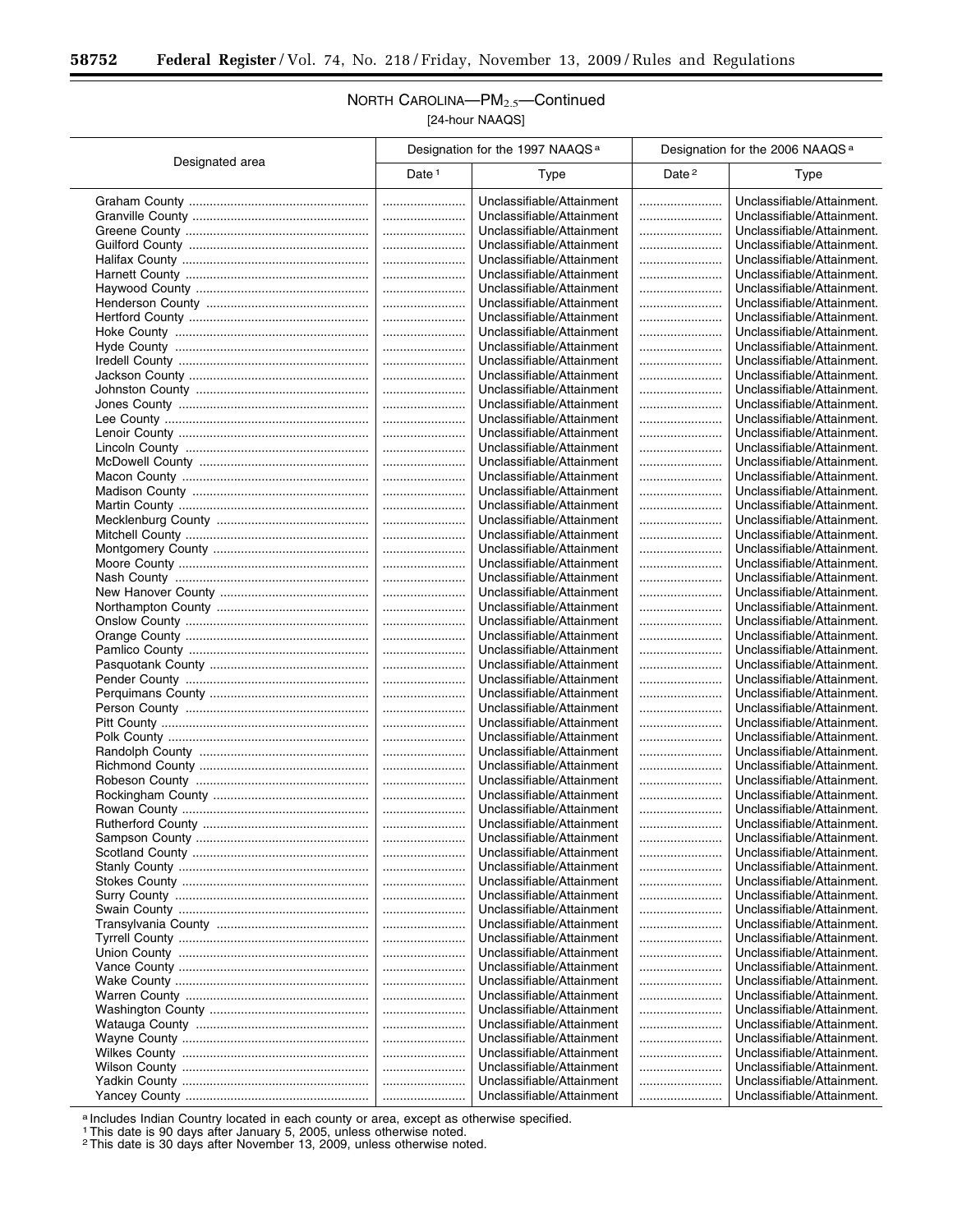## NORTH CAROLINA—$PM_{2.5}$—Continued

[24-hour NAAQS]

| Designated area | Designation for the 1997 NAAQS [a] | | Designation for the 2006 NAAQS [a] | |
|---|---|---|---|---|
| | Date [1] | Type | Date [2] | Type |
| Graham County | ........................ | Unclassifiable/Attainment | ........................ | Unclassifiable/Attainment. |
| Granville County | ........................ | Unclassifiable/Attainment | ........................ | Unclassifiable/Attainment. |
| Greene County | ........................ | Unclassifiable/Attainment | ........................ | Unclassifiable/Attainment. |
| Guilford County | ........................ | Unclassifiable/Attainment | ........................ | Unclassifiable/Attainment. |
| Halifax County | ........................ | Unclassifiable/Attainment | ........................ | Unclassifiable/Attainment. |
| Harnett County | ........................ | Unclassifiable/Attainment | ........................ | Unclassifiable/Attainment. |
| Haywood County | ........................ | Unclassifiable/Attainment | ........................ | Unclassifiable/Attainment. |
| Henderson County | ........................ | Unclassifiable/Attainment | ........................ | Unclassifiable/Attainment. |
| Hertford County | ........................ | Unclassifiable/Attainment | ........................ | Unclassifiable/Attainment. |
| Hoke County | ........................ | Unclassifiable/Attainment | ........................ | Unclassifiable/Attainment. |
| Hyde County | ........................ | Unclassifiable/Attainment | ........................ | Unclassifiable/Attainment. |
| Iredell County | ........................ | Unclassifiable/Attainment | ........................ | Unclassifiable/Attainment. |
| Jackson County | ........................ | Unclassifiable/Attainment | ........................ | Unclassifiable/Attainment. |
| Johnston County | ........................ | Unclassifiable/Attainment | ........................ | Unclassifiable/Attainment. |
| Jones County | ........................ | Unclassifiable/Attainment | ........................ | Unclassifiable/Attainment. |
| Lee County | ........................ | Unclassifiable/Attainment | ........................ | Unclassifiable/Attainment. |
| Lenoir County | ........................ | Unclassifiable/Attainment | ........................ | Unclassifiable/Attainment. |
| Lincoln County | ........................ | Unclassifiable/Attainment | ........................ | Unclassifiable/Attainment. |
| McDowell County | ........................ | Unclassifiable/Attainment | ........................ | Unclassifiable/Attainment. |
| Macon County | ........................ | Unclassifiable/Attainment | ........................ | Unclassifiable/Attainment. |
| Madison County | ........................ | Unclassifiable/Attainment | ........................ | Unclassifiable/Attainment. |
| Martin County | ........................ | Unclassifiable/Attainment | ........................ | Unclassifiable/Attainment. |
| Mecklenburg County | ........................ | Unclassifiable/Attainment | ........................ | Unclassifiable/Attainment. |
| Mitchell County | ........................ | Unclassifiable/Attainment | ........................ | Unclassifiable/Attainment. |
| Montgomery County | ........................ | Unclassifiable/Attainment | ........................ | Unclassifiable/Attainment. |
| Moore County | ........................ | Unclassifiable/Attainment | ........................ | Unclassifiable/Attainment. |
| Nash County | ........................ | Unclassifiable/Attainment | ........................ | Unclassifiable/Attainment. |
| New Hanover County | ........................ | Unclassifiable/Attainment | ........................ | Unclassifiable/Attainment. |
| Northampton County | ........................ | Unclassifiable/Attainment | ........................ | Unclassifiable/Attainment. |
| Onslow County | ........................ | Unclassifiable/Attainment | ........................ | Unclassifiable/Attainment. |
| Orange County | ........................ | Unclassifiable/Attainment | ........................ | Unclassifiable/Attainment. |
| Pamlico County | ........................ | Unclassifiable/Attainment | ........................ | Unclassifiable/Attainment. |
| Pasquotank County | ........................ | Unclassifiable/Attainment | ........................ | Unclassifiable/Attainment. |
| Pender County | ........................ | Unclassifiable/Attainment | ........................ | Unclassifiable/Attainment. |
| Perquimans County | ........................ | Unclassifiable/Attainment | ........................ | Unclassifiable/Attainment. |
| Person County | ........................ | Unclassifiable/Attainment | ........................ | Unclassifiable/Attainment. |
| Pitt County | ........................ | Unclassifiable/Attainment | ........................ | Unclassifiable/Attainment. |
| Polk County | ........................ | Unclassifiable/Attainment | ........................ | Unclassifiable/Attainment. |
| Randolph County | ........................ | Unclassifiable/Attainment | ........................ | Unclassifiable/Attainment. |
| Richmond County | ........................ | Unclassifiable/Attainment | ........................ | Unclassifiable/Attainment. |
| Robeson County | ........................ | Unclassifiable/Attainment | ........................ | Unclassifiable/Attainment. |
| Rockingham County | ........................ | Unclassifiable/Attainment | ........................ | Unclassifiable/Attainment. |
| Rowan County | ........................ | Unclassifiable/Attainment | ........................ | Unclassifiable/Attainment. |
| Rutherford County | ........................ | Unclassifiable/Attainment | ........................ | Unclassifiable/Attainment. |
| Sampson County | ........................ | Unclassifiable/Attainment | ........................ | Unclassifiable/Attainment. |
| Scotland County | ........................ | Unclassifiable/Attainment | ........................ | Unclassifiable/Attainment. |
| Stanly County | ........................ | Unclassifiable/Attainment | ........................ | Unclassifiable/Attainment. |
| Stokes County | ........................ | Unclassifiable/Attainment | ........................ | Unclassifiable/Attainment. |
| Surry County | ........................ | Unclassifiable/Attainment | ........................ | Unclassifiable/Attainment. |
| Swain County | ........................ | Unclassifiable/Attainment | ........................ | Unclassifiable/Attainment. |
| Transylvania County | ........................ | Unclassifiable/Attainment | ........................ | Unclassifiable/Attainment. |
| Tyrrell County | ........................ | Unclassifiable/Attainment | ........................ | Unclassifiable/Attainment. |
| Union County | ........................ | Unclassifiable/Attainment | ........................ | Unclassifiable/Attainment. |
| Vance County | ........................ | Unclassifiable/Attainment | ........................ | Unclassifiable/Attainment. |
| Wake County | ........................ | Unclassifiable/Attainment | ........................ | Unclassifiable/Attainment. |
| Warren County | ........................ | Unclassifiable/Attainment | ........................ | Unclassifiable/Attainment. |
| Washington County | ........................ | Unclassifiable/Attainment | ........................ | Unclassifiable/Attainment. |
| Watauga County | ........................ | Unclassifiable/Attainment | ........................ | Unclassifiable/Attainment. |
| Wayne County | ........................ | Unclassifiable/Attainment | ........................ | Unclassifiable/Attainment. |
| Wilkes County | ........................ | Unclassifiable/Attainment | ........................ | Unclassifiable/Attainment. |
| Wilson County | ........................ | Unclassifiable/Attainment | ........................ | Unclassifiable/Attainment. |
| Yadkin County | ........................ | Unclassifiable/Attainment | ........................ | Unclassifiable/Attainment. |
| Yancey County | ........................ | Unclassifiable/Attainment | ........................ | Unclassifiable/Attainment. |

[a] Includes Indian Country located in each county or area, except as otherwise specified.

[1] This date is 90 days after January 5, 2005, unless otherwise noted.

[2] This date is 30 days after November 13, 2009, unless otherwise noted.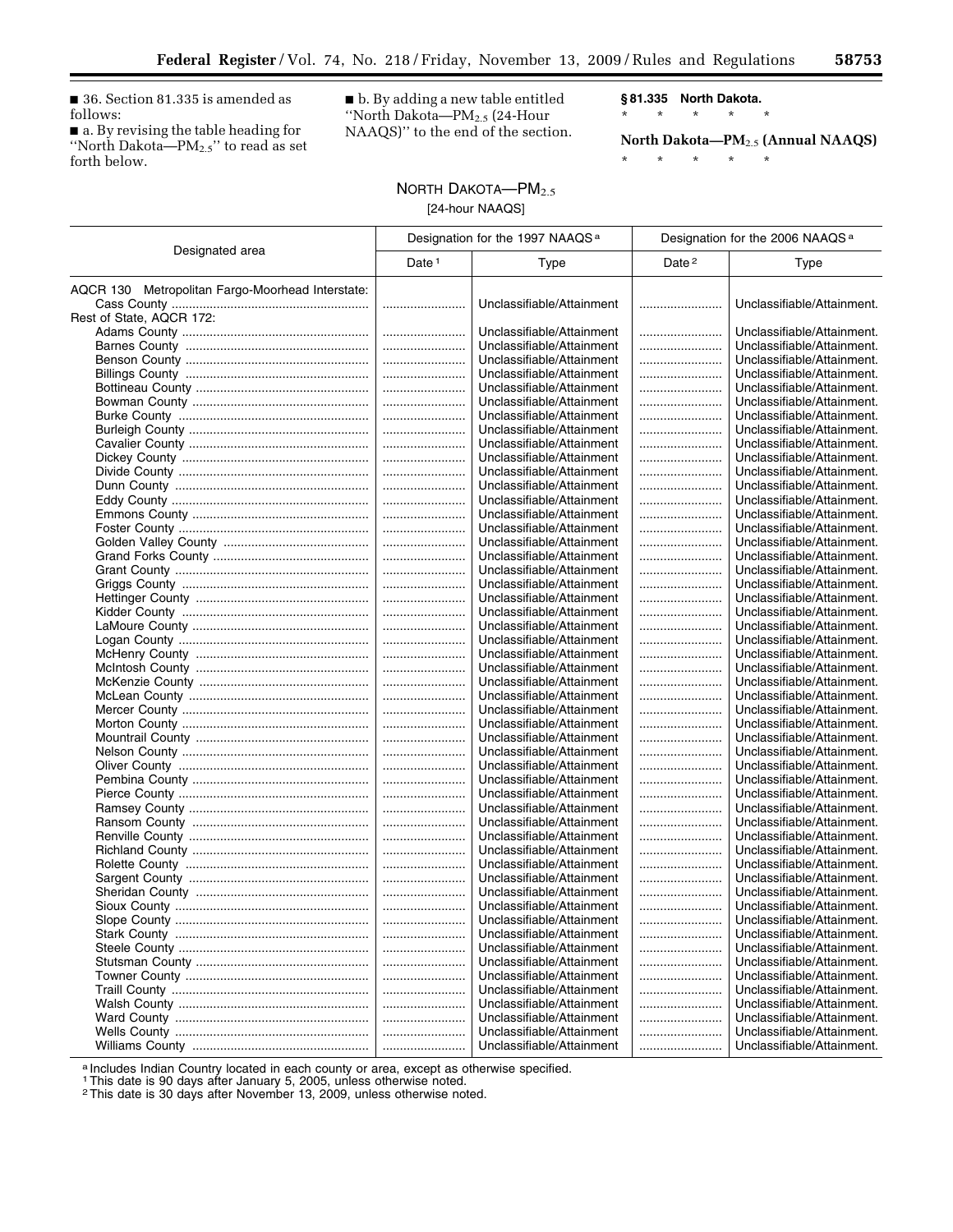■ 36. Section 81.335 is amended as follows:

■ a. By revising the table heading for ''North Dakota—$PM_{2.5}$'' to read as set forth below.

■ b. By adding a new table entitled ''North Dakota—$PM_{2.5}$ (24-Hour NAAQS)'' to the end of the section.

**§ 81.335 North Dakota.**

\* \* \* \* \*

**North Dakota—$PM_{2.5}$ (Annual NAAQS)**

\* \* \* \* \*

NORTH DAKOTA—$PM_{2.5}$

[24-hour NAAQS]

| Designated area | Designation for the 1997 NAAQS [a] | | Designation for the 2006 NAAQS [a] | |
|---|---|---|---|---|
| | Date [1] | Type | Date [2] | Type |
| AQCR 130 Metropolitan Fargo-Moorhead Interstate: | | | | |
| Cass County | | Unclassifiable/Attainment | | Unclassifiable/Attainment. |
| Rest of State, AQCR 172: | | | | |
| Adams County | | Unclassifiable/Attainment | | Unclassifiable/Attainment. |
| Barnes County | | Unclassifiable/Attainment | | Unclassifiable/Attainment. |
| Benson County | | Unclassifiable/Attainment | | Unclassifiable/Attainment. |
| Billings County | | Unclassifiable/Attainment | | Unclassifiable/Attainment. |
| Bottineau County | | Unclassifiable/Attainment | | Unclassifiable/Attainment. |
| Bowman County | | Unclassifiable/Attainment | | Unclassifiable/Attainment. |
| Burke County | | Unclassifiable/Attainment | | Unclassifiable/Attainment. |
| Burleigh County | | Unclassifiable/Attainment | | Unclassifiable/Attainment. |
| Cavalier County | | Unclassifiable/Attainment | | Unclassifiable/Attainment. |
| Dickey County | | Unclassifiable/Attainment | | Unclassifiable/Attainment. |
| Divide County | | Unclassifiable/Attainment | | Unclassifiable/Attainment. |
| Dunn County | | Unclassifiable/Attainment | | Unclassifiable/Attainment. |
| Eddy County | | Unclassifiable/Attainment | | Unclassifiable/Attainment. |
| Emmons County | | Unclassifiable/Attainment | | Unclassifiable/Attainment. |
| Foster County | | Unclassifiable/Attainment | | Unclassifiable/Attainment. |
| Golden Valley County | | Unclassifiable/Attainment | | Unclassifiable/Attainment. |
| Grand Forks County | | Unclassifiable/Attainment | | Unclassifiable/Attainment. |
| Grant County | | Unclassifiable/Attainment | | Unclassifiable/Attainment. |
| Griggs County | | Unclassifiable/Attainment | | Unclassifiable/Attainment. |
| Hettinger County | | Unclassifiable/Attainment | | Unclassifiable/Attainment. |
| Kidder County | | Unclassifiable/Attainment | | Unclassifiable/Attainment. |
| LaMoure County | | Unclassifiable/Attainment | | Unclassifiable/Attainment. |
| Logan County | | Unclassifiable/Attainment | | Unclassifiable/Attainment. |
| McHenry County | | Unclassifiable/Attainment | | Unclassifiable/Attainment. |
| McIntosh County | | Unclassifiable/Attainment | | Unclassifiable/Attainment. |
| McKenzie County | | Unclassifiable/Attainment | | Unclassifiable/Attainment. |
| McLean County | | Unclassifiable/Attainment | | Unclassifiable/Attainment. |
| Mercer County | | Unclassifiable/Attainment | | Unclassifiable/Attainment. |
| Morton County | | Unclassifiable/Attainment | | Unclassifiable/Attainment. |
| Mountrail County | | Unclassifiable/Attainment | | Unclassifiable/Attainment. |
| Nelson County | | Unclassifiable/Attainment | | Unclassifiable/Attainment. |
| Oliver County | | Unclassifiable/Attainment | | Unclassifiable/Attainment. |
| Pembina County | | Unclassifiable/Attainment | | Unclassifiable/Attainment. |
| Pierce County | | Unclassifiable/Attainment | | Unclassifiable/Attainment. |
| Ramsey County | | Unclassifiable/Attainment | | Unclassifiable/Attainment. |
| Ransom County | | Unclassifiable/Attainment | | Unclassifiable/Attainment. |
| Renville County | | Unclassifiable/Attainment | | Unclassifiable/Attainment. |
| Richland County | | Unclassifiable/Attainment | | Unclassifiable/Attainment. |
| Rolette County | | Unclassifiable/Attainment | | Unclassifiable/Attainment. |
| Sargent County | | Unclassifiable/Attainment | | Unclassifiable/Attainment. |
| Sheridan County | | Unclassifiable/Attainment | | Unclassifiable/Attainment. |
| Sioux County | | Unclassifiable/Attainment | | Unclassifiable/Attainment. |
| Slope County | | Unclassifiable/Attainment | | Unclassifiable/Attainment. |
| Stark County | | Unclassifiable/Attainment | | Unclassifiable/Attainment. |
| Steele County | | Unclassifiable/Attainment | | Unclassifiable/Attainment. |
| Stutsman County | | Unclassifiable/Attainment | | Unclassifiable/Attainment. |
| Towner County | | Unclassifiable/Attainment | | Unclassifiable/Attainment. |
| Traill County | | Unclassifiable/Attainment | | Unclassifiable/Attainment. |
| Walsh County | | Unclassifiable/Attainment | | Unclassifiable/Attainment. |
| Ward County | | Unclassifiable/Attainment | | Unclassifiable/Attainment. |
| Wells County | | Unclassifiable/Attainment | | Unclassifiable/Attainment. |
| Williams County | | Unclassifiable/Attainment | | Unclassifiable/Attainment. |

[a] Includes Indian Country located in each county or area, except as otherwise specified.

[1] This date is 90 days after January 5, 2005, unless otherwise noted.

[2] This date is 30 days after November 13, 2009, unless otherwise noted.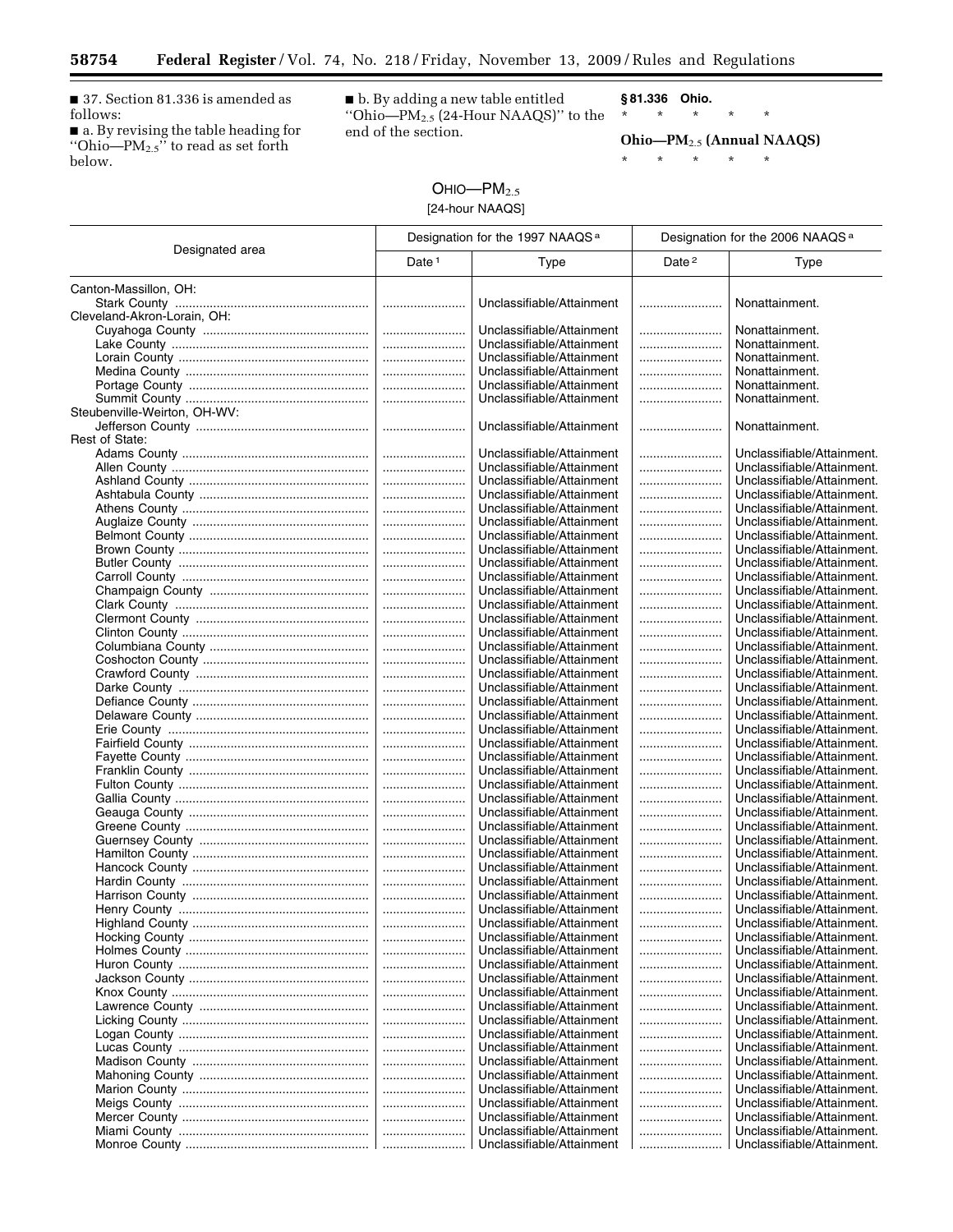■ 37. Section 81.336 is amended as follows:

■ a. By revising the table heading for "Ohio—$PM_{2.5}$" to read as set forth below.

■ b. By adding a new table entitled "Ohio—$PM_{2.5}$ (24-Hour NAAQS)" to the end of the section.

**§ 81.336 Ohio.**

\* \* \* \* \*

**Ohio—$PM_{2.5}$ (Annual NAAQS)**

\* \* \* \* \*

OHIO—$PM_{2.5}$

[24-hour NAAQS]

| Designated area | Designation for the 1997 NAAQS [a] | | Designation for the 2006 NAAQS [a] | |
|---|---|---|---|---|
| | Date [1] | Type | Date [2] | Type |
| Canton-Massillon, OH: | | | | |
| Stark County | | Unclassifiable/Attainment | | Nonattainment. |
| Cleveland-Akron-Lorain, OH: | | | | |
| Cuyahoga County | | Unclassifiable/Attainment | | Nonattainment. |
| Lake County | | Unclassifiable/Attainment | | Nonattainment. |
| Lorain County | | Unclassifiable/Attainment | | Nonattainment. |
| Medina County | | Unclassifiable/Attainment | | Nonattainment. |
| Portage County | | Unclassifiable/Attainment | | Nonattainment. |
| Summit County | | Unclassifiable/Attainment | | Nonattainment. |
| Steubenville-Weirton, OH-WV: | | | | |
| Jefferson County | | Unclassifiable/Attainment | | Nonattainment. |
| Rest of State: | | | | |
| Adams County | | Unclassifiable/Attainment | | Unclassifiable/Attainment. |
| Allen County | | Unclassifiable/Attainment | | Unclassifiable/Attainment. |
| Ashland County | | Unclassifiable/Attainment | | Unclassifiable/Attainment. |
| Ashtabula County | | Unclassifiable/Attainment | | Unclassifiable/Attainment. |
| Athens County | | Unclassifiable/Attainment | | Unclassifiable/Attainment. |
| Auglaize County | | Unclassifiable/Attainment | | Unclassifiable/Attainment. |
| Belmont County | | Unclassifiable/Attainment | | Unclassifiable/Attainment. |
| Brown County | | Unclassifiable/Attainment | | Unclassifiable/Attainment. |
| Butler County | | Unclassifiable/Attainment | | Unclassifiable/Attainment. |
| Carroll County | | Unclassifiable/Attainment | | Unclassifiable/Attainment. |
| Champaign County | | Unclassifiable/Attainment | | Unclassifiable/Attainment. |
| Clark County | | Unclassifiable/Attainment | | Unclassifiable/Attainment. |
| Clermont County | | Unclassifiable/Attainment | | Unclassifiable/Attainment. |
| Clinton County | | Unclassifiable/Attainment | | Unclassifiable/Attainment. |
| Columbiana County | | Unclassifiable/Attainment | | Unclassifiable/Attainment. |
| Coshocton County | | Unclassifiable/Attainment | | Unclassifiable/Attainment. |
| Crawford County | | Unclassifiable/Attainment | | Unclassifiable/Attainment. |
| Darke County | | Unclassifiable/Attainment | | Unclassifiable/Attainment. |
| Defiance County | | Unclassifiable/Attainment | | Unclassifiable/Attainment. |
| Delaware County | | Unclassifiable/Attainment | | Unclassifiable/Attainment. |
| Erie County | | Unclassifiable/Attainment | | Unclassifiable/Attainment. |
| Fairfield County | | Unclassifiable/Attainment | | Unclassifiable/Attainment. |
| Fayette County | | Unclassifiable/Attainment | | Unclassifiable/Attainment. |
| Franklin County | | Unclassifiable/Attainment | | Unclassifiable/Attainment. |
| Fulton County | | Unclassifiable/Attainment | | Unclassifiable/Attainment. |
| Gallia County | | Unclassifiable/Attainment | | Unclassifiable/Attainment. |
| Geauga County | | Unclassifiable/Attainment | | Unclassifiable/Attainment. |
| Greene County | | Unclassifiable/Attainment | | Unclassifiable/Attainment. |
| Guernsey County | | Unclassifiable/Attainment | | Unclassifiable/Attainment. |
| Hamilton County | | Unclassifiable/Attainment | | Unclassifiable/Attainment. |
| Hancock County | | Unclassifiable/Attainment | | Unclassifiable/Attainment. |
| Hardin County | | Unclassifiable/Attainment | | Unclassifiable/Attainment. |
| Harrison County | | Unclassifiable/Attainment | | Unclassifiable/Attainment. |
| Henry County | | Unclassifiable/Attainment | | Unclassifiable/Attainment. |
| Highland County | | Unclassifiable/Attainment | | Unclassifiable/Attainment. |
| Hocking County | | Unclassifiable/Attainment | | Unclassifiable/Attainment. |
| Holmes County | | Unclassifiable/Attainment | | Unclassifiable/Attainment. |
| Huron County | | Unclassifiable/Attainment | | Unclassifiable/Attainment. |
| Jackson County | | Unclassifiable/Attainment | | Unclassifiable/Attainment. |
| Knox County | | Unclassifiable/Attainment | | Unclassifiable/Attainment. |
| Lawrence County | | Unclassifiable/Attainment | | Unclassifiable/Attainment. |
| Licking County | | Unclassifiable/Attainment | | Unclassifiable/Attainment. |
| Logan County | | Unclassifiable/Attainment | | Unclassifiable/Attainment. |
| Lucas County | | Unclassifiable/Attainment | | Unclassifiable/Attainment. |
| Madison County | | Unclassifiable/Attainment | | Unclassifiable/Attainment. |
| Mahoning County | | Unclassifiable/Attainment | | Unclassifiable/Attainment. |
| Marion County | | Unclassifiable/Attainment | | Unclassifiable/Attainment. |
| Meigs County | | Unclassifiable/Attainment | | Unclassifiable/Attainment. |
| Mercer County | | Unclassifiable/Attainment | | Unclassifiable/Attainment. |
| Miami County | | Unclassifiable/Attainment | | Unclassifiable/Attainment. |
| Monroe County | | Unclassifiable/Attainment | | Unclassifiable/Attainment. |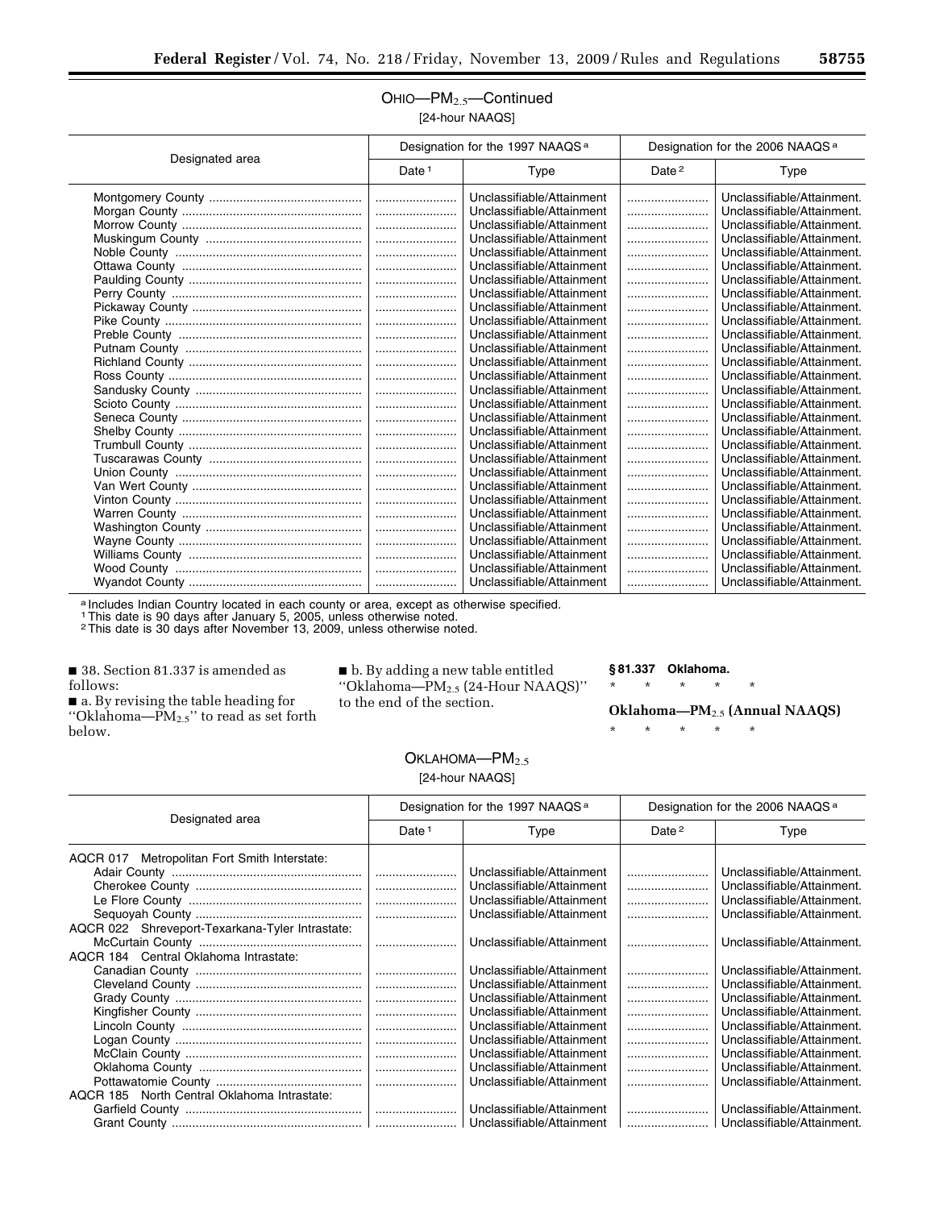## OHIO—$PM_{2.5}$—Continued

[24-hour NAAQS]

| Designated area | Designation for the 1997 NAAQS [a] | | Designation for the 2006 NAAQS [a] | |
|---|---|---|---|---|
| | Date [1] | Type | Date [2] | Type |
| Montgomery County | | Unclassifiable/Attainment | | Unclassifiable/Attainment. |
| Morgan County | | Unclassifiable/Attainment | | Unclassifiable/Attainment. |
| Morrow County | | Unclassifiable/Attainment | | Unclassifiable/Attainment. |
| Muskingum County | | Unclassifiable/Attainment | | Unclassifiable/Attainment. |
| Noble County | | Unclassifiable/Attainment | | Unclassifiable/Attainment. |
| Ottawa County | | Unclassifiable/Attainment | | Unclassifiable/Attainment. |
| Paulding County | | Unclassifiable/Attainment | | Unclassifiable/Attainment. |
| Perry County | | Unclassifiable/Attainment | | Unclassifiable/Attainment. |
| Pickaway County | | Unclassifiable/Attainment | | Unclassifiable/Attainment. |
| Pike County | | Unclassifiable/Attainment | | Unclassifiable/Attainment. |
| Preble County | | Unclassifiable/Attainment | | Unclassifiable/Attainment. |
| Putnam County | | Unclassifiable/Attainment | | Unclassifiable/Attainment. |
| Richland County | | Unclassifiable/Attainment | | Unclassifiable/Attainment. |
| Ross County | | Unclassifiable/Attainment | | Unclassifiable/Attainment. |
| Sandusky County | | Unclassifiable/Attainment | | Unclassifiable/Attainment. |
| Scioto County | | Unclassifiable/Attainment | | Unclassifiable/Attainment. |
| Seneca County | | Unclassifiable/Attainment | | Unclassifiable/Attainment. |
| Shelby County | | Unclassifiable/Attainment | | Unclassifiable/Attainment. |
| Trumbull County | | Unclassifiable/Attainment | | Unclassifiable/Attainment. |
| Tuscarawas County | | Unclassifiable/Attainment | | Unclassifiable/Attainment. |
| Union County | | Unclassifiable/Attainment | | Unclassifiable/Attainment. |
| Van Wert County | | Unclassifiable/Attainment | | Unclassifiable/Attainment. |
| Vinton County | | Unclassifiable/Attainment | | Unclassifiable/Attainment. |
| Warren County | | Unclassifiable/Attainment | | Unclassifiable/Attainment. |
| Washington County | | Unclassifiable/Attainment | | Unclassifiable/Attainment. |
| Wayne County | | Unclassifiable/Attainment | | Unclassifiable/Attainment. |
| Williams County | | Unclassifiable/Attainment | | Unclassifiable/Attainment. |
| Wood County | | Unclassifiable/Attainment | | Unclassifiable/Attainment. |
| Wyandot County | | Unclassifiable/Attainment | | Unclassifiable/Attainment. |

[a] Includes Indian Country located in each county or area, except as otherwise specified.
[1] This date is 90 days after January 5, 2005, unless otherwise noted.
[2] This date is 30 days after November 13, 2009, unless otherwise noted.

■ 38. Section 81.337 is amended as follows:

■ a. By revising the table heading for "Oklahoma—$PM_{2.5}$" to read as set forth below.

■ b. By adding a new table entitled "Oklahoma—$PM_{2.5}$ (24-Hour NAAQS)" to the end of the section.

**§ 81.337 Oklahoma.**

\* \* \* \* \*

**Oklahoma—$PM_{2.5}$ (Annual NAAQS)**

\* \* \* \* \*

## OKLAHOMA—$PM_{2.5}$

[24-hour NAAQS]

| Designated area | Designation for the 1997 NAAQS [a] | | Designation for the 2006 NAAQS [a] | |
|---|---|---|---|---|
| | Date [1] | Type | Date [2] | Type |
| AQCR 017 Metropolitan Fort Smith Interstate: | | | | |
| Adair County | | Unclassifiable/Attainment | | Unclassifiable/Attainment. |
| Cherokee County | | Unclassifiable/Attainment | | Unclassifiable/Attainment. |
| Le Flore County | | Unclassifiable/Attainment | | Unclassifiable/Attainment. |
| Sequoyah County | | Unclassifiable/Attainment | | Unclassifiable/Attainment. |
| AQCR 022 Shreveport-Texarkana-Tyler Intrastate: | | | | |
| McCurtain County | | Unclassifiable/Attainment | | Unclassifiable/Attainment. |
| AQCR 184 Central Oklahoma Intrastate: | | | | |
| Canadian County | | Unclassifiable/Attainment | | Unclassifiable/Attainment. |
| Cleveland County | | Unclassifiable/Attainment | | Unclassifiable/Attainment. |
| Grady County | | Unclassifiable/Attainment | | Unclassifiable/Attainment. |
| Kingfisher County | | Unclassifiable/Attainment | | Unclassifiable/Attainment. |
| Lincoln County | | Unclassifiable/Attainment | | Unclassifiable/Attainment. |
| Logan County | | Unclassifiable/Attainment | | Unclassifiable/Attainment. |
| McClain County | | Unclassifiable/Attainment | | Unclassifiable/Attainment. |
| Oklahoma County | | Unclassifiable/Attainment | | Unclassifiable/Attainment. |
| Pottawatomie County | | Unclassifiable/Attainment | | Unclassifiable/Attainment. |
| AQCR 185 North Central Oklahoma Intrastate: | | | | |
| Garfield County | | Unclassifiable/Attainment | | Unclassifiable/Attainment. |
| Grant County | | Unclassifiable/Attainment | | Unclassifiable/Attainment. |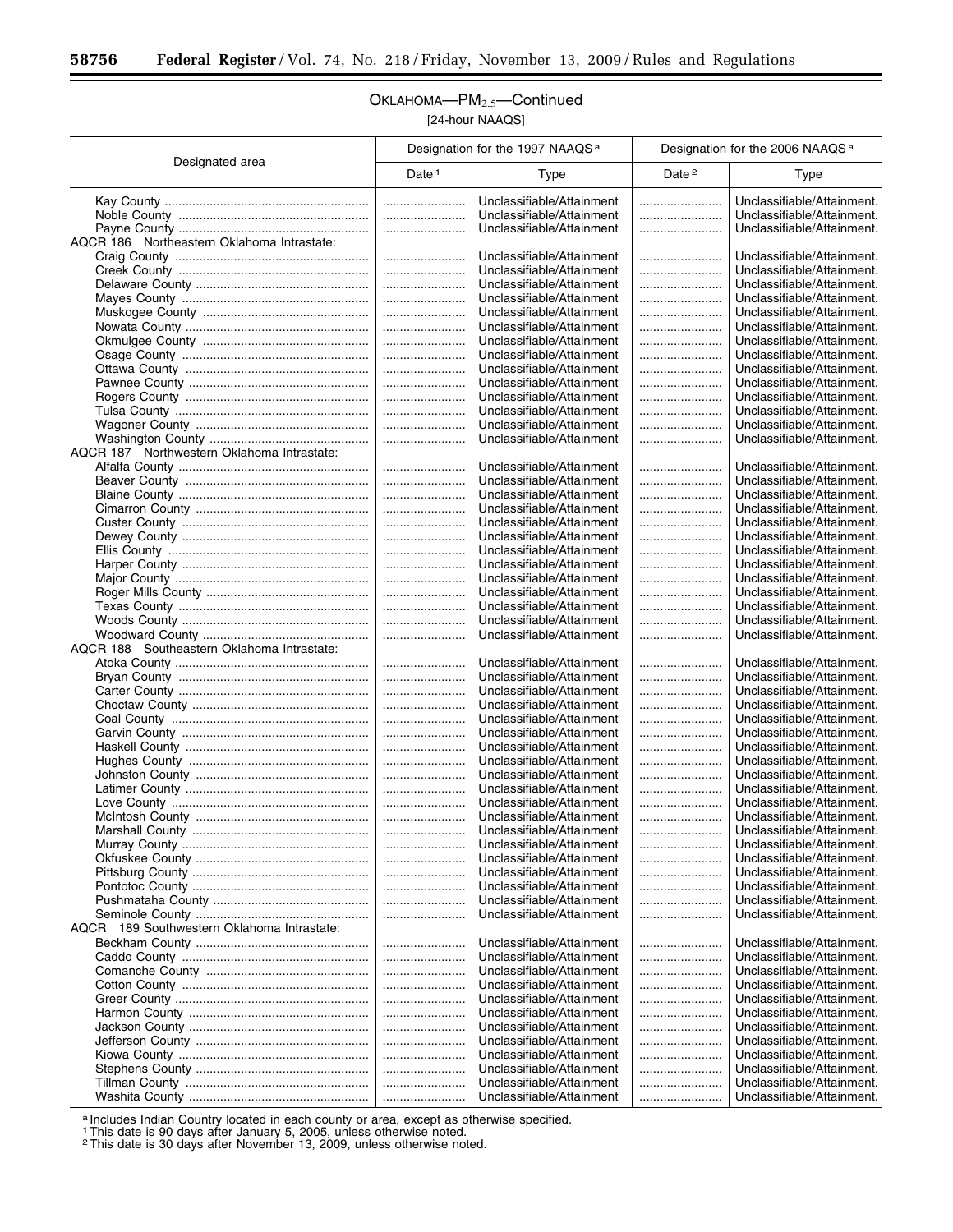## OKLAHOMA—$PM_{2.5}$—Continued

[24-hour NAAQS]

| Designated area | Designation for the 1997 NAAQS [a] | | Designation for the 2006 NAAQS [a] | |
|---|---|---|---|---|
| | Date [1] | Type | Date [2] | Type |
| Kay County | | Unclassifiable/Attainment | | Unclassifiable/Attainment. |
| Noble County | | Unclassifiable/Attainment | | Unclassifiable/Attainment. |
| Payne County | | Unclassifiable/Attainment | | Unclassifiable/Attainment. |
| AQCR 186 Northeastern Oklahoma Intrastate: | | | | |
| Craig County | | Unclassifiable/Attainment | | Unclassifiable/Attainment. |
| Creek County | | Unclassifiable/Attainment | | Unclassifiable/Attainment. |
| Delaware County | | Unclassifiable/Attainment | | Unclassifiable/Attainment. |
| Mayes County | | Unclassifiable/Attainment | | Unclassifiable/Attainment. |
| Muskogee County | | Unclassifiable/Attainment | | Unclassifiable/Attainment. |
| Nowata County | | Unclassifiable/Attainment | | Unclassifiable/Attainment. |
| Okmulgee County | | Unclassifiable/Attainment | | Unclassifiable/Attainment. |
| Osage County | | Unclassifiable/Attainment | | Unclassifiable/Attainment. |
| Ottawa County | | Unclassifiable/Attainment | | Unclassifiable/Attainment. |
| Pawnee County | | Unclassifiable/Attainment | | Unclassifiable/Attainment. |
| Rogers County | | Unclassifiable/Attainment | | Unclassifiable/Attainment. |
| Tulsa County | | Unclassifiable/Attainment | | Unclassifiable/Attainment. |
| Wagoner County | | Unclassifiable/Attainment | | Unclassifiable/Attainment. |
| Washington County | | Unclassifiable/Attainment | | Unclassifiable/Attainment. |
| AQCR 187 Northwestern Oklahoma Intrastate: | | | | |
| Alfalfa County | | Unclassifiable/Attainment | | Unclassifiable/Attainment. |
| Beaver County | | Unclassifiable/Attainment | | Unclassifiable/Attainment. |
| Blaine County | | Unclassifiable/Attainment | | Unclassifiable/Attainment. |
| Cimarron County | | Unclassifiable/Attainment | | Unclassifiable/Attainment. |
| Custer County | | Unclassifiable/Attainment | | Unclassifiable/Attainment. |
| Dewey County | | Unclassifiable/Attainment | | Unclassifiable/Attainment. |
| Ellis County | | Unclassifiable/Attainment | | Unclassifiable/Attainment. |
| Harper County | | Unclassifiable/Attainment | | Unclassifiable/Attainment. |
| Major County | | Unclassifiable/Attainment | | Unclassifiable/Attainment. |
| Roger Mills County | | Unclassifiable/Attainment | | Unclassifiable/Attainment. |
| Texas County | | Unclassifiable/Attainment | | Unclassifiable/Attainment. |
| Woods County | | Unclassifiable/Attainment | | Unclassifiable/Attainment. |
| Woodward County | | Unclassifiable/Attainment | | Unclassifiable/Attainment. |
| AQCR 188 Southeastern Oklahoma Intrastate: | | | | |
| Atoka County | | Unclassifiable/Attainment | | Unclassifiable/Attainment. |
| Bryan County | | Unclassifiable/Attainment | | Unclassifiable/Attainment. |
| Carter County | | Unclassifiable/Attainment | | Unclassifiable/Attainment. |
| Choctaw County | | Unclassifiable/Attainment | | Unclassifiable/Attainment. |
| Coal County | | Unclassifiable/Attainment | | Unclassifiable/Attainment. |
| Garvin County | | Unclassifiable/Attainment | | Unclassifiable/Attainment. |
| Haskell County | | Unclassifiable/Attainment | | Unclassifiable/Attainment. |
| Hughes County | | Unclassifiable/Attainment | | Unclassifiable/Attainment. |
| Johnston County | | Unclassifiable/Attainment | | Unclassifiable/Attainment. |
| Latimer County | | Unclassifiable/Attainment | | Unclassifiable/Attainment. |
| Love County | | Unclassifiable/Attainment | | Unclassifiable/Attainment. |
| McIntosh County | | Unclassifiable/Attainment | | Unclassifiable/Attainment. |
| Marshall County | | Unclassifiable/Attainment | | Unclassifiable/Attainment. |
| Murray County | | Unclassifiable/Attainment | | Unclassifiable/Attainment. |
| Okfuskee County | | Unclassifiable/Attainment | | Unclassifiable/Attainment. |
| Pittsburg County | | Unclassifiable/Attainment | | Unclassifiable/Attainment. |
| Pontotoc County | | Unclassifiable/Attainment | | Unclassifiable/Attainment. |
| Pushmataha County | | Unclassifiable/Attainment | | Unclassifiable/Attainment. |
| Seminole County | | Unclassifiable/Attainment | | Unclassifiable/Attainment. |
| AQCR 189 Southwestern Oklahoma Intrastate: | | | | |
| Beckham County | | Unclassifiable/Attainment | | Unclassifiable/Attainment. |
| Caddo County | | Unclassifiable/Attainment | | Unclassifiable/Attainment. |
| Comanche County | | Unclassifiable/Attainment | | Unclassifiable/Attainment. |
| Cotton County | | Unclassifiable/Attainment | | Unclassifiable/Attainment. |
| Greer County | | Unclassifiable/Attainment | | Unclassifiable/Attainment. |
| Harmon County | | Unclassifiable/Attainment | | Unclassifiable/Attainment. |
| Jackson County | | Unclassifiable/Attainment | | Unclassifiable/Attainment. |
| Jefferson County | | Unclassifiable/Attainment | | Unclassifiable/Attainment. |
| Kiowa County | | Unclassifiable/Attainment | | Unclassifiable/Attainment. |
| Stephens County | | Unclassifiable/Attainment | | Unclassifiable/Attainment. |
| Tillman County | | Unclassifiable/Attainment | | Unclassifiable/Attainment. |
| Washita County | | Unclassifiable/Attainment | | Unclassifiable/Attainment. |

[a] Includes Indian Country located in each county or area, except as otherwise specified.
[1] This date is 90 days after January 5, 2005, unless otherwise noted.
[2] This date is 30 days after November 13, 2009, unless otherwise noted.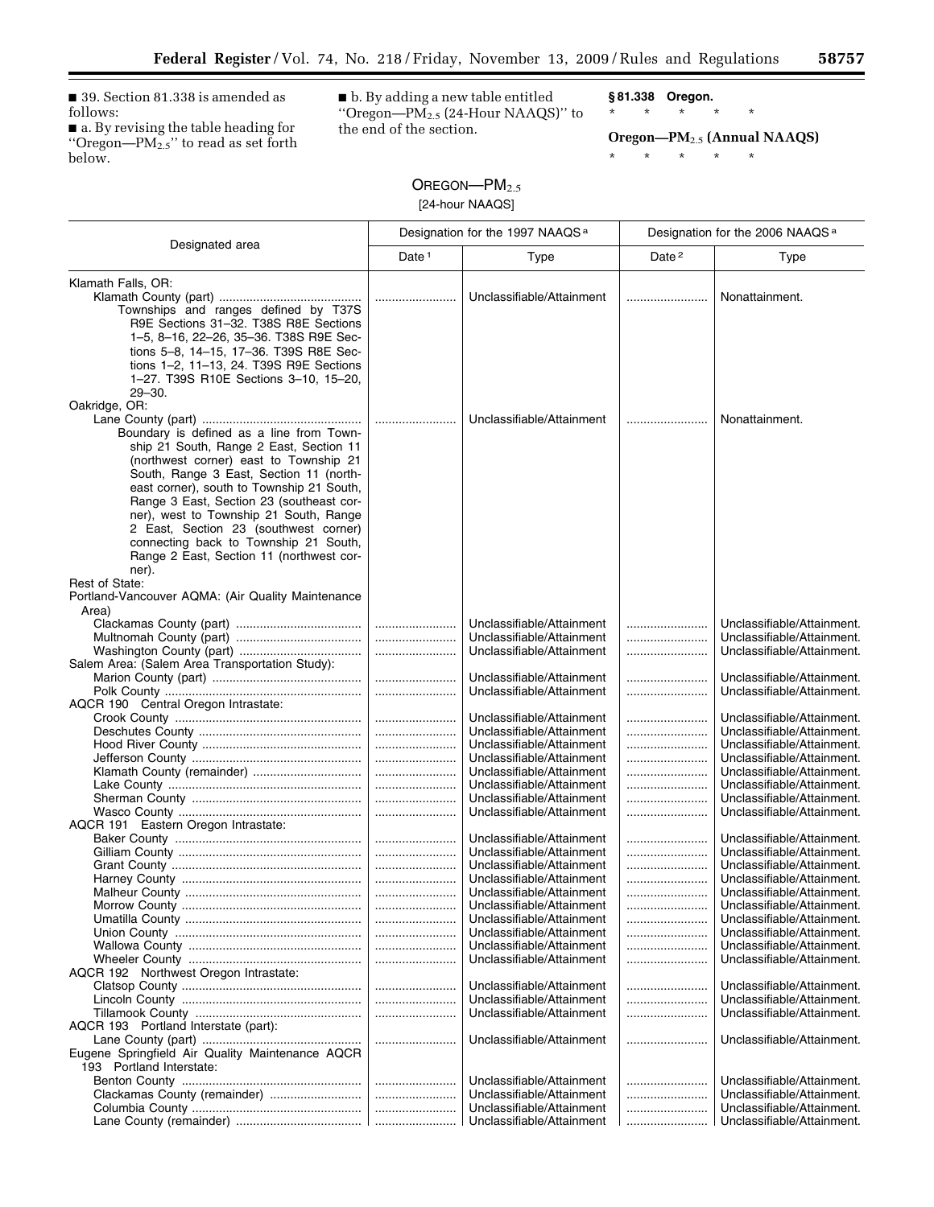■ 39. Section 81.338 is amended as follows:

■ a. By revising the table heading for "Oregon—$PM_{2.5}$" to read as set forth below.

■ b. By adding a new table entitled "Oregon—$PM_{2.5}$ (24-Hour NAAQS)" to the end of the section.

**§ 81.338 Oregon.**

\* \* \* \* \*

**Oregon—$PM_{2.5}$ (Annual NAAQS)**

\* \* \* \* \*

OREGON—$PM_{2.5}$

[24-hour NAAQS]

| Designated area | Designation for the 1997 NAAQS [a] | | Designation for the 2006 NAAQS [a] | |
|---|---|---|---|---|
| | Date [1] | Type | Date [2] | Type |
| Klamath Falls, OR: | | | | |
| Klamath County (part) | | Unclassifiable/Attainment | | Nonattainment. |
| Townships and ranges defined by T37S R9E Sections 31–32. T38S R8E Sections 1–5, 8–16, 22–26, 35–36. T38S R9E Sections 5–8, 14–15, 17–36. T39S R8E Sections 1–2, 11–13, 24. T39S R9E Sections 1–27. T39S R10E Sections 3–10, 15–20, 29–30. | | | | |
| Oakridge, OR: | | | | |
| Lane County (part) | | Unclassifiable/Attainment | | Nonattainment. |
| Boundary is defined as a line from Township 21 South, Range 2 East, Section 11 (northwest corner) east to Township 21 South, Range 3 East, Section 11 (northeast corner), south to Township 21 South, Range 3 East, Section 23 (southeast corner), west to Township 21 South, Range 2 East, Section 23 (southwest corner) connecting back to Township 21 South, Range 2 East, Section 11 (northwest corner). | | | | |
| Rest of State: | | | | |
| Portland-Vancouver AQMA: (Air Quality Maintenance Area) | | | | |
| Clackamas County (part) | | Unclassifiable/Attainment | | Unclassifiable/Attainment. |
| Multnomah County (part) | | Unclassifiable/Attainment | | Unclassifiable/Attainment. |
| Washington County (part) | | Unclassifiable/Attainment | | Unclassifiable/Attainment. |
| Salem Area: (Salem Area Transportation Study): | | | | |
| Marion County (part) | | Unclassifiable/Attainment | | Unclassifiable/Attainment. |
| Polk County | | Unclassifiable/Attainment | | Unclassifiable/Attainment. |
| AQCR 190 Central Oregon Intrastate: | | | | |
| Crook County | | Unclassifiable/Attainment | | Unclassifiable/Attainment. |
| Deschutes County | | Unclassifiable/Attainment | | Unclassifiable/Attainment. |
| Hood River County | | Unclassifiable/Attainment | | Unclassifiable/Attainment. |
| Jefferson County | | Unclassifiable/Attainment | | Unclassifiable/Attainment. |
| Klamath County (remainder) | | Unclassifiable/Attainment | | Unclassifiable/Attainment. |
| Lake County | | Unclassifiable/Attainment | | Unclassifiable/Attainment. |
| Sherman County | | Unclassifiable/Attainment | | Unclassifiable/Attainment. |
| Wasco County | | Unclassifiable/Attainment | | Unclassifiable/Attainment. |
| AQCR 191 Eastern Oregon Intrastate: | | | | |
| Baker County | | Unclassifiable/Attainment | | Unclassifiable/Attainment. |
| Gilliam County | | Unclassifiable/Attainment | | Unclassifiable/Attainment. |
| Grant County | | Unclassifiable/Attainment | | Unclassifiable/Attainment. |
| Harney County | | Unclassifiable/Attainment | | Unclassifiable/Attainment. |
| Malheur County | | Unclassifiable/Attainment | | Unclassifiable/Attainment. |
| Morrow County | | Unclassifiable/Attainment | | Unclassifiable/Attainment. |
| Umatilla County | | Unclassifiable/Attainment | | Unclassifiable/Attainment. |
| Union County | | Unclassifiable/Attainment | | Unclassifiable/Attainment. |
| Wallowa County | | Unclassifiable/Attainment | | Unclassifiable/Attainment. |
| Wheeler County | | Unclassifiable/Attainment | | Unclassifiable/Attainment. |
| AQCR 192 Northwest Oregon Intrastate: | | | | |
| Clatsop County | | Unclassifiable/Attainment | | Unclassifiable/Attainment. |
| Lincoln County | | Unclassifiable/Attainment | | Unclassifiable/Attainment. |
| Tillamook County | | Unclassifiable/Attainment | | Unclassifiable/Attainment. |
| AQCR 193 Portland Interstate (part): | | | | |
| Lane County (part) | | Unclassifiable/Attainment | | Unclassifiable/Attainment. |
| Eugene Springfield Air Quality Maintenance AQCR 193 Portland Interstate: | | | | |
| Benton County | | Unclassifiable/Attainment | | Unclassifiable/Attainment. |
| Clackamas County (remainder) | | Unclassifiable/Attainment | | Unclassifiable/Attainment. |
| Columbia County | | Unclassifiable/Attainment | | Unclassifiable/Attainment. |
| Lane County (remainder) | | Unclassifiable/Attainment | | Unclassifiable/Attainment. |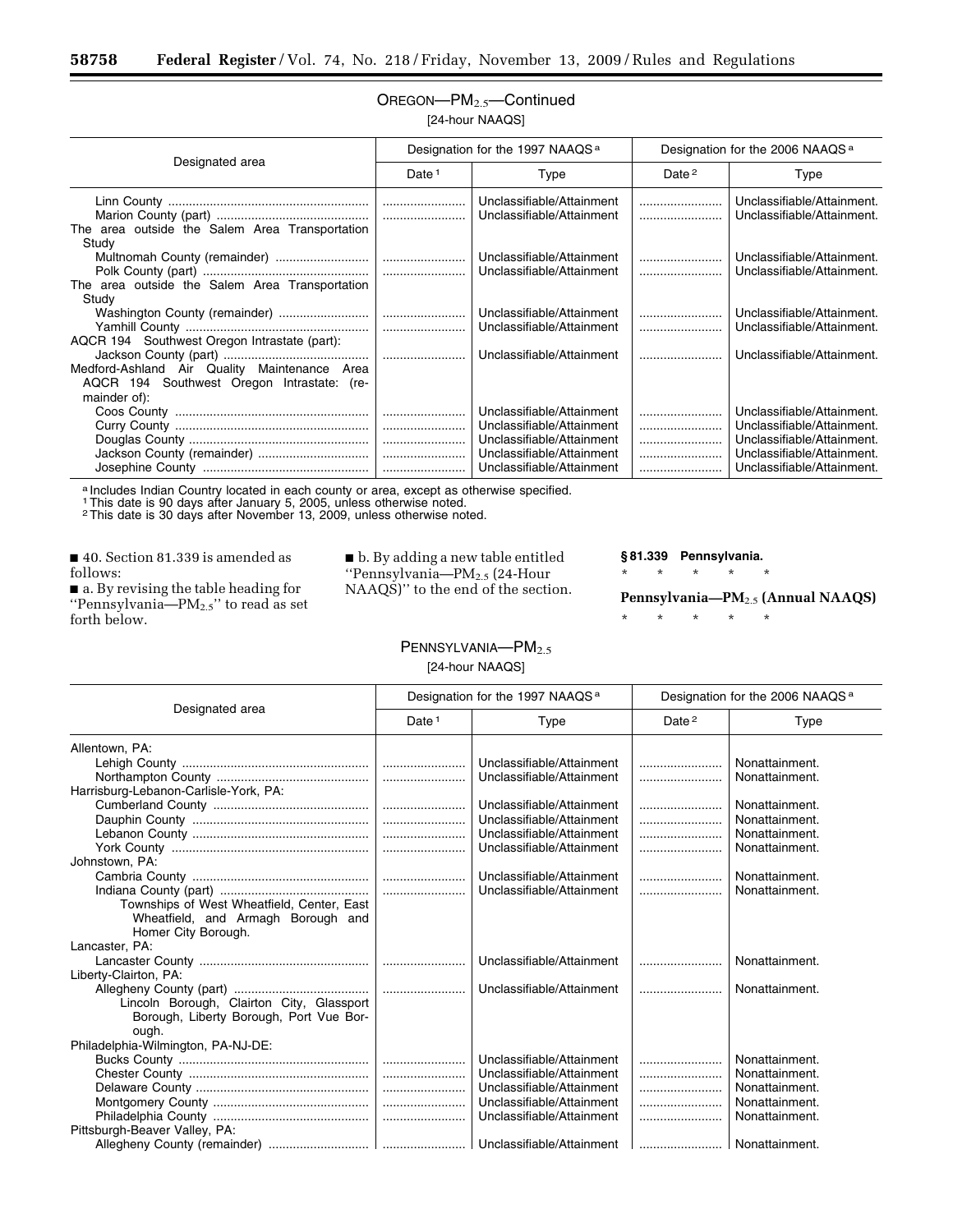## OREGON—$PM_{2.5}$—Continued

[24-hour NAAQS]

| Designated area | Designation for the 1997 NAAQS [a] | | Designation for the 2006 NAAQS [a] | |
|---|---|---|---|---|
| | Date [1] | Type | Date [2] | Type |
| Linn County | | Unclassifiable/Attainment | | Unclassifiable/Attainment. |
| Marion County (part) | | Unclassifiable/Attainment | | Unclassifiable/Attainment. |
| The area outside the Salem Area Transportation Study | | | | |
| Multnomah County (remainder) | | Unclassifiable/Attainment | | Unclassifiable/Attainment. |
| Polk County (part) | | Unclassifiable/Attainment | | Unclassifiable/Attainment. |
| The area outside the Salem Area Transportation Study | | | | |
| Washington County (remainder) | | Unclassifiable/Attainment | | Unclassifiable/Attainment. |
| Yamhill County | | Unclassifiable/Attainment | | Unclassifiable/Attainment. |
| AQCR 194 Southwest Oregon Intrastate (part): | | | | |
| Jackson County (part) | | Unclassifiable/Attainment | | Unclassifiable/Attainment. |
| Medford-Ashland Air Quality Maintenance Area | | | | |
| AQCR 194 Southwest Oregon Intrastate: (remainder of): | | | | |
| Coos County | | Unclassifiable/Attainment | | Unclassifiable/Attainment. |
| Curry County | | Unclassifiable/Attainment | | Unclassifiable/Attainment. |
| Douglas County | | Unclassifiable/Attainment | | Unclassifiable/Attainment. |
| Jackson County (remainder) | | Unclassifiable/Attainment | | Unclassifiable/Attainment. |
| Josephine County | | Unclassifiable/Attainment | | Unclassifiable/Attainment. |

[a] Includes Indian Country located in each county or area, except as otherwise specified.
[1] This date is 90 days after January 5, 2005, unless otherwise noted.
[2] This date is 30 days after November 13, 2009, unless otherwise noted.

■ 40. Section 81.339 is amended as follows:

■ a. By revising the table heading for ''Pennsylvania—$PM_{2.5}$'' to read as set forth below.

■ b. By adding a new table entitled ''Pennsylvania—$PM_{2.5}$ (24-Hour NAAQS)'' to the end of the section.

**§ 81.339 Pennsylvania.**

\* \* \* \* \*

**Pennsylvania—$PM_{2.5}$ (Annual NAAQS)**

\* \* \* \* \*

## PENNSYLVANIA—$PM_{2.5}$

[24-hour NAAQS]

| Designated area | Designation for the 1997 NAAQS [a] | | Designation for the 2006 NAAQS [a] | |
|---|---|---|---|---|
| | Date [1] | Type | Date [2] | Type |
| Allentown, PA: | | | | |
| Lehigh County | | Unclassifiable/Attainment | | Nonattainment. |
| Northampton County | | Unclassifiable/Attainment | | Nonattainment. |
| Harrisburg-Lebanon-Carlisle-York, PA: | | | | |
| Cumberland County | | Unclassifiable/Attainment | | Nonattainment. |
| Dauphin County | | Unclassifiable/Attainment | | Nonattainment. |
| Lebanon County | | Unclassifiable/Attainment | | Nonattainment. |
| York County | | Unclassifiable/Attainment | | Nonattainment. |
| Johnstown, PA: | | | | |
| Cambria County | | Unclassifiable/Attainment | | Nonattainment. |
| Indiana County (part) | | Unclassifiable/Attainment | | Nonattainment. |
| Townships of West Wheatfield, Center, East Wheatfield, and Armagh Borough and Homer City Borough. | | | | |
| Lancaster, PA: | | | | |
| Lancaster County | | Unclassifiable/Attainment | | Nonattainment. |
| Liberty-Clairton, PA: | | | | |
| Allegheny County (part) | | Unclassifiable/Attainment | | Nonattainment. |
| Lincoln Borough, Clairton City, Glassport Borough, Liberty Borough, Port Vue Borough. | | | | |
| Philadelphia-Wilmington, PA-NJ-DE: | | | | |
| Bucks County | | Unclassifiable/Attainment | | Nonattainment. |
| Chester County | | Unclassifiable/Attainment | | Nonattainment. |
| Delaware County | | Unclassifiable/Attainment | | Nonattainment. |
| Montgomery County | | Unclassifiable/Attainment | | Nonattainment. |
| Philadelphia County | | Unclassifiable/Attainment | | Nonattainment. |
| Pittsburgh-Beaver Valley, PA: | | | | |
| Allegheny County (remainder) | | Unclassifiable/Attainment | | Nonattainment. |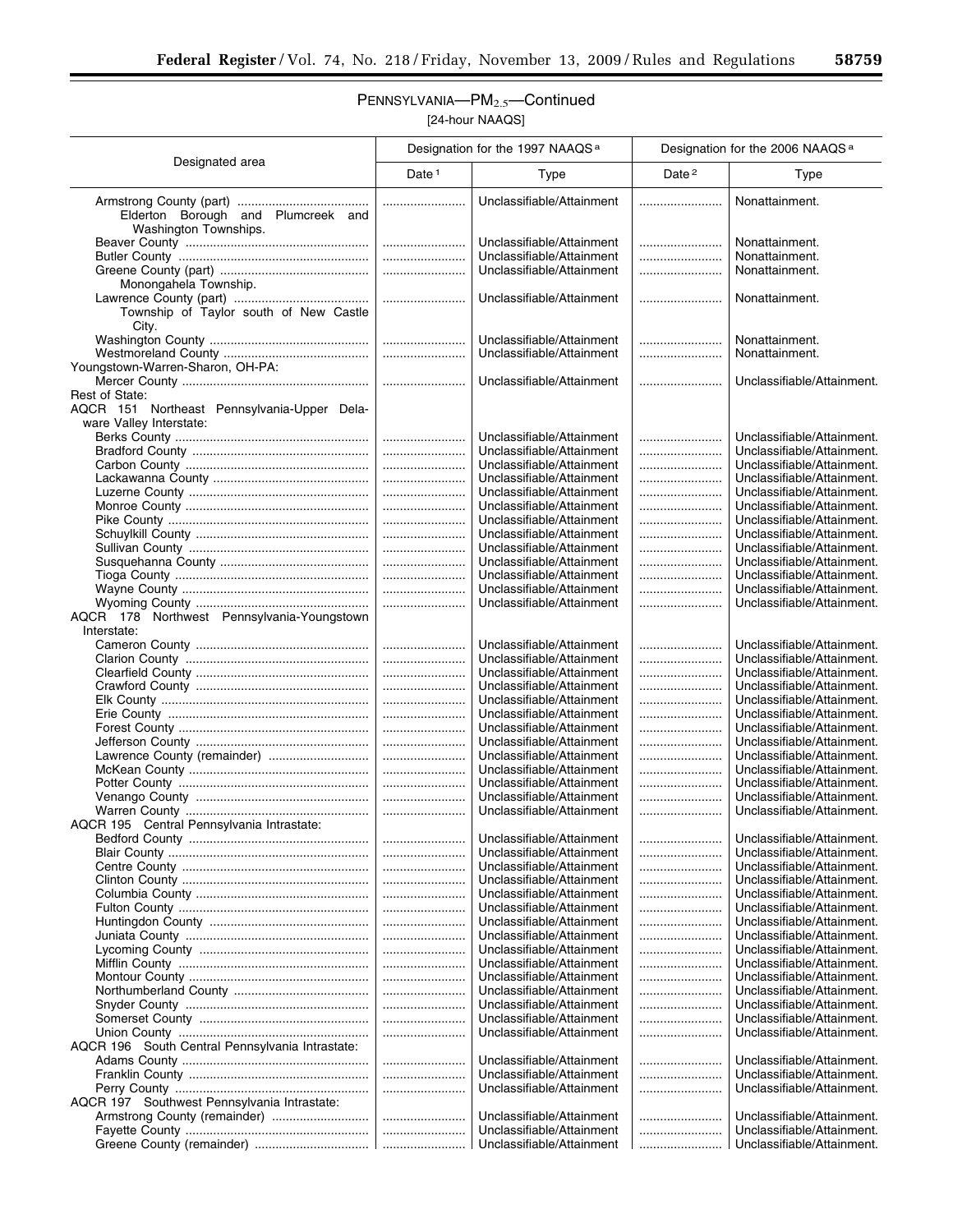PENNSYLVANIA—$PM_{2.5}$—Continued

[24-hour NAAQS]

| Designated area | Designation for the 1997 NAAQS [a] | | Designation for the 2006 NAAQS [a] | |
|---|---|---|---|---|
| | Date [1] | Type | Date [2] | Type |
| Armstrong County (part) Elderton Borough and Plumcreek and Washington Townships. | | Unclassifiable/Attainment | | Nonattainment. |
| Beaver County | | Unclassifiable/Attainment | | Nonattainment. |
| Butler County | | Unclassifiable/Attainment | | Nonattainment. |
| Greene County (part) Monongahela Township. | | Unclassifiable/Attainment | | Nonattainment. |
| Lawrence County (part) Township of Taylor south of New Castle City. | | Unclassifiable/Attainment | | Nonattainment. |
| Washington County | | Unclassifiable/Attainment | | Nonattainment. |
| Westmoreland County | | Unclassifiable/Attainment | | Nonattainment. |
| Youngstown-Warren-Sharon, OH-PA: | | | | |
| Mercer County | | Unclassifiable/Attainment | | Unclassifiable/Attainment. |
| Rest of State: | | | | |
| AQCR 151 Northeast Pennsylvania-Upper Delaware Valley Interstate: | | | | |
| Berks County | | Unclassifiable/Attainment | | Unclassifiable/Attainment. |
| Bradford County | | Unclassifiable/Attainment | | Unclassifiable/Attainment. |
| Carbon County | | Unclassifiable/Attainment | | Unclassifiable/Attainment. |
| Lackawanna County | | Unclassifiable/Attainment | | Unclassifiable/Attainment. |
| Luzerne County | | Unclassifiable/Attainment | | Unclassifiable/Attainment. |
| Monroe County | | Unclassifiable/Attainment | | Unclassifiable/Attainment. |
| Pike County | | Unclassifiable/Attainment | | Unclassifiable/Attainment. |
| Schuylkill County | | Unclassifiable/Attainment | | Unclassifiable/Attainment. |
| Sullivan County | | Unclassifiable/Attainment | | Unclassifiable/Attainment. |
| Susquehanna County | | Unclassifiable/Attainment | | Unclassifiable/Attainment. |
| Tioga County | | Unclassifiable/Attainment | | Unclassifiable/Attainment. |
| Wayne County | | Unclassifiable/Attainment | | Unclassifiable/Attainment. |
| Wyoming County | | Unclassifiable/Attainment | | Unclassifiable/Attainment. |
| AQCR 178 Northwest Pennsylvania-Youngstown Interstate: | | | | |
| Cameron County | | Unclassifiable/Attainment | | Unclassifiable/Attainment. |
| Clarion County | | Unclassifiable/Attainment | | Unclassifiable/Attainment. |
| Clearfield County | | Unclassifiable/Attainment | | Unclassifiable/Attainment. |
| Crawford County | | Unclassifiable/Attainment | | Unclassifiable/Attainment. |
| Elk County | | Unclassifiable/Attainment | | Unclassifiable/Attainment. |
| Erie County | | Unclassifiable/Attainment | | Unclassifiable/Attainment. |
| Forest County | | Unclassifiable/Attainment | | Unclassifiable/Attainment. |
| Jefferson County | | Unclassifiable/Attainment | | Unclassifiable/Attainment. |
| Lawrence County (remainder) | | Unclassifiable/Attainment | | Unclassifiable/Attainment. |
| McKean County | | Unclassifiable/Attainment | | Unclassifiable/Attainment. |
| Potter County | | Unclassifiable/Attainment | | Unclassifiable/Attainment. |
| Venango County | | Unclassifiable/Attainment | | Unclassifiable/Attainment. |
| Warren County | | Unclassifiable/Attainment | | Unclassifiable/Attainment. |
| AQCR 195 Central Pennsylvania Intrastate: | | | | |
| Bedford County | | Unclassifiable/Attainment | | Unclassifiable/Attainment. |
| Blair County | | Unclassifiable/Attainment | | Unclassifiable/Attainment. |
| Centre County | | Unclassifiable/Attainment | | Unclassifiable/Attainment. |
| Clinton County | | Unclassifiable/Attainment | | Unclassifiable/Attainment. |
| Columbia County | | Unclassifiable/Attainment | | Unclassifiable/Attainment. |
| Fulton County | | Unclassifiable/Attainment | | Unclassifiable/Attainment. |
| Huntingdon County | | Unclassifiable/Attainment | | Unclassifiable/Attainment. |
| Juniata County | | Unclassifiable/Attainment | | Unclassifiable/Attainment. |
| Lycoming County | | Unclassifiable/Attainment | | Unclassifiable/Attainment. |
| Mifflin County | | Unclassifiable/Attainment | | Unclassifiable/Attainment. |
| Montour County | | Unclassifiable/Attainment | | Unclassifiable/Attainment. |
| Northumberland County | | Unclassifiable/Attainment | | Unclassifiable/Attainment. |
| Snyder County | | Unclassifiable/Attainment | | Unclassifiable/Attainment. |
| Somerset County | | Unclassifiable/Attainment | | Unclassifiable/Attainment. |
| Union County | | Unclassifiable/Attainment | | Unclassifiable/Attainment. |
| AQCR 196 South Central Pennsylvania Intrastate: | | | | |
| Adams County | | Unclassifiable/Attainment | | Unclassifiable/Attainment. |
| Franklin County | | Unclassifiable/Attainment | | Unclassifiable/Attainment. |
| Perry County | | Unclassifiable/Attainment | | Unclassifiable/Attainment. |
| AQCR 197 Southwest Pennsylvania Intrastate: | | | | |
| Armstrong County (remainder) | | Unclassifiable/Attainment | | Unclassifiable/Attainment. |
| Fayette County | | Unclassifiable/Attainment | | Unclassifiable/Attainment. |
| Greene County (remainder) | | Unclassifiable/Attainment | | Unclassifiable/Attainment. |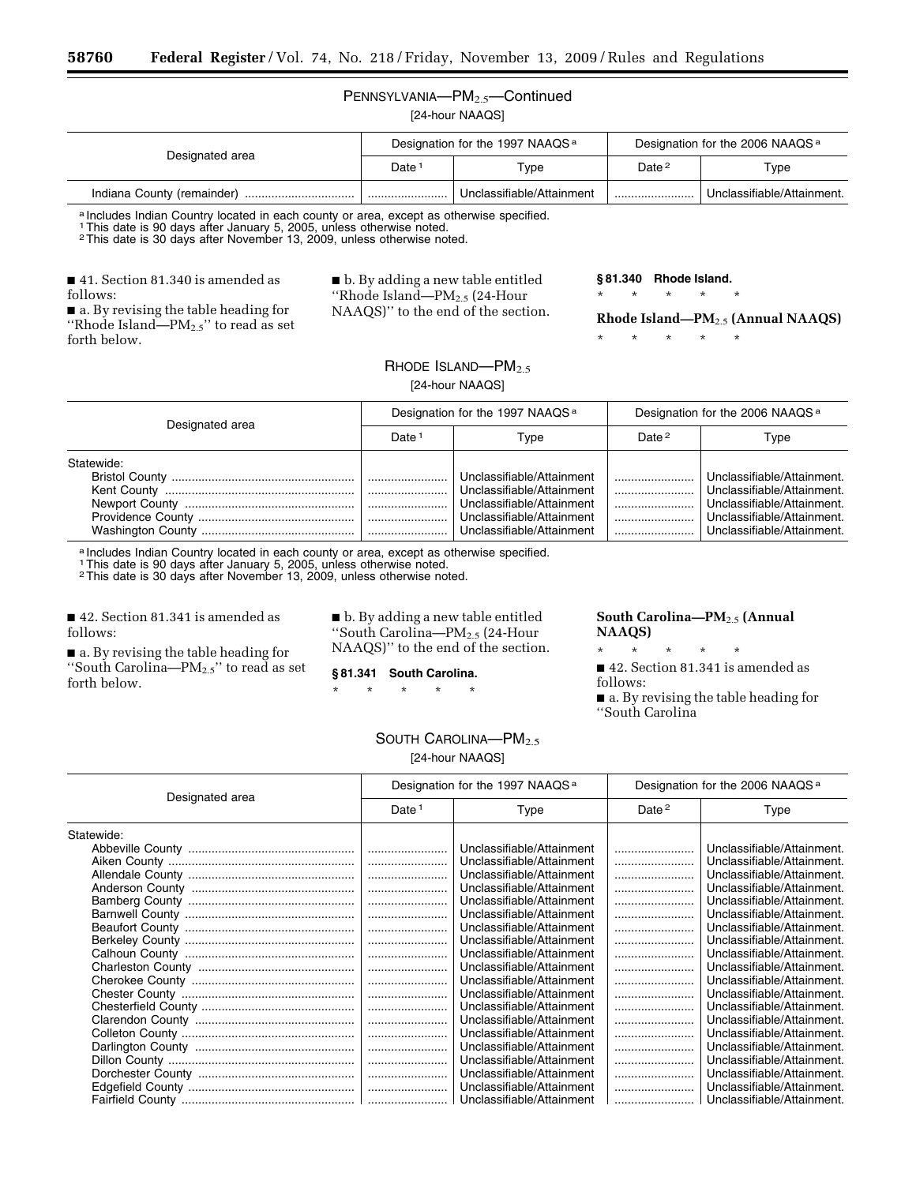PENNSYLVANIA—$PM_{2.5}$—Continued

[24-hour NAAQS]

| Designated area | Designation for the 1997 NAAQS [a] | | Designation for the 2006 NAAQS [a] | |
|---|---|---|---|---|
| | Date [1] | Type | Date [2] | Type |
| Indiana County (remainder) | | Unclassifiable/Attainment | | Unclassifiable/Attainment. |

[a] Includes Indian Country located in each county or area, except as otherwise specified.
[1] This date is 90 days after January 5, 2005, unless otherwise noted.
[2] This date is 30 days after November 13, 2009, unless otherwise noted.

■ 41. Section 81.340 is amended as follows:

■ a. By revising the table heading for ''Rhode Island—$PM_{2.5}$'' to read as set forth below.

■ b. By adding a new table entitled ''Rhode Island—$PM_{2.5}$ (24-Hour NAAQS)'' to the end of the section.

**§ 81.340 Rhode Island.**

\* \* \* \* \*

**Rhode Island—$PM_{2.5}$ (Annual NAAQS)**

\* \* \* \* \*

RHODE ISLAND—$PM_{2.5}$

[24-hour NAAQS]

| Designated area | Designation for the 1997 NAAQS [a] | | Designation for the 2006 NAAQS [a] | |
|---|---|---|---|---|
| | Date [1] | Type | Date [2] | Type |
| Statewide: | | | | |
| Bristol County | | Unclassifiable/Attainment | | Unclassifiable/Attainment. |
| Kent County | | Unclassifiable/Attainment | | Unclassifiable/Attainment. |
| Newport County | | Unclassifiable/Attainment | | Unclassifiable/Attainment. |
| Providence County | | Unclassifiable/Attainment | | Unclassifiable/Attainment. |
| Washington County | | Unclassifiable/Attainment | | Unclassifiable/Attainment. |

[a] Includes Indian Country located in each county or area, except as otherwise specified.
[1] This date is 90 days after January 5, 2005, unless otherwise noted.
[2] This date is 30 days after November 13, 2009, unless otherwise noted.

■ 42. Section 81.341 is amended as follows:

■ a. By revising the table heading for ''South Carolina—$PM_{2.5}$'' to read as set forth below.

■ b. By adding a new table entitled ''South Carolina—$PM_{2.5}$ (24-Hour NAAQS)'' to the end of the section.

**§ 81.341 South Carolina.**

\* \* \* \* \*

**South Carolina—$PM_{2.5}$ (Annual NAAQS)**

\* \* \* \* \*

■ 42. Section 81.341 is amended as follows:

■ a. By revising the table heading for ''South Carolina

SOUTH CAROLINA—$PM_{2.5}$

[24-hour NAAQS]

| Designated area | Designation for the 1997 NAAQS [a] | | Designation for the 2006 NAAQS [a] | |
|---|---|---|---|---|
| | Date [1] | Type | Date [2] | Type |
| Statewide: | | | | |
| Abbeville County | | Unclassifiable/Attainment | | Unclassifiable/Attainment. |
| Aiken County | | Unclassifiable/Attainment | | Unclassifiable/Attainment. |
| Allendale County | | Unclassifiable/Attainment | | Unclassifiable/Attainment. |
| Anderson County | | Unclassifiable/Attainment | | Unclassifiable/Attainment. |
| Bamberg County | | Unclassifiable/Attainment | | Unclassifiable/Attainment. |
| Barnwell County | | Unclassifiable/Attainment | | Unclassifiable/Attainment. |
| Beaufort County | | Unclassifiable/Attainment | | Unclassifiable/Attainment. |
| Berkeley County | | Unclassifiable/Attainment | | Unclassifiable/Attainment. |
| Calhoun County | | Unclassifiable/Attainment | | Unclassifiable/Attainment. |
| Charleston County | | Unclassifiable/Attainment | | Unclassifiable/Attainment. |
| Cherokee County | | Unclassifiable/Attainment | | Unclassifiable/Attainment. |
| Chester County | | Unclassifiable/Attainment | | Unclassifiable/Attainment. |
| Chesterfield County | | Unclassifiable/Attainment | | Unclassifiable/Attainment. |
| Clarendon County | | Unclassifiable/Attainment | | Unclassifiable/Attainment. |
| Colleton County | | Unclassifiable/Attainment | | Unclassifiable/Attainment. |
| Darlington County | | Unclassifiable/Attainment | | Unclassifiable/Attainment. |
| Dillon County | | Unclassifiable/Attainment | | Unclassifiable/Attainment. |
| Dorchester County | | Unclassifiable/Attainment | | Unclassifiable/Attainment. |
| Edgefield County | | Unclassifiable/Attainment | | Unclassifiable/Attainment. |
| Fairfield County | | Unclassifiable/Attainment | | Unclassifiable/Attainment. |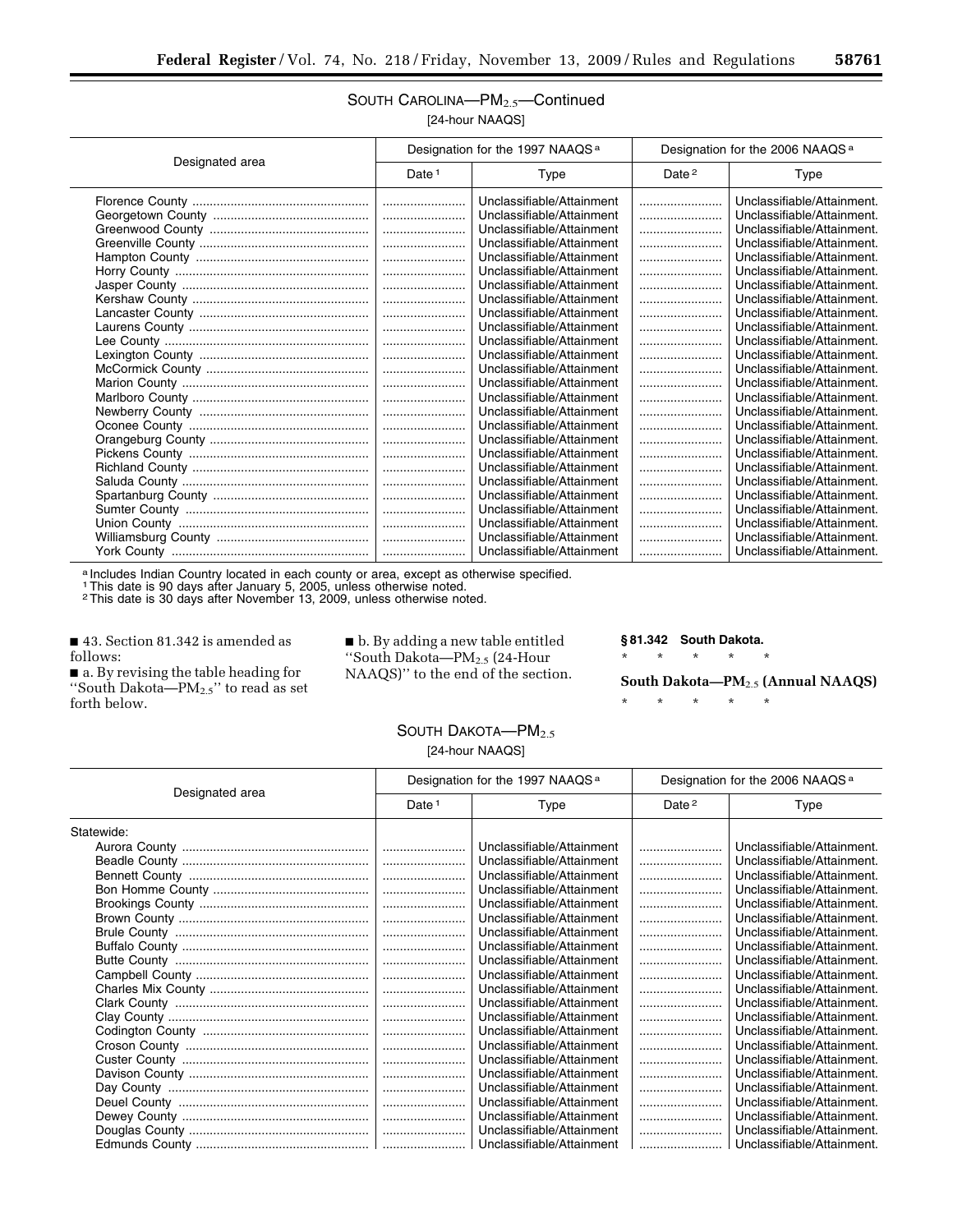SOUTH CAROLINA—$PM_{2.5}$—Continued

[24-hour NAAQS]

| Designated area | Designation for the 1997 NAAQS [a] | | Designation for the 2006 NAAQS [a] | |
|---|---|---|---|---|
| | Date [1] | Type | Date [2] | Type |
| Florence County | ........................ | Unclassifiable/Attainment | ........................ | Unclassifiable/Attainment. |
| Georgetown County | ........................ | Unclassifiable/Attainment | ........................ | Unclassifiable/Attainment. |
| Greenwood County | ........................ | Unclassifiable/Attainment | ........................ | Unclassifiable/Attainment. |
| Greenville County | ........................ | Unclassifiable/Attainment | ........................ | Unclassifiable/Attainment. |
| Hampton County | ........................ | Unclassifiable/Attainment | ........................ | Unclassifiable/Attainment. |
| Horry County | ........................ | Unclassifiable/Attainment | ........................ | Unclassifiable/Attainment. |
| Jasper County | ........................ | Unclassifiable/Attainment | ........................ | Unclassifiable/Attainment. |
| Kershaw County | ........................ | Unclassifiable/Attainment | ........................ | Unclassifiable/Attainment. |
| Lancaster County | ........................ | Unclassifiable/Attainment | ........................ | Unclassifiable/Attainment. |
| Laurens County | ........................ | Unclassifiable/Attainment | ........................ | Unclassifiable/Attainment. |
| Lee County | ........................ | Unclassifiable/Attainment | ........................ | Unclassifiable/Attainment. |
| Lexington County | ........................ | Unclassifiable/Attainment | ........................ | Unclassifiable/Attainment. |
| McCormick County | ........................ | Unclassifiable/Attainment | ........................ | Unclassifiable/Attainment. |
| Marion County | ........................ | Unclassifiable/Attainment | ........................ | Unclassifiable/Attainment. |
| Marlboro County | ........................ | Unclassifiable/Attainment | ........................ | Unclassifiable/Attainment. |
| Newberry County | ........................ | Unclassifiable/Attainment | ........................ | Unclassifiable/Attainment. |
| Oconee County | ........................ | Unclassifiable/Attainment | ........................ | Unclassifiable/Attainment. |
| Orangeburg County | ........................ | Unclassifiable/Attainment | ........................ | Unclassifiable/Attainment. |
| Pickens County | ........................ | Unclassifiable/Attainment | ........................ | Unclassifiable/Attainment. |
| Richland County | ........................ | Unclassifiable/Attainment | ........................ | Unclassifiable/Attainment. |
| Saluda County | ........................ | Unclassifiable/Attainment | ........................ | Unclassifiable/Attainment. |
| Spartanburg County | ........................ | Unclassifiable/Attainment | ........................ | Unclassifiable/Attainment. |
| Sumter County | ........................ | Unclassifiable/Attainment | ........................ | Unclassifiable/Attainment. |
| Union County | ........................ | Unclassifiable/Attainment | ........................ | Unclassifiable/Attainment. |
| Williamsburg County | ........................ | Unclassifiable/Attainment | ........................ | Unclassifiable/Attainment. |
| York County | ........................ | Unclassifiable/Attainment | ........................ | Unclassifiable/Attainment. |

[a] Includes Indian Country located in each county or area, except as otherwise specified.
[1] This date is 90 days after January 5, 2005, unless otherwise noted.
[2] This date is 30 days after November 13, 2009, unless otherwise noted.

■ 43. Section 81.342 is amended as follows:

■ a. By revising the table heading for "South Dakota—$PM_{2.5}$" to read as set forth below.

■ b. By adding a new table entitled "South Dakota—$PM_{2.5}$ (24-Hour NAAQS)" to the end of the section.

**§ 81.342 South Dakota.**

\* \* \* \* \*

**South Dakota—$PM_{2.5}$ (Annual NAAQS)**

\* \* \* \* \*

SOUTH DAKOTA—$PM_{2.5}$

[24-hour NAAQS]

| Designated area | Designation for the 1997 NAAQS [a] | | Designation for the 2006 NAAQS [a] | |
|---|---|---|---|---|
| | Date [1] | Type | Date [2] | Type |
| Statewide: | | | | |
| Aurora County | ........................ | Unclassifiable/Attainment | ........................ | Unclassifiable/Attainment. |
| Beadle County | ........................ | Unclassifiable/Attainment | ........................ | Unclassifiable/Attainment. |
| Bennett County | ........................ | Unclassifiable/Attainment | ........................ | Unclassifiable/Attainment. |
| Bon Homme County | ........................ | Unclassifiable/Attainment | ........................ | Unclassifiable/Attainment. |
| Brookings County | ........................ | Unclassifiable/Attainment | ........................ | Unclassifiable/Attainment. |
| Brown County | ........................ | Unclassifiable/Attainment | ........................ | Unclassifiable/Attainment. |
| Brule County | ........................ | Unclassifiable/Attainment | ........................ | Unclassifiable/Attainment. |
| Buffalo County | ........................ | Unclassifiable/Attainment | ........................ | Unclassifiable/Attainment. |
| Butte County | ........................ | Unclassifiable/Attainment | ........................ | Unclassifiable/Attainment. |
| Campbell County | ........................ | Unclassifiable/Attainment | ........................ | Unclassifiable/Attainment. |
| Charles Mix County | ........................ | Unclassifiable/Attainment | ........................ | Unclassifiable/Attainment. |
| Clark County | ........................ | Unclassifiable/Attainment | ........................ | Unclassifiable/Attainment. |
| Clay County | ........................ | Unclassifiable/Attainment | ........................ | Unclassifiable/Attainment. |
| Codington County | ........................ | Unclassifiable/Attainment | ........................ | Unclassifiable/Attainment. |
| Croson County | ........................ | Unclassifiable/Attainment | ........................ | Unclassifiable/Attainment. |
| Custer County | ........................ | Unclassifiable/Attainment | ........................ | Unclassifiable/Attainment. |
| Davison County | ........................ | Unclassifiable/Attainment | ........................ | Unclassifiable/Attainment. |
| Day County | ........................ | Unclassifiable/Attainment | ........................ | Unclassifiable/Attainment. |
| Deuel County | ........................ | Unclassifiable/Attainment | ........................ | Unclassifiable/Attainment. |
| Dewey County | ........................ | Unclassifiable/Attainment | ........................ | Unclassifiable/Attainment. |
| Douglas County | ........................ | Unclassifiable/Attainment | ........................ | Unclassifiable/Attainment. |
| Edmunds County | ........................ | Unclassifiable/Attainment | ........................ | Unclassifiable/Attainment. |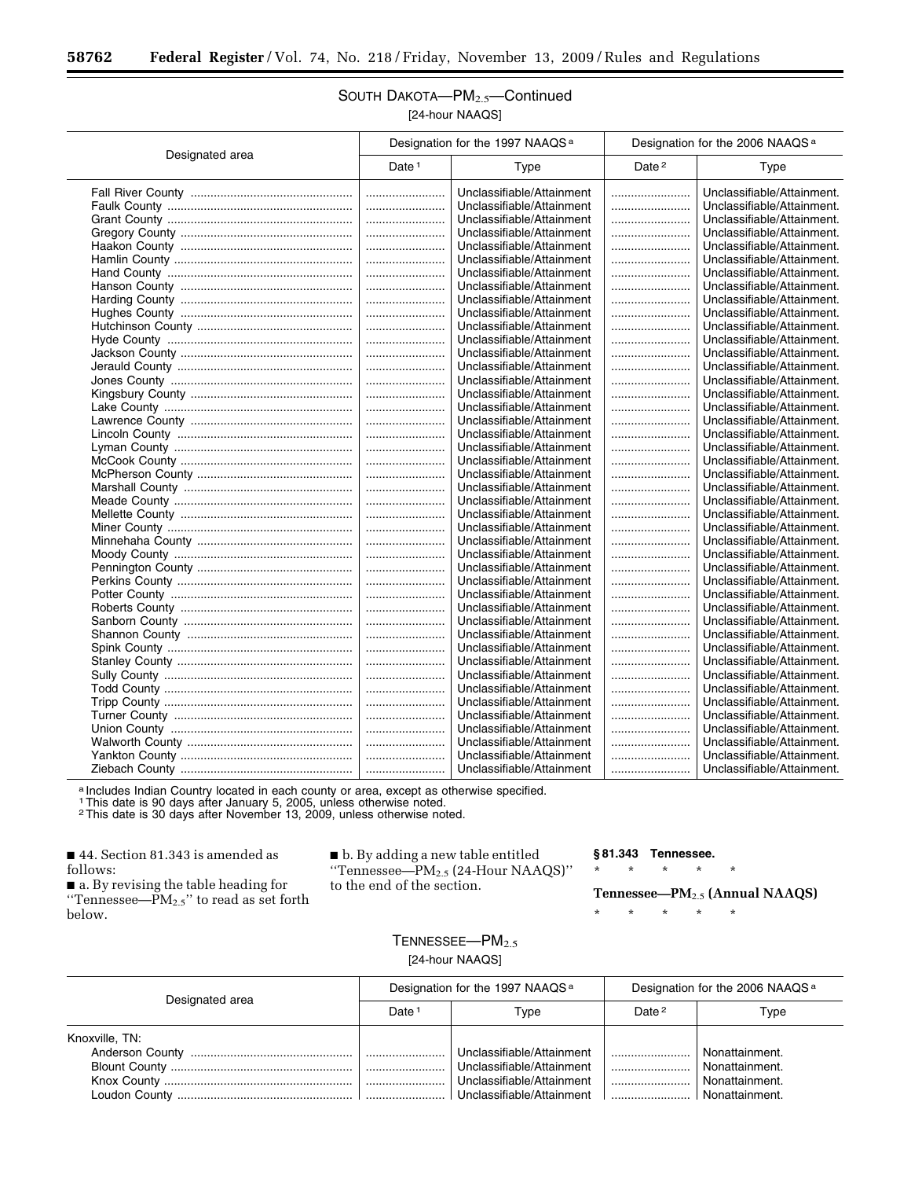### SOUTH DAKOTA—$PM_{2.5}$—Continued

[24-hour NAAQS]

| Designated area | Designation for the 1997 NAAQS [a] | | Designation for the 2006 NAAQS [a] | |
|---|---|---|---|---|
| | Date [1] | Type | Date [2] | Type |
| Fall River County | | Unclassifiable/Attainment | | Unclassifiable/Attainment. |
| Faulk County | | Unclassifiable/Attainment | | Unclassifiable/Attainment. |
| Grant County | | Unclassifiable/Attainment | | Unclassifiable/Attainment. |
| Gregory County | | Unclassifiable/Attainment | | Unclassifiable/Attainment. |
| Haakon County | | Unclassifiable/Attainment | | Unclassifiable/Attainment. |
| Hamlin County | | Unclassifiable/Attainment | | Unclassifiable/Attainment. |
| Hand County | | Unclassifiable/Attainment | | Unclassifiable/Attainment. |
| Hanson County | | Unclassifiable/Attainment | | Unclassifiable/Attainment. |
| Harding County | | Unclassifiable/Attainment | | Unclassifiable/Attainment. |
| Hughes County | | Unclassifiable/Attainment | | Unclassifiable/Attainment. |
| Hutchinson County | | Unclassifiable/Attainment | | Unclassifiable/Attainment. |
| Hyde County | | Unclassifiable/Attainment | | Unclassifiable/Attainment. |
| Jackson County | | Unclassifiable/Attainment | | Unclassifiable/Attainment. |
| Jerauld County | | Unclassifiable/Attainment | | Unclassifiable/Attainment. |
| Jones County | | Unclassifiable/Attainment | | Unclassifiable/Attainment. |
| Kingsbury County | | Unclassifiable/Attainment | | Unclassifiable/Attainment. |
| Lake County | | Unclassifiable/Attainment | | Unclassifiable/Attainment. |
| Lawrence County | | Unclassifiable/Attainment | | Unclassifiable/Attainment. |
| Lincoln County | | Unclassifiable/Attainment | | Unclassifiable/Attainment. |
| Lyman County | | Unclassifiable/Attainment | | Unclassifiable/Attainment. |
| McCook County | | Unclassifiable/Attainment | | Unclassifiable/Attainment. |
| McPherson County | | Unclassifiable/Attainment | | Unclassifiable/Attainment. |
| Marshall County | | Unclassifiable/Attainment | | Unclassifiable/Attainment. |
| Meade County | | Unclassifiable/Attainment | | Unclassifiable/Attainment. |
| Mellette County | | Unclassifiable/Attainment | | Unclassifiable/Attainment. |
| Miner County | | Unclassifiable/Attainment | | Unclassifiable/Attainment. |
| Minnehaha County | | Unclassifiable/Attainment | | Unclassifiable/Attainment. |
| Moody County | | Unclassifiable/Attainment | | Unclassifiable/Attainment. |
| Pennington County | | Unclassifiable/Attainment | | Unclassifiable/Attainment. |
| Perkins County | | Unclassifiable/Attainment | | Unclassifiable/Attainment. |
| Potter County | | Unclassifiable/Attainment | | Unclassifiable/Attainment. |
| Roberts County | | Unclassifiable/Attainment | | Unclassifiable/Attainment. |
| Sanborn County | | Unclassifiable/Attainment | | Unclassifiable/Attainment. |
| Shannon County | | Unclassifiable/Attainment | | Unclassifiable/Attainment. |
| Spink County | | Unclassifiable/Attainment | | Unclassifiable/Attainment. |
| Stanley County | | Unclassifiable/Attainment | | Unclassifiable/Attainment. |
| Sully County | | Unclassifiable/Attainment | | Unclassifiable/Attainment. |
| Todd County | | Unclassifiable/Attainment | | Unclassifiable/Attainment. |
| Tripp County | | Unclassifiable/Attainment | | Unclassifiable/Attainment. |
| Turner County | | Unclassifiable/Attainment | | Unclassifiable/Attainment. |
| Union County | | Unclassifiable/Attainment | | Unclassifiable/Attainment. |
| Walworth County | | Unclassifiable/Attainment | | Unclassifiable/Attainment. |
| Yankton County | | Unclassifiable/Attainment | | Unclassifiable/Attainment. |
| Ziebach County | | Unclassifiable/Attainment | | Unclassifiable/Attainment. |

[a] Includes Indian Country located in each county or area, except as otherwise specified.
[1] This date is 90 days after January 5, 2005, unless otherwise noted.
[2] This date is 30 days after November 13, 2009, unless otherwise noted.

■ 44. Section 81.343 is amended as follows:

■ a. By revising the table heading for "Tennessee—$PM_{2.5}$" to read as set forth below.

■ b. By adding a new table entitled "Tennessee—$PM_{2.5}$ (24-Hour NAAQS)" to the end of the section.

**§ 81.343 Tennessee.**

\* \* \* \* \*

**Tennessee—$PM_{2.5}$ (Annual NAAQS)**

\* \* \* \* \*

### TENNESSEE—$PM_{2.5}$

[24-hour NAAQS]

| Designated area | Designation for the 1997 NAAQS [a] | | Designation for the 2006 NAAQS [a] | |
|---|---|---|---|---|
| | Date [1] | Type | Date [2] | Type |
| Knoxville, TN: | | | | |
| Anderson County | | Unclassifiable/Attainment | | Nonattainment. |
| Blount County | | Unclassifiable/Attainment | | Nonattainment. |
| Knox County | | Unclassifiable/Attainment | | Nonattainment. |
| Loudon County | | Unclassifiable/Attainment | | Nonattainment. |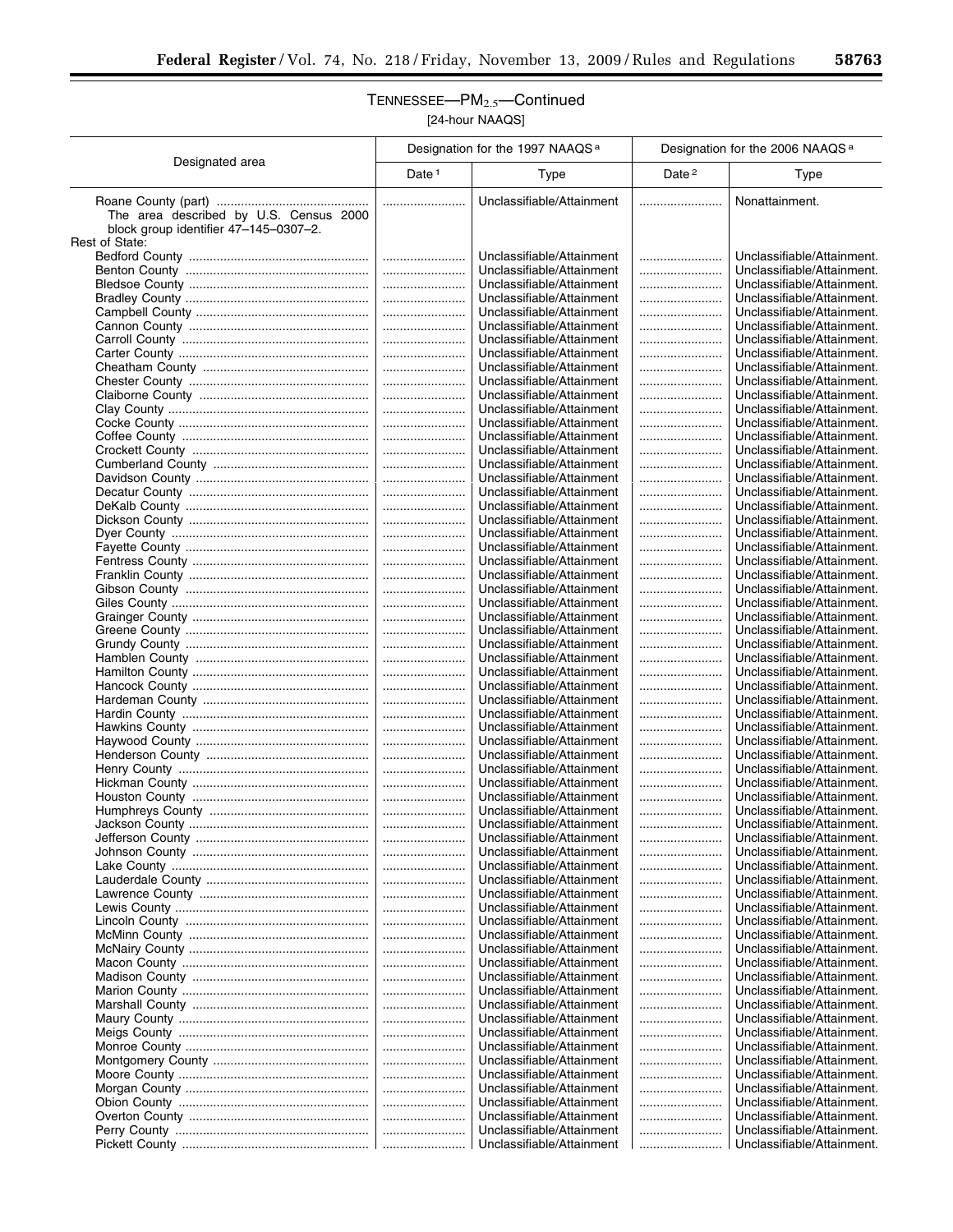## TENNESSEE—$PM_{2.5}$—Continued

[24-hour NAAQS]

| Designated area | Designation for the 1997 NAAQS [a] | | Designation for the 2006 NAAQS [a] | |
|---|---|---|---|---|
| | Date [1] | Type | Date [2] | Type |
| Roane County (part) | | Unclassifiable/Attainment | | Nonattainment. |
| The area described by U.S. Census 2000 block group identifier 47–145–0307–2. | | | | |
| Rest of State: | | | | |
| Bedford County | | Unclassifiable/Attainment | | Unclassifiable/Attainment. |
| Benton County | | Unclassifiable/Attainment | | Unclassifiable/Attainment. |
| Bledsoe County | | Unclassifiable/Attainment | | Unclassifiable/Attainment. |
| Bradley County | | Unclassifiable/Attainment | | Unclassifiable/Attainment. |
| Campbell County | | Unclassifiable/Attainment | | Unclassifiable/Attainment. |
| Cannon County | | Unclassifiable/Attainment | | Unclassifiable/Attainment. |
| Carroll County | | Unclassifiable/Attainment | | Unclassifiable/Attainment. |
| Carter County | | Unclassifiable/Attainment | | Unclassifiable/Attainment. |
| Cheatham County | | Unclassifiable/Attainment | | Unclassifiable/Attainment. |
| Chester County | | Unclassifiable/Attainment | | Unclassifiable/Attainment. |
| Claiborne County | | Unclassifiable/Attainment | | Unclassifiable/Attainment. |
| Clay County | | Unclassifiable/Attainment | | Unclassifiable/Attainment. |
| Cocke County | | Unclassifiable/Attainment | | Unclassifiable/Attainment. |
| Coffee County | | Unclassifiable/Attainment | | Unclassifiable/Attainment. |
| Crockett County | | Unclassifiable/Attainment | | Unclassifiable/Attainment. |
| Cumberland County | | Unclassifiable/Attainment | | Unclassifiable/Attainment. |
| Davidson County | | Unclassifiable/Attainment | | Unclassifiable/Attainment. |
| Decatur County | | Unclassifiable/Attainment | | Unclassifiable/Attainment. |
| DeKalb County | | Unclassifiable/Attainment | | Unclassifiable/Attainment. |
| Dickson County | | Unclassifiable/Attainment | | Unclassifiable/Attainment. |
| Dyer County | | Unclassifiable/Attainment | | Unclassifiable/Attainment. |
| Fayette County | | Unclassifiable/Attainment | | Unclassifiable/Attainment. |
| Fentress County | | Unclassifiable/Attainment | | Unclassifiable/Attainment. |
| Franklin County | | Unclassifiable/Attainment | | Unclassifiable/Attainment. |
| Gibson County | | Unclassifiable/Attainment | | Unclassifiable/Attainment. |
| Giles County | | Unclassifiable/Attainment | | Unclassifiable/Attainment. |
| Grainger County | | Unclassifiable/Attainment | | Unclassifiable/Attainment. |
| Greene County | | Unclassifiable/Attainment | | Unclassifiable/Attainment. |
| Grundy County | | Unclassifiable/Attainment | | Unclassifiable/Attainment. |
| Hamblen County | | Unclassifiable/Attainment | | Unclassifiable/Attainment. |
| Hamilton County | | Unclassifiable/Attainment | | Unclassifiable/Attainment. |
| Hancock County | | Unclassifiable/Attainment | | Unclassifiable/Attainment. |
| Hardeman County | | Unclassifiable/Attainment | | Unclassifiable/Attainment. |
| Hardin County | | Unclassifiable/Attainment | | Unclassifiable/Attainment. |
| Hawkins County | | Unclassifiable/Attainment | | Unclassifiable/Attainment. |
| Haywood County | | Unclassifiable/Attainment | | Unclassifiable/Attainment. |
| Henderson County | | Unclassifiable/Attainment | | Unclassifiable/Attainment. |
| Henry County | | Unclassifiable/Attainment | | Unclassifiable/Attainment. |
| Hickman County | | Unclassifiable/Attainment | | Unclassifiable/Attainment. |
| Houston County | | Unclassifiable/Attainment | | Unclassifiable/Attainment. |
| Humphreys County | | Unclassifiable/Attainment | | Unclassifiable/Attainment. |
| Jackson County | | Unclassifiable/Attainment | | Unclassifiable/Attainment. |
| Jefferson County | | Unclassifiable/Attainment | | Unclassifiable/Attainment. |
| Johnson County | | Unclassifiable/Attainment | | Unclassifiable/Attainment. |
| Lake County | | Unclassifiable/Attainment | | Unclassifiable/Attainment. |
| Lauderdale County | | Unclassifiable/Attainment | | Unclassifiable/Attainment. |
| Lawrence County | | Unclassifiable/Attainment | | Unclassifiable/Attainment. |
| Lewis County | | Unclassifiable/Attainment | | Unclassifiable/Attainment. |
| Lincoln County | | Unclassifiable/Attainment | | Unclassifiable/Attainment. |
| McMinn County | | Unclassifiable/Attainment | | Unclassifiable/Attainment. |
| McNairy County | | Unclassifiable/Attainment | | Unclassifiable/Attainment. |
| Macon County | | Unclassifiable/Attainment | | Unclassifiable/Attainment. |
| Madison County | | Unclassifiable/Attainment | | Unclassifiable/Attainment. |
| Marion County | | Unclassifiable/Attainment | | Unclassifiable/Attainment. |
| Marshall County | | Unclassifiable/Attainment | | Unclassifiable/Attainment. |
| Maury County | | Unclassifiable/Attainment | | Unclassifiable/Attainment. |
| Meigs County | | Unclassifiable/Attainment | | Unclassifiable/Attainment. |
| Monroe County | | Unclassifiable/Attainment | | Unclassifiable/Attainment. |
| Montgomery County | | Unclassifiable/Attainment | | Unclassifiable/Attainment. |
| Moore County | | Unclassifiable/Attainment | | Unclassifiable/Attainment. |
| Morgan County | | Unclassifiable/Attainment | | Unclassifiable/Attainment. |
| Obion County | | Unclassifiable/Attainment | | Unclassifiable/Attainment. |
| Overton County | | Unclassifiable/Attainment | | Unclassifiable/Attainment. |
| Perry County | | Unclassifiable/Attainment | | Unclassifiable/Attainment. |
| Pickett County | | Unclassifiable/Attainment | | Unclassifiable/Attainment. |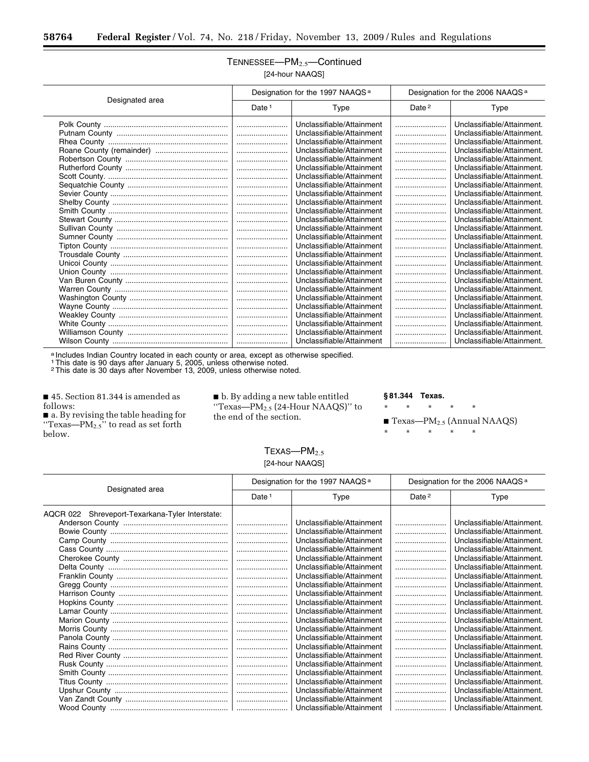### TENNESSEE—$PM_{2.5}$—Continued

[24-hour NAAQS]

| Designated area | Designation for the 1997 NAAQS [a] | | Designation for the 2006 NAAQS [a] | |
|---|---|---|---|---|
| | Date [1] | Type | Date [2] | Type |
| Polk County | | Unclassifiable/Attainment | | Unclassifiable/Attainment. |
| Putnam County | | Unclassifiable/Attainment | | Unclassifiable/Attainment. |
| Rhea County | | Unclassifiable/Attainment | | Unclassifiable/Attainment. |
| Roane County (remainder) | | Unclassifiable/Attainment | | Unclassifiable/Attainment. |
| Robertson County | | Unclassifiable/Attainment | | Unclassifiable/Attainment. |
| Rutherford County | | Unclassifiable/Attainment | | Unclassifiable/Attainment. |
| Scott County. | | Unclassifiable/Attainment | | Unclassifiable/Attainment. |
| Sequatchie County | | Unclassifiable/Attainment | | Unclassifiable/Attainment. |
| Sevier County | | Unclassifiable/Attainment | | Unclassifiable/Attainment. |
| Shelby County | | Unclassifiable/Attainment | | Unclassifiable/Attainment. |
| Smith County | | Unclassifiable/Attainment | | Unclassifiable/Attainment. |
| Stewart County | | Unclassifiable/Attainment | | Unclassifiable/Attainment. |
| Sullivan County | | Unclassifiable/Attainment | | Unclassifiable/Attainment. |
| Sumner County | | Unclassifiable/Attainment | | Unclassifiable/Attainment. |
| Tipton County | | Unclassifiable/Attainment | | Unclassifiable/Attainment. |
| Trousdale County | | Unclassifiable/Attainment | | Unclassifiable/Attainment. |
| Unicoi County | | Unclassifiable/Attainment | | Unclassifiable/Attainment. |
| Union County | | Unclassifiable/Attainment | | Unclassifiable/Attainment. |
| Van Buren County | | Unclassifiable/Attainment | | Unclassifiable/Attainment. |
| Warren County | | Unclassifiable/Attainment | | Unclassifiable/Attainment. |
| Washington County | | Unclassifiable/Attainment | | Unclassifiable/Attainment. |
| Wayne County | | Unclassifiable/Attainment | | Unclassifiable/Attainment. |
| Weakley County | | Unclassifiable/Attainment | | Unclassifiable/Attainment. |
| White County | | Unclassifiable/Attainment | | Unclassifiable/Attainment. |
| Williamson County | | Unclassifiable/Attainment | | Unclassifiable/Attainment. |
| Wilson County | | Unclassifiable/Attainment | | Unclassifiable/Attainment. |

[a] Includes Indian Country located in each county or area, except as otherwise specified.
[1] This date is 90 days after January 5, 2005, unless otherwise noted.
[2] This date is 30 days after November 13, 2009, unless otherwise noted.

■ 45. Section 81.344 is amended as follows:

■ a. By revising the table heading for "Texas—$PM_{2.5}$" to read as set forth below.

■ b. By adding a new table entitled "Texas—$PM_{2.5}$ (24-Hour NAAQS)" to the end of the section.

**§ 81.344 Texas.**

\* \* \* \* \*

■ Texas—$PM_{2.5}$ (Annual NAAQS)

\* \* \* \* \*

### TEXAS—$PM_{2.5}$

[24-hour NAAQS]

| Designated area | Designation for the 1997 NAAQS [a] | | Designation for the 2006 NAAQS [a] | |
|---|---|---|---|---|
| | Date [1] | Type | Date [2] | Type |
| AQCR 022 Shreveport-Texarkana-Tyler Interstate: | | | | |
| Anderson County | | Unclassifiable/Attainment | | Unclassifiable/Attainment. |
| Bowie County | | Unclassifiable/Attainment | | Unclassifiable/Attainment. |
| Camp County | | Unclassifiable/Attainment | | Unclassifiable/Attainment. |
| Cass County | | Unclassifiable/Attainment | | Unclassifiable/Attainment. |
| Cherokee County | | Unclassifiable/Attainment | | Unclassifiable/Attainment. |
| Delta County | | Unclassifiable/Attainment | | Unclassifiable/Attainment. |
| Franklin County | | Unclassifiable/Attainment | | Unclassifiable/Attainment. |
| Gregg County | | Unclassifiable/Attainment | | Unclassifiable/Attainment. |
| Harrison County | | Unclassifiable/Attainment | | Unclassifiable/Attainment. |
| Hopkins County | | Unclassifiable/Attainment | | Unclassifiable/Attainment. |
| Lamar County | | Unclassifiable/Attainment | | Unclassifiable/Attainment. |
| Marion County | | Unclassifiable/Attainment | | Unclassifiable/Attainment. |
| Morris County | | Unclassifiable/Attainment | | Unclassifiable/Attainment. |
| Panola County | | Unclassifiable/Attainment | | Unclassifiable/Attainment. |
| Rains County | | Unclassifiable/Attainment | | Unclassifiable/Attainment. |
| Red River County | | Unclassifiable/Attainment | | Unclassifiable/Attainment. |
| Rusk County | | Unclassifiable/Attainment | | Unclassifiable/Attainment. |
| Smith County | | Unclassifiable/Attainment | | Unclassifiable/Attainment. |
| Titus County | | Unclassifiable/Attainment | | Unclassifiable/Attainment. |
| Upshur County | | Unclassifiable/Attainment | | Unclassifiable/Attainment. |
| Van Zandt County | | Unclassifiable/Attainment | | Unclassifiable/Attainment. |
| Wood County | | Unclassifiable/Attainment | | Unclassifiable/Attainment. |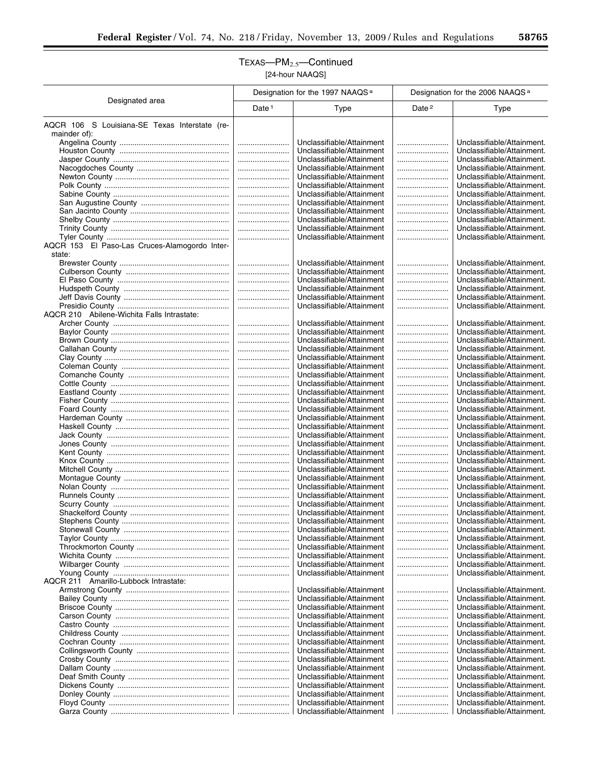## TEXAS—$PM_{2.5}$—Continued

[24-hour NAAQS]

| Designated area | Designation for the 1997 NAAQS [a] | | Designation for the 2006 NAAQS [a] | |
|---|---|---|---|---|
| | Date [1] | Type | Date [2] | Type |
| AQCR 106 S Louisiana-SE Texas Interstate (remainder of): | | | | |
| Angelina County | | Unclassifiable/Attainment | | Unclassifiable/Attainment. |
| Houston County | | Unclassifiable/Attainment | | Unclassifiable/Attainment. |
| Jasper County | | Unclassifiable/Attainment | | Unclassifiable/Attainment. |
| Nacogdoches County | | Unclassifiable/Attainment | | Unclassifiable/Attainment. |
| Newton County | | Unclassifiable/Attainment | | Unclassifiable/Attainment. |
| Polk County | | Unclassifiable/Attainment | | Unclassifiable/Attainment. |
| Sabine County | | Unclassifiable/Attainment | | Unclassifiable/Attainment. |
| San Augustine County | | Unclassifiable/Attainment | | Unclassifiable/Attainment. |
| San Jacinto County | | Unclassifiable/Attainment | | Unclassifiable/Attainment. |
| Shelby County | | Unclassifiable/Attainment | | Unclassifiable/Attainment. |
| Trinity County | | Unclassifiable/Attainment | | Unclassifiable/Attainment. |
| Tyler County | | Unclassifiable/Attainment | | Unclassifiable/Attainment. |
| AQCR 153 El Paso-Las Cruces-Alamogordo Interstate: | | | | |
| Brewster County | | Unclassifiable/Attainment | | Unclassifiable/Attainment. |
| Culberson County | | Unclassifiable/Attainment | | Unclassifiable/Attainment. |
| El Paso County | | Unclassifiable/Attainment | | Unclassifiable/Attainment. |
| Hudspeth County | | Unclassifiable/Attainment | | Unclassifiable/Attainment. |
| Jeff Davis County | | Unclassifiable/Attainment | | Unclassifiable/Attainment. |
| Presidio County | | Unclassifiable/Attainment | | Unclassifiable/Attainment. |
| AQCR 210 Abilene-Wichita Falls Intrastate: | | | | |
| Archer County | | Unclassifiable/Attainment | | Unclassifiable/Attainment. |
| Baylor County | | Unclassifiable/Attainment | | Unclassifiable/Attainment. |
| Brown County | | Unclassifiable/Attainment | | Unclassifiable/Attainment. |
| Callahan County | | Unclassifiable/Attainment | | Unclassifiable/Attainment. |
| Clay County | | Unclassifiable/Attainment | | Unclassifiable/Attainment. |
| Coleman County | | Unclassifiable/Attainment | | Unclassifiable/Attainment. |
| Comanche County | | Unclassifiable/Attainment | | Unclassifiable/Attainment. |
| Cottle County | | Unclassifiable/Attainment | | Unclassifiable/Attainment. |
| Eastland County | | Unclassifiable/Attainment | | Unclassifiable/Attainment. |
| Fisher County | | Unclassifiable/Attainment | | Unclassifiable/Attainment. |
| Foard County | | Unclassifiable/Attainment | | Unclassifiable/Attainment. |
| Hardeman County | | Unclassifiable/Attainment | | Unclassifiable/Attainment. |
| Haskell County | | Unclassifiable/Attainment | | Unclassifiable/Attainment. |
| Jack County | | Unclassifiable/Attainment | | Unclassifiable/Attainment. |
| Jones County | | Unclassifiable/Attainment | | Unclassifiable/Attainment. |
| Kent County | | Unclassifiable/Attainment | | Unclassifiable/Attainment. |
| Knox County | | Unclassifiable/Attainment | | Unclassifiable/Attainment. |
| Mitchell County | | Unclassifiable/Attainment | | Unclassifiable/Attainment. |
| Montague County | | Unclassifiable/Attainment | | Unclassifiable/Attainment. |
| Nolan County | | Unclassifiable/Attainment | | Unclassifiable/Attainment. |
| Runnels County | | Unclassifiable/Attainment | | Unclassifiable/Attainment. |
| Scurry County | | Unclassifiable/Attainment | | Unclassifiable/Attainment. |
| Shackelford County | | Unclassifiable/Attainment | | Unclassifiable/Attainment. |
| Stephens County | | Unclassifiable/Attainment | | Unclassifiable/Attainment. |
| Stonewall County | | Unclassifiable/Attainment | | Unclassifiable/Attainment. |
| Taylor County | | Unclassifiable/Attainment | | Unclassifiable/Attainment. |
| Throckmorton County | | Unclassifiable/Attainment | | Unclassifiable/Attainment. |
| Wichita County | | Unclassifiable/Attainment | | Unclassifiable/Attainment. |
| Wilbarger County | | Unclassifiable/Attainment | | Unclassifiable/Attainment. |
| Young County | | Unclassifiable/Attainment | | Unclassifiable/Attainment. |
| AQCR 211 Amarillo-Lubbock Intrastate: | | | | |
| Armstrong County | | Unclassifiable/Attainment | | Unclassifiable/Attainment. |
| Bailey County | | Unclassifiable/Attainment | | Unclassifiable/Attainment. |
| Briscoe County | | Unclassifiable/Attainment | | Unclassifiable/Attainment. |
| Carson County | | Unclassifiable/Attainment | | Unclassifiable/Attainment. |
| Castro County | | Unclassifiable/Attainment | | Unclassifiable/Attainment. |
| Childress County | | Unclassifiable/Attainment | | Unclassifiable/Attainment. |
| Cochran County | | Unclassifiable/Attainment | | Unclassifiable/Attainment. |
| Collingsworth County | | Unclassifiable/Attainment | | Unclassifiable/Attainment. |
| Crosby County | | Unclassifiable/Attainment | | Unclassifiable/Attainment. |
| Dallam County | | Unclassifiable/Attainment | | Unclassifiable/Attainment. |
| Deaf Smith County | | Unclassifiable/Attainment | | Unclassifiable/Attainment. |
| Dickens County | | Unclassifiable/Attainment | | Unclassifiable/Attainment. |
| Donley County | | Unclassifiable/Attainment | | Unclassifiable/Attainment. |
| Floyd County | | Unclassifiable/Attainment | | Unclassifiable/Attainment. |
| Garza County | | Unclassifiable/Attainment | | Unclassifiable/Attainment. |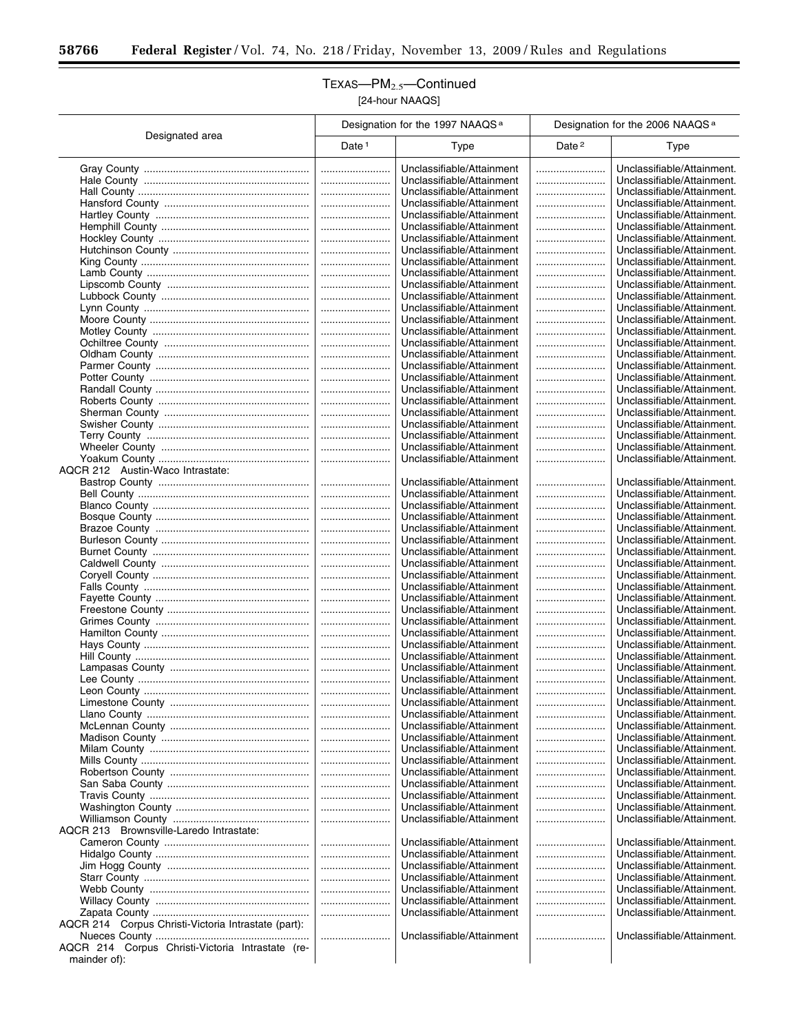## TEXAS—$PM_{2.5}$—Continued

[24-hour NAAQS]

| Designated area | Designation for the 1997 NAAQS [a] | | Designation for the 2006 NAAQS [a] | |
|---|---|---|---|---|
| | Date [1] | Type | Date [2] | Type |
| Gray County | | Unclassifiable/Attainment | | Unclassifiable/Attainment. |
| Hale County | | Unclassifiable/Attainment | | Unclassifiable/Attainment. |
| Hall County | | Unclassifiable/Attainment | | Unclassifiable/Attainment. |
| Hansford County | | Unclassifiable/Attainment | | Unclassifiable/Attainment. |
| Hartley County | | Unclassifiable/Attainment | | Unclassifiable/Attainment. |
| Hemphill County | | Unclassifiable/Attainment | | Unclassifiable/Attainment. |
| Hockley County | | Unclassifiable/Attainment | | Unclassifiable/Attainment. |
| Hutchinson County | | Unclassifiable/Attainment | | Unclassifiable/Attainment. |
| King County | | Unclassifiable/Attainment | | Unclassifiable/Attainment. |
| Lamb County | | Unclassifiable/Attainment | | Unclassifiable/Attainment. |
| Lipscomb County | | Unclassifiable/Attainment | | Unclassifiable/Attainment. |
| Lubbock County | | Unclassifiable/Attainment | | Unclassifiable/Attainment. |
| Lynn County | | Unclassifiable/Attainment | | Unclassifiable/Attainment. |
| Moore County | | Unclassifiable/Attainment | | Unclassifiable/Attainment. |
| Motley County | | Unclassifiable/Attainment | | Unclassifiable/Attainment. |
| Ochiltree County | | Unclassifiable/Attainment | | Unclassifiable/Attainment. |
| Oldham County | | Unclassifiable/Attainment | | Unclassifiable/Attainment. |
| Parmer County | | Unclassifiable/Attainment | | Unclassifiable/Attainment. |
| Potter County | | Unclassifiable/Attainment | | Unclassifiable/Attainment. |
| Randall County | | Unclassifiable/Attainment | | Unclassifiable/Attainment. |
| Roberts County | | Unclassifiable/Attainment | | Unclassifiable/Attainment. |
| Sherman County | | Unclassifiable/Attainment | | Unclassifiable/Attainment. |
| Swisher County | | Unclassifiable/Attainment | | Unclassifiable/Attainment. |
| Terry County | | Unclassifiable/Attainment | | Unclassifiable/Attainment. |
| Wheeler County | | Unclassifiable/Attainment | | Unclassifiable/Attainment. |
| Yoakum County | | Unclassifiable/Attainment | | Unclassifiable/Attainment. |
| AQCR 212 Austin-Waco Intrastate: | | | | |
| Bastrop County | | Unclassifiable/Attainment | | Unclassifiable/Attainment. |
| Bell County | | Unclassifiable/Attainment | | Unclassifiable/Attainment. |
| Blanco County | | Unclassifiable/Attainment | | Unclassifiable/Attainment. |
| Bosque County | | Unclassifiable/Attainment | | Unclassifiable/Attainment. |
| Brazoe County | | Unclassifiable/Attainment | | Unclassifiable/Attainment. |
| Burleson County | | Unclassifiable/Attainment | | Unclassifiable/Attainment. |
| Burnet County | | Unclassifiable/Attainment | | Unclassifiable/Attainment. |
| Caldwell County | | Unclassifiable/Attainment | | Unclassifiable/Attainment. |
| Coryell County | | Unclassifiable/Attainment | | Unclassifiable/Attainment. |
| Falls County | | Unclassifiable/Attainment | | Unclassifiable/Attainment. |
| Fayette County | | Unclassifiable/Attainment | | Unclassifiable/Attainment. |
| Freestone County | | Unclassifiable/Attainment | | Unclassifiable/Attainment. |
| Grimes County | | Unclassifiable/Attainment | | Unclassifiable/Attainment. |
| Hamilton County | | Unclassifiable/Attainment | | Unclassifiable/Attainment. |
| Hays County | | Unclassifiable/Attainment | | Unclassifiable/Attainment. |
| Hill County | | Unclassifiable/Attainment | | Unclassifiable/Attainment. |
| Lampasas County | | Unclassifiable/Attainment | | Unclassifiable/Attainment. |
| Lee County | | Unclassifiable/Attainment | | Unclassifiable/Attainment. |
| Leon County | | Unclassifiable/Attainment | | Unclassifiable/Attainment. |
| Limestone County | | Unclassifiable/Attainment | | Unclassifiable/Attainment. |
| Llano County | | Unclassifiable/Attainment | | Unclassifiable/Attainment. |
| McLennan County | | Unclassifiable/Attainment | | Unclassifiable/Attainment. |
| Madison County | | Unclassifiable/Attainment | | Unclassifiable/Attainment. |
| Milam County | | Unclassifiable/Attainment | | Unclassifiable/Attainment. |
| Mills County | | Unclassifiable/Attainment | | Unclassifiable/Attainment. |
| Robertson County | | Unclassifiable/Attainment | | Unclassifiable/Attainment. |
| San Saba County | | Unclassifiable/Attainment | | Unclassifiable/Attainment. |
| Travis County | | Unclassifiable/Attainment | | Unclassifiable/Attainment. |
| Washington County | | Unclassifiable/Attainment | | Unclassifiable/Attainment. |
| Williamson County | | Unclassifiable/Attainment | | Unclassifiable/Attainment. |
| AQCR 213 Brownsville-Laredo Intrastate: | | | | |
| Cameron County | | Unclassifiable/Attainment | | Unclassifiable/Attainment. |
| Hidalgo County | | Unclassifiable/Attainment | | Unclassifiable/Attainment. |
| Jim Hogg County | | Unclassifiable/Attainment | | Unclassifiable/Attainment. |
| Starr County | | Unclassifiable/Attainment | | Unclassifiable/Attainment. |
| Webb County | | Unclassifiable/Attainment | | Unclassifiable/Attainment. |
| Willacy County | | Unclassifiable/Attainment | | Unclassifiable/Attainment. |
| Zapata County | | Unclassifiable/Attainment | | Unclassifiable/Attainment. |
| AQCR 214 Corpus Christi-Victoria Intrastate (part): | | | | |
| Nueces County | | Unclassifiable/Attainment | | Unclassifiable/Attainment. |
| AQCR 214 Corpus Christi-Victoria Intrastate (remainder of): | | | | |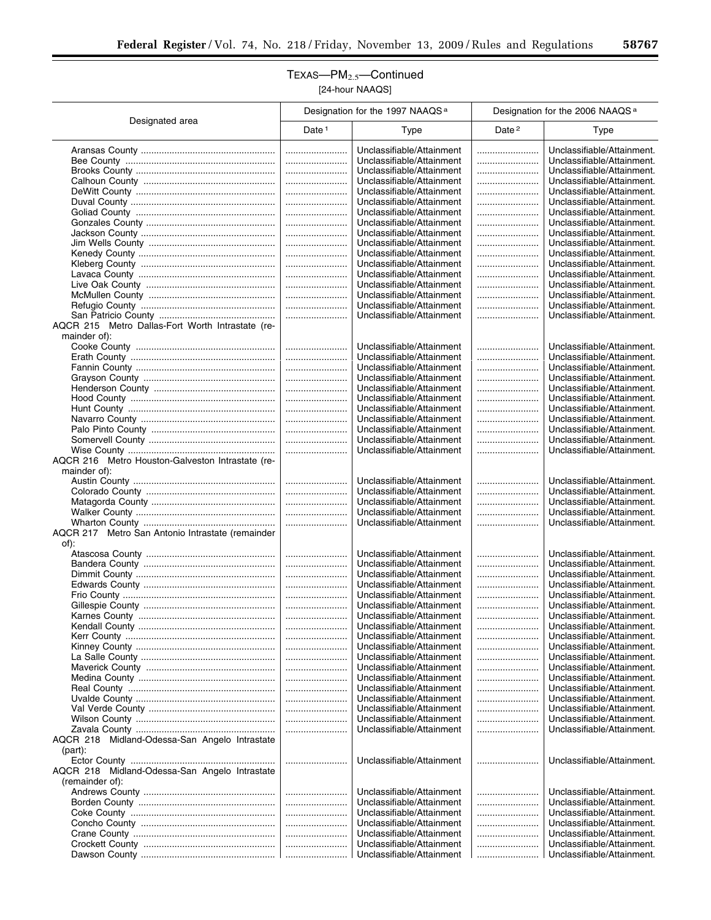# TEXAS—$PM_{2.5}$—Continued

[24-hour NAAQS]

| Designated area | Designation for the 1997 NAAQS [a] | | Designation for the 2006 NAAQS [a] | |
|---|---|---|---|---|
| | Date [1] | Type | Date [2] | Type |
| Aransas County | ........................ | Unclassifiable/Attainment | ........................ | Unclassifiable/Attainment. |
| Bee County | ........................ | Unclassifiable/Attainment | ........................ | Unclassifiable/Attainment. |
| Brooks County | ........................ | Unclassifiable/Attainment | ........................ | Unclassifiable/Attainment. |
| Calhoun County | ........................ | Unclassifiable/Attainment | ........................ | Unclassifiable/Attainment. |
| DeWitt County | ........................ | Unclassifiable/Attainment | ........................ | Unclassifiable/Attainment. |
| Duval County | ........................ | Unclassifiable/Attainment | ........................ | Unclassifiable/Attainment. |
| Goliad County | ........................ | Unclassifiable/Attainment | ........................ | Unclassifiable/Attainment. |
| Gonzales County | ........................ | Unclassifiable/Attainment | ........................ | Unclassifiable/Attainment. |
| Jackson County | ........................ | Unclassifiable/Attainment | ........................ | Unclassifiable/Attainment. |
| Jim Wells County | ........................ | Unclassifiable/Attainment | ........................ | Unclassifiable/Attainment. |
| Kenedy County | ........................ | Unclassifiable/Attainment | ........................ | Unclassifiable/Attainment. |
| Kleberg County | ........................ | Unclassifiable/Attainment | ........................ | Unclassifiable/Attainment. |
| Lavaca County | ........................ | Unclassifiable/Attainment | ........................ | Unclassifiable/Attainment. |
| Live Oak County | ........................ | Unclassifiable/Attainment | ........................ | Unclassifiable/Attainment. |
| McMullen County | ........................ | Unclassifiable/Attainment | ........................ | Unclassifiable/Attainment. |
| Refugio County | ........................ | Unclassifiable/Attainment | ........................ | Unclassifiable/Attainment. |
| San Patricio County | ........................ | Unclassifiable/Attainment | ........................ | Unclassifiable/Attainment. |
| AQCR 215 Metro Dallas-Fort Worth Intrastate (remainder of): | | | | |
| Cooke County | ........................ | Unclassifiable/Attainment | ........................ | Unclassifiable/Attainment. |
| Erath County | ........................ | Unclassifiable/Attainment | ........................ | Unclassifiable/Attainment. |
| Fannin County | ........................ | Unclassifiable/Attainment | ........................ | Unclassifiable/Attainment. |
| Grayson County | ........................ | Unclassifiable/Attainment | ........................ | Unclassifiable/Attainment. |
| Henderson County | ........................ | Unclassifiable/Attainment | ........................ | Unclassifiable/Attainment. |
| Hood County | ........................ | Unclassifiable/Attainment | ........................ | Unclassifiable/Attainment. |
| Hunt County | ........................ | Unclassifiable/Attainment | ........................ | Unclassifiable/Attainment. |
| Navarro County | ........................ | Unclassifiable/Attainment | ........................ | Unclassifiable/Attainment. |
| Palo Pinto County | ........................ | Unclassifiable/Attainment | ........................ | Unclassifiable/Attainment. |
| Somervell County | ........................ | Unclassifiable/Attainment | ........................ | Unclassifiable/Attainment. |
| Wise County | ........................ | Unclassifiable/Attainment | ........................ | Unclassifiable/Attainment. |
| AQCR 216 Metro Houston-Galveston Intrastate (remainder of): | | | | |
| Austin County | ........................ | Unclassifiable/Attainment | ........................ | Unclassifiable/Attainment. |
| Colorado County | ........................ | Unclassifiable/Attainment | ........................ | Unclassifiable/Attainment. |
| Matagorda County | ........................ | Unclassifiable/Attainment | ........................ | Unclassifiable/Attainment. |
| Walker County | ........................ | Unclassifiable/Attainment | ........................ | Unclassifiable/Attainment. |
| Wharton County | ........................ | Unclassifiable/Attainment | ........................ | Unclassifiable/Attainment. |
| AQCR 217 Metro San Antonio Intrastate (remainder of): | | | | |
| Atascosa County | ........................ | Unclassifiable/Attainment | ........................ | Unclassifiable/Attainment. |
| Bandera County | ........................ | Unclassifiable/Attainment | ........................ | Unclassifiable/Attainment. |
| Dimmit County | ........................ | Unclassifiable/Attainment | ........................ | Unclassifiable/Attainment. |
| Edwards County | ........................ | Unclassifiable/Attainment | ........................ | Unclassifiable/Attainment. |
| Frio County | ........................ | Unclassifiable/Attainment | ........................ | Unclassifiable/Attainment. |
| Gillespie County | ........................ | Unclassifiable/Attainment | ........................ | Unclassifiable/Attainment. |
| Karnes County | ........................ | Unclassifiable/Attainment | ........................ | Unclassifiable/Attainment. |
| Kendall County | ........................ | Unclassifiable/Attainment | ........................ | Unclassifiable/Attainment. |
| Kerr County | ........................ | Unclassifiable/Attainment | ........................ | Unclassifiable/Attainment. |
| Kinney County | ........................ | Unclassifiable/Attainment | ........................ | Unclassifiable/Attainment. |
| La Salle County | ........................ | Unclassifiable/Attainment | ........................ | Unclassifiable/Attainment. |
| Maverick County | ........................ | Unclassifiable/Attainment | ........................ | Unclassifiable/Attainment. |
| Medina County | ........................ | Unclassifiable/Attainment | ........................ | Unclassifiable/Attainment. |
| Real County | ........................ | Unclassifiable/Attainment | ........................ | Unclassifiable/Attainment. |
| Uvalde County | ........................ | Unclassifiable/Attainment | ........................ | Unclassifiable/Attainment. |
| Val Verde County | ........................ | Unclassifiable/Attainment | ........................ | Unclassifiable/Attainment. |
| Wilson County | ........................ | Unclassifiable/Attainment | ........................ | Unclassifiable/Attainment. |
| Zavala County | ........................ | Unclassifiable/Attainment | ........................ | Unclassifiable/Attainment. |
| AQCR 218 Midland-Odessa-San Angelo Intrastate (part): | | | | |
| Ector County | ........................ | Unclassifiable/Attainment | ........................ | Unclassifiable/Attainment. |
| AQCR 218 Midland-Odessa-San Angelo Intrastate (remainder of): | | | | |
| Andrews County | ........................ | Unclassifiable/Attainment | ........................ | Unclassifiable/Attainment. |
| Borden County | ........................ | Unclassifiable/Attainment | ........................ | Unclassifiable/Attainment. |
| Coke County | ........................ | Unclassifiable/Attainment | ........................ | Unclassifiable/Attainment. |
| Concho County | ........................ | Unclassifiable/Attainment | ........................ | Unclassifiable/Attainment. |
| Crane County | ........................ | Unclassifiable/Attainment | ........................ | Unclassifiable/Attainment. |
| Crockett County | ........................ | Unclassifiable/Attainment | ........................ | Unclassifiable/Attainment. |
| Dawson County | ........................ | Unclassifiable/Attainment | ........................ | Unclassifiable/Attainment. |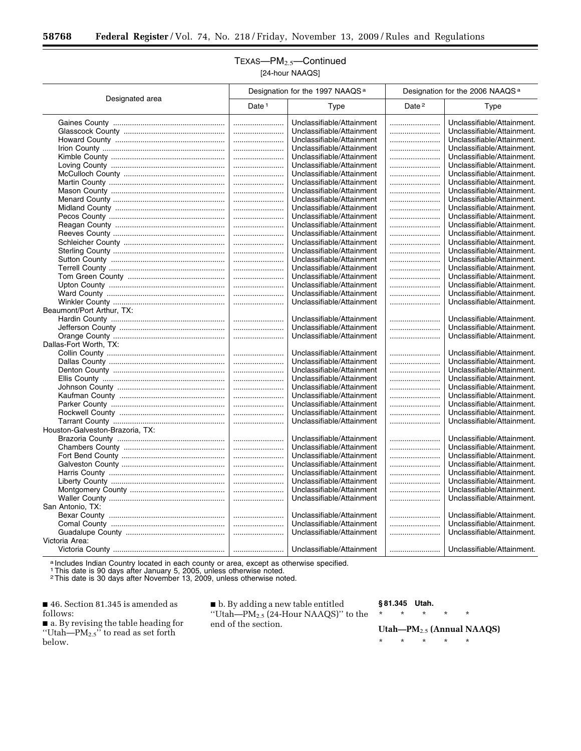## TEXAS—$PM_{2.5}$—Continued

[24-hour NAAQS]

| Designated area | Designation for the 1997 NAAQS[a] | | Designation for the 2006 NAAQS[a] | |
|---|---|---|---|---|
| | Date[1] | Type | Date[2] | Type |
| Gaines County | ........................ | Unclassifiable/Attainment | ........................ | Unclassifiable/Attainment. |
| Glasscock County | ........................ | Unclassifiable/Attainment | ........................ | Unclassifiable/Attainment. |
| Howard County | ........................ | Unclassifiable/Attainment | ........................ | Unclassifiable/Attainment. |
| Irion County | ........................ | Unclassifiable/Attainment | ........................ | Unclassifiable/Attainment. |
| Kimble County | ........................ | Unclassifiable/Attainment | ........................ | Unclassifiable/Attainment. |
| Loving County | ........................ | Unclassifiable/Attainment | ........................ | Unclassifiable/Attainment. |
| McCulloch County | ........................ | Unclassifiable/Attainment | ........................ | Unclassifiable/Attainment. |
| Martin County | ........................ | Unclassifiable/Attainment | ........................ | Unclassifiable/Attainment. |
| Mason County | ........................ | Unclassifiable/Attainment | ........................ | Unclassifiable/Attainment. |
| Menard County | ........................ | Unclassifiable/Attainment | ........................ | Unclassifiable/Attainment. |
| Midland County | ........................ | Unclassifiable/Attainment | ........................ | Unclassifiable/Attainment. |
| Pecos County | ........................ | Unclassifiable/Attainment | ........................ | Unclassifiable/Attainment. |
| Reagan County | ........................ | Unclassifiable/Attainment | ........................ | Unclassifiable/Attainment. |
| Reeves County | ........................ | Unclassifiable/Attainment | ........................ | Unclassifiable/Attainment. |
| Schleicher County | ........................ | Unclassifiable/Attainment | ........................ | Unclassifiable/Attainment. |
| Sterling County | ........................ | Unclassifiable/Attainment | ........................ | Unclassifiable/Attainment. |
| Sutton County | ........................ | Unclassifiable/Attainment | ........................ | Unclassifiable/Attainment. |
| Terrell County | ........................ | Unclassifiable/Attainment | ........................ | Unclassifiable/Attainment. |
| Tom Green County | ........................ | Unclassifiable/Attainment | ........................ | Unclassifiable/Attainment. |
| Upton County | ........................ | Unclassifiable/Attainment | ........................ | Unclassifiable/Attainment. |
| Ward County | ........................ | Unclassifiable/Attainment | ........................ | Unclassifiable/Attainment. |
| Winkler County | ........................ | Unclassifiable/Attainment | ........................ | Unclassifiable/Attainment. |
| Beaumont/Port Arthur, TX: | | | | |
| Hardin County | ........................ | Unclassifiable/Attainment | ........................ | Unclassifiable/Attainment. |
| Jefferson County | ........................ | Unclassifiable/Attainment | ........................ | Unclassifiable/Attainment. |
| Orange County | ........................ | Unclassifiable/Attainment | ........................ | Unclassifiable/Attainment. |
| Dallas-Fort Worth, TX: | | | | |
| Collin County | ........................ | Unclassifiable/Attainment | ........................ | Unclassifiable/Attainment. |
| Dallas County | ........................ | Unclassifiable/Attainment | ........................ | Unclassifiable/Attainment. |
| Denton County | ........................ | Unclassifiable/Attainment | ........................ | Unclassifiable/Attainment. |
| Ellis County | ........................ | Unclassifiable/Attainment | ........................ | Unclassifiable/Attainment. |
| Johnson County | ........................ | Unclassifiable/Attainment | ........................ | Unclassifiable/Attainment. |
| Kaufman County | ........................ | Unclassifiable/Attainment | ........................ | Unclassifiable/Attainment. |
| Parker County | ........................ | Unclassifiable/Attainment | ........................ | Unclassifiable/Attainment. |
| Rockwell County | ........................ | Unclassifiable/Attainment | ........................ | Unclassifiable/Attainment. |
| Tarrant County | ........................ | Unclassifiable/Attainment | ........................ | Unclassifiable/Attainment. |
| Houston-Galveston-Brazoria, TX: | | | | |
| Brazoria County | ........................ | Unclassifiable/Attainment | ........................ | Unclassifiable/Attainment. |
| Chambers County | ........................ | Unclassifiable/Attainment | ........................ | Unclassifiable/Attainment. |
| Fort Bend County | ........................ | Unclassifiable/Attainment | ........................ | Unclassifiable/Attainment. |
| Galveston County | ........................ | Unclassifiable/Attainment | ........................ | Unclassifiable/Attainment. |
| Harris County | ........................ | Unclassifiable/Attainment | ........................ | Unclassifiable/Attainment. |
| Liberty County | ........................ | Unclassifiable/Attainment | ........................ | Unclassifiable/Attainment. |
| Montgomery County | ........................ | Unclassifiable/Attainment | ........................ | Unclassifiable/Attainment. |
| Waller County | ........................ | Unclassifiable/Attainment | ........................ | Unclassifiable/Attainment. |
| San Antonio, TX: | | | | |
| Bexar County | ........................ | Unclassifiable/Attainment | ........................ | Unclassifiable/Attainment. |
| Comal County | ........................ | Unclassifiable/Attainment | ........................ | Unclassifiable/Attainment. |
| Guadalupe County | ........................ | Unclassifiable/Attainment | ........................ | Unclassifiable/Attainment. |
| Victoria Area: | | | | |
| Victoria County | ........................ | Unclassifiable/Attainment | ........................ | Unclassifiable/Attainment. |

[a] Includes Indian Country located in each county or area, except as otherwise specified.
[1] This date is 90 days after January 5, 2005, unless otherwise noted.
[2] This date is 30 days after November 13, 2009, unless otherwise noted.

■ 46. Section 81.345 is amended as follows:

■ a. By revising the table heading for "Utah—$PM_{2.5}$" to read as set forth below.

■ b. By adding a new table entitled "Utah—$PM_{2.5}$ (24-Hour NAAQS)" to the end of the section.

**§ 81.345 Utah.**

\* \* \* \* \*

**Utah—$PM_{2.5}$ (Annual NAAQS)**

\* \* \* \* \*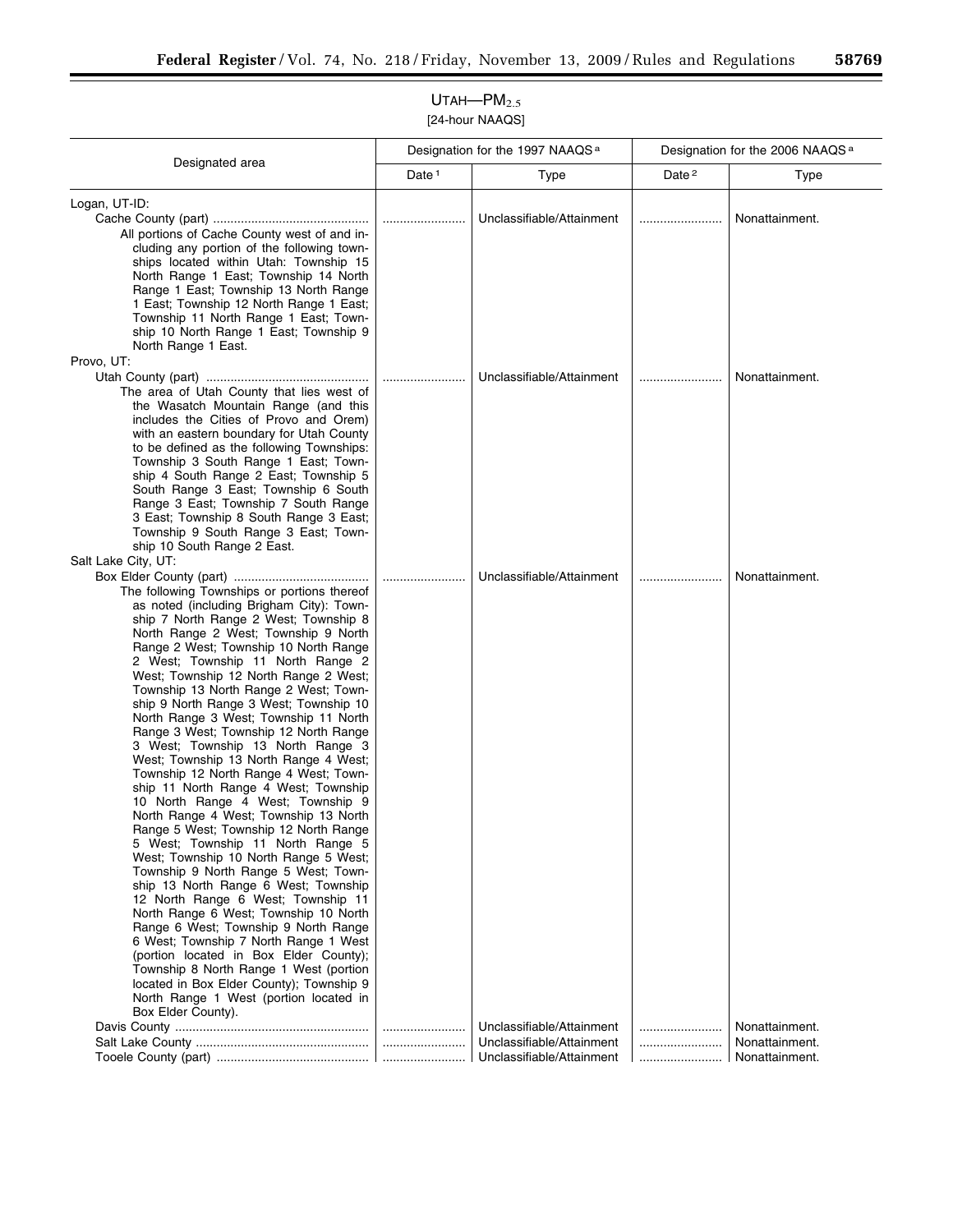## UTAH—$PM_{2.5}$

[24-hour NAAQS]

| Designated area | Designation for the 1997 NAAQS [a] | | Designation for the 2006 NAAQS [a] | |
|---|---|---|---|---|
| | Date [1] | Type | Date [2] | Type |
| Logan, UT-ID: | | | | |
| Cache County (part) | ........................ | Unclassifiable/Attainment | ........................ | Nonattainment. |
| All portions of Cache County west of and including any portion of the following townships located within Utah: Township 15 North Range 1 East; Township 14 North Range 1 East; Township 13 North Range 1 East; Township 12 North Range 1 East; Township 11 North Range 1 East; Township 10 North Range 1 East; Township 9 North Range 1 East. | | | | |
| Provo, UT: | | | | |
| Utah County (part) | ........................ | Unclassifiable/Attainment | ........................ | Nonattainment. |
| The area of Utah County that lies west of the Wasatch Mountain Range (and this includes the Cities of Provo and Orem) with an eastern boundary for Utah County to be defined as the following Townships: Township 3 South Range 1 East; Township 4 South Range 2 East; Township 5 South Range 3 East; Township 6 South Range 3 East; Township 7 South Range 3 East; Township 8 South Range 3 East; Township 9 South Range 3 East; Township 10 South Range 2 East. | | | | |
| Salt Lake City, UT: | | | | |
| Box Elder County (part) | ........................ | Unclassifiable/Attainment | ........................ | Nonattainment. |
| The following Townships or portions thereof as noted (including Brigham City): Township 7 North Range 2 West; Township 8 North Range 2 West; Township 9 North Range 2 West; Township 10 North Range 2 West; Township 11 North Range 2 West; Township 12 North Range 2 West; Township 13 North Range 2 West; Township 9 North Range 3 West; Township 10 North Range 3 West; Township 11 North Range 3 West; Township 12 North Range 3 West; Township 13 North Range 3 West; Township 13 North Range 4 West; Township 12 North Range 4 West; Township 11 North Range 4 West; Township 10 North Range 4 West; Township 9 North Range 4 West; Township 13 North Range 5 West; Township 12 North Range 5 West; Township 11 North Range 5 West; Township 10 North Range 5 West; Township 9 North Range 5 West; Township 13 North Range 6 West; Township 12 North Range 6 West; Township 11 North Range 6 West; Township 10 North Range 6 West; Township 9 North Range 6 West; Township 7 North Range 1 West (portion located in Box Elder County); Township 8 North Range 1 West (portion located in Box Elder County); Township 9 North Range 1 West (portion located in Box Elder County). | | | | |
| Davis County | ........................ | Unclassifiable/Attainment | ........................ | Nonattainment. |
| Salt Lake County | ........................ | Unclassifiable/Attainment | ........................ | Nonattainment. |
| Tooele County (part) | ........................ | Unclassifiable/Attainment | ........................ | Nonattainment. |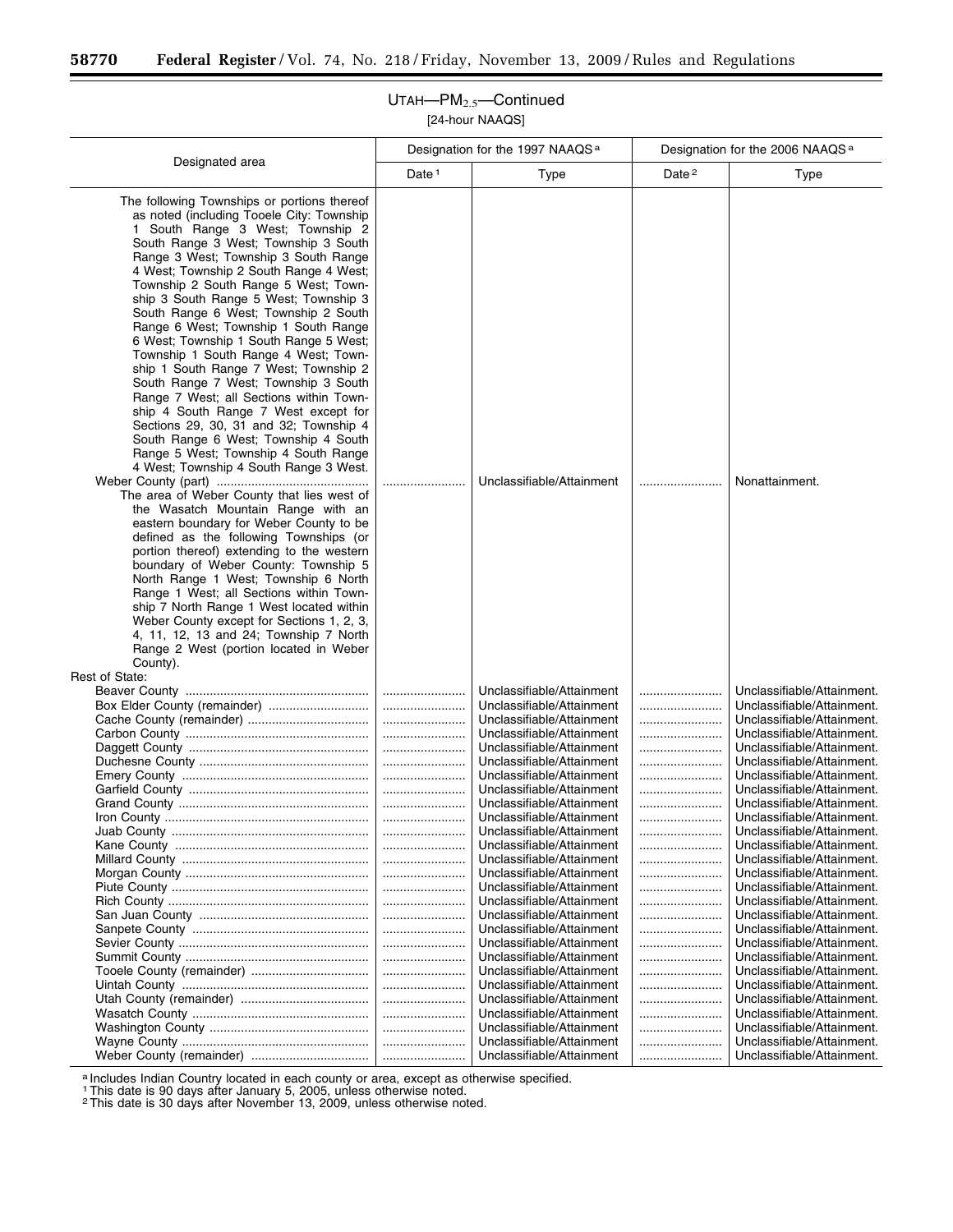UTAH—$PM_{2.5}$—Continued

[24-hour NAAQS]

| Designated area | Designation for the 1997 NAAQS[a] | | Designation for the 2006 NAAQS[a] | |
|---|---|---|---|---|
| | Date[1] | Type | Date[2] | Type |
| The following Townships or portions thereof as noted (including Tooele City: Township 1 South Range 3 West; Township 2 South Range 3 West; Township 3 South Range 3 West; Township 3 South Range 4 West; Township 2 South Range 4 West; Township 2 South Range 5 West; Township 3 South Range 5 West; Township 3 South Range 6 West; Township 2 South Range 6 West; Township 1 South Range 6 West; Township 1 South Range 5 West; Township 1 South Range 4 West; Township 1 South Range 7 West; Township 2 South Range 7 West; Township 3 South Range 7 West; all Sections within Township 4 South Range 7 West except for Sections 29, 30, 31 and 32; Township 4 South Range 6 West; Township 4 South Range 5 West; Township 4 South Range 4 West; Township 4 South Range 3 West. | | | | |
| Weber County (part) | | Unclassifiable/Attainment | | Nonattainment. |
| The area of Weber County that lies west of the Wasatch Mountain Range with an eastern boundary for Weber County to be defined as the following Townships (or portion thereof) extending to the western boundary of Weber County: Township 5 North Range 1 West; Township 6 North Range 1 West; all Sections within Township 7 North Range 1 West located within Weber County except for Sections 1, 2, 3, 4, 11, 12, 13 and 24; Township 7 North Range 2 West (portion located in Weber County). | | | | |
| Rest of State: | | | | |
| Beaver County | | Unclassifiable/Attainment | | Unclassifiable/Attainment. |
| Box Elder County (remainder) | | Unclassifiable/Attainment | | Unclassifiable/Attainment. |
| Cache County (remainder) | | Unclassifiable/Attainment | | Unclassifiable/Attainment. |
| Carbon County | | Unclassifiable/Attainment | | Unclassifiable/Attainment. |
| Daggett County | | Unclassifiable/Attainment | | Unclassifiable/Attainment. |
| Duchesne County | | Unclassifiable/Attainment | | Unclassifiable/Attainment. |
| Emery County | | Unclassifiable/Attainment | | Unclassifiable/Attainment. |
| Garfield County | | Unclassifiable/Attainment | | Unclassifiable/Attainment. |
| Grand County | | Unclassifiable/Attainment | | Unclassifiable/Attainment. |
| Iron County | | Unclassifiable/Attainment | | Unclassifiable/Attainment. |
| Juab County | | Unclassifiable/Attainment | | Unclassifiable/Attainment. |
| Kane County | | Unclassifiable/Attainment | | Unclassifiable/Attainment. |
| Millard County | | Unclassifiable/Attainment | | Unclassifiable/Attainment. |
| Morgan County | | Unclassifiable/Attainment | | Unclassifiable/Attainment. |
| Piute County | | Unclassifiable/Attainment | | Unclassifiable/Attainment. |
| Rich County | | Unclassifiable/Attainment | | Unclassifiable/Attainment. |
| San Juan County | | Unclassifiable/Attainment | | Unclassifiable/Attainment. |
| Sanpete County | | Unclassifiable/Attainment | | Unclassifiable/Attainment. |
| Sevier County | | Unclassifiable/Attainment | | Unclassifiable/Attainment. |
| Summit County | | Unclassifiable/Attainment | | Unclassifiable/Attainment. |
| Tooele County (remainder) | | Unclassifiable/Attainment | | Unclassifiable/Attainment. |
| Uintah County | | Unclassifiable/Attainment | | Unclassifiable/Attainment. |
| Utah County (remainder) | | Unclassifiable/Attainment | | Unclassifiable/Attainment. |
| Wasatch County | | Unclassifiable/Attainment | | Unclassifiable/Attainment. |
| Washington County | | Unclassifiable/Attainment | | Unclassifiable/Attainment. |
| Wayne County | | Unclassifiable/Attainment | | Unclassifiable/Attainment. |
| Weber County (remainder) | | Unclassifiable/Attainment | | Unclassifiable/Attainment. |

[a] Includes Indian Country located in each county or area, except as otherwise specified.

[1] This date is 90 days after January 5, 2005, unless otherwise noted.

[2] This date is 30 days after November 13, 2009, unless otherwise noted.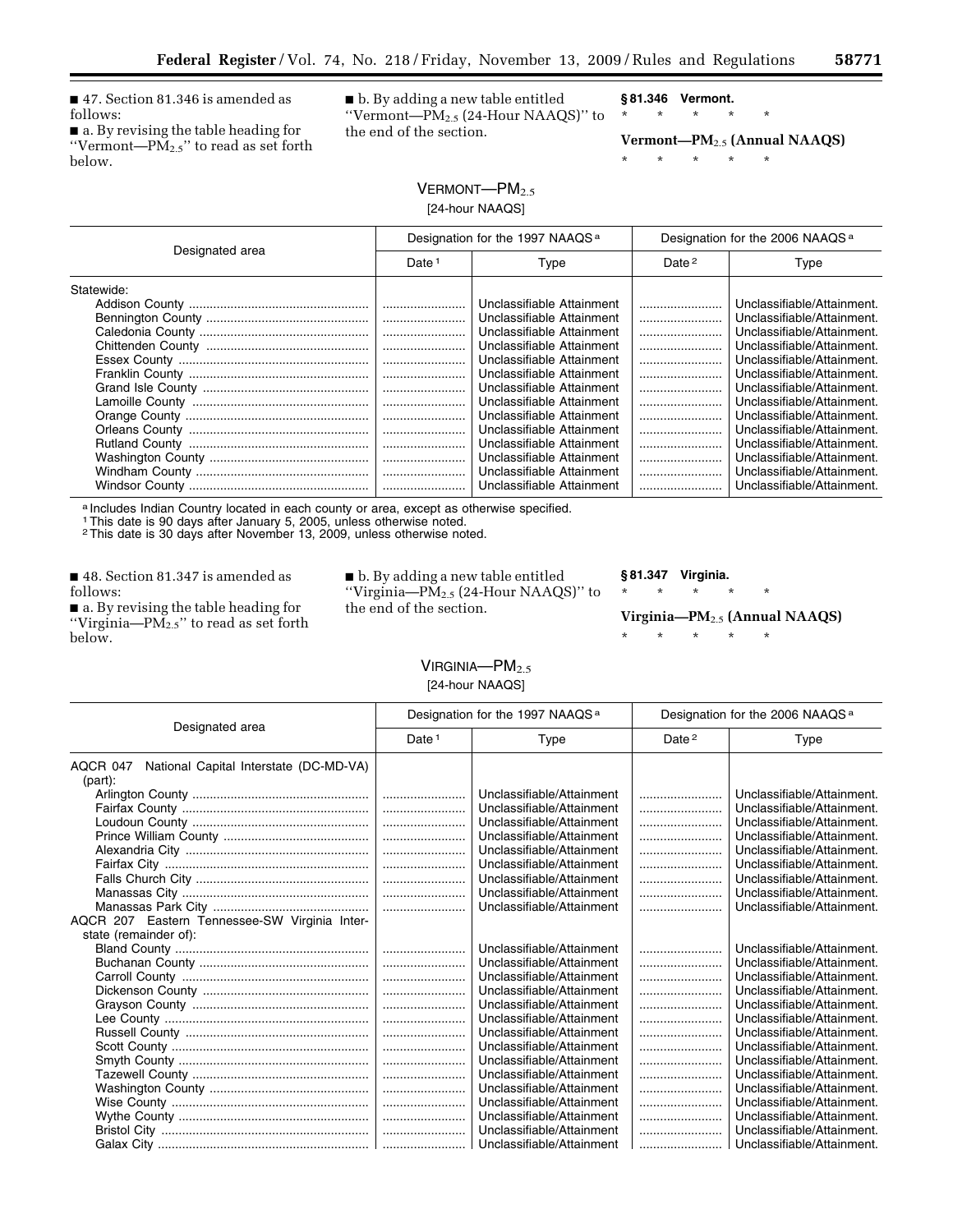■ 47. Section 81.346 is amended as follows:

■ a. By revising the table heading for ''Vermont—$PM_{2.5}$'' to read as set forth below.

■ b. By adding a new table entitled ''Vermont—$PM_{2.5}$ (24-Hour NAAQS)'' to the end of the section.

**§ 81.346 Vermont.**

\* \* \* \* \*

**Vermont—$PM_{2.5}$ (Annual NAAQS)**

\* \* \* \* \*

VERMONT—$PM_{2.5}$
[24-hour NAAQS]

| Designated area | Designation for the 1997 NAAQS [a] | | Designation for the 2006 NAAQS [a] | |
|---|---|---|---|---|
| | Date [1] | Type | Date [2] | Type |
| Statewide: | | | | |
| Addison County | ........................ | Unclassifiable Attainment | ........................ | Unclassifiable/Attainment. |
| Bennington County | ........................ | Unclassifiable Attainment | ........................ | Unclassifiable/Attainment. |
| Caledonia County | ........................ | Unclassifiable Attainment | ........................ | Unclassifiable/Attainment. |
| Chittenden County | ........................ | Unclassifiable Attainment | ........................ | Unclassifiable/Attainment. |
| Essex County | ........................ | Unclassifiable Attainment | ........................ | Unclassifiable/Attainment. |
| Franklin County | ........................ | Unclassifiable Attainment | ........................ | Unclassifiable/Attainment. |
| Grand Isle County | ........................ | Unclassifiable Attainment | ........................ | Unclassifiable/Attainment. |
| Lamoille County | ........................ | Unclassifiable Attainment | ........................ | Unclassifiable/Attainment. |
| Orange County | ........................ | Unclassifiable Attainment | ........................ | Unclassifiable/Attainment. |
| Orleans County | ........................ | Unclassifiable Attainment | ........................ | Unclassifiable/Attainment. |
| Rutland County | ........................ | Unclassifiable Attainment | ........................ | Unclassifiable/Attainment. |
| Washington County | ........................ | Unclassifiable Attainment | ........................ | Unclassifiable/Attainment. |
| Windham County | ........................ | Unclassifiable Attainment | ........................ | Unclassifiable/Attainment. |
| Windsor County | ........................ | Unclassifiable Attainment | ........................ | Unclassifiable/Attainment. |

[a] Includes Indian Country located in each county or area, except as otherwise specified.
[1] This date is 90 days after January 5, 2005, unless otherwise noted.
[2] This date is 30 days after November 13, 2009, unless otherwise noted.

■ 48. Section 81.347 is amended as follows:

■ a. By revising the table heading for ''Virginia—$PM_{2.5}$'' to read as set forth below.

■ b. By adding a new table entitled ''Virginia—$PM_{2.5}$ (24-Hour NAAQS)'' to the end of the section.

**§ 81.347 Virginia.**

\* \* \* \* \*

**Virginia—$PM_{2.5}$ (Annual NAAQS)**

\* \* \* \* \*

VIRGINIA—$PM_{2.5}$
[24-hour NAAQS]

| Designated area | Designation for the 1997 NAAQS [a] | | Designation for the 2006 NAAQS [a] | |
|---|---|---|---|---|
| | Date [1] | Type | Date [2] | Type |
| AQCR 047 National Capital Interstate (DC-MD-VA) (part): | | | | |
| Arlington County | ........................ | Unclassifiable/Attainment | ........................ | Unclassifiable/Attainment. |
| Fairfax County | ........................ | Unclassifiable/Attainment | ........................ | Unclassifiable/Attainment. |
| Loudoun County | ........................ | Unclassifiable/Attainment | ........................ | Unclassifiable/Attainment. |
| Prince William County | ........................ | Unclassifiable/Attainment | ........................ | Unclassifiable/Attainment. |
| Alexandria City | ........................ | Unclassifiable/Attainment | ........................ | Unclassifiable/Attainment. |
| Fairfax City | ........................ | Unclassifiable/Attainment | ........................ | Unclassifiable/Attainment. |
| Falls Church City | ........................ | Unclassifiable/Attainment | ........................ | Unclassifiable/Attainment. |
| Manassas City | ........................ | Unclassifiable/Attainment | ........................ | Unclassifiable/Attainment. |
| Manassas Park City | ........................ | Unclassifiable/Attainment | ........................ | Unclassifiable/Attainment. |
| AQCR 207 Eastern Tennessee-SW Virginia Interstate (remainder of): | | | | |
| Bland County | ........................ | Unclassifiable/Attainment | ........................ | Unclassifiable/Attainment. |
| Buchanan County | ........................ | Unclassifiable/Attainment | ........................ | Unclassifiable/Attainment. |
| Carroll County | ........................ | Unclassifiable/Attainment | ........................ | Unclassifiable/Attainment. |
| Dickenson County | ........................ | Unclassifiable/Attainment | ........................ | Unclassifiable/Attainment. |
| Grayson County | ........................ | Unclassifiable/Attainment | ........................ | Unclassifiable/Attainment. |
| Lee County | ........................ | Unclassifiable/Attainment | ........................ | Unclassifiable/Attainment. |
| Russell County | ........................ | Unclassifiable/Attainment | ........................ | Unclassifiable/Attainment. |
| Scott County | ........................ | Unclassifiable/Attainment | ........................ | Unclassifiable/Attainment. |
| Smyth County | ........................ | Unclassifiable/Attainment | ........................ | Unclassifiable/Attainment. |
| Tazewell County | ........................ | Unclassifiable/Attainment | ........................ | Unclassifiable/Attainment. |
| Washington County | ........................ | Unclassifiable/Attainment | ........................ | Unclassifiable/Attainment. |
| Wise County | ........................ | Unclassifiable/Attainment | ........................ | Unclassifiable/Attainment. |
| Wythe County | ........................ | Unclassifiable/Attainment | ........................ | Unclassifiable/Attainment. |
| Bristol City | ........................ | Unclassifiable/Attainment | ........................ | Unclassifiable/Attainment. |
| Galax City | ........................ | Unclassifiable/Attainment | ........................ | Unclassifiable/Attainment. |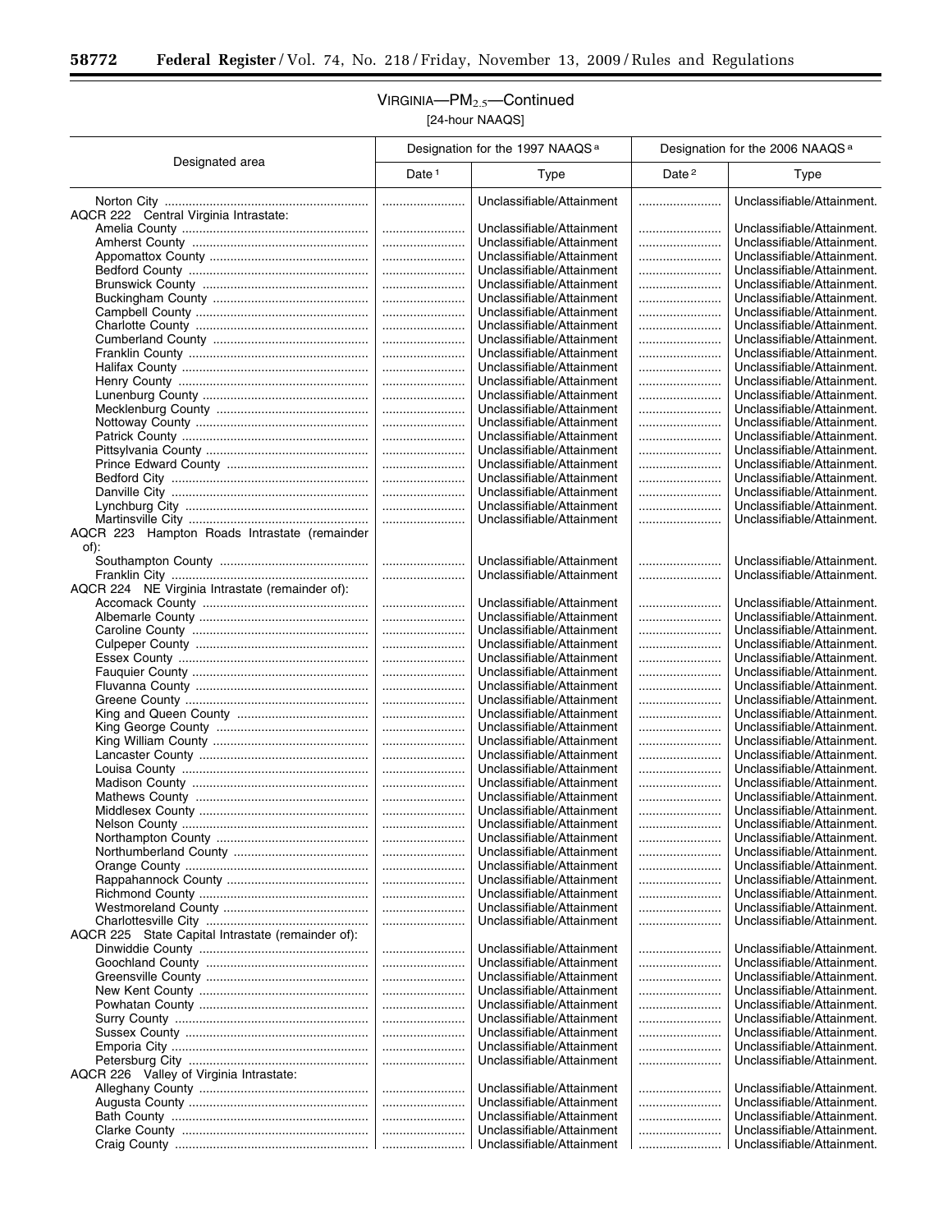## VIRGINIA—$PM_{2.5}$—Continued

[24-hour NAAQS]

| Designated area | Designation for the 1997 NAAQS [a] | | Designation for the 2006 NAAQS [a] | |
|---|---|---|---|---|
| | Date [1] | Type | Date [2] | Type |
| Norton City | | Unclassifiable/Attainment | | Unclassifiable/Attainment. |
| AQCR 222 Central Virginia Intrastate: | | | | |
| Amelia County | | Unclassifiable/Attainment | | Unclassifiable/Attainment. |
| Amherst County | | Unclassifiable/Attainment | | Unclassifiable/Attainment. |
| Appomattox County | | Unclassifiable/Attainment | | Unclassifiable/Attainment. |
| Bedford County | | Unclassifiable/Attainment | | Unclassifiable/Attainment. |
| Brunswick County | | Unclassifiable/Attainment | | Unclassifiable/Attainment. |
| Buckingham County | | Unclassifiable/Attainment | | Unclassifiable/Attainment. |
| Campbell County | | Unclassifiable/Attainment | | Unclassifiable/Attainment. |
| Charlotte County | | Unclassifiable/Attainment | | Unclassifiable/Attainment. |
| Cumberland County | | Unclassifiable/Attainment | | Unclassifiable/Attainment. |
| Franklin County | | Unclassifiable/Attainment | | Unclassifiable/Attainment. |
| Halifax County | | Unclassifiable/Attainment | | Unclassifiable/Attainment. |
| Henry County | | Unclassifiable/Attainment | | Unclassifiable/Attainment. |
| Lunenburg County | | Unclassifiable/Attainment | | Unclassifiable/Attainment. |
| Mecklenburg County | | Unclassifiable/Attainment | | Unclassifiable/Attainment. |
| Nottoway County | | Unclassifiable/Attainment | | Unclassifiable/Attainment. |
| Patrick County | | Unclassifiable/Attainment | | Unclassifiable/Attainment. |
| Pittsylvania County | | Unclassifiable/Attainment | | Unclassifiable/Attainment. |
| Prince Edward County | | Unclassifiable/Attainment | | Unclassifiable/Attainment. |
| Bedford City | | Unclassifiable/Attainment | | Unclassifiable/Attainment. |
| Danville City | | Unclassifiable/Attainment | | Unclassifiable/Attainment. |
| Lynchburg City | | Unclassifiable/Attainment | | Unclassifiable/Attainment. |
| Martinsville City | | Unclassifiable/Attainment | | Unclassifiable/Attainment. |
| AQCR 223 Hampton Roads Intrastate (remainder of): | | | | |
| Southampton County | | Unclassifiable/Attainment | | Unclassifiable/Attainment. |
| Franklin City | | Unclassifiable/Attainment | | Unclassifiable/Attainment. |
| AQCR 224 NE Virginia Intrastate (remainder of): | | | | |
| Accomack County | | Unclassifiable/Attainment | | Unclassifiable/Attainment. |
| Albemarle County | | Unclassifiable/Attainment | | Unclassifiable/Attainment. |
| Caroline County | | Unclassifiable/Attainment | | Unclassifiable/Attainment. |
| Culpeper County | | Unclassifiable/Attainment | | Unclassifiable/Attainment. |
| Essex County | | Unclassifiable/Attainment | | Unclassifiable/Attainment. |
| Fauquier County | | Unclassifiable/Attainment | | Unclassifiable/Attainment. |
| Fluvanna County | | Unclassifiable/Attainment | | Unclassifiable/Attainment. |
| Greene County | | Unclassifiable/Attainment | | Unclassifiable/Attainment. |
| King and Queen County | | Unclassifiable/Attainment | | Unclassifiable/Attainment. |
| King George County | | Unclassifiable/Attainment | | Unclassifiable/Attainment. |
| King William County | | Unclassifiable/Attainment | | Unclassifiable/Attainment. |
| Lancaster County | | Unclassifiable/Attainment | | Unclassifiable/Attainment. |
| Louisa County | | Unclassifiable/Attainment | | Unclassifiable/Attainment. |
| Madison County | | Unclassifiable/Attainment | | Unclassifiable/Attainment. |
| Mathews County | | Unclassifiable/Attainment | | Unclassifiable/Attainment. |
| Middlesex County | | Unclassifiable/Attainment | | Unclassifiable/Attainment. |
| Nelson County | | Unclassifiable/Attainment | | Unclassifiable/Attainment. |
| Northampton County | | Unclassifiable/Attainment | | Unclassifiable/Attainment. |
| Northumberland County | | Unclassifiable/Attainment | | Unclassifiable/Attainment. |
| Orange County | | Unclassifiable/Attainment | | Unclassifiable/Attainment. |
| Rappahannock County | | Unclassifiable/Attainment | | Unclassifiable/Attainment. |
| Richmond County | | Unclassifiable/Attainment | | Unclassifiable/Attainment. |
| Westmoreland County | | Unclassifiable/Attainment | | Unclassifiable/Attainment. |
| Charlottesville City | | Unclassifiable/Attainment | | Unclassifiable/Attainment. |
| AQCR 225 State Capital Intrastate (remainder of): | | | | |
| Dinwiddie County | | Unclassifiable/Attainment | | Unclassifiable/Attainment. |
| Goochland County | | Unclassifiable/Attainment | | Unclassifiable/Attainment. |
| Greensville County | | Unclassifiable/Attainment | | Unclassifiable/Attainment. |
| New Kent County | | Unclassifiable/Attainment | | Unclassifiable/Attainment. |
| Powhatan County | | Unclassifiable/Attainment | | Unclassifiable/Attainment. |
| Surry County | | Unclassifiable/Attainment | | Unclassifiable/Attainment. |
| Sussex County | | Unclassifiable/Attainment | | Unclassifiable/Attainment. |
| Emporia City | | Unclassifiable/Attainment | | Unclassifiable/Attainment. |
| Petersburg City | | Unclassifiable/Attainment | | Unclassifiable/Attainment. |
| AQCR 226 Valley of Virginia Intrastate: | | | | |
| Alleghany County | | Unclassifiable/Attainment | | Unclassifiable/Attainment. |
| Augusta County | | Unclassifiable/Attainment | | Unclassifiable/Attainment. |
| Bath County | | Unclassifiable/Attainment | | Unclassifiable/Attainment. |
| Clarke County | | Unclassifiable/Attainment | | Unclassifiable/Attainment. |
| Craig County | | Unclassifiable/Attainment | | Unclassifiable/Attainment. |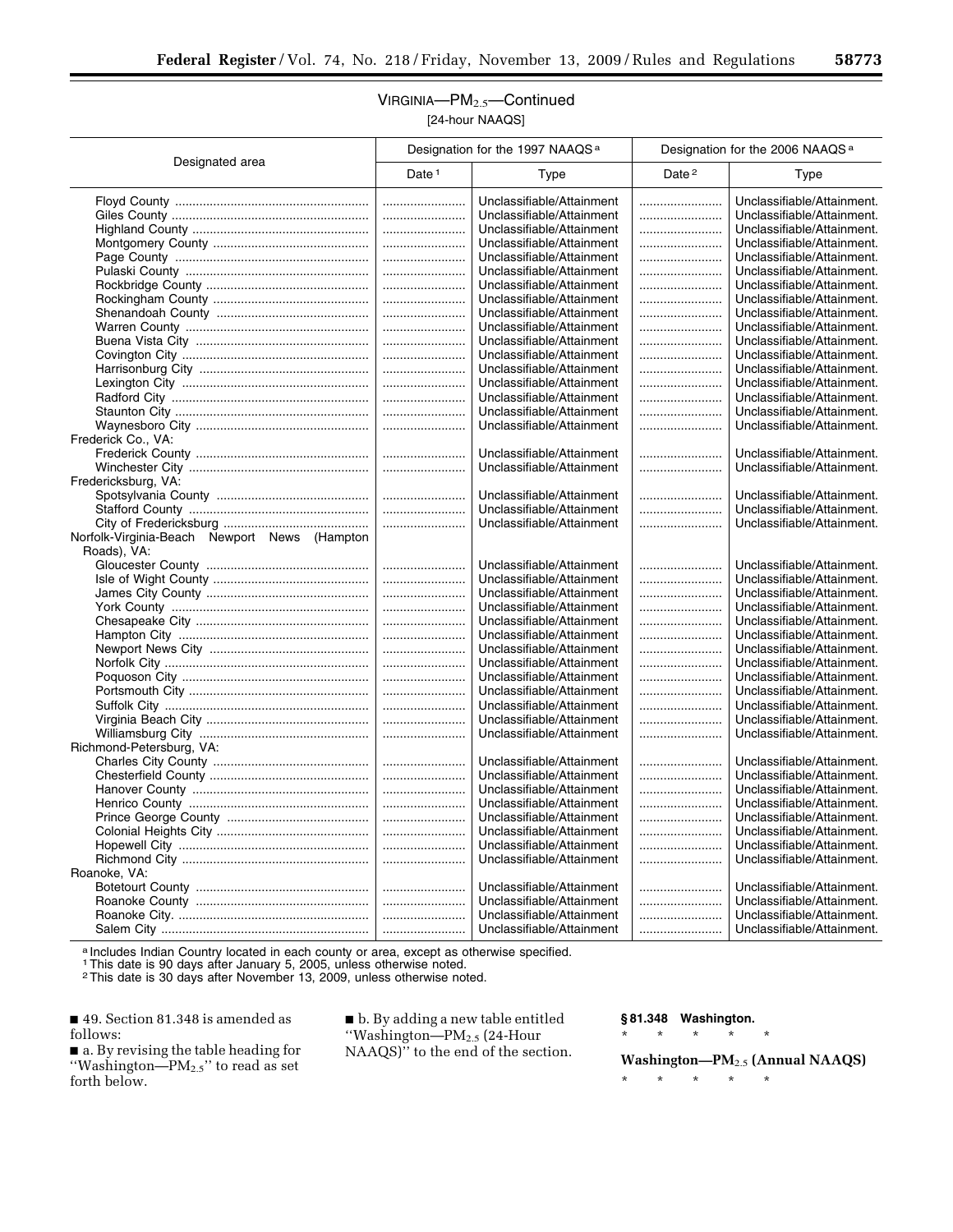## VIRGINIA—$PM_{2.5}$—Continued

[24-hour NAAQS]

| Designated area | Designation for the 1997 NAAQS [a] | | Designation for the 2006 NAAQS [a] | |
|---|---|---|---|---|
| | Date [1] | Type | Date [2] | Type |
| Floyd County | | Unclassifiable/Attainment | | Unclassifiable/Attainment. |
| Giles County | | Unclassifiable/Attainment | | Unclassifiable/Attainment. |
| Highland County | | Unclassifiable/Attainment | | Unclassifiable/Attainment. |
| Montgomery County | | Unclassifiable/Attainment | | Unclassifiable/Attainment. |
| Page County | | Unclassifiable/Attainment | | Unclassifiable/Attainment. |
| Pulaski County | | Unclassifiable/Attainment | | Unclassifiable/Attainment. |
| Rockbridge County | | Unclassifiable/Attainment | | Unclassifiable/Attainment. |
| Rockingham County | | Unclassifiable/Attainment | | Unclassifiable/Attainment. |
| Shenandoah County | | Unclassifiable/Attainment | | Unclassifiable/Attainment. |
| Warren County | | Unclassifiable/Attainment | | Unclassifiable/Attainment. |
| Buena Vista City | | Unclassifiable/Attainment | | Unclassifiable/Attainment. |
| Covington City | | Unclassifiable/Attainment | | Unclassifiable/Attainment. |
| Harrisonburg City | | Unclassifiable/Attainment | | Unclassifiable/Attainment. |
| Lexington City | | Unclassifiable/Attainment | | Unclassifiable/Attainment. |
| Radford City | | Unclassifiable/Attainment | | Unclassifiable/Attainment. |
| Staunton City | | Unclassifiable/Attainment | | Unclassifiable/Attainment. |
| Waynesboro City | | Unclassifiable/Attainment | | Unclassifiable/Attainment. |
| Frederick Co., VA: | | | | |
| Frederick County | | Unclassifiable/Attainment | | Unclassifiable/Attainment. |
| Winchester City | | Unclassifiable/Attainment | | Unclassifiable/Attainment. |
| Fredericksburg, VA: | | | | |
| Spotsylvania County | | Unclassifiable/Attainment | | Unclassifiable/Attainment. |
| Stafford County | | Unclassifiable/Attainment | | Unclassifiable/Attainment. |
| City of Fredericksburg | | Unclassifiable/Attainment | | Unclassifiable/Attainment. |
| Norfolk-Virginia-Beach Newport News (Hampton Roads), VA: | | | | |
| Gloucester County | | Unclassifiable/Attainment | | Unclassifiable/Attainment. |
| Isle of Wight County | | Unclassifiable/Attainment | | Unclassifiable/Attainment. |
| James City County | | Unclassifiable/Attainment | | Unclassifiable/Attainment. |
| York County | | Unclassifiable/Attainment | | Unclassifiable/Attainment. |
| Chesapeake City | | Unclassifiable/Attainment | | Unclassifiable/Attainment. |
| Hampton City | | Unclassifiable/Attainment | | Unclassifiable/Attainment. |
| Newport News City | | Unclassifiable/Attainment | | Unclassifiable/Attainment. |
| Norfolk City | | Unclassifiable/Attainment | | Unclassifiable/Attainment. |
| Poquoson City | | Unclassifiable/Attainment | | Unclassifiable/Attainment. |
| Portsmouth City | | Unclassifiable/Attainment | | Unclassifiable/Attainment. |
| Suffolk City | | Unclassifiable/Attainment | | Unclassifiable/Attainment. |
| Virginia Beach City | | Unclassifiable/Attainment | | Unclassifiable/Attainment. |
| Williamsburg City | | Unclassifiable/Attainment | | Unclassifiable/Attainment. |
| Richmond-Petersburg, VA: | | | | |
| Charles City County | | Unclassifiable/Attainment | | Unclassifiable/Attainment. |
| Chesterfield County | | Unclassifiable/Attainment | | Unclassifiable/Attainment. |
| Hanover County | | Unclassifiable/Attainment | | Unclassifiable/Attainment. |
| Henrico County | | Unclassifiable/Attainment | | Unclassifiable/Attainment. |
| Prince George County | | Unclassifiable/Attainment | | Unclassifiable/Attainment. |
| Colonial Heights City | | Unclassifiable/Attainment | | Unclassifiable/Attainment. |
| Hopewell City | | Unclassifiable/Attainment | | Unclassifiable/Attainment. |
| Richmond City | | Unclassifiable/Attainment | | Unclassifiable/Attainment. |
| Roanoke, VA: | | | | |
| Botetourt County | | Unclassifiable/Attainment | | Unclassifiable/Attainment. |
| Roanoke County | | Unclassifiable/Attainment | | Unclassifiable/Attainment. |
| Roanoke City. | | Unclassifiable/Attainment | | Unclassifiable/Attainment. |
| Salem City | | Unclassifiable/Attainment | | Unclassifiable/Attainment. |

[a] Includes Indian Country located in each county or area, except as otherwise specified.
[1] This date is 90 days after January 5, 2005, unless otherwise noted.
[2] This date is 30 days after November 13, 2009, unless otherwise noted.

■ 49. Section 81.348 is amended as follows:

■ a. By revising the table heading for ''Washington—$PM_{2.5}$'' to read as set forth below.

■ b. By adding a new table entitled ''Washington—$PM_{2.5}$ (24-Hour NAAQS)'' to the end of the section.

**§ 81.348 Washington.**

\* \* \* \* \*

**Washington—$PM_{2.5}$ (Annual NAAQS)**

\* \* \* \* \*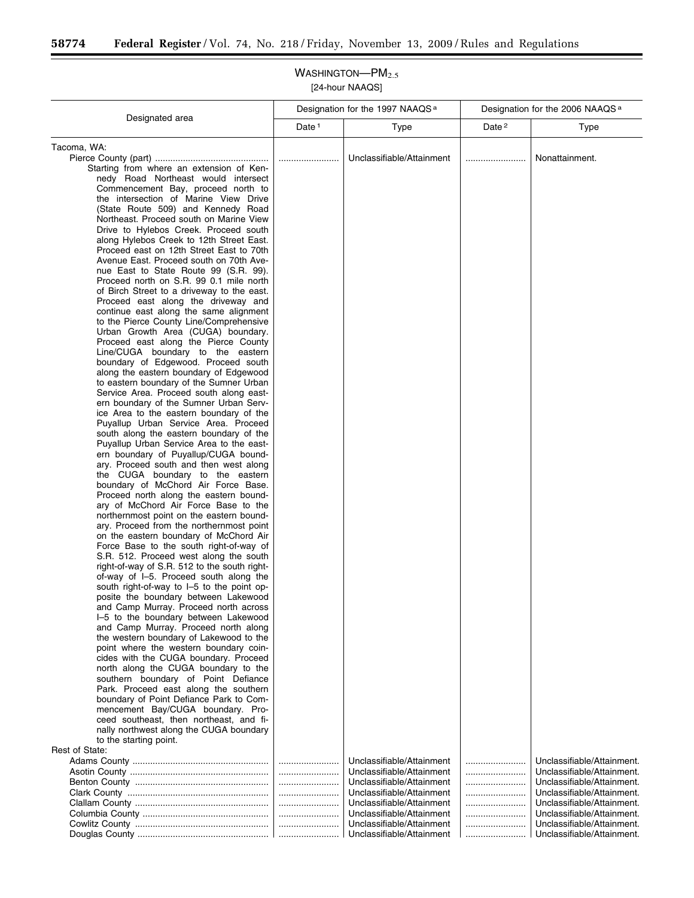## WASHINGTON—$PM_{2.5}$

[24-hour NAAQS]

| Designated area | Designation for the 1997 NAAQS [a] | | Designation for the 2006 NAAQS [a] | |
|---|---|---|---|---|
| | Date [1] | Type | Date [2] | Type |
| Tacoma, WA: | | | | |
| Pierce County (part) | | Unclassifiable/Attainment | | Nonattainment. |
| Starting from where an extension of Kennedy Road Northeast would intersect Commencement Bay, proceed north to the intersection of Marine View Drive (State Route 509) and Kennedy Road Northeast. Proceed south on Marine View Drive to Hylebos Creek. Proceed south along Hylebos Creek to 12th Street East. Proceed east on 12th Street East to 70th Avenue East. Proceed south on 70th Avenue East to State Route 99 (S.R. 99). Proceed north on S.R. 99 0.1 mile north of Birch Street to a driveway to the east. Proceed east along the driveway and continue east along the same alignment to the Pierce County Line/Comprehensive Urban Growth Area (CUGA) boundary. Proceed east along the Pierce County Line/CUGA boundary to the eastern boundary of Edgewood. Proceed south along the eastern boundary of Edgewood to eastern boundary of the Sumner Urban Service Area. Proceed south along eastern boundary of the Sumner Urban Service Area to the eastern boundary of the Puyallup Urban Service Area. Proceed south along the eastern boundary of the Puyallup Urban Service Area to the eastern boundary of Puyallup/CUGA boundary. Proceed south and then west along the CUGA boundary to the eastern boundary of McChord Air Force Base. Proceed north along the eastern boundary of McChord Air Force Base to the northernmost point on the eastern boundary. Proceed from the northernmost point on the eastern boundary of McChord Air Force Base to the south right-of-way of S.R. 512. Proceed west along the south right-of-way of S.R. 512 to the south right-of-way of I–5. Proceed south along the south right-of-way to I–5 to the point opposite the boundary between Lakewood and Camp Murray. Proceed north across I–5 to the boundary between Lakewood and Camp Murray. Proceed north along the western boundary of Lakewood to the point where the western boundary coincides with the CUGA boundary. Proceed north along the CUGA boundary to the southern boundary of Point Defiance Park. Proceed east along the southern boundary of Point Defiance Park to Commencement Bay/CUGA boundary. Proceed southeast, then northeast, and finally northwest along the CUGA boundary to the starting point. | | | | |
| Rest of State: | | | | |
| Adams County | | Unclassifiable/Attainment | | Unclassifiable/Attainment. |
| Asotin County | | Unclassifiable/Attainment | | Unclassifiable/Attainment. |
| Benton County | | Unclassifiable/Attainment | | Unclassifiable/Attainment. |
| Clark County | | Unclassifiable/Attainment | | Unclassifiable/Attainment. |
| Clallam County | | Unclassifiable/Attainment | | Unclassifiable/Attainment. |
| Columbia County | | Unclassifiable/Attainment | | Unclassifiable/Attainment. |
| Cowlitz County | | Unclassifiable/Attainment | | Unclassifiable/Attainment. |
| Douglas County | | Unclassifiable/Attainment | | Unclassifiable/Attainment. |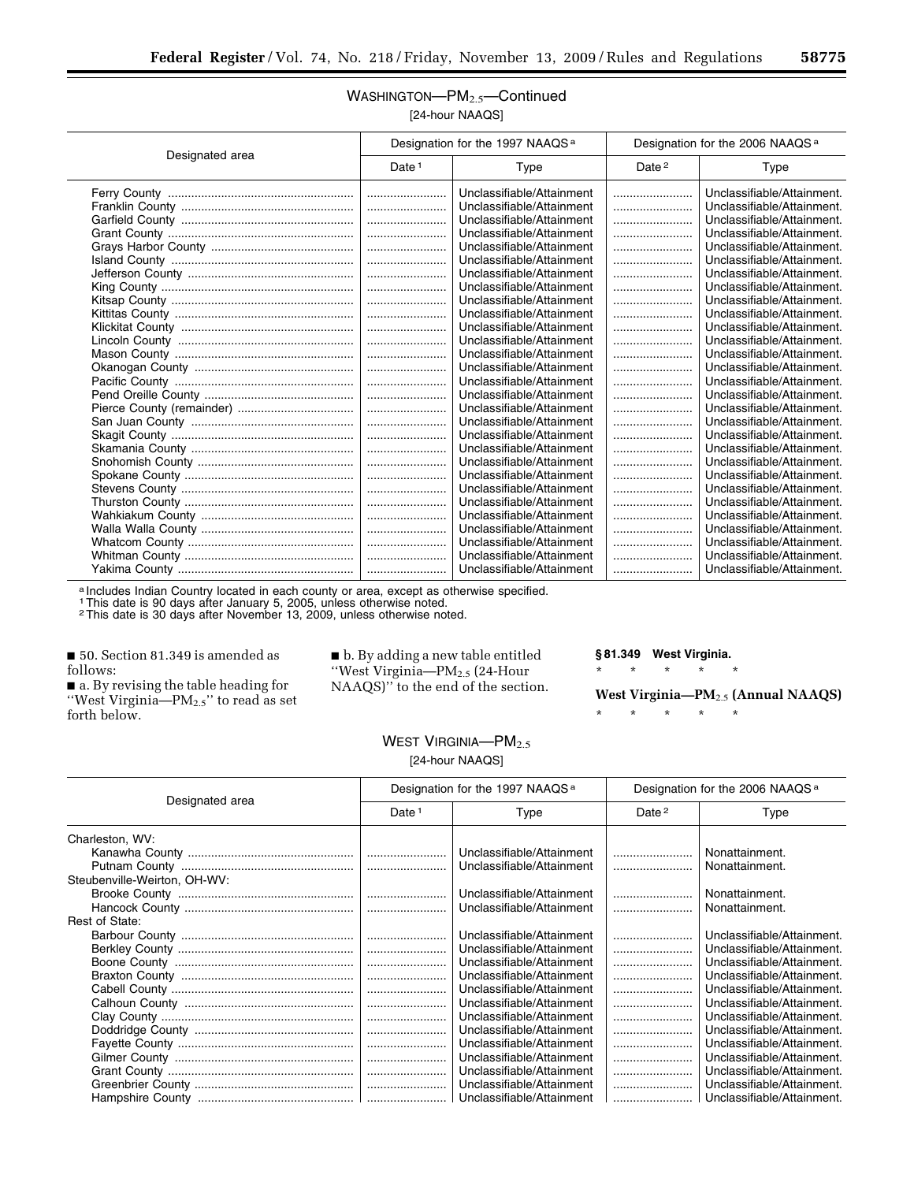### WASHINGTON—$PM_{2.5}$—Continued

[24-hour NAAQS]

| Designated area | Designation for the 1997 NAAQS [a] | | Designation for the 2006 NAAQS [a] | |
|---|---|---|---|---|
| | Date [1] | Type | Date [2] | Type |
| Ferry County | ........................ | Unclassifiable/Attainment | ........................ | Unclassifiable/Attainment. |
| Franklin County | ........................ | Unclassifiable/Attainment | ........................ | Unclassifiable/Attainment. |
| Garfield County | ........................ | Unclassifiable/Attainment | ........................ | Unclassifiable/Attainment. |
| Grant County | ........................ | Unclassifiable/Attainment | ........................ | Unclassifiable/Attainment. |
| Grays Harbor County | ........................ | Unclassifiable/Attainment | ........................ | Unclassifiable/Attainment. |
| Island County | ........................ | Unclassifiable/Attainment | ........................ | Unclassifiable/Attainment. |
| Jefferson County | ........................ | Unclassifiable/Attainment | ........................ | Unclassifiable/Attainment. |
| King County | ........................ | Unclassifiable/Attainment | ........................ | Unclassifiable/Attainment. |
| Kitsap County | ........................ | Unclassifiable/Attainment | ........................ | Unclassifiable/Attainment. |
| Kittitas County | ........................ | Unclassifiable/Attainment | ........................ | Unclassifiable/Attainment. |
| Klickitat County | ........................ | Unclassifiable/Attainment | ........................ | Unclassifiable/Attainment. |
| Lincoln County | ........................ | Unclassifiable/Attainment | ........................ | Unclassifiable/Attainment. |
| Mason County | ........................ | Unclassifiable/Attainment | ........................ | Unclassifiable/Attainment. |
| Okanogan County | ........................ | Unclassifiable/Attainment | ........................ | Unclassifiable/Attainment. |
| Pacific County | ........................ | Unclassifiable/Attainment | ........................ | Unclassifiable/Attainment. |
| Pend Oreille County | ........................ | Unclassifiable/Attainment | ........................ | Unclassifiable/Attainment. |
| Pierce County (remainder) | ........................ | Unclassifiable/Attainment | ........................ | Unclassifiable/Attainment. |
| San Juan County | ........................ | Unclassifiable/Attainment | ........................ | Unclassifiable/Attainment. |
| Skagit County | ........................ | Unclassifiable/Attainment | ........................ | Unclassifiable/Attainment. |
| Skamania County | ........................ | Unclassifiable/Attainment | ........................ | Unclassifiable/Attainment. |
| Snohomish County | ........................ | Unclassifiable/Attainment | ........................ | Unclassifiable/Attainment. |
| Spokane County | ........................ | Unclassifiable/Attainment | ........................ | Unclassifiable/Attainment. |
| Stevens County | ........................ | Unclassifiable/Attainment | ........................ | Unclassifiable/Attainment. |
| Thurston County | ........................ | Unclassifiable/Attainment | ........................ | Unclassifiable/Attainment. |
| Wahkiakum County | ........................ | Unclassifiable/Attainment | ........................ | Unclassifiable/Attainment. |
| Walla Walla County | ........................ | Unclassifiable/Attainment | ........................ | Unclassifiable/Attainment. |
| Whatcom County | ........................ | Unclassifiable/Attainment | ........................ | Unclassifiable/Attainment. |
| Whitman County | ........................ | Unclassifiable/Attainment | ........................ | Unclassifiable/Attainment. |
| Yakima County | ........................ | Unclassifiable/Attainment | ........................ | Unclassifiable/Attainment. |

[a] Includes Indian Country located in each county or area, except as otherwise specified.
[1] This date is 90 days after January 5, 2005, unless otherwise noted.
[2] This date is 30 days after November 13, 2009, unless otherwise noted.

■ 50. Section 81.349 is amended as follows:

■ a. By revising the table heading for "West Virginia—$PM_{2.5}$" to read as set forth below.

■ b. By adding a new table entitled "West Virginia—$PM_{2.5}$ (24-Hour NAAQS)" to the end of the section.

**§ 81.349 West Virginia.**

\* \* \* \* \*

**West Virginia—$PM_{2.5}$ (Annual NAAQS)**

\* \* \* \* \*

### WEST VIRGINIA—$PM_{2.5}$

[24-hour NAAQS]

| Designated area | Designation for the 1997 NAAQS [a] | | Designation for the 2006 NAAQS [a] | |
|---|---|---|---|---|
| | Date [1] | Type | Date [2] | Type |
| Charleston, WV: | | | | |
| Kanawha County | ........................ | Unclassifiable/Attainment | ........................ | Nonattainment. |
| Putnam County | ........................ | Unclassifiable/Attainment | ........................ | Nonattainment. |
| Steubenville-Weirton, OH-WV: | | | | |
| Brooke County | ........................ | Unclassifiable/Attainment | ........................ | Nonattainment. |
| Hancock County | ........................ | Unclassifiable/Attainment | ........................ | Nonattainment. |
| Rest of State: | | | | |
| Barbour County | ........................ | Unclassifiable/Attainment | ........................ | Unclassifiable/Attainment. |
| Berkley County | ........................ | Unclassifiable/Attainment | ........................ | Unclassifiable/Attainment. |
| Boone County | ........................ | Unclassifiable/Attainment | ........................ | Unclassifiable/Attainment. |
| Braxton County | ........................ | Unclassifiable/Attainment | ........................ | Unclassifiable/Attainment. |
| Cabell County | ........................ | Unclassifiable/Attainment | ........................ | Unclassifiable/Attainment. |
| Calhoun County | ........................ | Unclassifiable/Attainment | ........................ | Unclassifiable/Attainment. |
| Clay County | ........................ | Unclassifiable/Attainment | ........................ | Unclassifiable/Attainment. |
| Doddridge County | ........................ | Unclassifiable/Attainment | ........................ | Unclassifiable/Attainment. |
| Fayette County | ........................ | Unclassifiable/Attainment | ........................ | Unclassifiable/Attainment. |
| Gilmer County | ........................ | Unclassifiable/Attainment | ........................ | Unclassifiable/Attainment. |
| Grant County | ........................ | Unclassifiable/Attainment | ........................ | Unclassifiable/Attainment. |
| Greenbrier County | ........................ | Unclassifiable/Attainment | ........................ | Unclassifiable/Attainment. |
| Hampshire County | ........................ | Unclassifiable/Attainment | ........................ | Unclassifiable/Attainment. |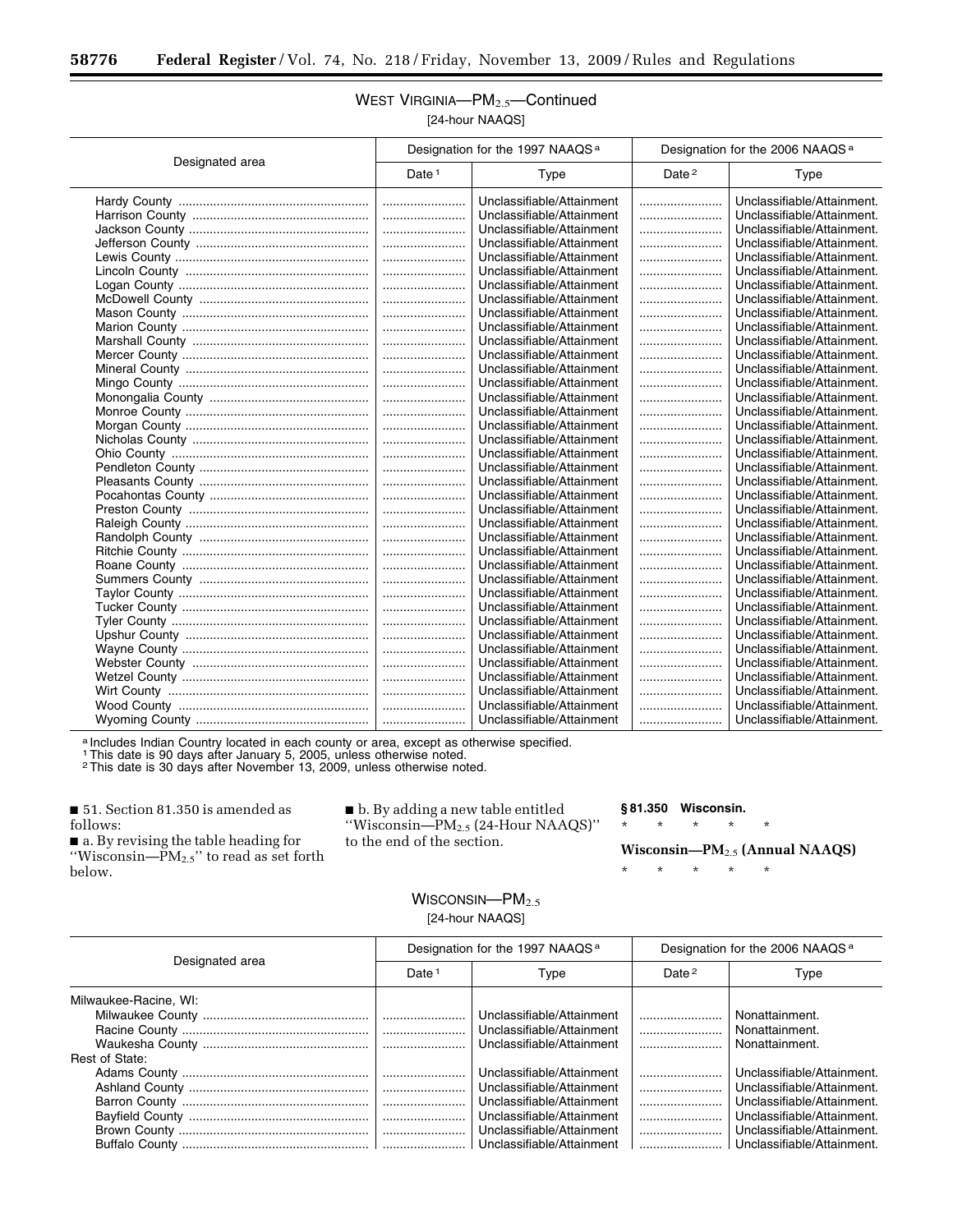WEST VIRGINIA—$PM_{2.5}$—Continued

[24-hour NAAQS]

| Designated area | Designation for the 1997 NAAQS [a] | | Designation for the 2006 NAAQS [a] | |
|---|---|---|---|---|
| | Date [1] | Type | Date [2] | Type |
| Hardy County | ........................ | Unclassifiable/Attainment | ........................ | Unclassifiable/Attainment. |
| Harrison County | ........................ | Unclassifiable/Attainment | ........................ | Unclassifiable/Attainment. |
| Jackson County | ........................ | Unclassifiable/Attainment | ........................ | Unclassifiable/Attainment. |
| Jefferson County | ........................ | Unclassifiable/Attainment | ........................ | Unclassifiable/Attainment. |
| Lewis County | ........................ | Unclassifiable/Attainment | ........................ | Unclassifiable/Attainment. |
| Lincoln County | ........................ | Unclassifiable/Attainment | ........................ | Unclassifiable/Attainment. |
| Logan County | ........................ | Unclassifiable/Attainment | ........................ | Unclassifiable/Attainment. |
| McDowell County | ........................ | Unclassifiable/Attainment | ........................ | Unclassifiable/Attainment. |
| Mason County | ........................ | Unclassifiable/Attainment | ........................ | Unclassifiable/Attainment. |
| Marion County | ........................ | Unclassifiable/Attainment | ........................ | Unclassifiable/Attainment. |
| Marshall County | ........................ | Unclassifiable/Attainment | ........................ | Unclassifiable/Attainment. |
| Mercer County | ........................ | Unclassifiable/Attainment | ........................ | Unclassifiable/Attainment. |
| Mineral County | ........................ | Unclassifiable/Attainment | ........................ | Unclassifiable/Attainment. |
| Mingo County | ........................ | Unclassifiable/Attainment | ........................ | Unclassifiable/Attainment. |
| Monongalia County | ........................ | Unclassifiable/Attainment | ........................ | Unclassifiable/Attainment. |
| Monroe County | ........................ | Unclassifiable/Attainment | ........................ | Unclassifiable/Attainment. |
| Morgan County | ........................ | Unclassifiable/Attainment | ........................ | Unclassifiable/Attainment. |
| Nicholas County | ........................ | Unclassifiable/Attainment | ........................ | Unclassifiable/Attainment. |
| Ohio County | ........................ | Unclassifiable/Attainment | ........................ | Unclassifiable/Attainment. |
| Pendleton County | ........................ | Unclassifiable/Attainment | ........................ | Unclassifiable/Attainment. |
| Pleasants County | ........................ | Unclassifiable/Attainment | ........................ | Unclassifiable/Attainment. |
| Pocahontas County | ........................ | Unclassifiable/Attainment | ........................ | Unclassifiable/Attainment. |
| Preston County | ........................ | Unclassifiable/Attainment | ........................ | Unclassifiable/Attainment. |
| Raleigh County | ........................ | Unclassifiable/Attainment | ........................ | Unclassifiable/Attainment. |
| Randolph County | ........................ | Unclassifiable/Attainment | ........................ | Unclassifiable/Attainment. |
| Ritchie County | ........................ | Unclassifiable/Attainment | ........................ | Unclassifiable/Attainment. |
| Roane County | ........................ | Unclassifiable/Attainment | ........................ | Unclassifiable/Attainment. |
| Summers County | ........................ | Unclassifiable/Attainment | ........................ | Unclassifiable/Attainment. |
| Taylor County | ........................ | Unclassifiable/Attainment | ........................ | Unclassifiable/Attainment. |
| Tucker County | ........................ | Unclassifiable/Attainment | ........................ | Unclassifiable/Attainment. |
| Tyler County | ........................ | Unclassifiable/Attainment | ........................ | Unclassifiable/Attainment. |
| Upshur County | ........................ | Unclassifiable/Attainment | ........................ | Unclassifiable/Attainment. |
| Wayne County | ........................ | Unclassifiable/Attainment | ........................ | Unclassifiable/Attainment. |
| Webster County | ........................ | Unclassifiable/Attainment | ........................ | Unclassifiable/Attainment. |
| Wetzel County | ........................ | Unclassifiable/Attainment | ........................ | Unclassifiable/Attainment. |
| Wirt County | ........................ | Unclassifiable/Attainment | ........................ | Unclassifiable/Attainment. |
| Wood County | ........................ | Unclassifiable/Attainment | ........................ | Unclassifiable/Attainment. |
| Wyoming County | ........................ | Unclassifiable/Attainment | ........................ | Unclassifiable/Attainment. |

[a] Includes Indian Country located in each county or area, except as otherwise specified.
[1] This date is 90 days after January 5, 2005, unless otherwise noted.
[2] This date is 30 days after November 13, 2009, unless otherwise noted.

■ 51. Section 81.350 is amended as follows:

■ a. By revising the table heading for "Wisconsin—$PM_{2.5}$" to read as set forth below.

■ b. By adding a new table entitled "Wisconsin—$PM_{2.5}$ (24-Hour NAAQS)" to the end of the section.

**§ 81.350 Wisconsin.**

\* \* \* \* \*

**Wisconsin—$PM_{2.5}$ (Annual NAAQS)**

\* \* \* \* \*

WISCONSIN—$PM_{2.5}$

[24-hour NAAQS]

| Designated area | Designation for the 1997 NAAQS [a] | | Designation for the 2006 NAAQS [a] | |
|---|---|---|---|---|
| | Date [1] | Type | Date [2] | Type |
| Milwaukee-Racine, WI: | | | | |
| Milwaukee County | ........................ | Unclassifiable/Attainment | ........................ | Nonattainment. |
| Racine County | ........................ | Unclassifiable/Attainment | ........................ | Nonattainment. |
| Waukesha County | ........................ | Unclassifiable/Attainment | ........................ | Nonattainment. |
| Rest of State: | | | | |
| Adams County | ........................ | Unclassifiable/Attainment | ........................ | Unclassifiable/Attainment. |
| Ashland County | ........................ | Unclassifiable/Attainment | ........................ | Unclassifiable/Attainment. |
| Barron County | ........................ | Unclassifiable/Attainment | ........................ | Unclassifiable/Attainment. |
| Bayfield County | ........................ | Unclassifiable/Attainment | ........................ | Unclassifiable/Attainment. |
| Brown County | ........................ | Unclassifiable/Attainment | ........................ | Unclassifiable/Attainment. |
| Buffalo County | ........................ | Unclassifiable/Attainment | ........................ | Unclassifiable/Attainment. |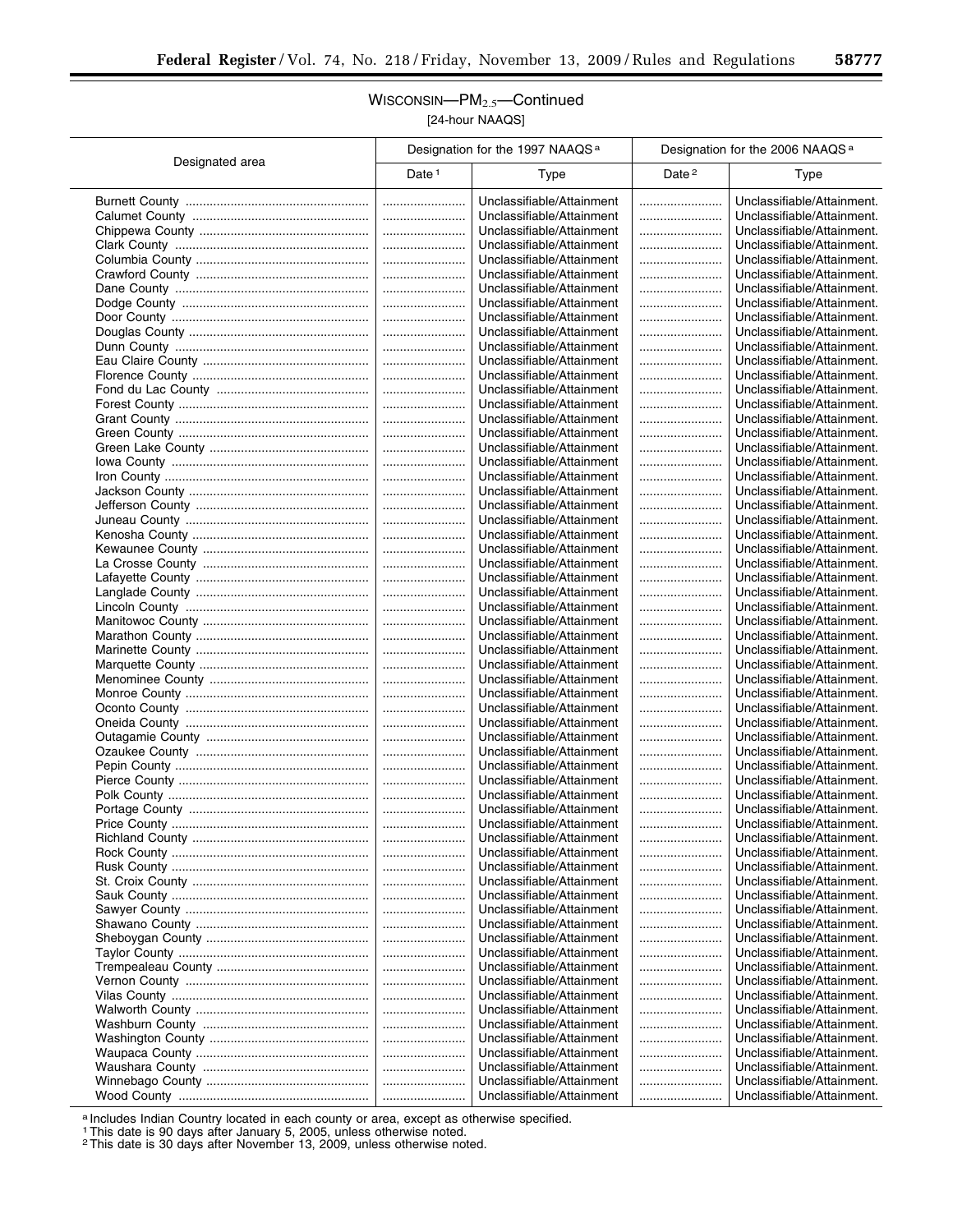## WISCONSIN—$PM_{2.5}$—Continued

[24-hour NAAQS]

| Designated area | Designation for the 1997 NAAQS[a] | | Designation for the 2006 NAAQS[a] | |
|---|---|---|---|---|
| | Date[1] | Type | Date[2] | Type |
| Burnett County | | Unclassifiable/Attainment | | Unclassifiable/Attainment. |
| Calumet County | | Unclassifiable/Attainment | | Unclassifiable/Attainment. |
| Chippewa County | | Unclassifiable/Attainment | | Unclassifiable/Attainment. |
| Clark County | | Unclassifiable/Attainment | | Unclassifiable/Attainment. |
| Columbia County | | Unclassifiable/Attainment | | Unclassifiable/Attainment. |
| Crawford County | | Unclassifiable/Attainment | | Unclassifiable/Attainment. |
| Dane County | | Unclassifiable/Attainment | | Unclassifiable/Attainment. |
| Dodge County | | Unclassifiable/Attainment | | Unclassifiable/Attainment. |
| Door County | | Unclassifiable/Attainment | | Unclassifiable/Attainment. |
| Douglas County | | Unclassifiable/Attainment | | Unclassifiable/Attainment. |
| Dunn County | | Unclassifiable/Attainment | | Unclassifiable/Attainment. |
| Eau Claire County | | Unclassifiable/Attainment | | Unclassifiable/Attainment. |
| Florence County | | Unclassifiable/Attainment | | Unclassifiable/Attainment. |
| Fond du Lac County | | Unclassifiable/Attainment | | Unclassifiable/Attainment. |
| Forest County | | Unclassifiable/Attainment | | Unclassifiable/Attainment. |
| Grant County | | Unclassifiable/Attainment | | Unclassifiable/Attainment. |
| Green County | | Unclassifiable/Attainment | | Unclassifiable/Attainment. |
| Green Lake County | | Unclassifiable/Attainment | | Unclassifiable/Attainment. |
| Iowa County | | Unclassifiable/Attainment | | Unclassifiable/Attainment. |
| Iron County | | Unclassifiable/Attainment | | Unclassifiable/Attainment. |
| Jackson County | | Unclassifiable/Attainment | | Unclassifiable/Attainment. |
| Jefferson County | | Unclassifiable/Attainment | | Unclassifiable/Attainment. |
| Juneau County | | Unclassifiable/Attainment | | Unclassifiable/Attainment. |
| Kenosha County | | Unclassifiable/Attainment | | Unclassifiable/Attainment. |
| Kewaunee County | | Unclassifiable/Attainment | | Unclassifiable/Attainment. |
| La Crosse County | | Unclassifiable/Attainment | | Unclassifiable/Attainment. |
| Lafayette County | | Unclassifiable/Attainment | | Unclassifiable/Attainment. |
| Langlade County | | Unclassifiable/Attainment | | Unclassifiable/Attainment. |
| Lincoln County | | Unclassifiable/Attainment | | Unclassifiable/Attainment. |
| Manitowoc County | | Unclassifiable/Attainment | | Unclassifiable/Attainment. |
| Marathon County | | Unclassifiable/Attainment | | Unclassifiable/Attainment. |
| Marinette County | | Unclassifiable/Attainment | | Unclassifiable/Attainment. |
| Marquette County | | Unclassifiable/Attainment | | Unclassifiable/Attainment. |
| Menominee County | | Unclassifiable/Attainment | | Unclassifiable/Attainment. |
| Monroe County | | Unclassifiable/Attainment | | Unclassifiable/Attainment. |
| Oconto County | | Unclassifiable/Attainment | | Unclassifiable/Attainment. |
| Oneida County | | Unclassifiable/Attainment | | Unclassifiable/Attainment. |
| Outagamie County | | Unclassifiable/Attainment | | Unclassifiable/Attainment. |
| Ozaukee County | | Unclassifiable/Attainment | | Unclassifiable/Attainment. |
| Pepin County | | Unclassifiable/Attainment | | Unclassifiable/Attainment. |
| Pierce County | | Unclassifiable/Attainment | | Unclassifiable/Attainment. |
| Polk County | | Unclassifiable/Attainment | | Unclassifiable/Attainment. |
| Portage County | | Unclassifiable/Attainment | | Unclassifiable/Attainment. |
| Price County | | Unclassifiable/Attainment | | Unclassifiable/Attainment. |
| Richland County | | Unclassifiable/Attainment | | Unclassifiable/Attainment. |
| Rock County | | Unclassifiable/Attainment | | Unclassifiable/Attainment. |
| Rusk County | | Unclassifiable/Attainment | | Unclassifiable/Attainment. |
| St. Croix County | | Unclassifiable/Attainment | | Unclassifiable/Attainment. |
| Sauk County | | Unclassifiable/Attainment | | Unclassifiable/Attainment. |
| Sawyer County | | Unclassifiable/Attainment | | Unclassifiable/Attainment. |
| Shawano County | | Unclassifiable/Attainment | | Unclassifiable/Attainment. |
| Sheboygan County | | Unclassifiable/Attainment | | Unclassifiable/Attainment. |
| Taylor County | | Unclassifiable/Attainment | | Unclassifiable/Attainment. |
| Trempealeau County | | Unclassifiable/Attainment | | Unclassifiable/Attainment. |
| Vernon County | | Unclassifiable/Attainment | | Unclassifiable/Attainment. |
| Vilas County | | Unclassifiable/Attainment | | Unclassifiable/Attainment. |
| Walworth County | | Unclassifiable/Attainment | | Unclassifiable/Attainment. |
| Washburn County | | Unclassifiable/Attainment | | Unclassifiable/Attainment. |
| Washington County | | Unclassifiable/Attainment | | Unclassifiable/Attainment. |
| Waupaca County | | Unclassifiable/Attainment | | Unclassifiable/Attainment. |
| Waushara County | | Unclassifiable/Attainment | | Unclassifiable/Attainment. |
| Winnebago County | | Unclassifiable/Attainment | | Unclassifiable/Attainment. |
| Wood County | | Unclassifiable/Attainment | | Unclassifiable/Attainment. |

[a] Includes Indian Country located in each county or area, except as otherwise specified.

[1] This date is 90 days after January 5, 2005, unless otherwise noted.

[2] This date is 30 days after November 13, 2009, unless otherwise noted.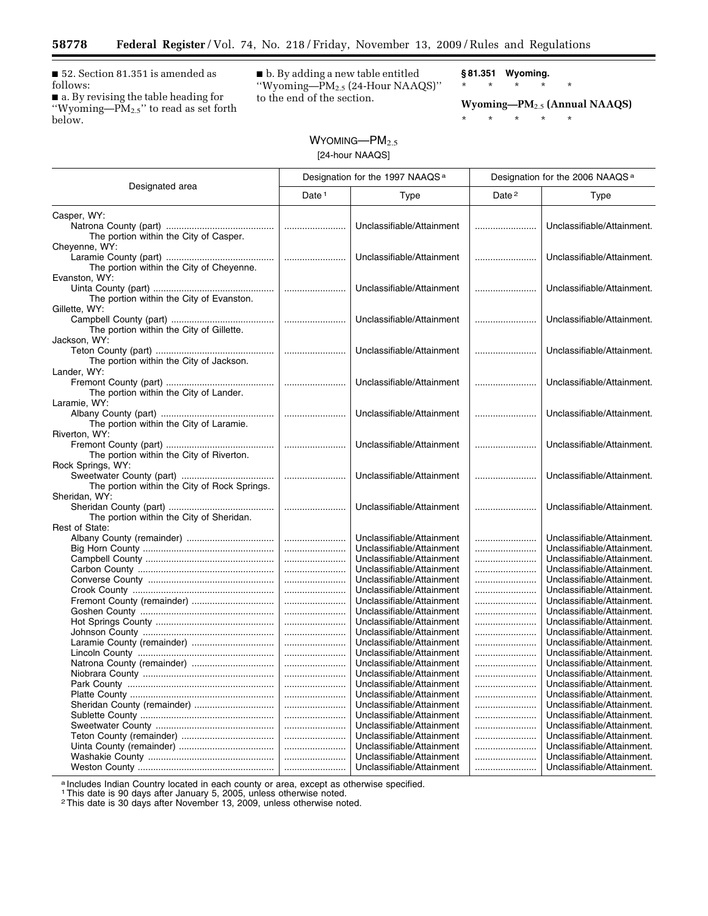■ 52. Section 81.351 is amended as follows:

■ a. By revising the table heading for "Wyoming—$PM_{2.5}$" to read as set forth below.

■ b. By adding a new table entitled "Wyoming—$PM_{2.5}$ (24-Hour NAAQS)" to the end of the section.

**§ 81.351 Wyoming.**

\* \* \* \* \*

**Wyoming—$PM_{2.5}$ (Annual NAAQS)**

\* \* \* \* \*

WYOMING—$PM_{2.5}$

[24-hour NAAQS]

| Designated area | Designation for the 1997 NAAQS [a] | | Designation for the 2006 NAAQS [a] | |
|---|---|---|---|---|
| | Date [1] | Type | Date [2] | Type |
| Casper, WY: | | | | |
| Natrona County (part) The portion within the City of Casper. | ........ | Unclassifiable/Attainment | ........ | Unclassifiable/Attainment. |
| Cheyenne, WY: | | | | |
| Laramie County (part) The portion within the City of Cheyenne. | ........ | Unclassifiable/Attainment | ........ | Unclassifiable/Attainment. |
| Evanston, WY: | | | | |
| Uinta County (part) The portion within the City of Evanston. | ........ | Unclassifiable/Attainment | ........ | Unclassifiable/Attainment. |
| Gillette, WY: | | | | |
| Campbell County (part) The portion within the City of Gillette. | ........ | Unclassifiable/Attainment | ........ | Unclassifiable/Attainment. |
| Jackson, WY: | | | | |
| Teton County (part) The portion within the City of Jackson. | ........ | Unclassifiable/Attainment | ........ | Unclassifiable/Attainment. |
| Lander, WY: | | | | |
| Fremont County (part) The portion within the City of Lander. | ........ | Unclassifiable/Attainment | ........ | Unclassifiable/Attainment. |
| Laramie, WY: | | | | |
| Albany County (part) The portion within the City of Laramie. | ........ | Unclassifiable/Attainment | ........ | Unclassifiable/Attainment. |
| Riverton, WY: | | | | |
| Fremont County (part) The portion within the City of Riverton. | ........ | Unclassifiable/Attainment | ........ | Unclassifiable/Attainment. |
| Rock Springs, WY: | | | | |
| Sweetwater County (part) The portion within the City of Rock Springs. | ........ | Unclassifiable/Attainment | ........ | Unclassifiable/Attainment. |
| Sheridan, WY: | | | | |
| Sheridan County (part) The portion within the City of Sheridan. | ........ | Unclassifiable/Attainment | ........ | Unclassifiable/Attainment. |
| Rest of State: | | | | |
| Albany County (remainder) | ........ | Unclassifiable/Attainment | ........ | Unclassifiable/Attainment. |
| Big Horn County | ........ | Unclassifiable/Attainment | ........ | Unclassifiable/Attainment. |
| Campbell County | ........ | Unclassifiable/Attainment | ........ | Unclassifiable/Attainment. |
| Carbon County | ........ | Unclassifiable/Attainment | ........ | Unclassifiable/Attainment. |
| Converse County | ........ | Unclassifiable/Attainment | ........ | Unclassifiable/Attainment. |
| Crook County | ........ | Unclassifiable/Attainment | ........ | Unclassifiable/Attainment. |
| Fremont County (remainder) | ........ | Unclassifiable/Attainment | ........ | Unclassifiable/Attainment. |
| Goshen County | ........ | Unclassifiable/Attainment | ........ | Unclassifiable/Attainment. |
| Hot Springs County | ........ | Unclassifiable/Attainment | ........ | Unclassifiable/Attainment. |
| Johnson County | ........ | Unclassifiable/Attainment | ........ | Unclassifiable/Attainment. |
| Laramie County (remainder) | ........ | Unclassifiable/Attainment | ........ | Unclassifiable/Attainment. |
| Lincoln County | ........ | Unclassifiable/Attainment | ........ | Unclassifiable/Attainment. |
| Natrona County (remainder) | ........ | Unclassifiable/Attainment | ........ | Unclassifiable/Attainment. |
| Niobrara County | ........ | Unclassifiable/Attainment | ........ | Unclassifiable/Attainment. |
| Park County | ........ | Unclassifiable/Attainment | ........ | Unclassifiable/Attainment. |
| Platte County | ........ | Unclassifiable/Attainment | ........ | Unclassifiable/Attainment. |
| Sheridan County (remainder) | ........ | Unclassifiable/Attainment | ........ | Unclassifiable/Attainment. |
| Sublette County | ........ | Unclassifiable/Attainment | ........ | Unclassifiable/Attainment. |
| Sweetwater County | ........ | Unclassifiable/Attainment | ........ | Unclassifiable/Attainment. |
| Teton County (remainder) | ........ | Unclassifiable/Attainment | ........ | Unclassifiable/Attainment. |
| Uinta County (remainder) | ........ | Unclassifiable/Attainment | ........ | Unclassifiable/Attainment. |
| Washakie County | ........ | Unclassifiable/Attainment | ........ | Unclassifiable/Attainment. |
| Weston County | ........ | Unclassifiable/Attainment | ........ | Unclassifiable/Attainment. |

[a] Includes Indian Country located in each county or area, except as otherwise specified.

[1] This date is 90 days after January 5, 2005, unless otherwise noted.

[2] This date is 30 days after November 13, 2009, unless otherwise noted.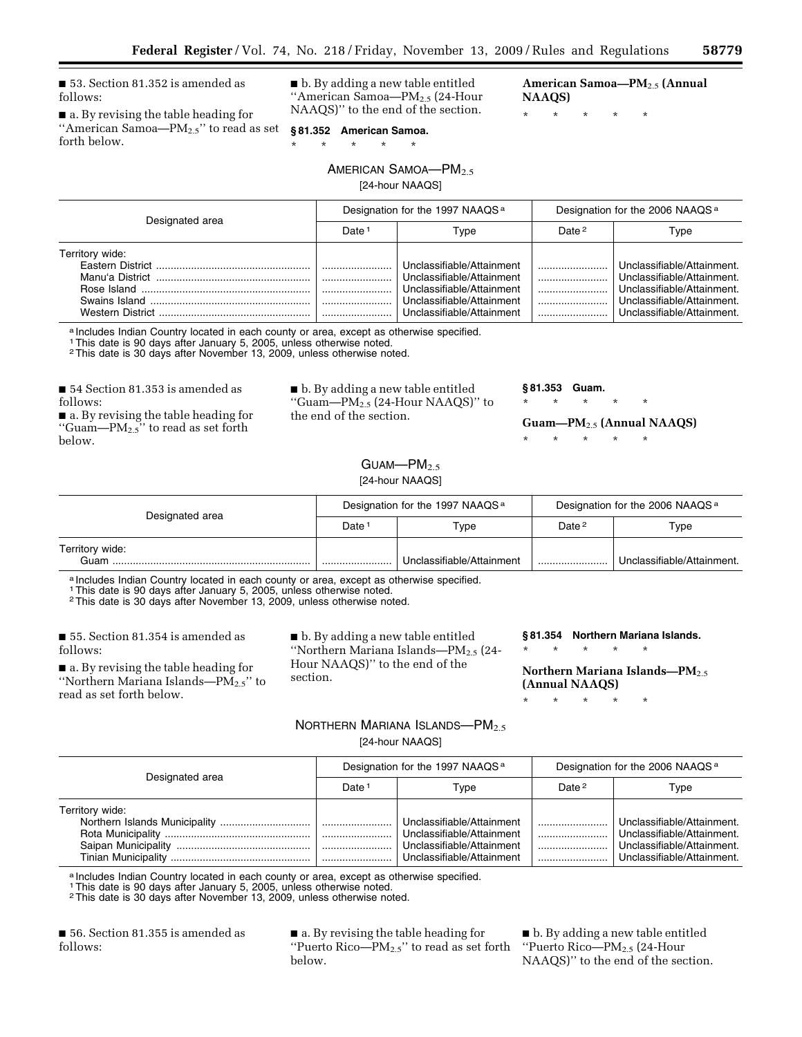■ 53. Section 81.352 is amended as follows:

■ a. By revising the table heading for "American Samoa—$PM_{2.5}$" to read as set forth below.

■ b. By adding a new table entitled "American Samoa—$PM_{2.5}$ (24-Hour NAAQS)" to the end of the section.

**§ 81.352 American Samoa.**

\* \* \* \* \*

**American Samoa—$PM_{2.5}$ (Annual NAAQS)**

\* \* \* \* \*

AMERICAN SAMOA—$PM_{2.5}$

[24-hour NAAQS]

| Designated area | Designation for the 1997 NAAQS [a] | | Designation for the 2006 NAAQS [a] | |
|---|---|---|---|---|
| | Date [1] | Type | Date [2] | Type |
| Territory wide: | | | | |
| Eastern District | | Unclassifiable/Attainment | | Unclassifiable/Attainment. |
| Manu'a District | | Unclassifiable/Attainment | | Unclassifiable/Attainment. |
| Rose Island | | Unclassifiable/Attainment | | Unclassifiable/Attainment. |
| Swains Island | | Unclassifiable/Attainment | | Unclassifiable/Attainment. |
| Western District | | Unclassifiable/Attainment | | Unclassifiable/Attainment. |

[a] Includes Indian Country located in each county or area, except as otherwise specified.
[1] This date is 90 days after January 5, 2005, unless otherwise noted.
[2] This date is 30 days after November 13, 2009, unless otherwise noted.

■ 54 Section 81.353 is amended as follows:

■ a. By revising the table heading for "Guam—$PM_{2.5}$" to read as set forth below.

■ b. By adding a new table entitled "Guam—$PM_{2.5}$ (24-Hour NAAQS)" to the end of the section.

**§ 81.353 Guam.**

\* \* \* \* \*

**Guam—$PM_{2.5}$ (Annual NAAQS)**

\* \* \* \* \*

GUAM—$PM_{2.5}$

[24-hour NAAQS]

| Designated area | Designation for the 1997 NAAQS [a] | | Designation for the 2006 NAAQS [a] | |
|---|---|---|---|---|
| | Date [1] | Type | Date [2] | Type |
| Territory wide: | | | | |
| Guam | | Unclassifiable/Attainment | | Unclassifiable/Attainment. |

[a] Includes Indian Country located in each county or area, except as otherwise specified.
[1] This date is 90 days after January 5, 2005, unless otherwise noted.
[2] This date is 30 days after November 13, 2009, unless otherwise noted.

■ 55. Section 81.354 is amended as follows:

■ a. By revising the table heading for "Northern Mariana Islands—$PM_{2.5}$" to read as set forth below.

■ b. By adding a new table entitled "Northern Mariana Islands—$PM_{2.5}$ (24-Hour NAAQS)" to the end of the section.

**§ 81.354 Northern Mariana Islands.**

\* \* \* \* \*

**Northern Mariana Islands—$PM_{2.5}$ (Annual NAAQS)**

\* \* \* \* \*

NORTHERN MARIANA ISLANDS—$PM_{2.5}$

[24-hour NAAQS]

| Designated area | Designation for the 1997 NAAQS [a] | | Designation for the 2006 NAAQS [a] | |
|---|---|---|---|---|
| | Date [1] | Type | Date [2] | Type |
| Territory wide: | | | | |
| Northern Islands Municipality | | Unclassifiable/Attainment | | Unclassifiable/Attainment. |
| Rota Municipality | | Unclassifiable/Attainment | | Unclassifiable/Attainment. |
| Saipan Municipality | | Unclassifiable/Attainment | | Unclassifiable/Attainment. |
| Tinian Municipality | | Unclassifiable/Attainment | | Unclassifiable/Attainment. |

[a] Includes Indian Country located in each county or area, except as otherwise specified.
[1] This date is 90 days after January 5, 2005, unless otherwise noted.
[2] This date is 30 days after November 13, 2009, unless otherwise noted.

■ 56. Section 81.355 is amended as follows:

■ a. By revising the table heading for "Puerto Rico—$PM_{2.5}$" to read as set forth below.

■ b. By adding a new table entitled "Puerto Rico—$PM_{2.5}$ (24-Hour NAAQS)" to the end of the section.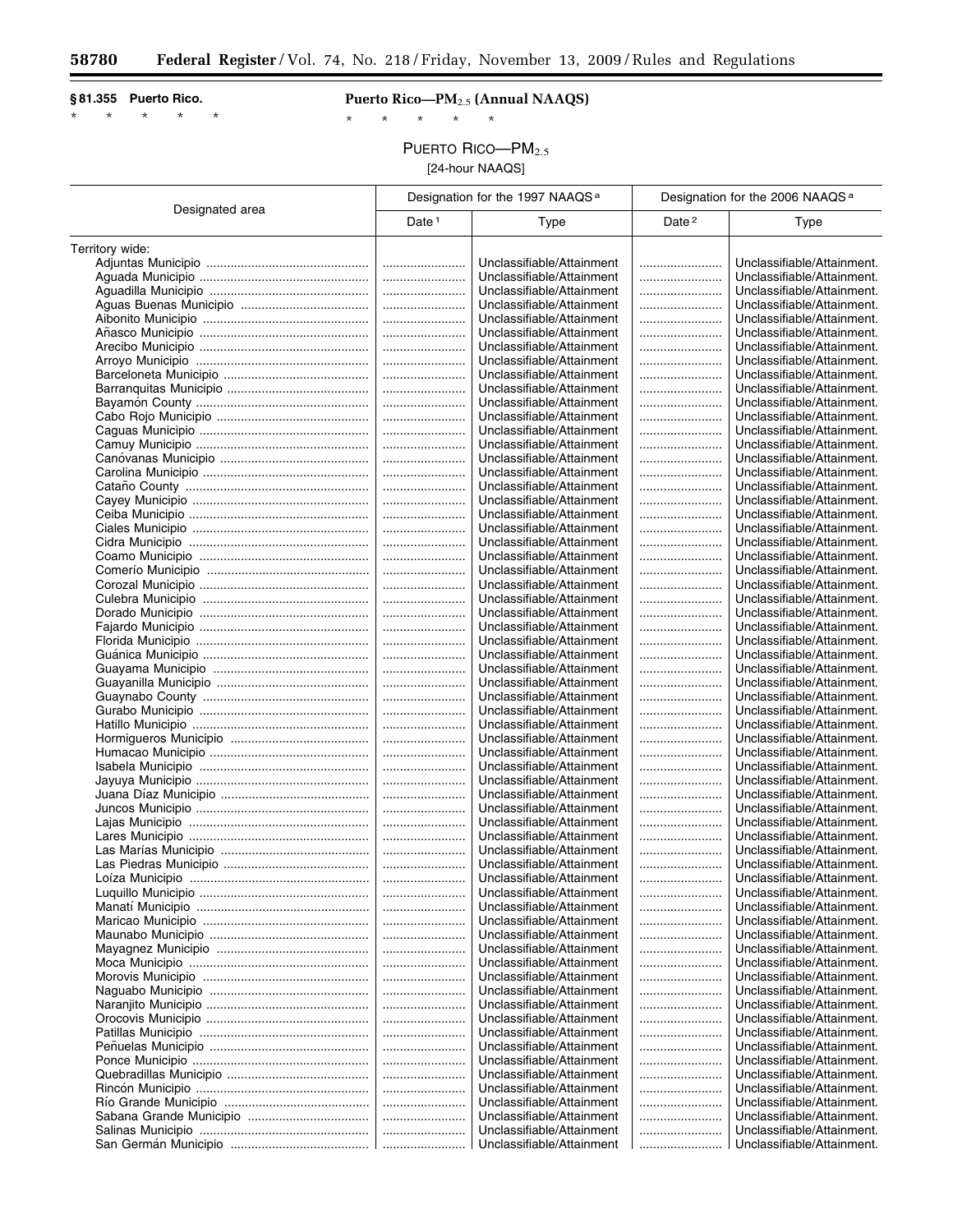**§ 81.355 Puerto Rico.**

\* \* \* \* \*

**Puerto Rico—$PM_{2.5}$ (Annual NAAQS)**

\* \* \* \* \*

PUERTO RICO—$PM_{2.5}$

[24-hour NAAQS]

| Designated area | Designation for the 1997 NAAQS [a] | | Designation for the 2006 NAAQS [a] | |
|---|---|---|---|---|
| | Date [1] | Type | Date [2] | Type |
| Territory wide: | | | | |
| Adjuntas Municipio | ........................ | Unclassifiable/Attainment | ........................ | Unclassifiable/Attainment. |
| Aguada Municipio | ........................ | Unclassifiable/Attainment | ........................ | Unclassifiable/Attainment. |
| Aguadilla Municipio | ........................ | Unclassifiable/Attainment | ........................ | Unclassifiable/Attainment. |
| Aguas Buenas Municipio | ........................ | Unclassifiable/Attainment | ........................ | Unclassifiable/Attainment. |
| Aibonito Municipio | ........................ | Unclassifiable/Attainment | ........................ | Unclassifiable/Attainment. |
| Añasco Municipio | ........................ | Unclassifiable/Attainment | ........................ | Unclassifiable/Attainment. |
| Arecibo Municipio | ........................ | Unclassifiable/Attainment | ........................ | Unclassifiable/Attainment. |
| Arroyo Municipio | ........................ | Unclassifiable/Attainment | ........................ | Unclassifiable/Attainment. |
| Barceloneta Municipio | ........................ | Unclassifiable/Attainment | ........................ | Unclassifiable/Attainment. |
| Barranquitas Municipio | ........................ | Unclassifiable/Attainment | ........................ | Unclassifiable/Attainment. |
| Bayamón County | ........................ | Unclassifiable/Attainment | ........................ | Unclassifiable/Attainment. |
| Cabo Rojo Municipio | ........................ | Unclassifiable/Attainment | ........................ | Unclassifiable/Attainment. |
| Caguas Municipio | ........................ | Unclassifiable/Attainment | ........................ | Unclassifiable/Attainment. |
| Camuy Municipio | ........................ | Unclassifiable/Attainment | ........................ | Unclassifiable/Attainment. |
| Canóvanas Municipio | ........................ | Unclassifiable/Attainment | ........................ | Unclassifiable/Attainment. |
| Carolina Municipio | ........................ | Unclassifiable/Attainment | ........................ | Unclassifiable/Attainment. |
| Cataño County | ........................ | Unclassifiable/Attainment | ........................ | Unclassifiable/Attainment. |
| Cayey Municipio | ........................ | Unclassifiable/Attainment | ........................ | Unclassifiable/Attainment. |
| Ceiba Municipio | ........................ | Unclassifiable/Attainment | ........................ | Unclassifiable/Attainment. |
| Ciales Municipio | ........................ | Unclassifiable/Attainment | ........................ | Unclassifiable/Attainment. |
| Cidra Municipio | ........................ | Unclassifiable/Attainment | ........................ | Unclassifiable/Attainment. |
| Coamo Municipio | ........................ | Unclassifiable/Attainment | ........................ | Unclassifiable/Attainment. |
| Comerío Municipio | ........................ | Unclassifiable/Attainment | ........................ | Unclassifiable/Attainment. |
| Corozal Municipio | ........................ | Unclassifiable/Attainment | ........................ | Unclassifiable/Attainment. |
| Culebra Municipio | ........................ | Unclassifiable/Attainment | ........................ | Unclassifiable/Attainment. |
| Dorado Municipio | ........................ | Unclassifiable/Attainment | ........................ | Unclassifiable/Attainment. |
| Fajardo Municipio | ........................ | Unclassifiable/Attainment | ........................ | Unclassifiable/Attainment. |
| Florida Municipio | ........................ | Unclassifiable/Attainment | ........................ | Unclassifiable/Attainment. |
| Guánica Municipio | ........................ | Unclassifiable/Attainment | ........................ | Unclassifiable/Attainment. |
| Guayama Municipio | ........................ | Unclassifiable/Attainment | ........................ | Unclassifiable/Attainment. |
| Guayanilla Municipio | ........................ | Unclassifiable/Attainment | ........................ | Unclassifiable/Attainment. |
| Guaynabo County | ........................ | Unclassifiable/Attainment | ........................ | Unclassifiable/Attainment. |
| Gurabo Municipio | ........................ | Unclassifiable/Attainment | ........................ | Unclassifiable/Attainment. |
| Hatillo Municipio | ........................ | Unclassifiable/Attainment | ........................ | Unclassifiable/Attainment. |
| Hormigueros Municipio | ........................ | Unclassifiable/Attainment | ........................ | Unclassifiable/Attainment. |
| Humacao Municipio | ........................ | Unclassifiable/Attainment | ........................ | Unclassifiable/Attainment. |
| Isabela Municipio | ........................ | Unclassifiable/Attainment | ........................ | Unclassifiable/Attainment. |
| Jayuya Municipio | ........................ | Unclassifiable/Attainment | ........................ | Unclassifiable/Attainment. |
| Juana Díaz Municipio | ........................ | Unclassifiable/Attainment | ........................ | Unclassifiable/Attainment. |
| Juncos Municipio | ........................ | Unclassifiable/Attainment | ........................ | Unclassifiable/Attainment. |
| Lajas Municipio | ........................ | Unclassifiable/Attainment | ........................ | Unclassifiable/Attainment. |
| Lares Municipio | ........................ | Unclassifiable/Attainment | ........................ | Unclassifiable/Attainment. |
| Las Marías Municipio | ........................ | Unclassifiable/Attainment | ........................ | Unclassifiable/Attainment. |
| Las Piedras Municipio | ........................ | Unclassifiable/Attainment | ........................ | Unclassifiable/Attainment. |
| Loíza Municipio | ........................ | Unclassifiable/Attainment | ........................ | Unclassifiable/Attainment. |
| Luquillo Municipio | ........................ | Unclassifiable/Attainment | ........................ | Unclassifiable/Attainment. |
| Manatí Municipio | ........................ | Unclassifiable/Attainment | ........................ | Unclassifiable/Attainment. |
| Maricao Municipio | ........................ | Unclassifiable/Attainment | ........................ | Unclassifiable/Attainment. |
| Maunabo Municipio | ........................ | Unclassifiable/Attainment | ........................ | Unclassifiable/Attainment. |
| Mayagnez Municipio | ........................ | Unclassifiable/Attainment | ........................ | Unclassifiable/Attainment. |
| Moca Municipio | ........................ | Unclassifiable/Attainment | ........................ | Unclassifiable/Attainment. |
| Morovis Municipio | ........................ | Unclassifiable/Attainment | ........................ | Unclassifiable/Attainment. |
| Naguabo Municipio | ........................ | Unclassifiable/Attainment | ........................ | Unclassifiable/Attainment. |
| Naranjito Municipio | ........................ | Unclassifiable/Attainment | ........................ | Unclassifiable/Attainment. |
| Orocovis Municipio | ........................ | Unclassifiable/Attainment | ........................ | Unclassifiable/Attainment. |
| Patillas Municipio | ........................ | Unclassifiable/Attainment | ........................ | Unclassifiable/Attainment. |
| Peñuelas Municipio | ........................ | Unclassifiable/Attainment | ........................ | Unclassifiable/Attainment. |
| Ponce Municipio | ........................ | Unclassifiable/Attainment | ........................ | Unclassifiable/Attainment. |
| Quebradillas Municipio | ........................ | Unclassifiable/Attainment | ........................ | Unclassifiable/Attainment. |
| Rincón Municipio | ........................ | Unclassifiable/Attainment | ........................ | Unclassifiable/Attainment. |
| Río Grande Municipio | ........................ | Unclassifiable/Attainment | ........................ | Unclassifiable/Attainment. |
| Sabana Grande Municipio | ........................ | Unclassifiable/Attainment | ........................ | Unclassifiable/Attainment. |
| Salinas Municipio | ........................ | Unclassifiable/Attainment | ........................ | Unclassifiable/Attainment. |
| San Germán Municipio | ........................ | Unclassifiable/Attainment | ........................ | Unclassifiable/Attainment. |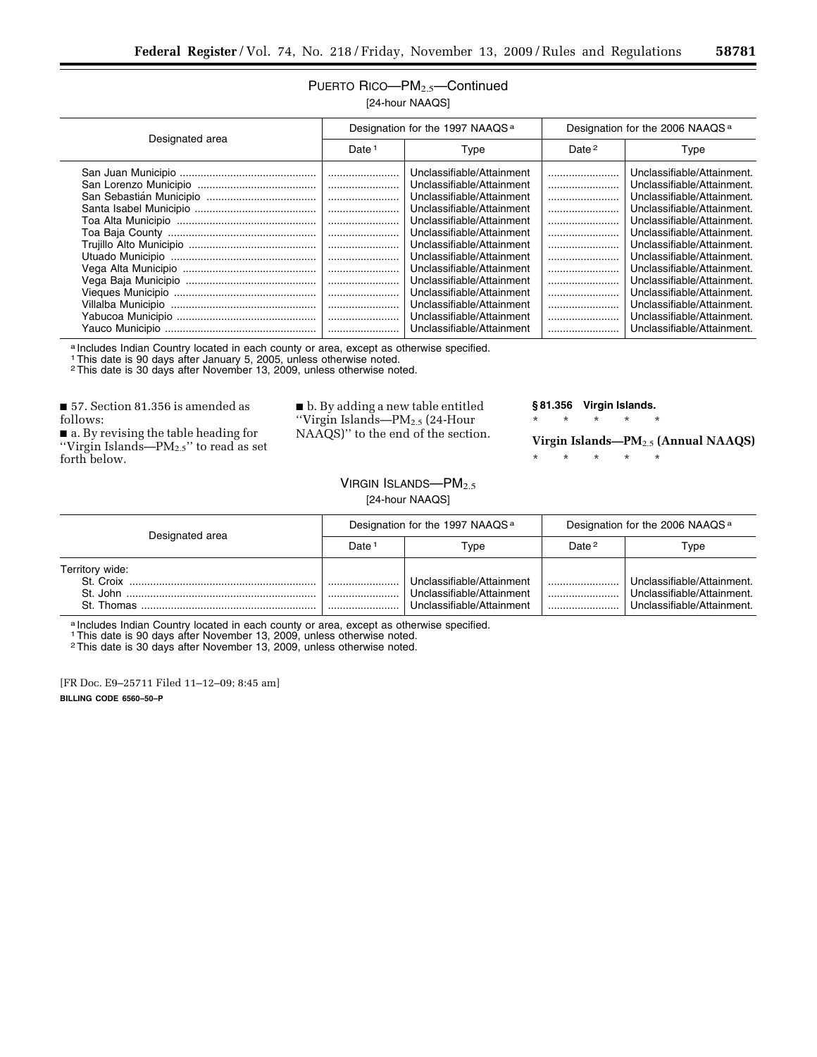PUERTO RICO—$PM_{2.5}$—Continued

[24-hour NAAQS]

| Designated area | Designation for the 1997 NAAQS [a] | | Designation for the 2006 NAAQS [a] | |
|---|---|---|---|---|
| | Date [1] | Type | Date [2] | Type |
| San Juan Municipio | | Unclassifiable/Attainment | | Unclassifiable/Attainment. |
| San Lorenzo Municipio | | Unclassifiable/Attainment | | Unclassifiable/Attainment. |
| San Sebastián Municipio | | Unclassifiable/Attainment | | Unclassifiable/Attainment. |
| Santa Isabel Municipio | | Unclassifiable/Attainment | | Unclassifiable/Attainment. |
| Toa Alta Municipio | | Unclassifiable/Attainment | | Unclassifiable/Attainment. |
| Toa Baja County | | Unclassifiable/Attainment | | Unclassifiable/Attainment. |
| Trujillo Alto Municipio | | Unclassifiable/Attainment | | Unclassifiable/Attainment. |
| Utuado Municipio | | Unclassifiable/Attainment | | Unclassifiable/Attainment. |
| Vega Alta Municipio | | Unclassifiable/Attainment | | Unclassifiable/Attainment. |
| Vega Baja Municipio | | Unclassifiable/Attainment | | Unclassifiable/Attainment. |
| Vieques Municipio | | Unclassifiable/Attainment | | Unclassifiable/Attainment. |
| Villalba Municipio | | Unclassifiable/Attainment | | Unclassifiable/Attainment. |
| Yabucoa Municipio | | Unclassifiable/Attainment | | Unclassifiable/Attainment. |
| Yauco Municipio | | Unclassifiable/Attainment | | Unclassifiable/Attainment. |

[a] Includes Indian Country located in each county or area, except as otherwise specified.
[1] This date is 90 days after January 5, 2005, unless otherwise noted.
[2] This date is 30 days after November 13, 2009, unless otherwise noted.

■ 57. Section 81.356 is amended as follows:

■ a. By revising the table heading for "Virgin Islands—$PM_{2.5}$" to read as set forth below.

■ b. By adding a new table entitled "Virgin Islands—$PM_{2.5}$ (24-Hour NAAQS)" to the end of the section.

**§ 81.356 Virgin Islands.**

\* \* \* \* \*

**Virgin Islands—$PM_{2.5}$ (Annual NAAQS)**

\* \* \* \* \*

VIRGIN ISLANDS—$PM_{2.5}$

[24-hour NAAQS]

| Designated area | Designation for the 1997 NAAQS [a] | | Designation for the 2006 NAAQS [a] | |
|---|---|---|---|---|
| | Date [1] | Type | Date [2] | Type |
| Territory wide: | | | | |
| St. Croix | | Unclassifiable/Attainment | | Unclassifiable/Attainment. |
| St. John | | Unclassifiable/Attainment | | Unclassifiable/Attainment. |
| St. Thomas | | Unclassifiable/Attainment | | Unclassifiable/Attainment. |

[a] Includes Indian Country located in each county or area, except as otherwise specified.
[1] This date is 90 days after November 13, 2009, unless otherwise noted.
[2] This date is 30 days after November 13, 2009, unless otherwise noted.

[FR Doc. E9–25711 Filed 11–12–09; 8:45 am]

**BILLING CODE 6560–50–P**